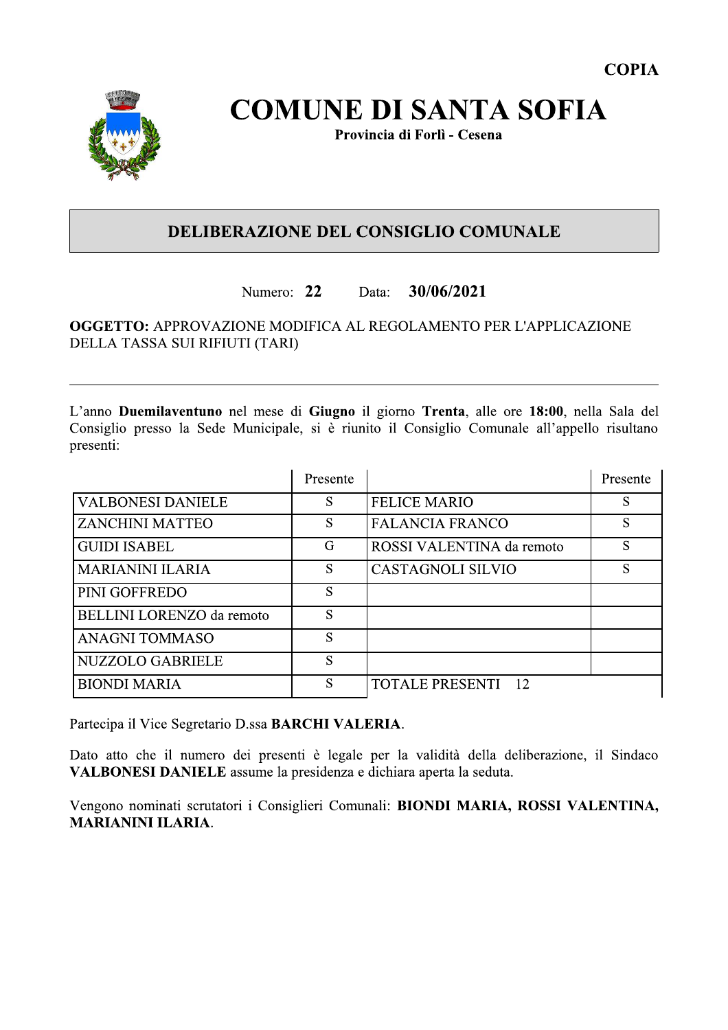COPIA

# COMUNE DI SANTA SOFIA

**Provincia di Forlì - Cesena**

## DELIBERAZIONE DEL CONSIGLIO COMUNALE

Numero: **22** Data: **30/06/2021**

**OGGETTO:** APPROVAZIONE MODIFICA AL REGOLAMENTO PER L'APPLICAZIONE DELLA TASSA SUI RIFIUTI (TARI)

---

L'anno **Duemilaventuno** nel mese di **Giugno** il giorno **Trenta**, alle ore **18:00**, nella Sala del Consiglio presso la Sede Municipale, si è riunito il Consiglio Comunale all'appello risultano presenti:

| | Presente | | Presente |
|---|---|---|---|
| VALBONESI DANIELE | S | FELICE MARIO | S |
| ZANCHINI MATTEO | S | FALANCIA FRANCO | S |
| GUIDI ISABEL | G | ROSSI VALENTINA da remoto | S |
| MARIANINI ILARIA | S | CASTAGNOLI SILVIO | S |
| PINI GOFFREDO | S | | |
| BELLINI LORENZO da remoto | S | | |
| ANAGNI TOMMASO | S | | |
| NUZZOLO GABRIELE | S | | |
| BIONDI MARIA | S | TOTALE PRESENTI 12 | |

Partecipa il Vice Segretario D.ssa **BARCHI VALERIA**.

Dato atto che il numero dei presenti è legale per la validità della deliberazione, il Sindaco **VALBONESI DANIELE** assume la presidenza e dichiara aperta la seduta.

Vengono nominati scrutatori i Consiglieri Comunali: **BIONDI MARIA, ROSSI VALENTINA, MARIANINI ILARIA**.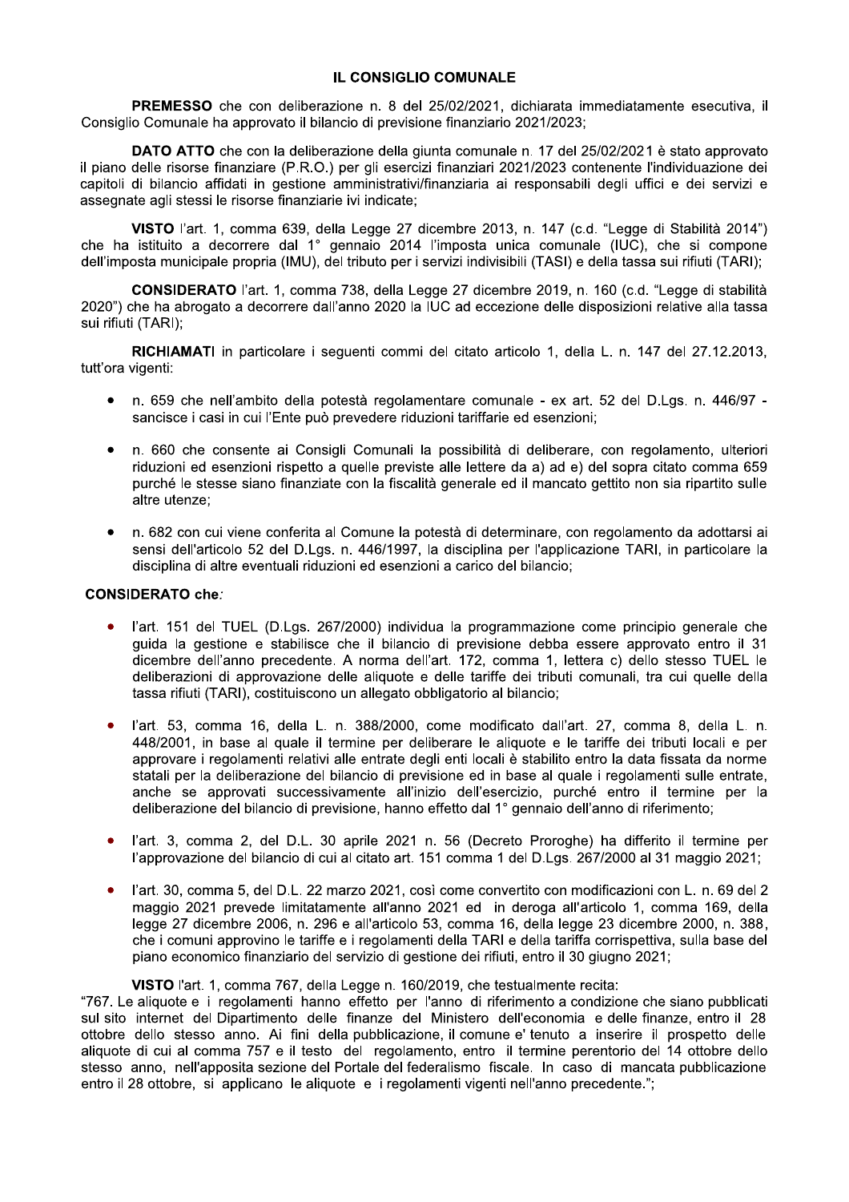## IL CONSIGLIO COMUNALE

**PREMESSO** che con deliberazione n. 8 del 25/02/2021, dichiarata immediatamente esecutiva, il Consiglio Comunale ha approvato il bilancio di previsione finanziario 2021/2023;

**DATO ATTO** che con la deliberazione della giunta comunale n. 17 del 25/02/2021 è stato approvato il piano delle risorse finanziare (P.R.O.) per gli esercizi finanziari 2021/2023 contenente l'individuazione dei capitoli di bilancio affidati in gestione amministrativi/finanziaria ai responsabili degli uffici e dei servizi e assegnate agli stessi le risorse finanziarie ivi indicate;

**VISTO** l'art. 1, comma 639, della Legge 27 dicembre 2013, n. 147 (c.d. "Legge di Stabilità 2014") che ha istituito a decorrere dal 1° gennaio 2014 l'imposta unica comunale (IUC), che si compone dell'imposta municipale propria (IMU), del tributo per i servizi indivisibili (TASI) e della tassa sui rifiuti (TARI);

**CONSIDERATO** l'art. 1, comma 738, della Legge 27 dicembre 2019, n. 160 (c.d. "Legge di stabilità 2020") che ha abrogato a decorrere dall'anno 2020 la IUC ad eccezione delle disposizioni relative alla tassa sui rifiuti (TARI);

**RICHIAMATI** in particolare i seguenti commi del citato articolo 1, della L. n. 147 del 27.12.2013, tutt'ora vigenti:

- n. 659 che nell'ambito della potestà regolamentare comunale - ex art. 52 del D.Lgs. n. 446/97 - sancisce i casi in cui l'Ente può prevedere riduzioni tariffarie ed esenzioni;
- n. 660 che consente ai Consigli Comunali la possibilità di deliberare, con regolamento, ulteriori riduzioni ed esenzioni rispetto a quelle previste alle lettere da a) ad e) del sopra citato comma 659 purché le stesse siano finanziate con la fiscalità generale ed il mancato gettito non sia ripartito sulle altre utenze;
- n. 682 con cui viene conferita al Comune la potestà di determinare, con regolamento da adottarsi ai sensi dell'articolo 52 del D.Lgs. n. 446/1997, la disciplina per l'applicazione TARI, in particolare la disciplina di altre eventuali riduzioni ed esenzioni a carico del bilancio;

**CONSIDERATO che***:*

- l'art. 151 del TUEL (D.Lgs. 267/2000) individua la programmazione come principio generale che guida la gestione e stabilisce che il bilancio di previsione debba essere approvato entro il 31 dicembre dell'anno precedente. A norma dell'art. 172, comma 1, lettera c) dello stesso TUEL le deliberazioni di approvazione delle aliquote e delle tariffe dei tributi comunali, tra cui quelle della tassa rifiuti (TARI), costituiscono un allegato obbligatorio al bilancio;
- l'art. 53, comma 16, della L. n. 388/2000, come modificato dall'art. 27, comma 8, della L. n. 448/2001, in base al quale il termine per deliberare le aliquote e le tariffe dei tributi locali e per approvare i regolamenti relativi alle entrate degli enti locali è stabilito entro la data fissata da norme statali per la deliberazione del bilancio di previsione ed in base al quale i regolamenti sulle entrate, anche se approvati successivamente all'inizio dell'esercizio, purché entro il termine per la deliberazione del bilancio di previsione, hanno effetto dal 1° gennaio dell'anno di riferimento;
- l'art. 3, comma 2, del D.L. 30 aprile 2021 n. 56 (Decreto Proroghe) ha differito il termine per l'approvazione del bilancio di cui al citato art. 151 comma 1 del D.Lgs. 267/2000 al 31 maggio 2021;
- l'art. 30, comma 5, del D.L. 22 marzo 2021, così come convertito con modificazioni con L. n. 69 del 2 maggio 2021 prevede limitatamente all'anno 2021 ed in deroga all'articolo 1, comma 169, della legge 27 dicembre 2006, n. 296 e all'articolo 53, comma 16, della legge 23 dicembre 2000, n. 388, che i comuni approvino le tariffe e i regolamenti della TARI e della tariffa corrispettiva, sulla base del piano economico finanziario del servizio di gestione dei rifiuti, entro il 30 giugno 2021;

**VISTO** l'art. 1, comma 767, della Legge n. 160/2019, che testualmente recita:
"767. Le aliquote e i regolamenti hanno effetto per l'anno di riferimento a condizione che siano pubblicati sul sito internet del Dipartimento delle finanze del Ministero dell'economia e delle finanze, entro il 28 ottobre dello stesso anno. Ai fini della pubblicazione, il comune e' tenuto a inserire il prospetto delle aliquote di cui al comma 757 e il testo del regolamento, entro il termine perentorio del 14 ottobre dello stesso anno, nell'apposita sezione del Portale del federalismo fiscale. In caso di mancata pubblicazione entro il 28 ottobre, si applicano le aliquote e i regolamenti vigenti nell'anno precedente.";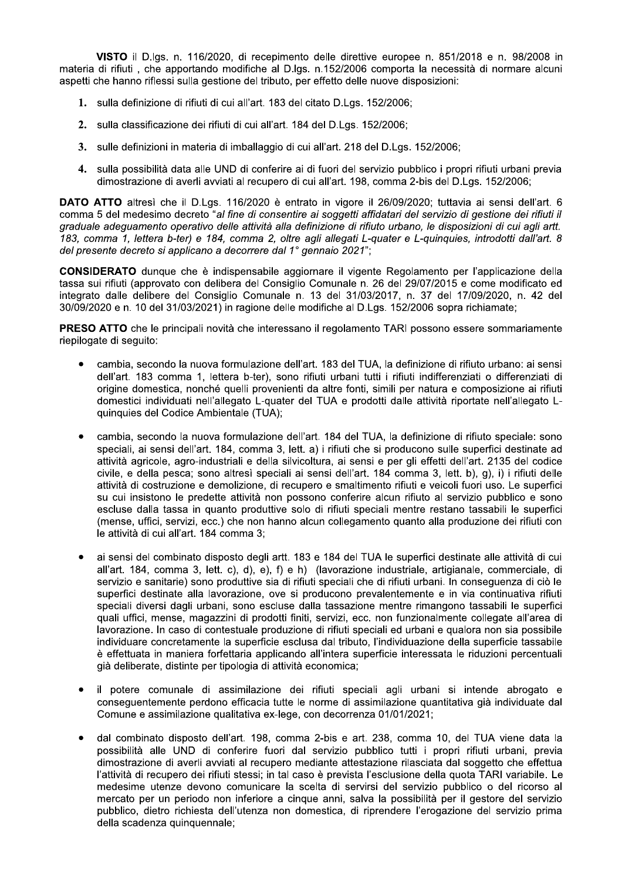**VISTO** il D.lgs. n. 116/2020, di recepimento delle direttive europee n. 851/2018 e n. 98/2008 in materia di rifiuti , che apportando modifiche al D.lgs. n.152/2006 comporta la necessità di normare alcuni aspetti che hanno riflessi sulla gestione del tributo, per effetto delle nuove disposizioni:

1. sulla definizione di rifiuti di cui all'art. 183 del citato D.Lgs. 152/2006;
2. sulla classificazione dei rifiuti di cui all'art. 184 del D.Lgs. 152/2006;
3. sulle definizioni in materia di imballaggio di cui all'art. 218 del D.Lgs. 152/2006;
4. sulla possibilità data alle UND di conferire ai di fuori del servizio pubblico i propri rifiuti urbani previa dimostrazione di averli avviati al recupero di cui all'art. 198, comma 2-bis del D.Lgs. 152/2006;

**DATO ATTO** altresì che il D.Lgs. 116/2020 è entrato in vigore il 26/09/2020; tuttavia ai sensi dell'art. 6 comma 5 del medesimo decreto "*al fine di consentire ai soggetti affidatari del servizio di gestione dei rifiuti il graduale adeguamento operativo delle attività alla definizione di rifiuto urbano, le disposizioni di cui agli artt. 183, comma 1, lettera b-ter) e 184, comma 2, oltre agli allegati L-quater e L-quinquies, introdotti dall'art. 8 del presente decreto si applicano a decorrere dal 1° gennaio 2021*";

**CONSIDERATO** dunque che è indispensabile aggiornare il vigente Regolamento per l'applicazione della tassa sui rifiuti (approvato con delibera del Consiglio Comunale n. 26 del 29/07/2015 e come modificato ed integrato dalle delibere del Consiglio Comunale n. 13 del 31/03/2017, n. 37 del 17/09/2020, n. 42 del 30/09/2020 e n. 10 del 31/03/2021) in ragione delle modifiche al D.Lgs. 152/2006 sopra richiamate;

**PRESO ATTO** che le principali novità che interessano il regolamento TARI possono essere sommariamente riepilogate di seguito:

- cambia, secondo la nuova formulazione dell'art. 183 del TUA, la definizione di rifiuto urbano: ai sensi dell'art. 183 comma 1, lettera b-ter), sono rifiuti urbani tutti i rifiuti indifferenziati o differenziati di origine domestica, nonché quelli provenienti da altre fonti, simili per natura e composizione ai rifiuti domestici individuati nell'allegato L-quater del TUA e prodotti dalle attività riportate nell'allegato L-quinquies del Codice Ambientale (TUA);
- cambia, secondo la nuova formulazione dell'art. 184 del TUA, la definizione di rifiuto speciale: sono speciali, ai sensi dell'art. 184, comma 3, lett. a) i rifiuti che si producono sulle superfici destinate ad attività agricole, agro-industriali e della silvicoltura, ai sensi e per gli effetti dell'art. 2135 del codice civile, e della pesca; sono altresì speciali ai sensi dell'art. 184 comma 3, lett. b), g), i) i rifiuti delle attività di costruzione e demolizione, di recupero e smaltimento rifiuti e veicoli fuori uso. Le superfici su cui insistono le predette attività non possono conferire alcun rifiuto al servizio pubblico e sono escluse dalla tassa in quanto produttive solo di rifiuti speciali mentre restano tassabili le superfici (mense, uffici, servizi, ecc.) che non hanno alcun collegamento quanto alla produzione dei rifiuti con le attività di cui all'art. 184 comma 3;
- ai sensi del combinato disposto degli artt. 183 e 184 del TUA le superfici destinate alle attività di cui all'art. 184, comma 3, lett. c), d), e), f) e h) (lavorazione industriale, artigianale, commerciale, di servizio e sanitarie) sono produttive sia di rifiuti speciali che di rifiuti urbani. In conseguenza di ciò le superfici destinate alla lavorazione, ove si producono prevalentemente e in via continuativa rifiuti speciali diversi dagli urbani, sono escluse dalla tassazione mentre rimangono tassabili le superfici quali uffici, mense, magazzini di prodotti finiti, servizi, ecc. non funzionalmente collegate all'area di lavorazione. In caso di contestuale produzione di rifiuti speciali ed urbani e qualora non sia possibile individuare concretamente la superficie esclusa dal tributo, l'individuazione della superficie tassabile è effettuata in maniera forfettaria applicando all'intera superficie interessata le riduzioni percentuali già deliberate, distinte per tipologia di attività economica;
- il potere comunale di assimilazione dei rifiuti speciali agli urbani si intende abrogato e conseguentemente perdono efficacia tutte le norme di assimilazione quantitativa già individuate dal Comune e assimilazione qualitativa ex-lege, con decorrenza 01/01/2021;
- dal combinato disposto dell'art. 198, comma 2-bis e art. 238, comma 10, del TUA viene data la possibilità alle UND di conferire fuori dal servizio pubblico tutti i propri rifiuti urbani, previa dimostrazione di averli avviati al recupero mediante attestazione rilasciata dal soggetto che effettua l'attività di recupero dei rifiuti stessi; in tal caso è prevista l'esclusione della quota TARI variabile. Le medesime utenze devono comunicare la scelta di servirsi del servizio pubblico o del ricorso al mercato per un periodo non inferiore a cinque anni, salva la possibilità per il gestore del servizio pubblico, dietro richiesta dell'utenza non domestica, di riprendere l'erogazione del servizio prima della scadenza quinquennale;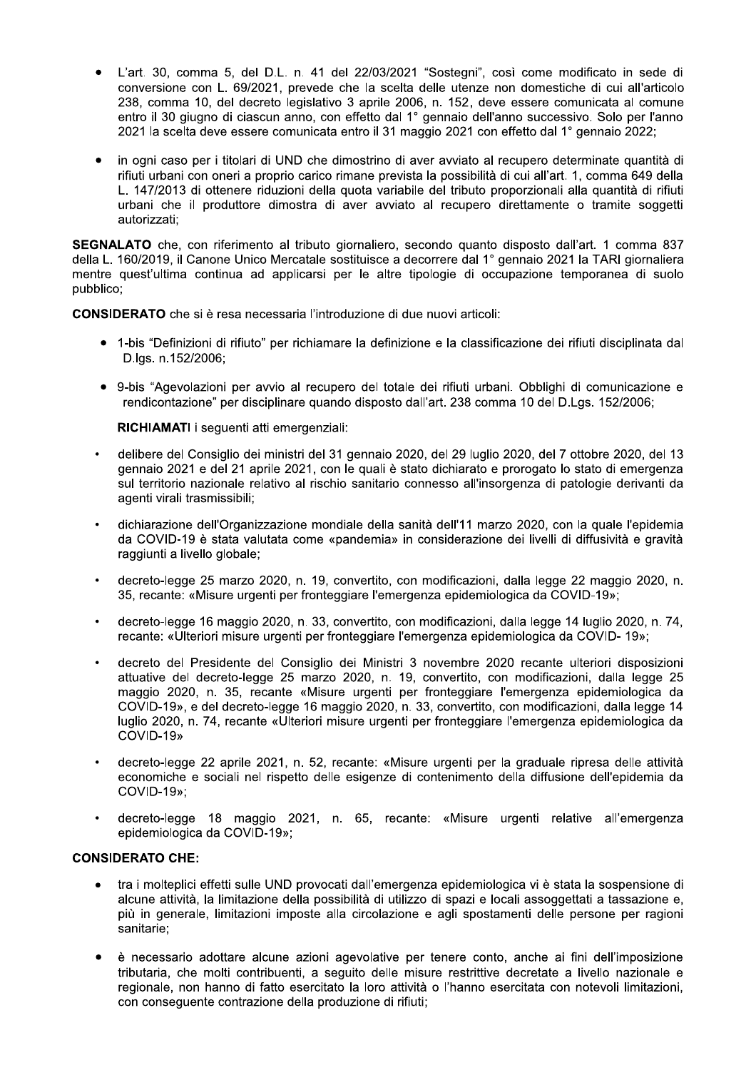- L'art. 30, comma 5, del D.L. n. 41 del 22/03/2021 "Sostegni", così come modificato in sede di conversione con L. 69/2021, prevede che la scelta delle utenze non domestiche di cui all'articolo 238, comma 10, del decreto legislativo 3 aprile 2006, n. 152, deve essere comunicata al comune entro il 30 giugno di ciascun anno, con effetto dal 1° gennaio dell'anno successivo. Solo per l'anno 2021 la scelta deve essere comunicata entro il 31 maggio 2021 con effetto dal 1° gennaio 2022;

- in ogni caso per i titolari di UND che dimostrino di aver avviato al recupero determinate quantità di rifiuti urbani con oneri a proprio carico rimane prevista la possibilità di cui all'art. 1, comma 649 della L. 147/2013 di ottenere riduzioni della quota variabile del tributo proporzionali alla quantità di rifiuti urbani che il produttore dimostra di aver avviato al recupero direttamente o tramite soggetti autorizzati;

**SEGNALATO** che, con riferimento al tributo giornaliero, secondo quanto disposto dall'art. 1 comma 837 della L. 160/2019, il Canone Unico Mercatale sostituisce a decorrere dal 1° gennaio 2021 la TARI giornaliera mentre quest'ultima continua ad applicarsi per le altre tipologie di occupazione temporanea di suolo pubblico;

**CONSIDERATO** che si è resa necessaria l'introduzione di due nuovi articoli:

- 1-bis "Definizioni di rifiuto" per richiamare la definizione e la classificazione dei rifiuti disciplinata dal D.lgs. n.152/2006;
- 9-bis "Agevolazioni per avvio al recupero del totale dei rifiuti urbani. Obblighi di comunicazione e rendicontazione" per disciplinare quando disposto dall'art. 238 comma 10 del D.Lgs. 152/2006;

**RICHIAMATI** i seguenti atti emergenziali:

- delibere del Consiglio dei ministri del 31 gennaio 2020, del 29 luglio 2020, del 7 ottobre 2020, del 13 gennaio 2021 e del 21 aprile 2021, con le quali è stato dichiarato e prorogato lo stato di emergenza sul territorio nazionale relativo al rischio sanitario connesso all'insorgenza di patologie derivanti da agenti virali trasmissibili;
- dichiarazione dell'Organizzazione mondiale della sanità dell'11 marzo 2020, con la quale l'epidemia da COVID-19 è stata valutata come «pandemia» in considerazione dei livelli di diffusività e gravità raggiunti a livello globale;
- decreto-legge 25 marzo 2020, n. 19, convertito, con modificazioni, dalla legge 22 maggio 2020, n. 35, recante: «Misure urgenti per fronteggiare l'emergenza epidemiologica da COVID-19»;
- decreto-legge 16 maggio 2020, n. 33, convertito, con modificazioni, dalla legge 14 luglio 2020, n. 74, recante: «Ulteriori misure urgenti per fronteggiare l'emergenza epidemiologica da COVID- 19»;
- decreto del Presidente del Consiglio dei Ministri 3 novembre 2020 recante ulteriori disposizioni attuative del decreto-legge 25 marzo 2020, n. 19, convertito, con modificazioni, dalla legge 25 maggio 2020, n. 35, recante «Misure urgenti per fronteggiare l'emergenza epidemiologica da COVID-19», e del decreto-legge 16 maggio 2020, n. 33, convertito, con modificazioni, dalla legge 14 luglio 2020, n. 74, recante «Ulteriori misure urgenti per fronteggiare l'emergenza epidemiologica da COVID-19»
- decreto-legge 22 aprile 2021, n. 52, recante: «Misure urgenti per la graduale ripresa delle attività economiche e sociali nel rispetto delle esigenze di contenimento della diffusione dell'epidemia da COVID-19»;
- decreto-legge 18 maggio 2021, n. 65, recante: «Misure urgenti relative all'emergenza epidemiologica da COVID-19»;

**CONSIDERATO CHE:**

- tra i molteplici effetti sulle UND provocati dall'emergenza epidemiologica vi è stata la sospensione di alcune attività, la limitazione della possibilità di utilizzo di spazi e locali assoggettati a tassazione e, più in generale, limitazioni imposte alla circolazione e agli spostamenti delle persone per ragioni sanitarie;
- è necessario adottare alcune azioni agevolative per tenere conto, anche ai fini dell'imposizione tributaria, che molti contribuenti, a seguito delle misure restrittive decretate a livello nazionale e regionale, non hanno di fatto esercitato la loro attività o l'hanno esercitata con notevoli limitazioni, con conseguente contrazione della produzione di rifiuti;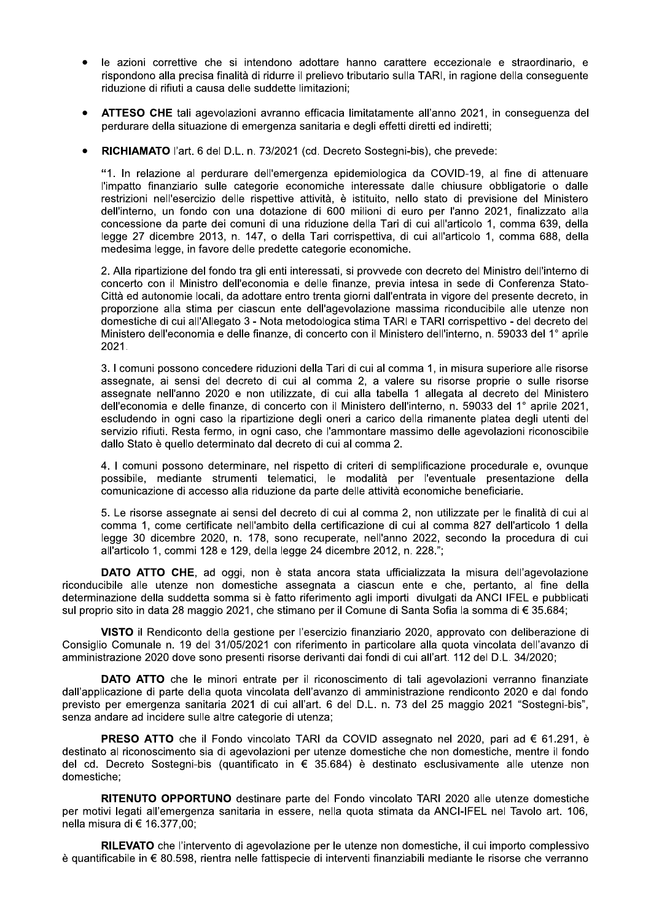- le azioni correttive che si intendono adottare hanno carattere eccezionale e straordinario, e rispondono alla precisa finalità di ridurre il prelievo tributario sulla TARI, in ragione della conseguente riduzione di rifiuti a causa delle suddette limitazioni;

- **ATTESO CHE** tali agevolazioni avranno efficacia limitatamente all'anno 2021, in conseguenza del perdurare della situazione di emergenza sanitaria e degli effetti diretti ed indiretti;

- **RICHIAMATO** l'art. 6 del D.L. n. 73/2021 (cd. Decreto Sostegni-bis), che prevede:

  "1. In relazione al perdurare dell'emergenza epidemiologica da COVID-19, al fine di attenuare l'impatto finanziario sulle categorie economiche interessate dalle chiusure obbligatorie o dalle restrizioni nell'esercizio delle rispettive attività, è istituito, nello stato di previsione del Ministero dell'interno, un fondo con una dotazione di 600 milioni di euro per l'anno 2021, finalizzato alla concessione da parte dei comuni di una riduzione della Tari di cui all'articolo 1, comma 639, della legge 27 dicembre 2013, n. 147, o della Tari corrispettiva, di cui all'articolo 1, comma 688, della medesima legge, in favore delle predette categorie economiche.

  2. Alla ripartizione del fondo tra gli enti interessati, si provvede con decreto del Ministro dell'interno di concerto con il Ministro dell'economia e delle finanze, previa intesa in sede di Conferenza Stato-Città ed autonomie locali, da adottare entro trenta giorni dall'entrata in vigore del presente decreto, in proporzione alla stima per ciascun ente dell'agevolazione massima riconducibile alle utenze non domestiche di cui all'Allegato 3 - Nota metodologica stima TARI e TARI corrispettivo - del decreto del Ministero dell'economia e delle finanze, di concerto con il Ministero dell'interno, n. 59033 del 1° aprile 2021.

  3. I comuni possono concedere riduzioni della Tari di cui al comma 1, in misura superiore alle risorse assegnate, ai sensi del decreto di cui al comma 2, a valere su risorse proprie o sulle risorse assegnate nell'anno 2020 e non utilizzate, di cui alla tabella 1 allegata al decreto del Ministero dell'economia e delle finanze, di concerto con il Ministero dell'interno, n. 59033 del 1° aprile 2021, escludendo in ogni caso la ripartizione degli oneri a carico della rimanente platea degli utenti del servizio rifiuti. Resta fermo, in ogni caso, che l'ammontare massimo delle agevolazioni riconoscibile dallo Stato è quello determinato dal decreto di cui al comma 2.

  4. I comuni possono determinare, nel rispetto di criteri di semplificazione procedurale e, ovunque possibile, mediante strumenti telematici, le modalità per l'eventuale presentazione della comunicazione di accesso alla riduzione da parte delle attività economiche beneficiarie.

  5. Le risorse assegnate ai sensi del decreto di cui al comma 2, non utilizzate per le finalità di cui al comma 1, come certificate nell'ambito della certificazione di cui al comma 827 dell'articolo 1 della legge 30 dicembre 2020, n. 178, sono recuperate, nell'anno 2022, secondo la procedura di cui all'articolo 1, commi 128 e 129, della legge 24 dicembre 2012, n. 228.";

**DATO ATTO CHE**, ad oggi, non è stata ancora stata ufficializzata la misura dell'agevolazione riconducibile alle utenze non domestiche assegnata a ciascun ente e che, pertanto, al fine della determinazione della suddetta somma si è fatto riferimento agli importi divulgati da ANCI IFEL e pubblicati sul proprio sito in data 28 maggio 2021, che stimano per il Comune di Santa Sofia la somma di € 35.684;

**VISTO** il Rendiconto della gestione per l'esercizio finanziario 2020, approvato con deliberazione di Consiglio Comunale n. 19 del 31/05/2021 con riferimento in particolare alla quota vincolata dell'avanzo di amministrazione 2020 dove sono presenti risorse derivanti dai fondi di cui all'art. 112 del D.L. 34/2020;

**DATO ATTO** che le minori entrate per il riconoscimento di tali agevolazioni verranno finanziate dall'applicazione di parte della quota vincolata dell'avanzo di amministrazione rendiconto 2020 e dal fondo previsto per emergenza sanitaria 2021 di cui all'art. 6 del D.L. n. 73 del 25 maggio 2021 "Sostegni-bis", senza andare ad incidere sulle altre categorie di utenza;

**PRESO ATTO** che il Fondo vincolato TARI da COVID assegnato nel 2020, pari ad € 61.291, è destinato al riconoscimento sia di agevolazioni per utenze domestiche che non domestiche, mentre il fondo del cd. Decreto Sostegni-bis (quantificato in € 35.684) è destinato esclusivamente alle utenze non domestiche;

**RITENUTO OPPORTUNO** destinare parte del Fondo vincolato TARI 2020 alle utenze domestiche per motivi legati all'emergenza sanitaria in essere, nella quota stimata da ANCI-IFEL nel Tavolo art. 106, nella misura di € 16.377,00;

**RILEVATO** che l'intervento di agevolazione per le utenze non domestiche, il cui importo complessivo è quantificabile in € 80.598, rientra nelle fattispecie di interventi finanziabili mediante le risorse che verranno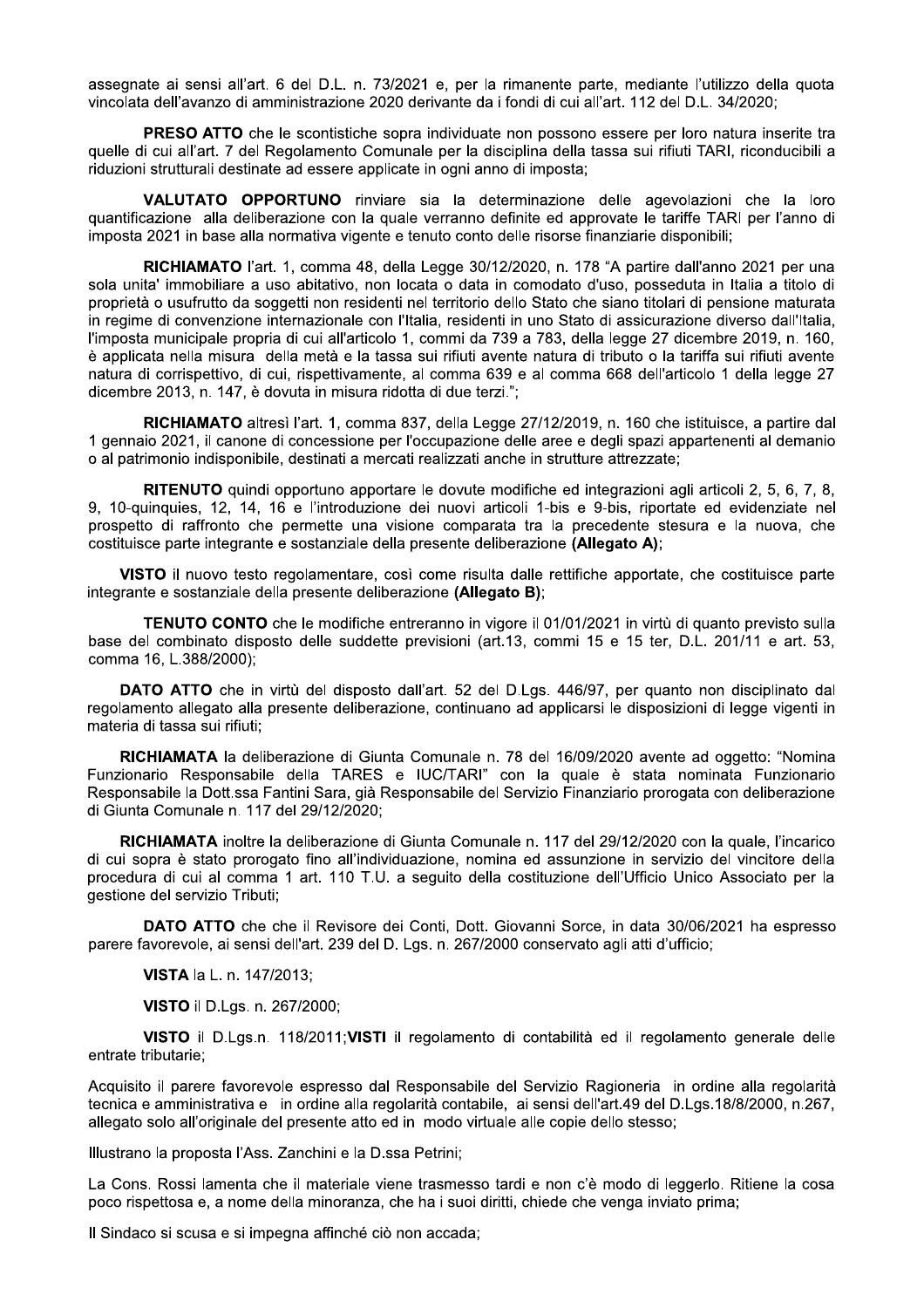assegnate ai sensi all'art. 6 del D.L. n. 73/2021 e, per la rimanente parte, mediante l'utilizzo della quota vincolata dell'avanzo di amministrazione 2020 derivante da i fondi di cui all'art. 112 del D.L. 34/2020;

**PRESO ATTO** che le scontistiche sopra individuate non possono essere per loro natura inserite tra quelle di cui all'art. 7 del Regolamento Comunale per la disciplina della tassa sui rifiuti TARI, riconducibili a riduzioni strutturali destinate ad essere applicate in ogni anno di imposta;

**VALUTATO OPPORTUNO** rinviare sia la determinazione delle agevolazioni che la loro quantificazione alla deliberazione con la quale verranno definite ed approvate le tariffe TARI per l'anno di imposta 2021 in base alla normativa vigente e tenuto conto delle risorse finanziarie disponibili;

**RICHIAMATO** l'art. 1, comma 48, della Legge 30/12/2020, n. 178 "A partire dall'anno 2021 per una sola unita' immobiliare a uso abitativo, non locata o data in comodato d'uso, posseduta in Italia a titolo di proprietà o usufrutto da soggetti non residenti nel territorio dello Stato che siano titolari di pensione maturata in regime di convenzione internazionale con l'Italia, residenti in uno Stato di assicurazione diverso dall'Italia, l'imposta municipale propria di cui all'articolo 1, commi da 739 a 783, della legge 27 dicembre 2019, n. 160, è applicata nella misura della metà e la tassa sui rifiuti avente natura di tributo o la tariffa sui rifiuti avente natura di corrispettivo, di cui, rispettivamente, al comma 639 e al comma 668 dell'articolo 1 della legge 27 dicembre 2013, n. 147, è dovuta in misura ridotta di due terzi.";

**RICHIAMATO** altresì l'art. 1, comma 837, della Legge 27/12/2019, n. 160 che istituisce, a partire dal 1 gennaio 2021, il canone di concessione per l'occupazione delle aree e degli spazi appartenenti al demanio o al patrimonio indisponibile, destinati a mercati realizzati anche in strutture attrezzate;

**RITENUTO** quindi opportuno apportare le dovute modifiche ed integrazioni agli articoli 2, 5, 6, 7, 8, 9, 10-quinquies, 12, 14, 16 e l'introduzione dei nuovi articoli 1-bis e 9-bis, riportate ed evidenziate nel prospetto di raffronto che permette una visione comparata tra la precedente stesura e la nuova, che costituisce parte integrante e sostanziale della presente deliberazione **(Allegato A)**;

**VISTO** il nuovo testo regolamentare, così come risulta dalle rettifiche apportate, che costituisce parte integrante e sostanziale della presente deliberazione **(Allegato B)**;

**TENUTO CONTO** che le modifiche entreranno in vigore il 01/01/2021 in virtù di quanto previsto sulla base del combinato disposto delle suddette previsioni (art.13, commi 15 e 15 ter, D.L. 201/11 e art. 53, comma 16, L.388/2000);

**DATO ATTO** che in virtù del disposto dall'art. 52 del D.Lgs. 446/97, per quanto non disciplinato dal regolamento allegato alla presente deliberazione, continuano ad applicarsi le disposizioni di legge vigenti in materia di tassa sui rifiuti;

**RICHIAMATA** la deliberazione di Giunta Comunale n. 78 del 16/09/2020 avente ad oggetto: "Nomina Funzionario Responsabile della TARES e IUC/TARI" con la quale è stata nominata Funzionario Responsabile la Dott.ssa Fantini Sara, già Responsabile del Servizio Finanziario prorogata con deliberazione di Giunta Comunale n. 117 del 29/12/2020;

**RICHIAMATA** inoltre la deliberazione di Giunta Comunale n. 117 del 29/12/2020 con la quale, l'incarico di cui sopra è stato prorogato fino all'individuazione, nomina ed assunzione in servizio del vincitore della procedura di cui al comma 1 art. 110 T.U. a seguito della costituzione dell'Ufficio Unico Associato per la gestione del servizio Tributi;

**DATO ATTO** che che il Revisore dei Conti, Dott. Giovanni Sorce, in data 30/06/2021 ha espresso parere favorevole, ai sensi dell'art. 239 del D. Lgs. n. 267/2000 conservato agli atti d'ufficio;

**VISTA** la L. n. 147/2013;

**VISTO** il D.Lgs. n. 267/2000;

**VISTO** il D.Lgs.n. 118/2011;**VISTI** il regolamento di contabilità ed il regolamento generale delle entrate tributarie;

Acquisito il parere favorevole espresso dal Responsabile del Servizio Ragioneria in ordine alla regolarità tecnica e amministrativa e in ordine alla regolarità contabile, ai sensi dell'art.49 del D.Lgs.18/8/2000, n.267, allegato solo all'originale del presente atto ed in modo virtuale alle copie dello stesso;

Illustrano la proposta l'Ass. Zanchini e la D.ssa Petrini;

La Cons. Rossi lamenta che il materiale viene trasmesso tardi e non c'è modo di leggerlo. Ritiene la cosa poco rispettosa e, a nome della minoranza, che ha i suoi diritti, chiede che venga inviato prima;

Il Sindaco si scusa e si impegna affinché ciò non accada;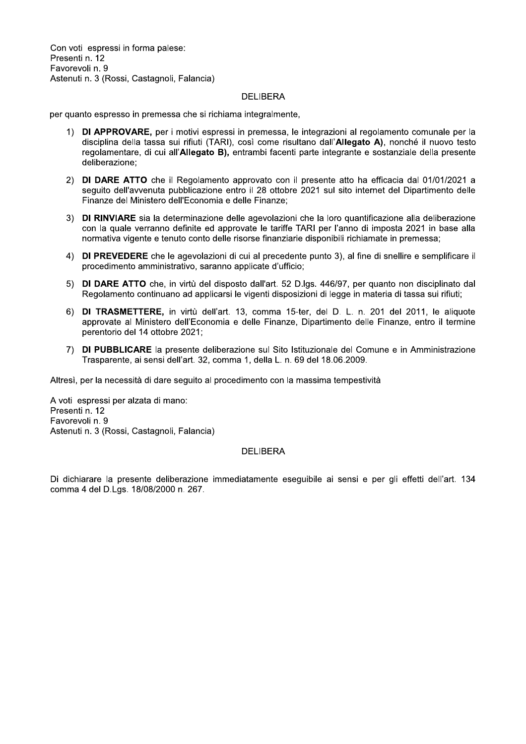Con voti espressi in forma palese:
Presenti n. 12
Favorevoli n. 9
Astenuti n. 3 (Rossi, Castagnoli, Falancia)

DELIBERA

per quanto espresso in premessa che si richiama integralmente,

1) **DI APPROVARE,** per i motivi espressi in premessa, le integrazioni al regolamento comunale per la disciplina della tassa sui rifiuti (TARI), così come risultano dall'**Allegato A)**, nonché il nuovo testo regolamentare, di cui all'**Allegato B),** entrambi facenti parte integrante e sostanziale della presente deliberazione;

2) **DI DARE ATTO** che il Regolamento approvato con il presente atto ha efficacia dal 01/01/2021 a seguito dell'avvenuta pubblicazione entro il 28 ottobre 2021 sul sito internet del Dipartimento delle Finanze del Ministero dell'Economia e delle Finanze;

3) **DI RINVIARE** sia la determinazione delle agevolazioni che la loro quantificazione alla deliberazione con la quale verranno definite ed approvate le tariffe TARI per l'anno di imposta 2021 in base alla normativa vigente e tenuto conto delle risorse finanziarie disponibili richiamate in premessa;

4) **DI PREVEDERE** che le agevolazioni di cui al precedente punto 3), al fine di snellire e semplificare il procedimento amministrativo, saranno applicate d'ufficio;

5) **DI DARE ATTO** che, in virtù del disposto dall'art. 52 D.lgs. 446/97, per quanto non disciplinato dal Regolamento continuano ad applicarsi le vigenti disposizioni di legge in materia di tassa sui rifiuti;

6) **DI TRASMETTERE,** in virtù dell'art. 13, comma 15-ter, del D. L. n. 201 del 2011, le aliquote approvate al Ministero dell'Economia e delle Finanze, Dipartimento delle Finanze, entro il termine perentorio del 14 ottobre 2021;

7) **DI PUBBLICARE** la presente deliberazione sul Sito Istituzionale del Comune e in Amministrazione Trasparente, ai sensi dell'art. 32, comma 1, della L. n. 69 del 18.06.2009.

Altresì, per la necessità di dare seguito al procedimento con la massima tempestività

A voti espressi per alzata di mano:
Presenti n. 12
Favorevoli n. 9
Astenuti n. 3 (Rossi, Castagnoli, Falancia)

DELIBERA

Di dichiarare la presente deliberazione immediatamente eseguibile ai sensi e per gli effetti dell'art. 134 comma 4 del D.Lgs. 18/08/2000 n. 267.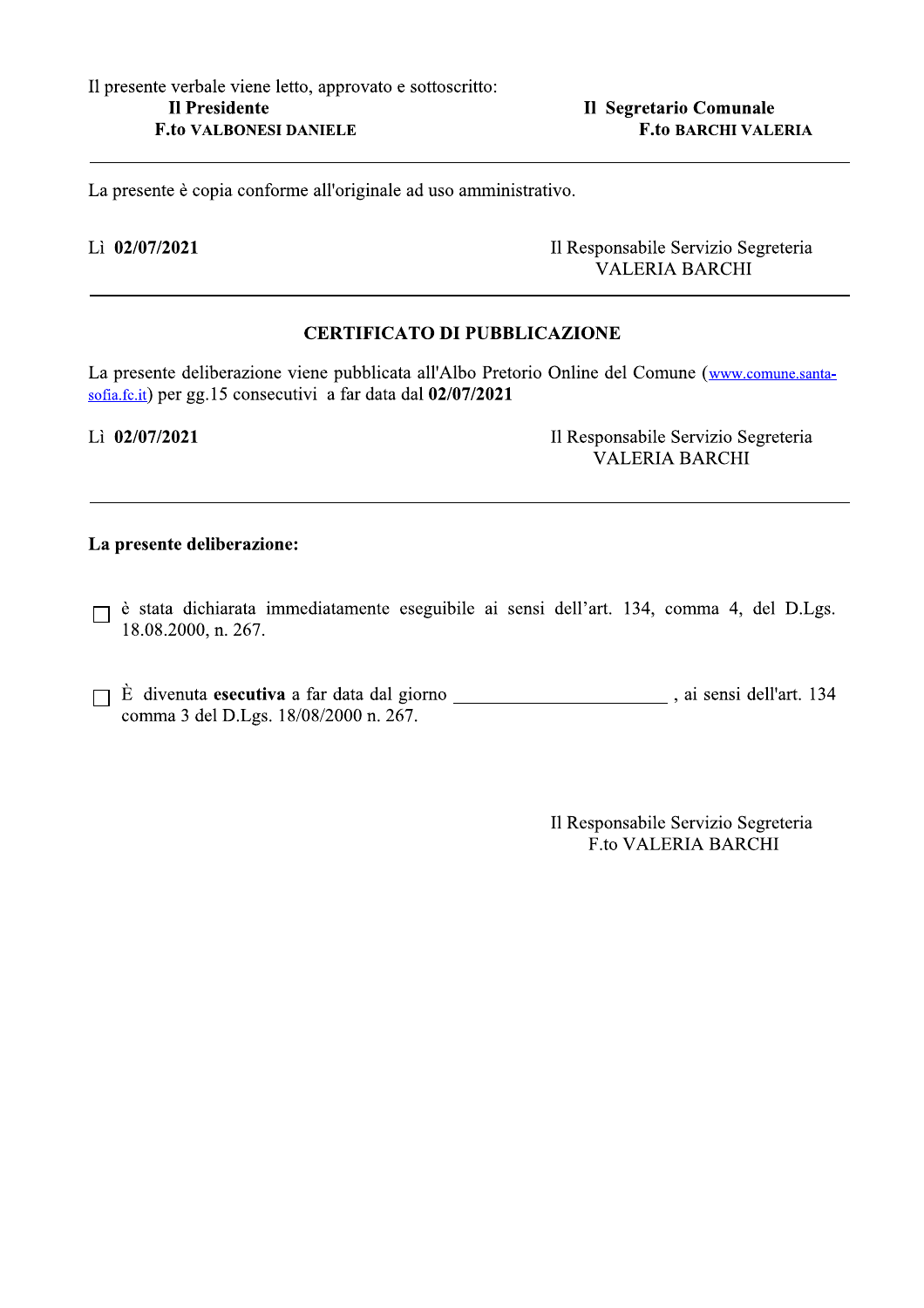Il presente verbale viene letto, approvato e sottoscritto:

| Il Presidente | Il Segretario Comunale |
|---|---|
| F.to VALBONESI DANIELE | F.to BARCHI VALERIA |

---

La presente è copia conforme all'originale ad uso amministrativo.

Lì **02/07/2021**

Il Responsabile Servizio Segreteria
VALERIA BARCHI

---

## CERTIFICATO DI PUBBLICAZIONE

La presente deliberazione viene pubblicata all'Albo Pretorio Online del Comune (www.comune.santa-sofia.fc.it) per gg.15 consecutivi a far data dal **02/07/2021**

Lì **02/07/2021**

Il Responsabile Servizio Segreteria
VALERIA BARCHI

---

**La presente deliberazione:**

☐ è stata dichiarata immediatamente eseguibile ai sensi dell'art. 134, comma 4, del D.Lgs. 18.08.2000, n. 267.

☐ È divenuta **esecutiva** a far data dal giorno ______________________ , ai sensi dell'art. 134 comma 3 del D.Lgs. 18/08/2000 n. 267.

Il Responsabile Servizio Segreteria
F.to VALERIA BARCHI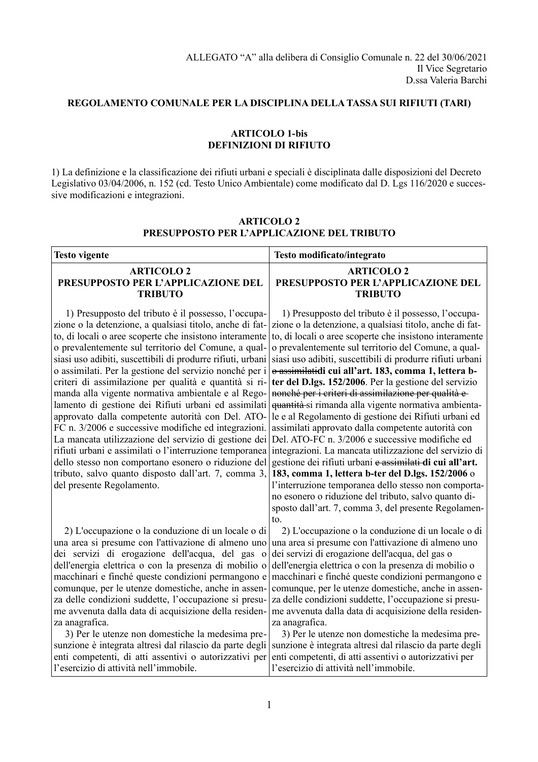ALLEGATO "A" alla delibera di Consiglio Comunale n. 22 del 30/06/2021
Il Vice Segretario
D.ssa Valeria Barchi

**REGOLAMENTO COMUNALE PER LA DISCIPLINA DELLA TASSA SUI RIFIUTI (TARI)**

**ARTICOLO 1-bis**
**DEFINIZIONI DI RIFIUTO**

1) La definizione e la classificazione dei rifiuti urbani e speciali è disciplinata dalle disposizioni del Decreto Legislativo 03/04/2006, n. 152 (cd. Testo Unico Ambientale) come modificato dal D. Lgs 116/2020 e successive modificazioni e integrazioni.

**ARTICOLO 2**
**PRESUPPOSTO PER L'APPLICAZIONE DEL TRIBUTO**

| Testo vigente | Testo modificato/integrato |
|---|---|
| **ARTICOLO 2 PRESUPPOSTO PER L'APPLICAZIONE DEL TRIBUTO** | **ARTICOLO 2 PRESUPPOSTO PER L'APPLICAZIONE DEL TRIBUTO** |
| 1) Presupposto del tributo è il possesso, l'occupazione o la detenzione, a qualsiasi titolo, anche di fatto, di locali o aree scoperte che insistono interamente o prevalentemente sul territorio del Comune, a qualsiasi uso adibiti, suscettibili di produrre rifiuti, urbani o assimilati. Per la gestione del servizio nonché per i criteri di assimilazione per qualità e quantità si rimanda alla vigente normativa ambientale e al Regolamento di gestione dei Rifiuti urbani ed assimilati approvato dalla competente autorità con Del. ATO-FC n. 3/2006 e successive modifiche ed integrazioni. La mancata utilizzazione del servizio di gestione dei rifiuti urbani e assimilati o l'interruzione temporanea dello stesso non comportano esonero o riduzione del tributo, salvo quanto disposto dall'art. 7, comma 3, del presente Regolamento. | 1) Presupposto del tributo è il possesso, l'occupazione o la detenzione, a qualsiasi titolo, anche di fatto, di locali o aree scoperte che insistono interamente o prevalentemente sul territorio del Comune, a qualsiasi uso adibiti, suscettibili di produrre rifiuti urbani ~~o assimilati~~**di cui all'art. 183, comma 1, lettera b-ter del D.lgs. 152/2006**. Per la gestione del servizio ~~nonché per i criteri di assimilazione per qualità e quantità~~ si rimanda alla vigente normativa ambientale e al Regolamento di gestione dei Rifiuti urbani ed assimilati approvato dalla competente autorità con Del. ATO-FC n. 3/2006 e successive modifiche ed integrazioni. La mancata utilizzazione del servizio di gestione dei rifiuti urbani ~~e assimilati~~ **di cui all'art. 183, comma 1, lettera b-ter del D.lgs. 152/2006** o l'interruzione temporanea dello stesso non comportano esonero o riduzione del tributo, salvo quanto disposto dall'art. 7, comma 3, del presente Regolamento. |
| 2) L'occupazione o la conduzione di un locale o di una area si presume con l'attivazione di almeno uno dei servizi di erogazione dell'acqua, del gas o dell'energia elettrica o con la presenza di mobilio o macchinari e finché queste condizioni permangono e comunque, per le utenze domestiche, anche in assenza delle condizioni suddette, l'occupazione si presume avvenuta dalla data di acquisizione della residenza anagrafica.<br>3) Per le utenze non domestiche la medesima presunzione è integrata altresì dal rilascio da parte degli enti competenti, di atti assentivi o autorizzativi per l'esercizio di attività nell'immobile. | 2) L'occupazione o la conduzione di un locale o di una area si presume con l'attivazione di almeno uno dei servizi di erogazione dell'acqua, del gas o dell'energia elettrica o con la presenza di mobilio o macchinari e finché queste condizioni permangono e comunque, per le utenze domestiche, anche in assenza delle condizioni suddette, l'occupazione si presume avvenuta dalla data di acquisizione della residenza anagrafica.<br>3) Per le utenze non domestiche la medesima presunzione è integrata altresì dal rilascio da parte degli enti competenti, di atti assentivi o autorizzativi per l'esercizio di attività nell'immobile. |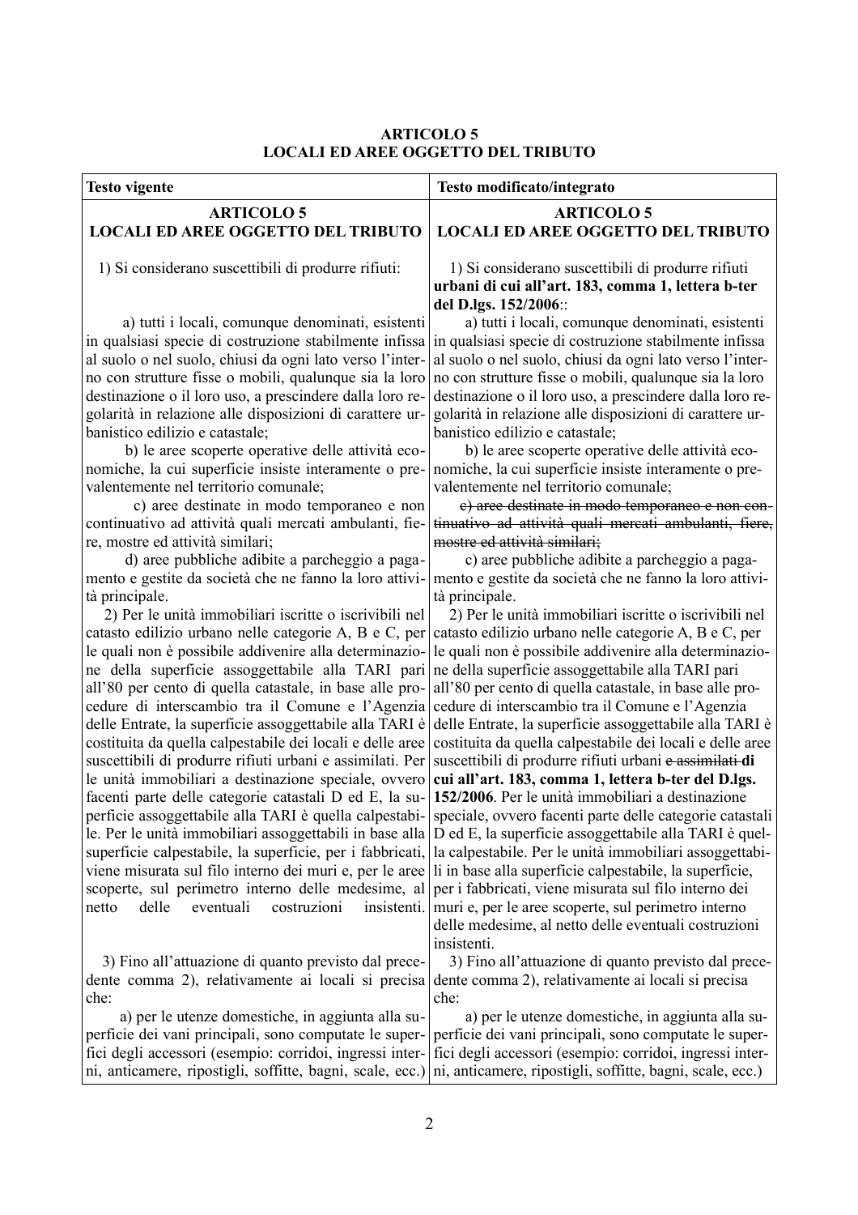## ARTICOLO 5
## LOCALI ED AREE OGGETTO DEL TRIBUTO

| Testo vigente | Testo modificato/integrato |
|---|---|
| **ARTICOLO 5**<br>**LOCALI ED AREE OGGETTO DEL TRIBUTO** | **ARTICOLO 5**<br>**LOCALI ED AREE OGGETTO DEL TRIBUTO** |
| 1) Si considerano suscettibili di produrre rifiuti: | 1) Si considerano suscettibili di produrre rifiuti **urbani di cui all'art. 183, comma 1, lettera b-ter del D.lgs. 152/2006**:: |
| a) tutti i locali, comunque denominati, esistenti in qualsiasi specie di costruzione stabilmente infissa al suolo o nel suolo, chiusi da ogni lato verso l'interno con strutture fisse o mobili, qualunque sia la loro destinazione o il loro uso, a prescindere dalla loro regolarità in relazione alle disposizioni di carattere urbanistico edilizio e catastale;<br>b) le aree scoperte operative delle attività economiche, la cui superficie insiste interamente o prevalentemente nel territorio comunale;<br>c) aree destinate in modo temporaneo e non continuativo ad attività quali mercati ambulanti, fiere, mostre ed attività similari;<br>d) aree pubbliche adibite a parcheggio a pagamento e gestite da società che ne fanno la loro attività principale. | a) tutti i locali, comunque denominati, esistenti in qualsiasi specie di costruzione stabilmente infissa al suolo o nel suolo, chiusi da ogni lato verso l'interno con strutture fisse o mobili, qualunque sia la loro destinazione o il loro uso, a prescindere dalla loro regolarità in relazione alle disposizioni di carattere urbanistico edilizio e catastale;<br>b) le aree scoperte operative delle attività economiche, la cui superficie insiste interamente o prevalentemente nel territorio comunale;<br>~~c) aree destinate in modo temporaneo e non continuativo ad attività quali mercati ambulanti, fiere, mostre ed attività similari;~~<br>c) aree pubbliche adibite a parcheggio a pagamento e gestite da società che ne fanno la loro attività principale. |
| 2) Per le unità immobiliari iscritte o iscrivibili nel catasto edilizio urbano nelle categorie A, B e C, per le quali non è possibile addivenire alla determinazione della superficie assoggettabile alla TARI pari all'80 per cento di quella catastale, in base alle procedure di interscambio tra il Comune e l'Agenzia delle Entrate, la superficie assoggettabile alla TARI è costituita da quella calpestabile dei locali e delle aree suscettibili di produrre rifiuti urbani e assimilati. Per le unità immobiliari a destinazione speciale, ovvero facenti parte delle categorie catastali D ed E, la superficie assoggettabile alla TARI è quella calpestabile. Per le unità immobiliari assoggettabili in base alla superficie calpestabile, la superficie, per i fabbricati, viene misurata sul filo interno dei muri e, per le aree scoperte, sul perimetro interno delle medesime, al netto delle eventuali costruzioni insistenti. | 2) Per le unità immobiliari iscritte o iscrivibili nel catasto edilizio urbano nelle categorie A, B e C, per le quali non è possibile addivenire alla determinazione della superficie assoggettabile alla TARI pari all'80 per cento di quella catastale, in base alle procedure di interscambio tra il Comune e l'Agenzia delle Entrate, la superficie assoggettabile alla TARI è costituita da quella calpestabile dei locali e delle aree suscettibili di produrre rifiuti urbani ~~e assimilati~~ **di cui all'art. 183, comma 1, lettera b-ter del D.lgs. 152/2006**. Per le unità immobiliari a destinazione speciale, ovvero facenti parte delle categorie catastali D ed E, la superficie assoggettabile alla TARI è quella calpestabile. Per le unità immobiliari assoggettabili in base alla superficie calpestabile, la superficie, per i fabbricati, viene misurata sul filo interno dei muri e, per le aree scoperte, sul perimetro interno delle medesime, al netto delle eventuali costruzioni insistenti. |
| 3) Fino all'attuazione di quanto previsto dal precedente comma 2), relativamente ai locali si precisa che:<br>a) per le utenze domestiche, in aggiunta alla superficie dei vani principali, sono computate le superfici degli accessori (esempio: corridoi, ingressi interni, anticamere, ripostigli, soffitte, bagni, scale, ecc.) | 3) Fino all'attuazione di quanto previsto dal precedente comma 2), relativamente ai locali si precisa che:<br>a) per le utenze domestiche, in aggiunta alla superficie dei vani principali, sono computate le superfici degli accessori (esempio: corridoi, ingressi interni, anticamere, ripostigli, soffitte, bagni, scale, ecc.) |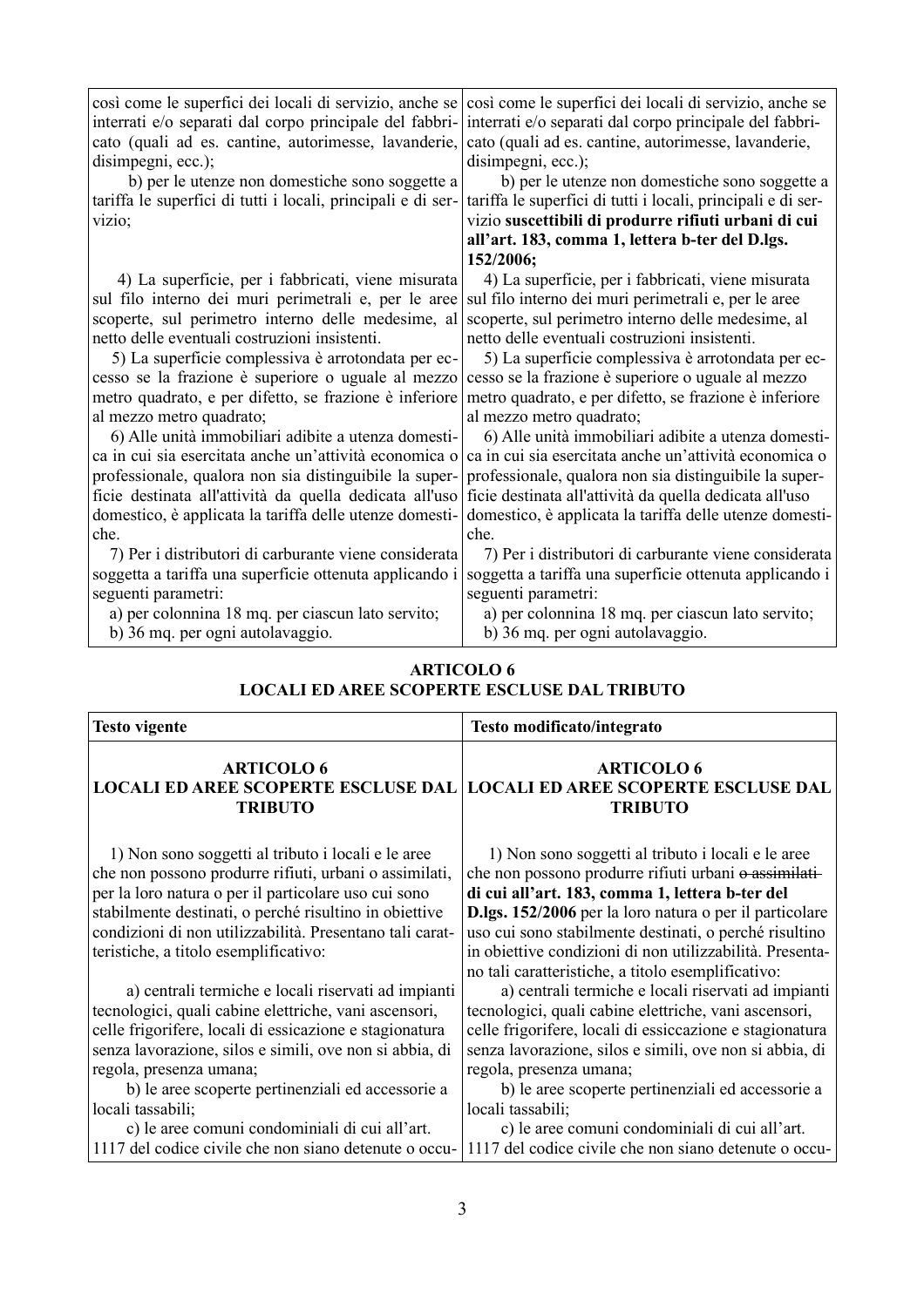| | |
|---|---|
| così come le superfici dei locali di servizio, anche se interrati e/o separati dal corpo principale del fabbricato (quali ad es. cantine, autorimesse, lavanderie, disimpegni, ecc.);<br>b) per le utenze non domestiche sono soggette a tariffa le superfici di tutti i locali, principali e di servizio;<br>4) La superficie, per i fabbricati, viene misurata sul filo interno dei muri perimetrali e, per le aree scoperte, sul perimetro interno delle medesime, al netto delle eventuali costruzioni insistenti.<br>5) La superficie complessiva è arrotondata per eccesso se la frazione è superiore o uguale al mezzo metro quadrato, e per difetto, se frazione è inferiore al mezzo metro quadrato;<br>6) Alle unità immobiliari adibite a utenza domestica in cui sia esercitata anche un'attività economica o professionale, qualora non sia distinguibile la superficie destinata all'attività da quella dedicata all'uso domestico, è applicata la tariffa delle utenze domestiche.<br>7) Per i distributori di carburante viene considerata soggetta a tariffa una superficie ottenuta applicando i seguenti parametri:<br>a) per colonnina 18 mq. per ciascun lato servito;<br>b) 36 mq. per ogni autolavaggio. | così come le superfici dei locali di servizio, anche se interrati e/o separati dal corpo principale del fabbricato (quali ad es. cantine, autorimesse, lavanderie, disimpegni, ecc.);<br>b) per le utenze non domestiche sono soggette a tariffa le superfici di tutti i locali, principali e di servizio **suscettibili di produrre rifiuti urbani di cui all'art. 183, comma 1, lettera b-ter del D.lgs. 152/2006;**<br>4) La superficie, per i fabbricati, viene misurata sul filo interno dei muri perimetrali e, per le aree scoperte, sul perimetro interno delle medesime, al netto delle eventuali costruzioni insistenti.<br>5) La superficie complessiva è arrotondata per eccesso se la frazione è superiore o uguale al mezzo metro quadrato, e per difetto, se frazione è inferiore al mezzo metro quadrato;<br>6) Alle unità immobiliari adibite a utenza domestica in cui sia esercitata anche un'attività economica o professionale, qualora non sia distinguibile la superficie destinata all'attività da quella dedicata all'uso domestico, è applicata la tariffa delle utenze domestiche.<br>7) Per i distributori di carburante viene considerata soggetta a tariffa una superficie ottenuta applicando i seguenti parametri:<br>a) per colonnina 18 mq. per ciascun lato servito;<br>b) 36 mq. per ogni autolavaggio. |

## ARTICOLO 6
## LOCALI ED AREE SCOPERTE ESCLUSE DAL TRIBUTO

| Testo vigente | Testo modificato/integrato |
|---|---|
| **ARTICOLO 6**<br>**LOCALI ED AREE SCOPERTE ESCLUSE DAL TRIBUTO**<br><br>1) Non sono soggetti al tributo i locali e le aree che non possono produrre rifiuti, urbani o assimilati, per la loro natura o per il particolare uso cui sono stabilmente destinati, o perché risultino in obiettive condizioni di non utilizzabilità. Presentano tali caratteristiche, a titolo esemplificativo:<br>a) centrali termiche e locali riservati ad impianti tecnologici, quali cabine elettriche, vani ascensori, celle frigorifere, locali di essicazione e stagionatura senza lavorazione, silos e simili, ove non si abbia, di regola, presenza umana;<br>b) le aree scoperte pertinenziali ed accessorie a locali tassabili;<br>c) le aree comuni condominiali di cui all'art. 1117 del codice civile che non siano detenute o occu- | **ARTICOLO 6**<br>**LOCALI ED AREE SCOPERTE ESCLUSE DAL TRIBUTO**<br><br>1) Non sono soggetti al tributo i locali e le aree che non possono produrre rifiuti urbani ~~o assimilati~~ **di cui all'art. 183, comma 1, lettera b-ter del D.lgs. 152/2006** per la loro natura o per il particolare uso cui sono stabilmente destinati, o perché risultino in obiettive condizioni di non utilizzabilità. Presentano tali caratteristiche, a titolo esemplificativo:<br>a) centrali termiche e locali riservati ad impianti tecnologici, quali cabine elettriche, vani ascensori, celle frigorifere, locali di essiccazione e stagionatura senza lavorazione, silos e simili, ove non si abbia, di regola, presenza umana;<br>b) le aree scoperte pertinenziali ed accessorie a locali tassabili;<br>c) le aree comuni condominiali di cui all'art. 1117 del codice civile che non siano detenute o occu- |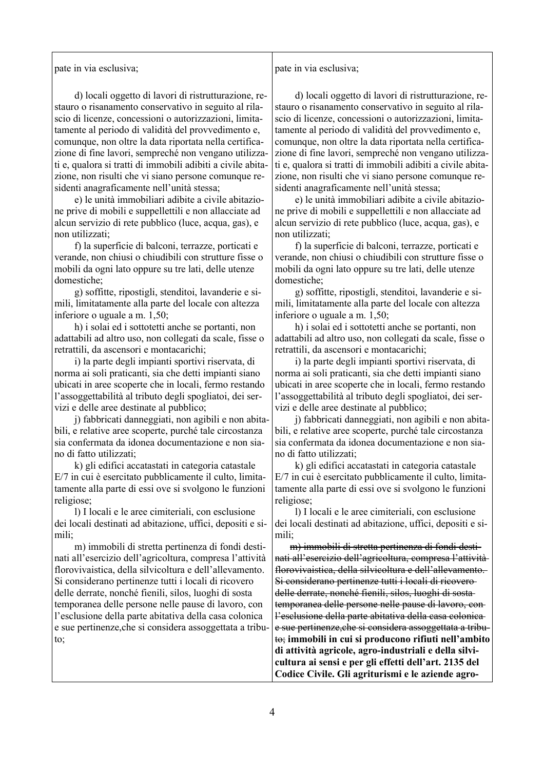| | |
|---|---|
| pate in via esclusiva; | pate in via esclusiva; |
| d) locali oggetto di lavori di ristrutturazione, restauro o risanamento conservativo in seguito al rilascio di licenze, concessioni o autorizzazioni, limitatamente al periodo di validità del provvedimento e, comunque, non oltre la data riportata nella certificazione di fine lavori, sempreché non vengano utilizzati e, qualora si tratti di immobili adibiti a civile abitazione, non risulti che vi siano persone comunque residenti anagraficamente nell'unità stessa;<br>e) le unità immobiliari adibite a civile abitazione prive di mobili e suppellettili e non allacciate ad alcun servizio di rete pubblico (luce, acqua, gas), e non utilizzati;<br>f) la superficie di balconi, terrazze, porticati e verande, non chiusi o chiudibili con strutture fisse o mobili da ogni lato oppure su tre lati, delle utenze domestiche;<br>g) soffitte, ripostigli, stenditoi, lavanderie e simili, limitatamente alla parte del locale con altezza inferiore o uguale a m. 1,50;<br>h) i solai ed i sottotetti anche se portanti, non adattabili ad altro uso, non collegati da scale, fisse o retrattili, da ascensori e montacarichi;<br>i) la parte degli impianti sportivi riservata, di norma ai soli praticanti, sia che detti impianti siano ubicati in aree scoperte che in locali, fermo restando l'assoggettabilità al tributo degli spogliatoi, dei servizi e delle aree destinate al pubblico;<br>j) fabbricati danneggiati, non agibili e non abitabili, e relative aree scoperte, purché tale circostanza sia confermata da idonea documentazione e non siano di fatto utilizzati;<br>k) gli edifici accatastati in categoria catastale E/7 in cui è esercitato pubblicamente il culto, limitatamente alla parte di essi ove si svolgono le funzioni religiose;<br>l) I locali e le aree cimiteriali, con esclusione dei locali destinati ad abitazione, uffici, depositi e simili;<br>m) immobili di stretta pertinenza di fondi destinati all'esercizio dell'agricoltura, compresa l'attività florovivaistica, della silvicoltura e dell'allevamento. Si considerano pertinenze tutti i locali di ricovero delle derrate, nonché fienili, silos, luoghi di sosta temporanea delle persone nelle pause di lavoro, con l'esclusione della parte abitativa della casa colonica e sue pertinenze,che si considera assoggettata a tributo; | d) locali oggetto di lavori di ristrutturazione, restauro o risanamento conservativo in seguito al rilascio di licenze, concessioni o autorizzazioni, limitatamente al periodo di validità del provvedimento e, comunque, non oltre la data riportata nella certificazione di fine lavori, sempreché non vengano utilizzati e, qualora si tratti di immobili adibiti a civile abitazione, non risulti che vi siano persone comunque residenti anagraficamente nell'unità stessa;<br>e) le unità immobiliari adibite a civile abitazione prive di mobili e suppellettili e non allacciate ad alcun servizio di rete pubblico (luce, acqua, gas), e non utilizzati;<br>f) la superficie di balconi, terrazze, porticati e verande, non chiusi o chiudibili con strutture fisse o mobili da ogni lato oppure su tre lati, delle utenze domestiche;<br>g) soffitte, ripostigli, stenditoi, lavanderie e simili, limitatamente alla parte del locale con altezza inferiore o uguale a m. 1,50;<br>h) i solai ed i sottotetti anche se portanti, non adattabili ad altro uso, non collegati da scale, fisse o retrattili, da ascensori e montacarichi;<br>i) la parte degli impianti sportivi riservata, di norma ai soli praticanti, sia che detti impianti siano ubicati in aree scoperte che in locali, fermo restando l'assoggettabilità al tributo degli spogliatoi, dei servizi e delle aree destinate al pubblico;<br>j) fabbricati danneggiati, non agibili e non abitabili, e relative aree scoperte, purché tale circostanza sia confermata da idonea documentazione e non siano di fatto utilizzati;<br>k) gli edifici accatastati in categoria catastale E/7 in cui è esercitato pubblicamente il culto, limitatamente alla parte di essi ove si svolgono le funzioni religiose;<br>l) I locali e le aree cimiteriali, con esclusione dei locali destinati ad abitazione, uffici, depositi e simili;<br>~~m) immobili di stretta pertinenza di fondi destinati all'esercizio dell'agricoltura, compresa l'attività florovivaistica, della silvicoltura e dell'allevamento. Si considerano pertinenze tutti i locali di ricovero delle derrate, nonché fienili, silos, luoghi di sosta temporanea delle persone nelle pause di lavoro, con l'esclusione della parte abitativa della casa colonica e sue pertinenze,che si considera assoggettata a tributo;~~ **immobili in cui si producono rifiuti nell'ambito di attività agricole, agro-industriali e della silvicultura ai sensi e per gli effetti dell'art. 2135 del Codice Civile. Gli agriturismi e le aziende agro-** |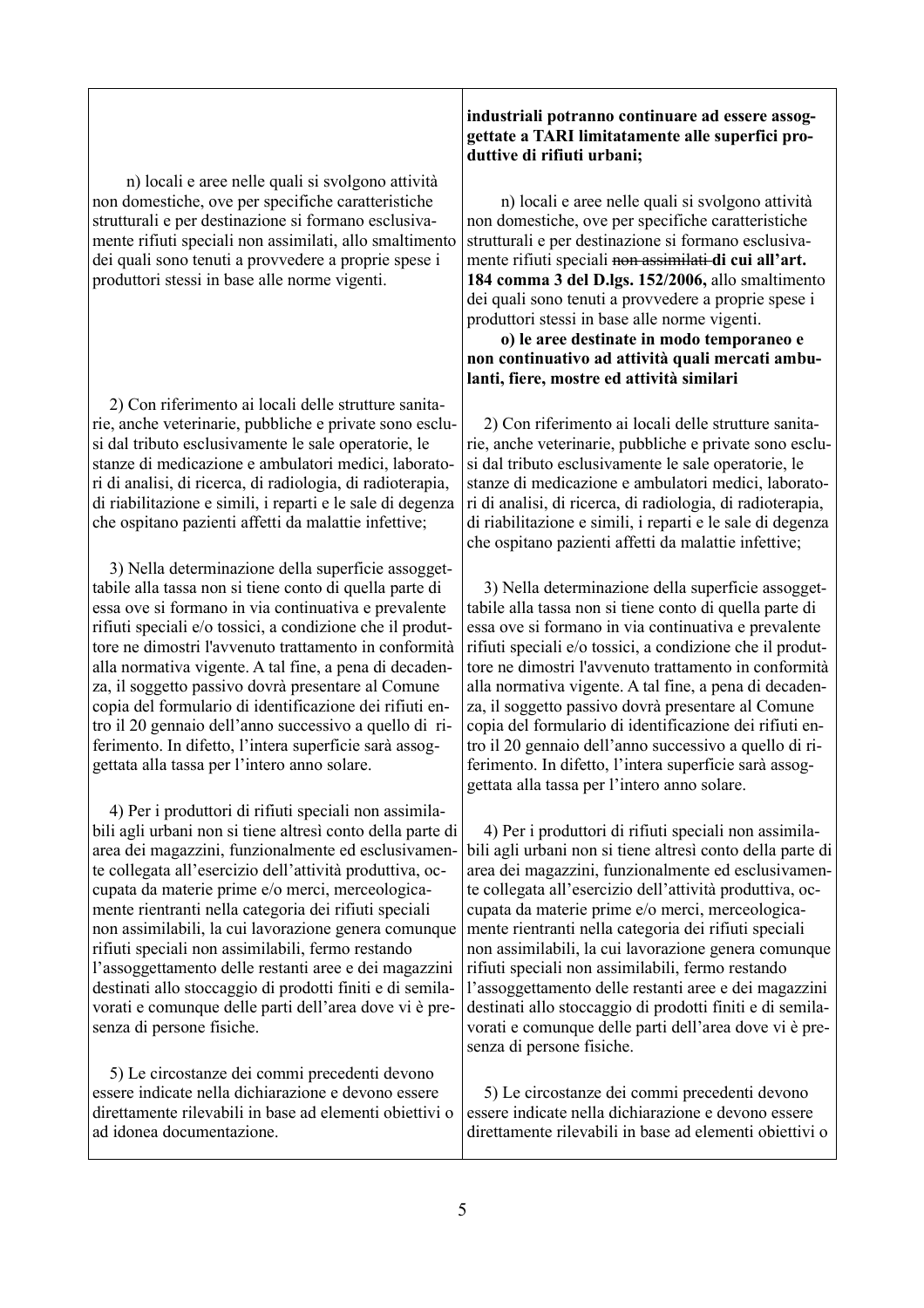| | |
|---|---|
| | **industriali potranno continuare ad essere assoggettate a TARI limitatamente alle superfici produttive di rifiuti urbani;** |
| n) locali e aree nelle quali si svolgono attività non domestiche, ove per specifiche caratteristiche strutturali e per destinazione si formano esclusivamente rifiuti speciali non assimilati, allo smaltimento dei quali sono tenuti a provvedere a proprie spese i produttori stessi in base alle norme vigenti. | n) locali e aree nelle quali si svolgono attività non domestiche, ove per specifiche caratteristiche strutturali e per destinazione si formano esclusivamente rifiuti speciali ~~non assimilati~~ **di cui all'art. 184 comma 3 del D.lgs. 152/2006,** allo smaltimento dei quali sono tenuti a provvedere a proprie spese i produttori stessi in base alle norme vigenti.<br>**o) le aree destinate in modo temporaneo e non continuativo ad attività quali mercati ambulanti, fiere, mostre ed attività similari** |
| 2) Con riferimento ai locali delle strutture sanitarie, anche veterinarie, pubbliche e private sono esclusi dal tributo esclusivamente le sale operatorie, le stanze di medicazione e ambulatori medici, laboratori di analisi, di ricerca, di radiologia, di radioterapia, di riabilitazione e simili, i reparti e le sale di degenza che ospitano pazienti affetti da malattie infettive; | 2) Con riferimento ai locali delle strutture sanitarie, anche veterinarie, pubbliche e private sono esclusi dal tributo esclusivamente le sale operatorie, le stanze di medicazione e ambulatori medici, laboratori di analisi, di ricerca, di radiologia, di radioterapia, di riabilitazione e simili, i reparti e le sale di degenza che ospitano pazienti affetti da malattie infettive; |
| 3) Nella determinazione della superficie assoggettabile alla tassa non si tiene conto di quella parte di essa ove si formano in via continuativa e prevalente rifiuti speciali e/o tossici, a condizione che il produttore ne dimostri l'avvenuto trattamento in conformità alla normativa vigente. A tal fine, a pena di decadenza, il soggetto passivo dovrà presentare al Comune copia del formulario di identificazione dei rifiuti entro il 20 gennaio dell'anno successivo a quello di riferimento. In difetto, l'intera superficie sarà assoggettata alla tassa per l'intero anno solare. | 3) Nella determinazione della superficie assoggettabile alla tassa non si tiene conto di quella parte di essa ove si formano in via continuativa e prevalente rifiuti speciali e/o tossici, a condizione che il produttore ne dimostri l'avvenuto trattamento in conformità alla normativa vigente. A tal fine, a pena di decadenza, il soggetto passivo dovrà presentare al Comune copia del formulario di identificazione dei rifiuti entro il 20 gennaio dell'anno successivo a quello di riferimento. In difetto, l'intera superficie sarà assoggettata alla tassa per l'intero anno solare. |
| 4) Per i produttori di rifiuti speciali non assimilabili agli urbani non si tiene altresì conto della parte di area dei magazzini, funzionalmente ed esclusivamente collegata all'esercizio dell'attività produttiva, occupata da materie prime e/o merci, merceologicamente rientranti nella categoria dei rifiuti speciali non assimilabili, la cui lavorazione genera comunque rifiuti speciali non assimilabili, fermo restando l'assoggettamento delle restanti aree e dei magazzini destinati allo stoccaggio di prodotti finiti e di semilavorati e comunque delle parti dell'area dove vi è presenza di persone fisiche. | 4) Per i produttori di rifiuti speciali non assimilabili agli urbani non si tiene altresì conto della parte di area dei magazzini, funzionalmente ed esclusivamente collegata all'esercizio dell'attività produttiva, occupata da materie prime e/o merci, merceologicamente rientranti nella categoria dei rifiuti speciali non assimilabili, la cui lavorazione genera comunque rifiuti speciali non assimilabili, fermo restando l'assoggettamento delle restanti aree e dei magazzini destinati allo stoccaggio di prodotti finiti e di semilavorati e comunque delle parti dell'area dove vi è presenza di persone fisiche. |
| 5) Le circostanze dei commi precedenti devono essere indicate nella dichiarazione e devono essere direttamente rilevabili in base ad elementi obiettivi o ad idonea documentazione. | 5) Le circostanze dei commi precedenti devono essere indicate nella dichiarazione e devono essere direttamente rilevabili in base ad elementi obiettivi o |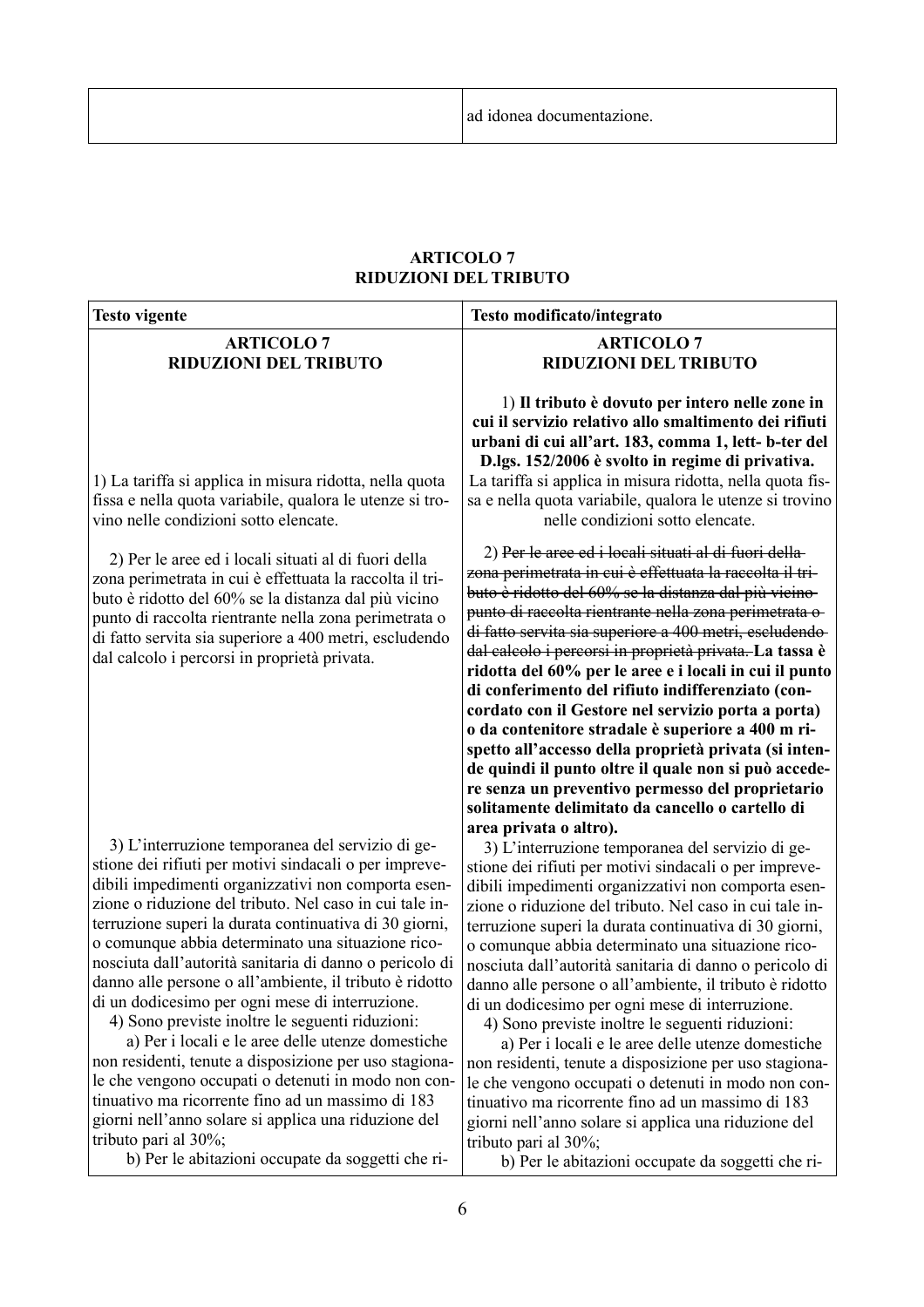| | ad idonea documentazione. |
|---|---|

**ARTICOLO 7**
**RIDUZIONI DEL TRIBUTO**

| Testo vigente | Testo modificato/integrato |
|---|---|
| **ARTICOLO 7** **RIDUZIONI DEL TRIBUTO** | **ARTICOLO 7** **RIDUZIONI DEL TRIBUTO** |
| 1) La tariffa si applica in misura ridotta, nella quota fissa e nella quota variabile, qualora le utenze si trovino nelle condizioni sotto elencate. | 1) **Il tributo è dovuto per intero nelle zone in cui il servizio relativo allo smaltimento dei rifiuti urbani di cui all'art. 183, comma 1, lett- b-ter del D.lgs. 152/2006 è svolto in regime di privativa.** La tariffa si applica in misura ridotta, nella quota fissa e nella quota variabile, qualora le utenze si trovino nelle condizioni sotto elencate. |
| 2) Per le aree ed i locali situati al di fuori della zona perimetrata in cui è effettuata la raccolta il tributo è ridotto del 60% se la distanza dal più vicino punto di raccolta rientrante nella zona perimetrata o di fatto servita sia superiore a 400 metri, escludendo dal calcolo i percorsi in proprietà privata. | 2) ~~Per le aree ed i locali situati al di fuori della zona perimetrata in cui è effettuata la raccolta il tributo è ridotto del 60% se la distanza dal più vicino punto di raccolta rientrante nella zona perimetrata o di fatto servita sia superiore a 400 metri, escludendo dal calcolo i percorsi in proprietà privata.~~ **La tassa è ridotta del 60% per le aree e i locali in cui il punto di conferimento del rifiuto indifferenziato (concordato con il Gestore nel servizio porta a porta) o da contenitore stradale è superiore a 400 m rispetto all'accesso della proprietà privata (si intende quindi il punto oltre il quale non si può accedere senza un preventivo permesso del proprietario solitamente delimitato da cancello o cartello di area privata o altro).** |
| 3) L'interruzione temporanea del servizio di gestione dei rifiuti per motivi sindacali o per imprevedibili impedimenti organizzativi non comporta esenzione o riduzione del tributo. Nel caso in cui tale interruzione superi la durata continuativa di 30 giorni, o comunque abbia determinato una situazione riconosciuta dall'autorità sanitaria di danno o pericolo di danno alle persone o all'ambiente, il tributo è ridotto di un dodicesimo per ogni mese di interruzione. 4) Sono previste inoltre le seguenti riduzioni: a) Per i locali e le aree delle utenze domestiche non residenti, tenute a disposizione per uso stagionale che vengono occupati o detenuti in modo non continuativo ma ricorrente fino ad un massimo di 183 giorni nell'anno solare si applica una riduzione del tributo pari al 30%; b) Per le abitazioni occupate da soggetti che ri- | 3) L'interruzione temporanea del servizio di gestione dei rifiuti per motivi sindacali o per imprevedibili impedimenti organizzativi non comporta esenzione o riduzione del tributo. Nel caso in cui tale interruzione superi la durata continuativa di 30 giorni, o comunque abbia determinato una situazione riconosciuta dall'autorità sanitaria di danno o pericolo di danno alle persone o all'ambiente, il tributo è ridotto di un dodicesimo per ogni mese di interruzione. 4) Sono previste inoltre le seguenti riduzioni: a) Per i locali e le aree delle utenze domestiche non residenti, tenute a disposizione per uso stagionale che vengono occupati o detenuti in modo non continuativo ma ricorrente fino ad un massimo di 183 giorni nell'anno solare si applica una riduzione del tributo pari al 30%; b) Per le abitazioni occupate da soggetti che ri- |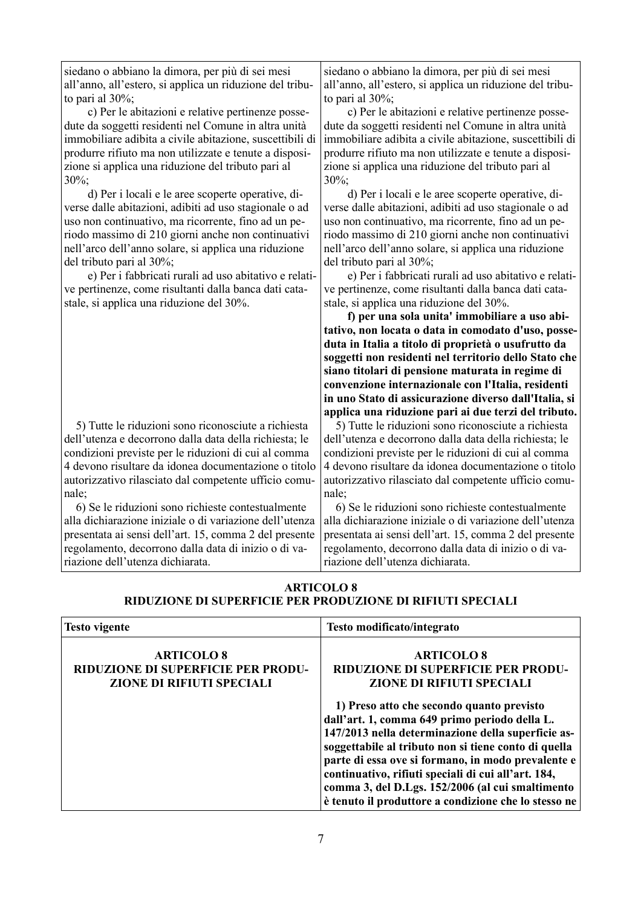| | |
|---|---|
| siedano o abbiano la dimora, per più di sei mesi all'anno, all'estero, si applica un riduzione del tributo pari al 30%; | siedano o abbiano la dimora, per più di sei mesi all'anno, all'estero, si applica un riduzione del tributo pari al 30%; |
| c) Per le abitazioni e relative pertinenze possedute da soggetti residenti nel Comune in altra unità immobiliare adibita a civile abitazione, suscettibili di produrre rifiuto ma non utilizzate e tenute a disposizione si applica una riduzione del tributo pari al 30%; | c) Per le abitazioni e relative pertinenze possedute da soggetti residenti nel Comune in altra unità immobiliare adibita a civile abitazione, suscettibili di produrre rifiuto ma non utilizzate e tenute a disposizione si applica una riduzione del tributo pari al 30%; |
| d) Per i locali e le aree scoperte operative, diverse dalle abitazioni, adibiti ad uso stagionale o ad uso non continuativo, ma ricorrente, fino ad un periodo massimo di 210 giorni anche non continuativi nell'arco dell'anno solare, si applica una riduzione del tributo pari al 30%; | d) Per i locali e le aree scoperte operative, diverse dalle abitazioni, adibiti ad uso stagionale o ad uso non continuativo, ma ricorrente, fino ad un periodo massimo di 210 giorni anche non continuativi nell'arco dell'anno solare, si applica una riduzione del tributo pari al 30%; |
| e) Per i fabbricati rurali ad uso abitativo e relative pertinenze, come risultanti dalla banca dati catastale, si applica una riduzione del 30%. | e) Per i fabbricati rurali ad uso abitativo e relative pertinenze, come risultanti dalla banca dati catastale, si applica una riduzione del 30%. |
| | **f) per una sola unita' immobiliare a uso abitativo, non locata o data in comodato d'uso, posseduta in Italia a titolo di proprietà o usufrutto da soggetti non residenti nel territorio dello Stato che siano titolari di pensione maturata in regime di convenzione internazionale con l'Italia, residenti in uno Stato di assicurazione diverso dall'Italia, si applica una riduzione pari ai due terzi del tributo.** |
| 5) Tutte le riduzioni sono riconosciute a richiesta dell'utenza e decorrono dalla data della richiesta; le condizioni previste per le riduzioni di cui al comma 4 devono risultare da idonea documentazione o titolo autorizzativo rilasciato dal competente ufficio comunale; | 5) Tutte le riduzioni sono riconosciute a richiesta dell'utenza e decorrono dalla data della richiesta; le condizioni previste per le riduzioni di cui al comma 4 devono risultare da idonea documentazione o titolo autorizzativo rilasciato dal competente ufficio comunale; |
| 6) Se le riduzioni sono richieste contestualmente alla dichiarazione iniziale o di variazione dell'utenza presentata ai sensi dell'art. 15, comma 2 del presente regolamento, decorrono dalla data di inizio o di variazione dell'utenza dichiarata. | 6) Se le riduzioni sono richieste contestualmente alla dichiarazione iniziale o di variazione dell'utenza presentata ai sensi dell'art. 15, comma 2 del presente regolamento, decorrono dalla data di inizio o di variazione dell'utenza dichiarata. |

## ARTICOLO 8
## RIDUZIONE DI SUPERFICIE PER PRODUZIONE DI RIFIUTI SPECIALI

| Testo vigente | Testo modificato/integrato |
|---|---|
| **ARTICOLO 8**<br>**RIDUZIONE DI SUPERFICIE PER PRODUZIONE DI RIFIUTI SPECIALI** | **ARTICOLO 8**<br>**RIDUZIONE DI SUPERFICIE PER PRODUZIONE DI RIFIUTI SPECIALI** |
| | **1) Preso atto che secondo quanto previsto dall'art. 1, comma 649 primo periodo della L. 147/2013 nella determinazione della superficie assoggettabile al tributo non si tiene conto di quella parte di essa ove si formano, in modo prevalente e continuativo, rifiuti speciali di cui all'art. 184, comma 3, del D.Lgs. 152/2006 (al cui smaltimento è tenuto il produttore a condizione che lo stesso ne** |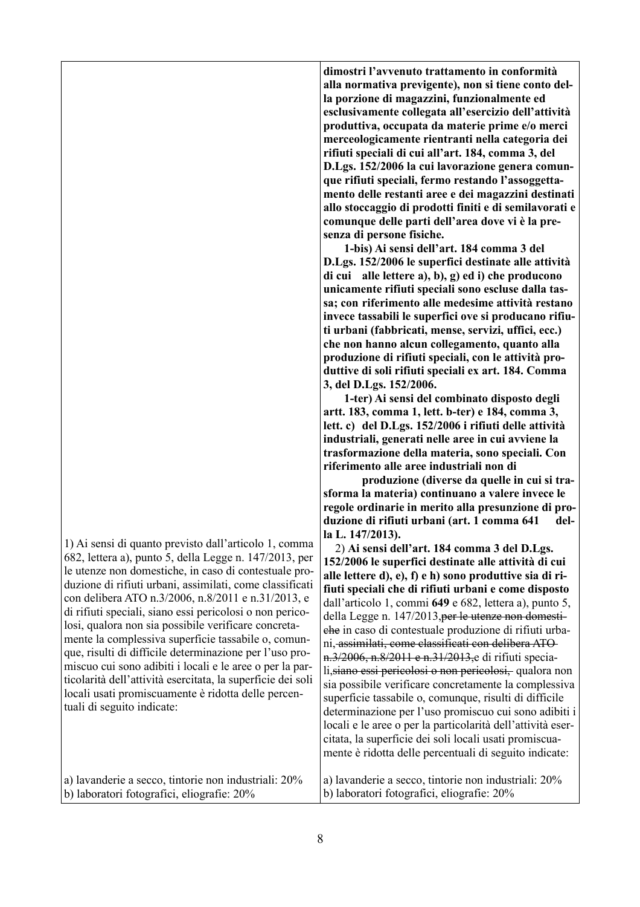| | |
|---|---|
| | **dimostri l'avvenuto trattamento in conformità alla normativa previgente), non si tiene conto della porzione di magazzini, funzionalmente ed esclusivamente collegata all'esercizio dell'attività produttiva, occupata da materie prime e/o merci merceologicamente rientranti nella categoria dei rifiuti speciali di cui all'art. 184, comma 3, del D.Lgs. 152/2006 la cui lavorazione genera comunque rifiuti speciali, fermo restando l'assoggettamento delle restanti aree e dei magazzini destinati allo stoccaggio di prodotti finiti e di semilavorati e comunque delle parti dell'area dove vi è la presenza di persone fisiche.**<br>**1-bis) Ai sensi dell'art. 184 comma 3 del D.Lgs. 152/2006 le superfici destinate alle attività di cui alle lettere a), b), g) ed i) che producono unicamente rifiuti speciali sono escluse dalla tassa; con riferimento alle medesime attività restano invece tassabili le superfici ove si producano rifiuti urbani (fabbricati, mense, servizi, uffici, ecc.) che non hanno alcun collegamento, quanto alla produzione di rifiuti speciali, con le attività produttive di soli rifiuti speciali ex art. 184. Comma 3, del D.Lgs. 152/2006.**<br>**1-ter) Ai sensi del combinato disposto degli artt. 183, comma 1, lett. b-ter) e 184, comma 3, lett. c) del D.Lgs. 152/2006 i rifiuti delle attività industriali, generati nelle aree in cui avviene la trasformazione della materia, sono speciali. Con riferimento alle aree industriali non di produzione (diverse da quelle in cui si trasforma la materia) continuano a valere invece le regole ordinarie in merito alla presunzione di produzione di rifiuti urbani (art. 1 comma 641 della L. 147/2013).** |
| 1) Ai sensi di quanto previsto dall'articolo 1, comma 682, lettera a), punto 5, della Legge n. 147/2013, per le utenze non domestiche, in caso di contestuale produzione di rifiuti urbani, assimilati, come classificati con delibera ATO n.3/2006, n.8/2011 e n.31/2013, e di rifiuti speciali, siano essi pericolosi o non pericolosi, qualora non sia possibile verificare concretamente la complessiva superficie tassabile o, comunque, risulti di difficile determinazione per l'uso promiscuo cui sono adibiti i locali e le aree o per la particolarità dell'attività esercitata, la superficie dei soli locali usati promiscuamente è ridotta delle percentuali di seguito indicate: | 2) **Ai sensi dell'art. 184 comma 3 del D.Lgs. 152/2006 le superfici destinate alle attività di cui alle lettere d), e), f) e h) sono produttive sia di rifiuti speciali che di rifiuti urbani e come disposto** dall'articolo 1, commi **649** e 682, lettera a), punto 5, della Legge n. 147/2013,~~per le utenze non domestiche~~ in caso di contestuale produzione di rifiuti urbani~~, assimilati, come classificati con delibera ATO n.3/2006, n.8/2011 e n.31/2013,~~ e di rifiuti speciali,~~siano essi pericolosi o non pericolosi,~~ qualora non sia possibile verificare concretamente la complessiva superficie tassabile o, comunque, risulti di difficile determinazione per l'uso promiscuo cui sono adibiti i locali e le aree o per la particolarità dell'attività esercitata, la superficie dei soli locali usati promiscuamente è ridotta delle percentuali di seguito indicate: |
| a) lavanderie a secco, tintorie non industriali: 20%<br>b) laboratori fotografici, eliografie: 20% | a) lavanderie a secco, tintorie non industriali: 20%<br>b) laboratori fotografici, eliografie: 20% |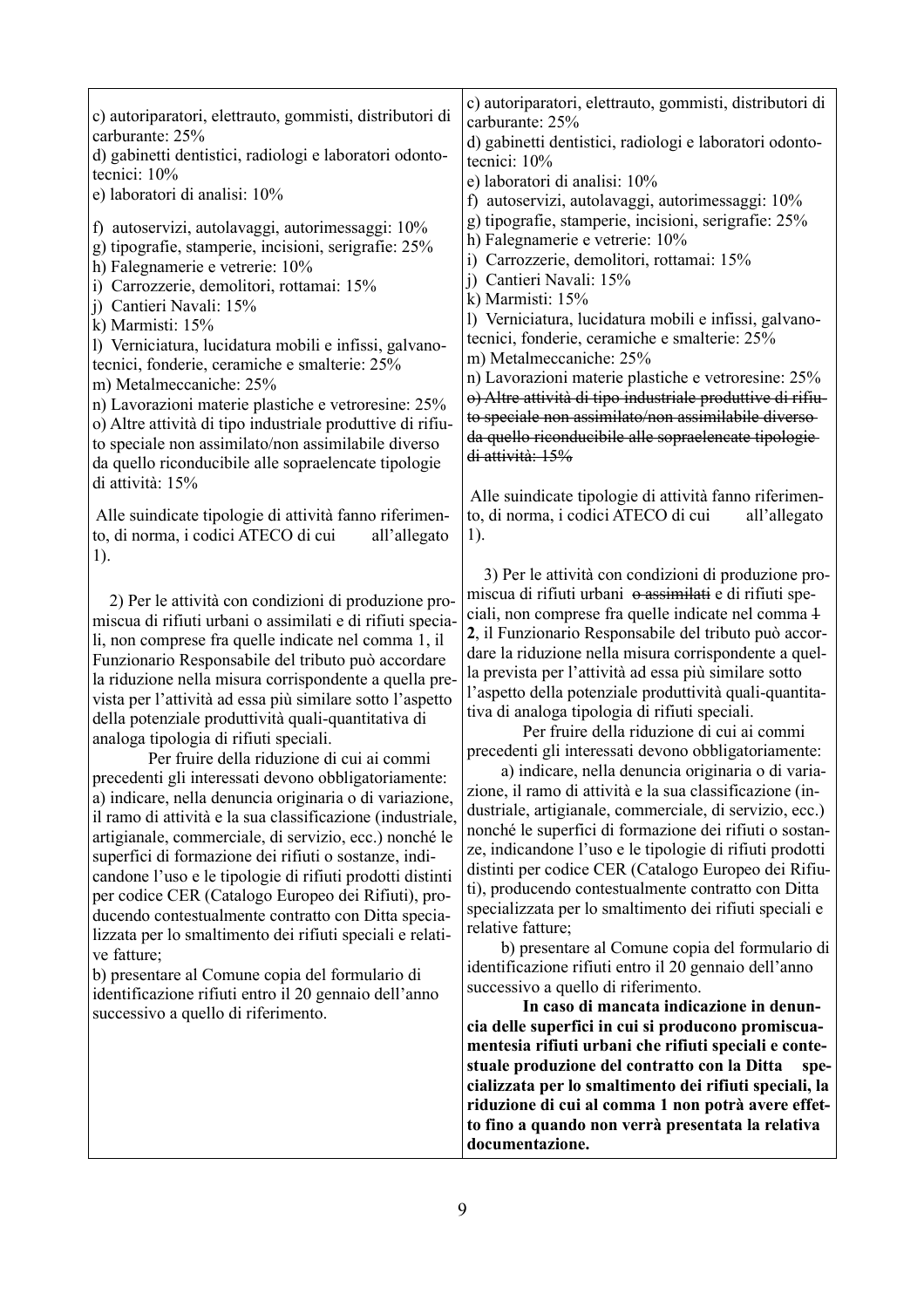| | |
|---|---|
| c) autoriparatori, elettrauto, gommisti, distributori di carburante: 25%<br>d) gabinetti dentistici, radiologi e laboratori odonto-tecnici: 10%<br>e) laboratori di analisi: 10%<br>f) autoservizi, autolavaggi, autorimessaggi: 10%<br>g) tipografie, stamperie, incisioni, serigrafie: 25%<br>h) Falegnamerie e vetrerie: 10%<br>i) Carrozzerie, demolitori, rottamai: 15%<br>j) Cantieri Navali: 15%<br>k) Marmisti: 15%<br>l) Verniciatura, lucidatura mobili e infissi, galvano-tecnici, fonderie, ceramiche e smalterie: 25%<br>m) Metalmeccaniche: 25%<br>n) Lavorazioni materie plastiche e vetroresine: 25%<br>o) Altre attività di tipo industriale produttive di rifiuto speciale non assimilato/non assimilabile diverso da quello riconducibile alle sopraelencate tipologie di attività: 15%<br><br>Alle suindicate tipologie di attività fanno riferimento, di norma, i codici ATECO di cui all'allegato 1).<br><br>2) Per le attività con condizioni di produzione promiscua di rifiuti urbani o assimilati e di rifiuti speciali, non comprese fra quelle indicate nel comma 1, il Funzionario Responsabile del tributo può accordare la riduzione nella misura corrispondente a quella prevista per l'attività ad essa più similare sotto l'aspetto della potenziale produttività quali-quantitativa di analoga tipologia di rifiuti speciali.<br>Per fruire della riduzione di cui ai commi precedenti gli interessati devono obbligatoriamente:<br>a) indicare, nella denuncia originaria o di variazione, il ramo di attività e la sua classificazione (industriale, artigianale, commerciale, di servizio, ecc.) nonché le superfici di formazione dei rifiuti o sostanze, indicandone l'uso e le tipologie di rifiuti prodotti distinti per codice CER (Catalogo Europeo dei Rifiuti), producendo contestualmente contratto con Ditta specializzata per lo smaltimento dei rifiuti speciali e relative fatture;<br>b) presentare al Comune copia del formulario di identificazione rifiuti entro il 20 gennaio dell'anno successivo a quello di riferimento. | c) autoriparatori, elettrauto, gommisti, distributori di carburante: 25%<br>d) gabinetti dentistici, radiologi e laboratori odonto-tecnici: 10%<br>e) laboratori di analisi: 10%<br>f) autoservizi, autolavaggi, autorimessaggi: 10%<br>g) tipografie, stamperie, incisioni, serigrafie: 25%<br>h) Falegnamerie e vetrerie: 10%<br>i) Carrozzerie, demolitori, rottamai: 15%<br>j) Cantieri Navali: 15%<br>k) Marmisti: 15%<br>l) Verniciatura, lucidatura mobili e infissi, galvano-tecnici, fonderie, ceramiche e smalterie: 25%<br>m) Metalmeccaniche: 25%<br>n) Lavorazioni materie plastiche e vetroresine: 25%<br>~~o) Altre attività di tipo industriale produttive di rifiuto speciale non assimilato/non assimilabile diverso da quello riconducibile alle sopraelencate tipologie di attività: 15%~~<br><br>Alle suindicate tipologie di attività fanno riferimento, di norma, i codici ATECO di cui all'allegato 1).<br><br>3) Per le attività con condizioni di produzione promiscua di rifiuti urbani ~~o assimilati~~ e di rifiuti speciali, non comprese fra quelle indicate nel comma ~~1~~ **2**, il Funzionario Responsabile del tributo può accordare la riduzione nella misura corrispondente a quella prevista per l'attività ad essa più similare sotto l'aspetto della potenziale produttività quali-quantitativa di analoga tipologia di rifiuti speciali.<br>Per fruire della riduzione di cui ai commi precedenti gli interessati devono obbligatoriamente:<br>a) indicare, nella denuncia originaria o di variazione, il ramo di attività e la sua classificazione (industriale, artigianale, commerciale, di servizio, ecc.) nonché le superfici di formazione dei rifiuti o sostanze, indicandone l'uso e le tipologie di rifiuti prodotti distinti per codice CER (Catalogo Europeo dei Rifiuti), producendo contestualmente contratto con Ditta specializzata per lo smaltimento dei rifiuti speciali e relative fatture;<br>b) presentare al Comune copia del formulario di identificazione rifiuti entro il 20 gennaio dell'anno successivo a quello di riferimento.<br>**In caso di mancata indicazione in denuncia delle superfici in cui si producono promiscuamentesia rifiuti urbani che rifiuti speciali e contestuale produzione del contratto con la Ditta specializzata per lo smaltimento dei rifiuti speciali, la riduzione di cui al comma 1 non potrà avere effetto fino a quando non verrà presentata la relativa documentazione.** |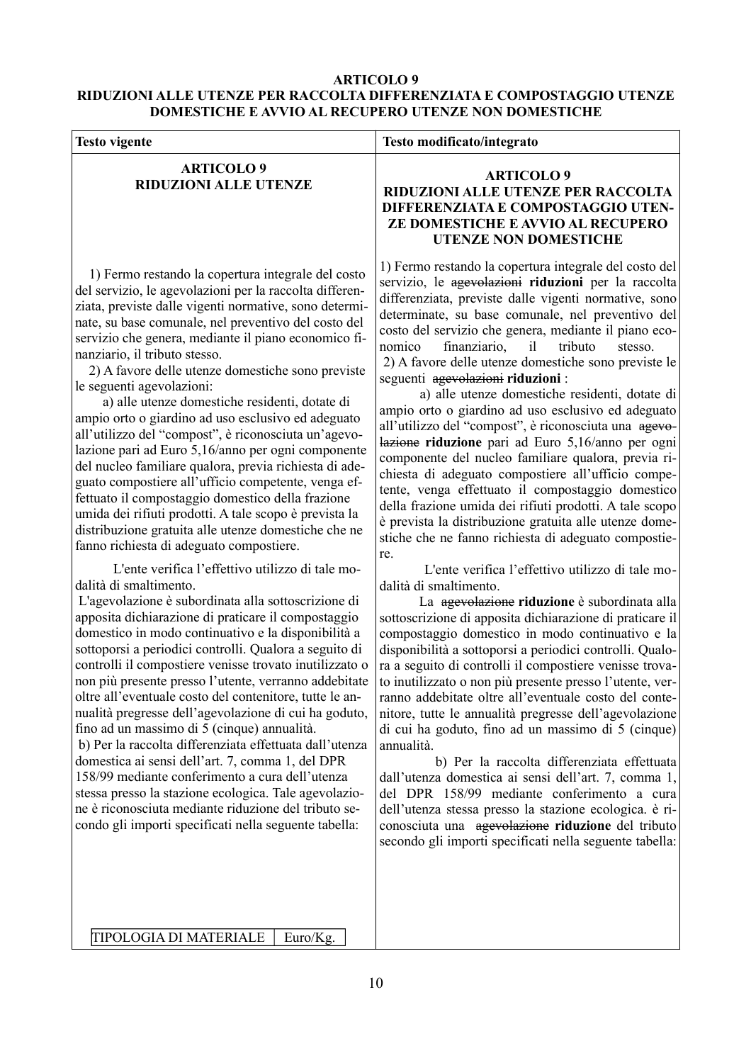**ARTICOLO 9**
**RIDUZIONI ALLE UTENZE PER RACCOLTA DIFFERENZIATA E COMPOSTAGGIO UTENZE DOMESTICHE E AVVIO AL RECUPERO UTENZE NON DOMESTICHE**

| Testo vigente | Testo modificato/integrato |
|---|---|
| **ARTICOLO 9**<br>**RIDUZIONI ALLE UTENZE** | **ARTICOLO 9**<br>**RIDUZIONI ALLE UTENZE PER RACCOLTA DIFFERENZIATA E COMPOSTAGGIO UTENZE DOMESTICHE E AVVIO AL RECUPERO UTENZE NON DOMESTICHE** |
| 1) Fermo restando la copertura integrale del costo del servizio, le agevolazioni per la raccolta differenziata, previste dalle vigenti normative, sono determinate, su base comunale, nel preventivo del costo del servizio che genera, mediante il piano economico finanziario, il tributo stesso.<br>2) A favore delle utenze domestiche sono previste le seguenti agevolazioni:<br>a) alle utenze domestiche residenti, dotate di ampio orto o giardino ad uso esclusivo ed adeguato all'utilizzo del "compost", è riconosciuta un'agevolazione pari ad Euro 5,16/anno per ogni componente del nucleo familiare qualora, previa richiesta di adeguato compostiere all'ufficio competente, venga effettuato il compostaggio domestico della frazione umida dei rifiuti prodotti. A tale scopo è prevista la distribuzione gratuita alle utenze domestiche che ne fanno richiesta di adeguato compostiere.<br>L'ente verifica l'effettivo utilizzo di tale modalità di smaltimento.<br>L'agevolazione è subordinata alla sottoscrizione di apposita dichiarazione di praticare il compostaggio domestico in modo continuativo e la disponibilità a sottoporsi a periodici controlli. Qualora a seguito di controlli il compostiere venisse trovato inutilizzato o non più presente presso l'utente, verranno addebitate oltre all'eventuale costo del contenitore, tutte le annualità pregresse dell'agevolazione di cui ha goduto, fino ad un massimo di 5 (cinque) annualità.<br>b) Per la raccolta differenziata effettuata dall'utenza domestica ai sensi dell'art. 7, comma 1, del DPR 158/99 mediante conferimento a cura dell'utenza stessa presso la stazione ecologica. Tale agevolazione è riconosciuta mediante riduzione del tributo secondo gli importi specificati nella seguente tabella:<br><br>TIPOLOGIA DI MATERIALE \| Euro/Kg. | 1) Fermo restando la copertura integrale del costo del servizio, le ~~agevolazioni~~ **riduzioni** per la raccolta differenziata, previste dalle vigenti normative, sono determinate, su base comunale, nel preventivo del costo del servizio che genera, mediante il piano economico finanziario, il tributo stesso.<br>2) A favore delle utenze domestiche sono previste le seguenti ~~agevolazioni~~ **riduzioni** :<br>a) alle utenze domestiche residenti, dotate di ampio orto o giardino ad uso esclusivo ed adeguato all'utilizzo del "compost", è riconosciuta una ~~agevolazione~~ **riduzione** pari ad Euro 5,16/anno per ogni componente del nucleo familiare qualora, previa richiesta di adeguato compostiere all'ufficio competente, venga effettuato il compostaggio domestico della frazione umida dei rifiuti prodotti. A tale scopo è prevista la distribuzione gratuita alle utenze domestiche che ne fanno richiesta di adeguato compostiere.<br>L'ente verifica l'effettivo utilizzo di tale modalità di smaltimento.<br>La ~~agevolazione~~ **riduzione** è subordinata alla sottoscrizione di apposita dichiarazione di praticare il compostaggio domestico in modo continuativo e la disponibilità a sottoporsi a periodici controlli. Qualora a seguito di controlli il compostiere venisse trovato inutilizzato o non più presente presso l'utente, verranno addebitate oltre all'eventuale costo del contenitore, tutte le annualità pregresse dell'agevolazione di cui ha goduto, fino ad un massimo di 5 (cinque) annualità.<br>b) Per la raccolta differenziata effettuata dall'utenza domestica ai sensi dell'art. 7, comma 1, del DPR 158/99 mediante conferimento a cura dell'utenza stessa presso la stazione ecologica. è riconosciuta una ~~agevolazione~~ **riduzione** del tributo secondo gli importi specificati nella seguente tabella: |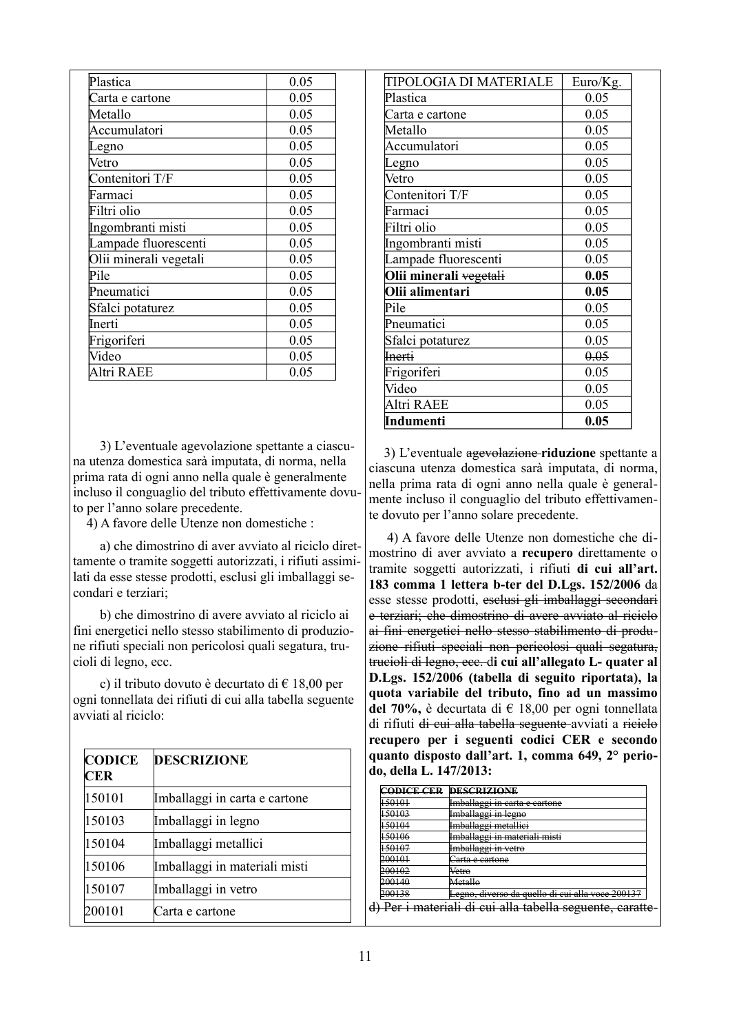| Plastica | 0.05 |
|---|---|
| Carta e cartone | 0.05 |
| Metallo | 0.05 |
| Accumulatori | 0.05 |
| Legno | 0.05 |
| Vetro | 0.05 |
| Contenitori T/F | 0.05 |
| Farmaci | 0.05 |
| Filtri olio | 0.05 |
| Ingombranti misti | 0.05 |
| Lampade fluorescenti | 0.05 |
| Olii minerali vegetali | 0.05 |
| Pile | 0.05 |
| Pneumatici | 0.05 |
| Sfalci potaturez | 0.05 |
| Inerti | 0.05 |
| Frigoriferi | 0.05 |
| Video | 0.05 |
| Altri RAEE | 0.05 |

3) L'eventuale agevolazione spettante a ciascuna utenza domestica sarà imputata, di norma, nella prima rata di ogni anno nella quale è generalmente incluso il conguaglio del tributo effettivamente dovuto per l'anno solare precedente.

4) A favore delle Utenze non domestiche :

a) che dimostrino di aver avviato al riciclo direttamente o tramite soggetti autorizzati, i rifiuti assimilati da esse stesse prodotti, esclusi gli imballaggi secondari e terziari;

b) che dimostrino di avere avviato al riciclo ai fini energetici nello stesso stabilimento di produzione rifiuti speciali non pericolosi quali segatura, trucioli di legno, ecc.

c) il tributo dovuto è decurtato di € 18,00 per ogni tonnellata dei rifiuti di cui alla tabella seguente avviati al riciclo:

| CODICE CER | DESCRIZIONE |
|---|---|
| 150101 | Imballaggi in carta e cartone |
| 150103 | Imballaggi in legno |
| 150104 | Imballaggi metallici |
| 150106 | Imballaggi in materiali misti |
| 150107 | Imballaggi in vetro |
| 200101 | Carta e cartone |

| TIPOLOGIA DI MATERIALE | Euro/Kg. |
|---|---|
| Plastica | 0.05 |
| Carta e cartone | 0.05 |
| Metallo | 0.05 |
| Accumulatori | 0.05 |
| Legno | 0.05 |
| Vetro | 0.05 |
| Contenitori T/F | 0.05 |
| Farmaci | 0.05 |
| Filtri olio | 0.05 |
| Ingombranti misti | 0.05 |
| Lampade fluorescenti | 0.05 |
| **Olii minerali** ~~vegetali~~ | **0.05** |
| **Olii alimentari** | **0.05** |
| Pile | 0.05 |
| Pneumatici | 0.05 |
| Sfalci potaturez | 0.05 |
| ~~Inerti~~ | ~~0.05~~ |
| Frigoriferi | 0.05 |
| Video | 0.05 |
| Altri RAEE | 0.05 |
| **Indumenti** | **0.05** |

3) L'eventuale ~~agevolazione~~ **riduzione** spettante a ciascuna utenza domestica sarà imputata, di norma, nella prima rata di ogni anno nella quale è generalmente incluso il conguaglio del tributo effettivamente dovuto per l'anno solare precedente.

4) A favore delle Utenze non domestiche che dimostrino di aver avviato a **recupero** direttamente o tramite soggetti autorizzati, i rifiuti **di cui all'art. 183 comma 1 lettera b-ter del D.Lgs. 152/2006** da esse stesse prodotti, ~~esclusi gli imballaggi secondari e terziari; che dimostrino di avere avviato al riciclo ai fini energetici nello stesso stabilimento di produzione rifiuti speciali non pericolosi quali segatura, trucioli di legno, ecc.~~ **di cui all'allegato L- quater al D.Lgs. 152/2006 (tabella di seguito riportata), la quota variabile del tributo, fino ad un massimo del 70%,** è decurtata di € 18,00 per ogni tonnellata di rifiuti ~~di cui alla tabella seguente~~ avviati a ~~riciclo~~ **recupero per i seguenti codici CER e secondo quanto disposto dall'art. 1, comma 649, 2° periodo, della L. 147/2013:**

| ~~CODICE CER~~ | ~~DESCRIZIONE~~ |
|---|---|
| ~~150101~~ | ~~Imballaggi in carta e cartone~~ |
| ~~150103~~ | ~~Imballaggi in legno~~ |
| ~~150104~~ | ~~Imballaggi metallici~~ |
| ~~150106~~ | ~~Imballaggi in materiali misti~~ |
| ~~150107~~ | ~~Imballaggi in vetro~~ |
| ~~200101~~ | ~~Carta e cartone~~ |
| ~~200102~~ | ~~Vetro~~ |
| ~~200140~~ | ~~Metallo~~ |
| ~~200138~~ | ~~Legno, diverso da quello di cui alla voce 200137~~ |

~~d) Per i materiali di cui alla tabella seguente, caratte-~~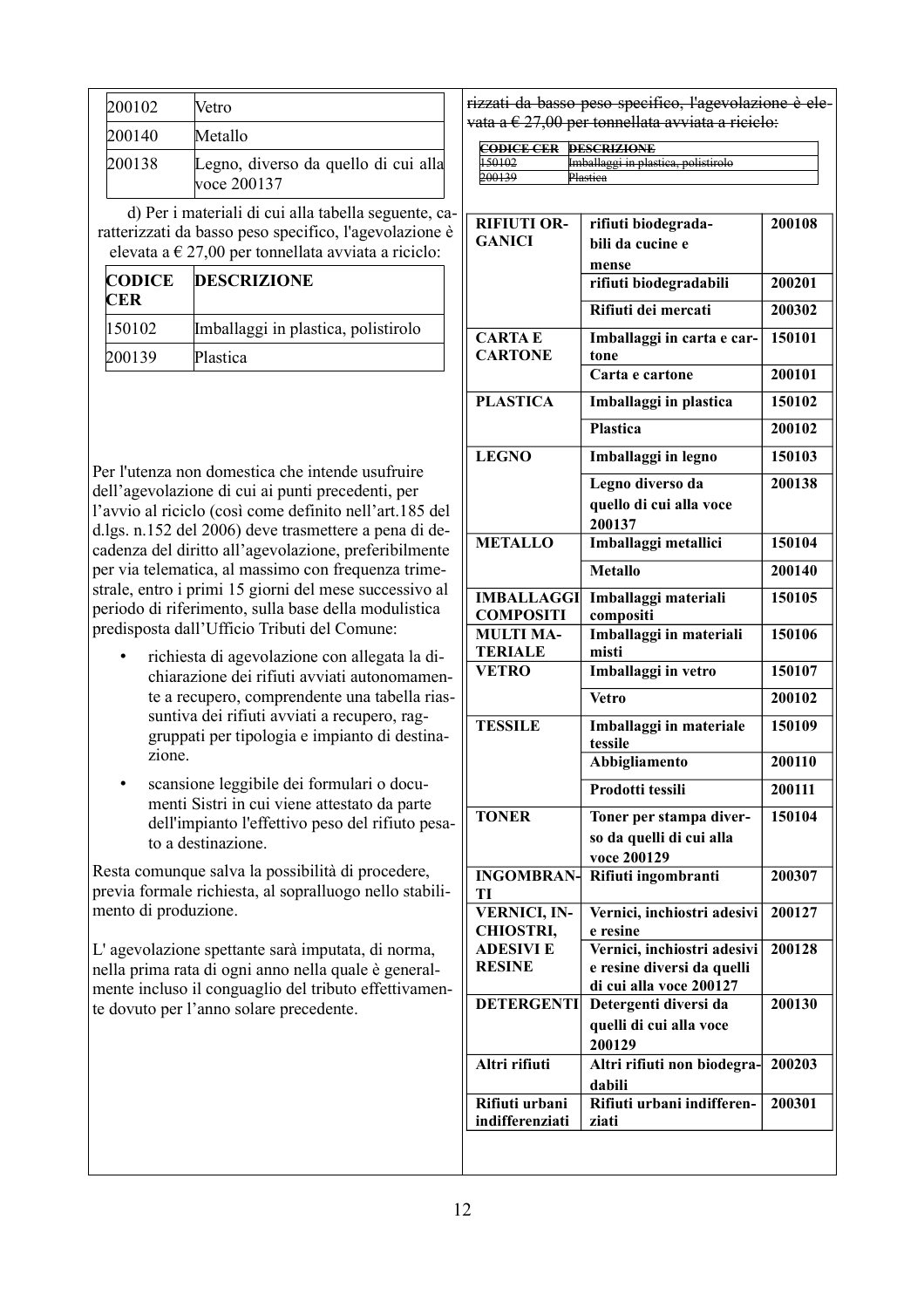| 200102 | Vetro |
|---|---|
| 200140 | Metallo |
| 200138 | Legno, diverso da quello di cui alla voce 200137 |

d) Per i materiali di cui alla tabella seguente, caratterizzati da basso peso specifico, l'agevolazione è elevata a € 27,00 per tonnellata avviata a riciclo:

| CODICE CER | DESCRIZIONE |
|---|---|
| 150102 | Imballaggi in plastica, polistirolo |
| 200139 | Plastica |

Per l'utenza non domestica che intende usufruire dell'agevolazione di cui ai punti precedenti, per l'avvio al riciclo (così come definito nell'art.185 del d.lgs. n.152 del 2006) deve trasmettere a pena di decadenza del diritto all'agevolazione, preferibilmente per via telematica, al massimo con frequenza trimestrale, entro i primi 15 giorni del mese successivo al periodo di riferimento, sulla base della modulistica predisposta dall'Ufficio Tributi del Comune:

- richiesta di agevolazione con allegata la dichiarazione dei rifiuti avviati autonomamente a recupero, comprendente una tabella riassuntiva dei rifiuti avviati a recupero, raggruppati per tipologia e impianto di destinazione.
- scansione leggibile dei formulari o documenti Sistri in cui viene attestato da parte dell'impianto l'effettivo peso del rifiuto pesato a destinazione.

Resta comunque salva la possibilità di procedere, previa formale richiesta, al sopralluogo nello stabilimento di produzione.

L' agevolazione spettante sarà imputata, di norma, nella prima rata di ogni anno nella quale è generalmente incluso il conguaglio del tributo effettivamente dovuto per l'anno solare precedente.

~~rizzati da basso peso specifico, l'agevolazione è elevata a € 27,00 per tonnellata avviata a riciclo:~~

| ~~CODICE CER~~ | ~~DESCRIZIONE~~ |
|---|---|
| ~~150102~~ | ~~Imballaggi in plastica, polistirolo~~ |
| ~~200139~~ | ~~Plastica~~ |

| | | |
|---|---|---|
| **RIFIUTI ORGANICI** | **rifiuti biodegradabili da cucine e mense** | **200108** |
| | **rifiuti biodegradabili** | **200201** |
| | **Rifiuti dei mercati** | **200302** |
| **CARTA E CARTONE** | **Imballaggi in carta e cartone** | **150101** |
| | **Carta e cartone** | **200101** |
| **PLASTICA** | **Imballaggi in plastica** | **150102** |
| | **Plastica** | **200102** |
| **LEGNO** | **Imballaggi in legno** | **150103** |
| | **Legno diverso da quello di cui alla voce 200137** | **200138** |
| **METALLO** | **Imballaggi metallici** | **150104** |
| | **Metallo** | **200140** |
| **IMBALLAGGI COMPOSITI** | **Imballaggi materiali compositi** | **150105** |
| **MULTI MATERIALE** | **Imballaggi in materiali misti** | **150106** |
| **VETRO** | **Imballaggi in vetro** | **150107** |
| | **Vetro** | **200102** |
| **TESSILE** | **Imballaggi in materiale tessile** | **150109** |
| | **Abbigliamento** | **200110** |
| | **Prodotti tessili** | **200111** |
| **TONER** | **Toner per stampa diverso da quelli di cui alla voce 200129** | **150104** |
| **INGOMBRANTI** | **Rifiuti ingombranti** | **200307** |
| **VERNICI, INCHIOSTRI, ADESIVI E RESINE** | **Vernici, inchiostri adesivi e resine** | **200127** |
| | **Vernici, inchiostri adesivi e resine diversi da quelli di cui alla voce 200127** | **200128** |
| **DETERGENTI** | **Detergenti diversi da quelli di cui alla voce 200129** | **200130** |
| **Altri rifiuti** | **Altri rifiuti non biodegradabili** | **200203** |
| **Rifiuti urbani indifferenziati** | **Rifiuti urbani indifferenziati** | **200301** |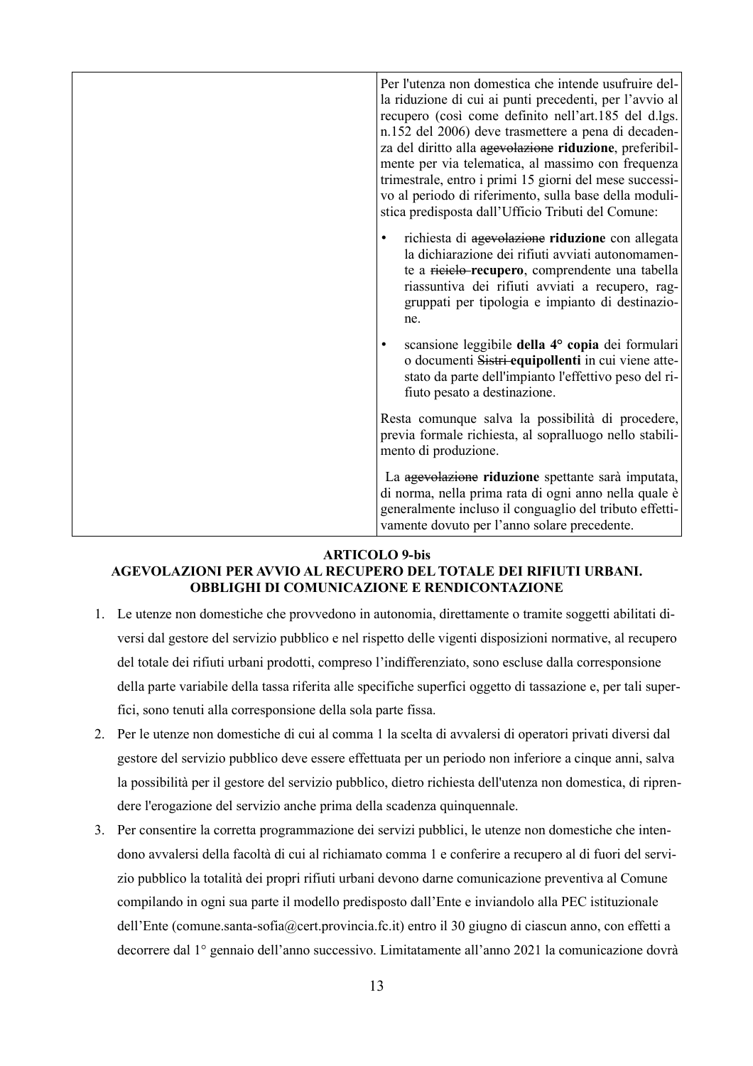| | Per l'utenza non domestica che intende usufruire della riduzione di cui ai punti precedenti, per l'avvio al recupero (così come definito nell'art.185 del d.lgs. n.152 del 2006) deve trasmettere a pena di decadenza del diritto alla ~~agevolazione~~ **riduzione**, preferibilmente per via telematica, al massimo con frequenza trimestrale, entro i primi 15 giorni del mese successivo al periodo di riferimento, sulla base della modulistica predisposta dall'Ufficio Tributi del Comune:<br>• richiesta di ~~agevolazione~~ **riduzione** con allegata la dichiarazione dei rifiuti avviati autonomamente a ~~riciclo~~ **recupero**, comprendente una tabella riassuntiva dei rifiuti avviati a recupero, raggruppati per tipologia e impianto di destinazione.<br>• scansione leggibile **della 4° copia** dei formulari o documenti ~~Sistri~~ **equipollenti** in cui viene attestato da parte dell'impianto l'effettivo peso del rifiuto pesato a destinazione.<br>Resta comunque salva la possibilità di procedere, previa formale richiesta, al sopralluogo nello stabilimento di produzione.<br>La ~~agevolazione~~ **riduzione** spettante sarà imputata, di norma, nella prima rata di ogni anno nella quale è generalmente incluso il conguaglio del tributo effettivamente dovuto per l'anno solare precedente. |
|---|---|

**ARTICOLO 9-bis**
**AGEVOLAZIONI PER AVVIO AL RECUPERO DEL TOTALE DEI RIFIUTI URBANI. OBBLIGHI DI COMUNICAZIONE E RENDICONTAZIONE**

1. Le utenze non domestiche che provvedono in autonomia, direttamente o tramite soggetti abilitati diversi dal gestore del servizio pubblico e nel rispetto delle vigenti disposizioni normative, al recupero del totale dei rifiuti urbani prodotti, compreso l'indifferenziato, sono escluse dalla corresponsione della parte variabile della tassa riferita alle specifiche superfici oggetto di tassazione e, per tali superfici, sono tenuti alla corresponsione della sola parte fissa.
2. Per le utenze non domestiche di cui al comma 1 la scelta di avvalersi di operatori privati diversi dal gestore del servizio pubblico deve essere effettuata per un periodo non inferiore a cinque anni, salva la possibilità per il gestore del servizio pubblico, dietro richiesta dell'utenza non domestica, di riprendere l'erogazione del servizio anche prima della scadenza quinquennale.
3. Per consentire la corretta programmazione dei servizi pubblici, le utenze non domestiche che intendono avvalersi della facoltà di cui al richiamato comma 1 e conferire a recupero al di fuori del servizio pubblico la totalità dei propri rifiuti urbani devono darne comunicazione preventiva al Comune compilando in ogni sua parte il modello predisposto dall'Ente e inviandolo alla PEC istituzionale dell'Ente (comune.santa-sofia@cert.provincia.fc.it) entro il 30 giugno di ciascun anno, con effetti a decorrere dal 1° gennaio dell'anno successivo. Limitatamente all'anno 2021 la comunicazione dovrà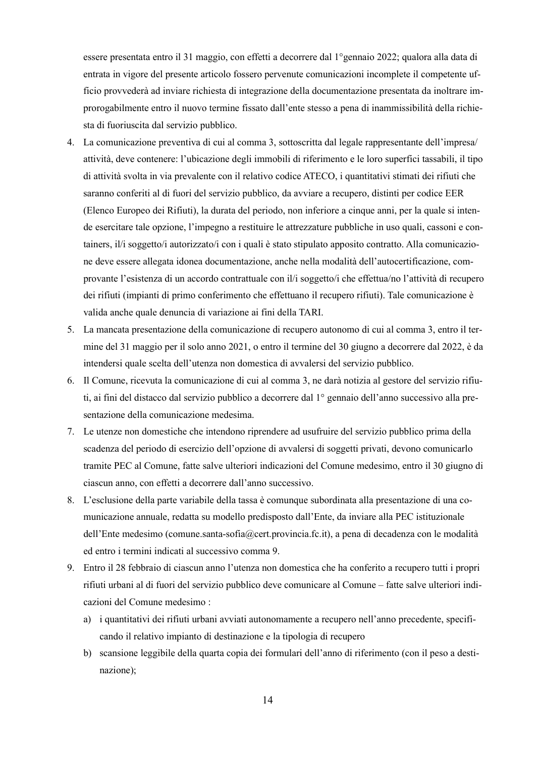essere presentata entro il 31 maggio, con effetti a decorrere dal 1°gennaio 2022; qualora alla data di entrata in vigore del presente articolo fossero pervenute comunicazioni incomplete il competente ufficio provvederà ad inviare richiesta di integrazione della documentazione presentata da inoltrare improrogabilmente entro il nuovo termine fissato dall'ente stesso a pena di inammissibilità della richiesta di fuoriuscita dal servizio pubblico.

4. La comunicazione preventiva di cui al comma 3, sottoscritta dal legale rappresentante dell'impresa/attività, deve contenere: l'ubicazione degli immobili di riferimento e le loro superfici tassabili, il tipo di attività svolta in via prevalente con il relativo codice ATECO, i quantitativi stimati dei rifiuti che saranno conferiti al di fuori del servizio pubblico, da avviare a recupero, distinti per codice EER (Elenco Europeo dei Rifiuti), la durata del periodo, non inferiore a cinque anni, per la quale si intende esercitare tale opzione, l'impegno a restituire le attrezzature pubbliche in uso quali, cassoni e containers, il/i soggetto/i autorizzato/i con i quali è stato stipulato apposito contratto. Alla comunicazione deve essere allegata idonea documentazione, anche nella modalità dell'autocertificazione, comprovante l'esistenza di un accordo contrattuale con il/i soggetto/i che effettua/no l'attività di recupero dei rifiuti (impianti di primo conferimento che effettuano il recupero rifiuti). Tale comunicazione è valida anche quale denuncia di variazione ai fini della TARI.
5. La mancata presentazione della comunicazione di recupero autonomo di cui al comma 3, entro il termine del 31 maggio per il solo anno 2021, o entro il termine del 30 giugno a decorrere dal 2022, è da intendersi quale scelta dell'utenza non domestica di avvalersi del servizio pubblico.
6. Il Comune, ricevuta la comunicazione di cui al comma 3, ne darà notizia al gestore del servizio rifiuti, ai fini del distacco dal servizio pubblico a decorrere dal 1° gennaio dell'anno successivo alla presentazione della comunicazione medesima.
7. Le utenze non domestiche che intendono riprendere ad usufruire del servizio pubblico prima della scadenza del periodo di esercizio dell'opzione di avvalersi di soggetti privati, devono comunicarlo tramite PEC al Comune, fatte salve ulteriori indicazioni del Comune medesimo, entro il 30 giugno di ciascun anno, con effetti a decorrere dall'anno successivo.
8. L'esclusione della parte variabile della tassa è comunque subordinata alla presentazione di una comunicazione annuale, redatta su modello predisposto dall'Ente, da inviare alla PEC istituzionale dell'Ente medesimo (comune.santa-sofia@cert.provincia.fc.it), a pena di decadenza con le modalità ed entro i termini indicati al successivo comma 9.
9. Entro il 28 febbraio di ciascun anno l'utenza non domestica che ha conferito a recupero tutti i propri rifiuti urbani al di fuori del servizio pubblico deve comunicare al Comune – fatte salve ulteriori indicazioni del Comune medesimo :
   a) i quantitativi dei rifiuti urbani avviati autonomamente a recupero nell'anno precedente, specificando il relativo impianto di destinazione e la tipologia di recupero
   b) scansione leggibile della quarta copia dei formulari dell'anno di riferimento (con il peso a destinazione);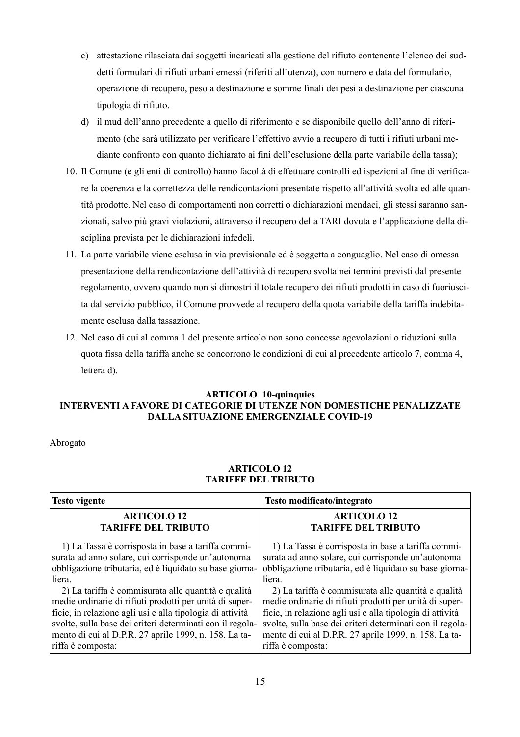c) attestazione rilasciata dai soggetti incaricati alla gestione del rifiuto contenente l'elenco dei suddetti formulari di rifiuti urbani emessi (riferiti all'utenza), con numero e data del formulario, operazione di recupero, peso a destinazione e somme finali dei pesi a destinazione per ciascuna tipologia di rifiuto.

d) il mud dell'anno precedente a quello di riferimento e se disponibile quello dell'anno di riferimento (che sarà utilizzato per verificare l'effettivo avvio a recupero di tutti i rifiuti urbani mediante confronto con quanto dichiarato ai fini dell'esclusione della parte variabile della tassa);

10. Il Comune (e gli enti di controllo) hanno facoltà di effettuare controlli ed ispezioni al fine di verificare la coerenza e la correttezza delle rendicontazioni presentate rispetto all'attività svolta ed alle quantità prodotte. Nel caso di comportamenti non corretti o dichiarazioni mendaci, gli stessi saranno sanzionati, salvo più gravi violazioni, attraverso il recupero della TARI dovuta e l'applicazione della disciplina prevista per le dichiarazioni infedeli.

11. La parte variabile viene esclusa in via previsionale ed è soggetta a conguaglio. Nel caso di omessa presentazione della rendicontazione dell'attività di recupero svolta nei termini previsti dal presente regolamento, ovvero quando non si dimostri il totale recupero dei rifiuti prodotti in caso di fuoriuscita dal servizio pubblico, il Comune provvede al recupero della quota variabile della tariffa indebitamente esclusa dalla tassazione.

12. Nel caso di cui al comma 1 del presente articolo non sono concesse agevolazioni o riduzioni sulla quota fissa della tariffa anche se concorrono le condizioni di cui al precedente articolo 7, comma 4, lettera d).

### ARTICOLO 10-quinquies
### INTERVENTI A FAVORE DI CATEGORIE DI UTENZE NON DOMESTICHE PENALIZZATE DALLA SITUAZIONE EMERGENZIALE COVID-19

Abrogato

### ARTICOLO 12
### TARIFFE DEL TRIBUTO

| **Testo vigente** | **Testo modificato/integrato** |
|---|---|
| **ARTICOLO 12**<br>**TARIFFE DEL TRIBUTO**<br><br>1) La Tassa è corrisposta in base a tariffa commisurata ad anno solare, cui corrisponde un'autonoma obbligazione tributaria, ed è liquidato su base giornaliera.<br>2) La tariffa è commisurata alle quantità e qualità medie ordinarie di rifiuti prodotti per unità di superficie, in relazione agli usi e alla tipologia di attività svolte, sulla base dei criteri determinati con il regolamento di cui al D.P.R. 27 aprile 1999, n. 158. La tariffa è composta: | **ARTICOLO 12**<br>**TARIFFE DEL TRIBUTO**<br><br>1) La Tassa è corrisposta in base a tariffa commisurata ad anno solare, cui corrisponde un'autonoma obbligazione tributaria, ed è liquidato su base giornaliera.<br>2) La tariffa è commisurata alle quantità e qualità medie ordinarie di rifiuti prodotti per unità di superficie, in relazione agli usi e alla tipologia di attività svolte, sulla base dei criteri determinati con il regolamento di cui al D.P.R. 27 aprile 1999, n. 158. La tariffa è composta: |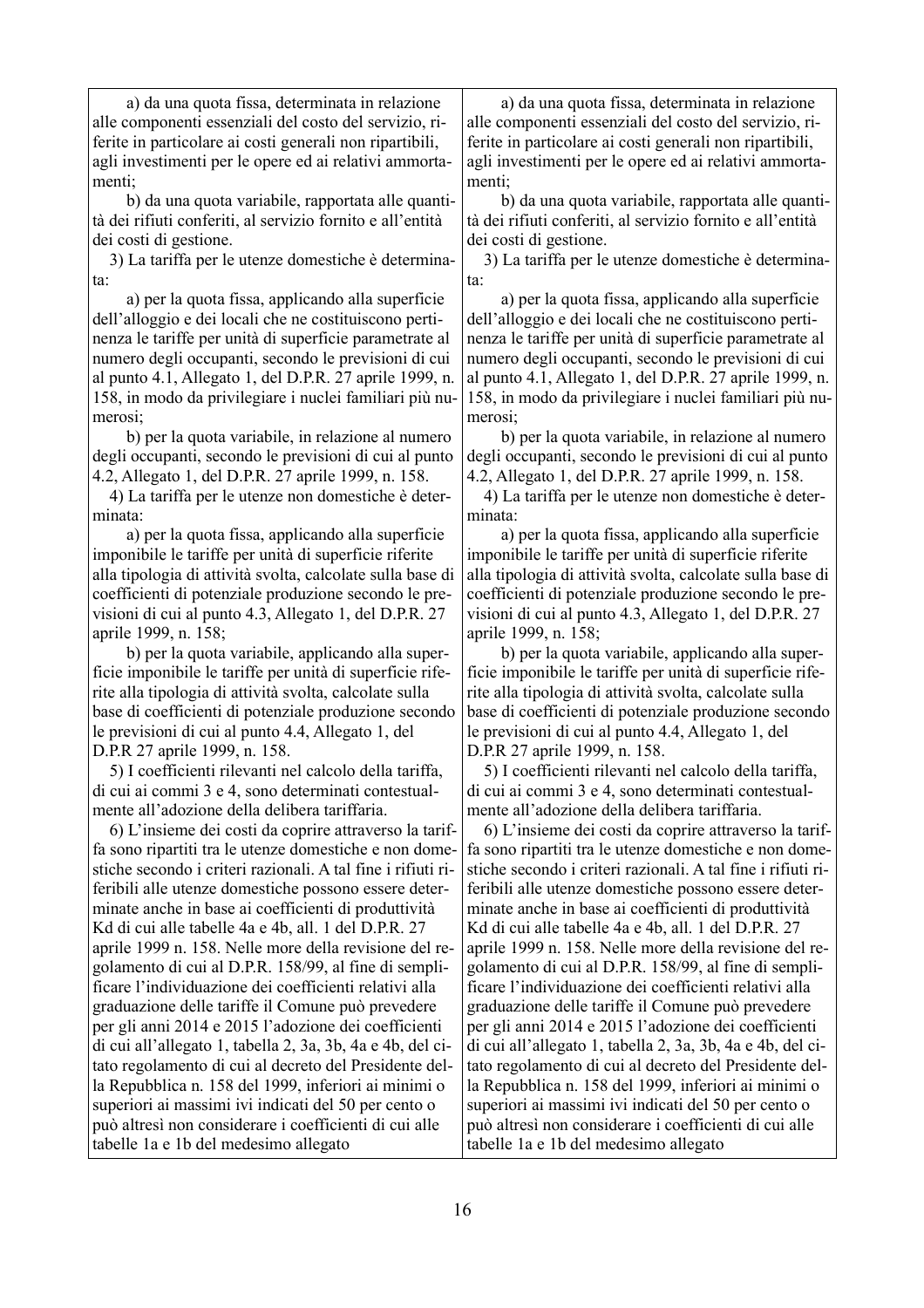| | |
|---|---|
| a) da una quota fissa, determinata in relazione alle componenti essenziali del costo del servizio, riferite in particolare ai costi generali non ripartibili, agli investimenti per le opere ed ai relativi ammortamenti;<br>b) da una quota variabile, rapportata alle quantità dei rifiuti conferiti, al servizio fornito e all'entità dei costi di gestione.<br>3) La tariffa per le utenze domestiche è determinata:<br>a) per la quota fissa, applicando alla superficie dell'alloggio e dei locali che ne costituiscono pertinenza le tariffe per unità di superficie parametrate al numero degli occupanti, secondo le previsioni di cui al punto 4.1, Allegato 1, del D.P.R. 27 aprile 1999, n. 158, in modo da privilegiare i nuclei familiari più numerosi;<br>b) per la quota variabile, in relazione al numero degli occupanti, secondo le previsioni di cui al punto 4.2, Allegato 1, del D.P.R. 27 aprile 1999, n. 158.<br>4) La tariffa per le utenze non domestiche è determinata:<br>a) per la quota fissa, applicando alla superficie imponibile le tariffe per unità di superficie riferite alla tipologia di attività svolta, calcolate sulla base di coefficienti di potenziale produzione secondo le previsioni di cui al punto 4.3, Allegato 1, del D.P.R. 27 aprile 1999, n. 158;<br>b) per la quota variabile, applicando alla superficie imponibile le tariffe per unità di superficie riferite alla tipologia di attività svolta, calcolate sulla base di coefficienti di potenziale produzione secondo le previsioni di cui al punto 4.4, Allegato 1, del D.P.R 27 aprile 1999, n. 158.<br>5) I coefficienti rilevanti nel calcolo della tariffa, di cui ai commi 3 e 4, sono determinati contestualmente all'adozione della delibera tariffaria.<br>6) L'insieme dei costi da coprire attraverso la tariffa sono ripartiti tra le utenze domestiche e non domestiche secondo i criteri razionali. A tal fine i rifiuti riferibili alle utenze domestiche possono essere determinate anche in base ai coefficienti di produttività Kd di cui alle tabelle 4a e 4b, all. 1 del D.P.R. 27 aprile 1999 n. 158. Nelle more della revisione del regolamento di cui al D.P.R. 158/99, al fine di semplificare l'individuazione dei coefficienti relativi alla graduazione delle tariffe il Comune può prevedere per gli anni 2014 e 2015 l'adozione dei coefficienti di cui all'allegato 1, tabella 2, 3a, 3b, 4a e 4b, del citato regolamento di cui al decreto del Presidente della Repubblica n. 158 del 1999, inferiori ai minimi o superiori ai massimi ivi indicati del 50 per cento o può altresì non considerare i coefficienti di cui alle tabelle 1a e 1b del medesimo allegato | a) da una quota fissa, determinata in relazione alle componenti essenziali del costo del servizio, riferite in particolare ai costi generali non ripartibili, agli investimenti per le opere ed ai relativi ammortamenti;<br>b) da una quota variabile, rapportata alle quantità dei rifiuti conferiti, al servizio fornito e all'entità dei costi di gestione.<br>3) La tariffa per le utenze domestiche è determinata:<br>a) per la quota fissa, applicando alla superficie dell'alloggio e dei locali che ne costituiscono pertinenza le tariffe per unità di superficie parametrate al numero degli occupanti, secondo le previsioni di cui al punto 4.1, Allegato 1, del D.P.R. 27 aprile 1999, n. 158, in modo da privilegiare i nuclei familiari più numerosi;<br>b) per la quota variabile, in relazione al numero degli occupanti, secondo le previsioni di cui al punto 4.2, Allegato 1, del D.P.R. 27 aprile 1999, n. 158.<br>4) La tariffa per le utenze non domestiche è determinata:<br>a) per la quota fissa, applicando alla superficie imponibile le tariffe per unità di superficie riferite alla tipologia di attività svolta, calcolate sulla base di coefficienti di potenziale produzione secondo le previsioni di cui al punto 4.3, Allegato 1, del D.P.R. 27 aprile 1999, n. 158;<br>b) per la quota variabile, applicando alla superficie imponibile le tariffe per unità di superficie riferite alla tipologia di attività svolta, calcolate sulla base di coefficienti di potenziale produzione secondo le previsioni di cui al punto 4.4, Allegato 1, del D.P.R 27 aprile 1999, n. 158.<br>5) I coefficienti rilevanti nel calcolo della tariffa, di cui ai commi 3 e 4, sono determinati contestualmente all'adozione della delibera tariffaria.<br>6) L'insieme dei costi da coprire attraverso la tariffa sono ripartiti tra le utenze domestiche e non domestiche secondo i criteri razionali. A tal fine i rifiuti riferibili alle utenze domestiche possono essere determinate anche in base ai coefficienti di produttività Kd di cui alle tabelle 4a e 4b, all. 1 del D.P.R. 27 aprile 1999 n. 158. Nelle more della revisione del regolamento di cui al D.P.R. 158/99, al fine di semplificare l'individuazione dei coefficienti relativi alla graduazione delle tariffe il Comune può prevedere per gli anni 2014 e 2015 l'adozione dei coefficienti di cui all'allegato 1, tabella 2, 3a, 3b, 4a e 4b, del citato regolamento di cui al decreto del Presidente della Repubblica n. 158 del 1999, inferiori ai minimi o superiori ai massimi ivi indicati del 50 per cento o può altresì non considerare i coefficienti di cui alle tabelle 1a e 1b del medesimo allegato |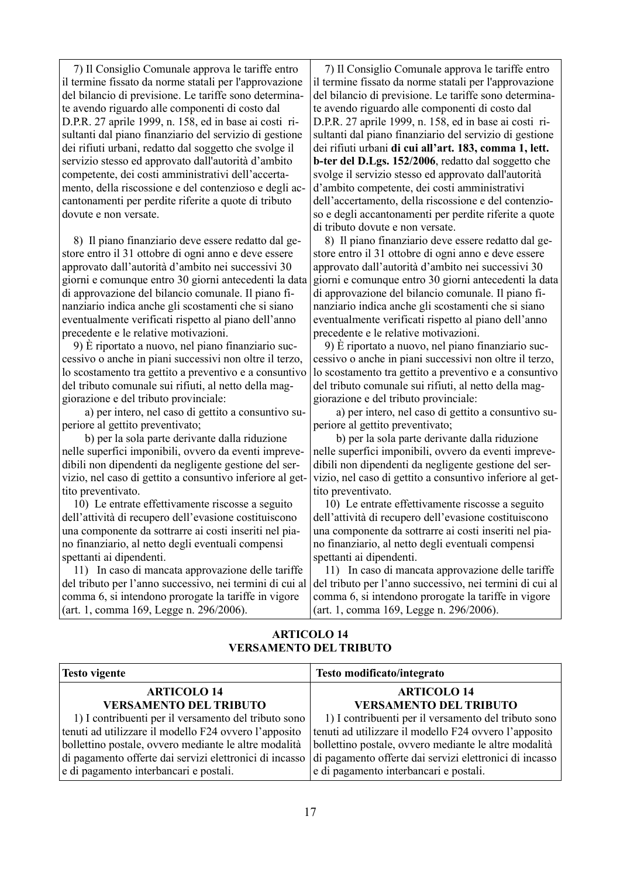| | |
|---|---|
| 7) Il Consiglio Comunale approva le tariffe entro il termine fissato da norme statali per l'approvazione del bilancio di previsione. Le tariffe sono determinate avendo riguardo alle componenti di costo dal D.P.R. 27 aprile 1999, n. 158, ed in base ai costi risultanti dal piano finanziario del servizio di gestione dei rifiuti urbani, redatto dal soggetto che svolge il servizio stesso ed approvato dall'autorità d'ambito competente, dei costi amministrativi dell'accertamento, della riscossione e del contenzioso e degli accantonamenti per perdite riferite a quote di tributo dovute e non versate.<br><br>8) Il piano finanziario deve essere redatto dal gestore entro il 31 ottobre di ogni anno e deve essere approvato dall'autorità d'ambito nei successivi 30 giorni e comunque entro 30 giorni antecedenti la data di approvazione del bilancio comunale. Il piano finanziario indica anche gli scostamenti che si siano eventualmente verificati rispetto al piano dell'anno precedente e le relative motivazioni.<br>9) È riportato a nuovo, nel piano finanziario successivo o anche in piani successivi non oltre il terzo, lo scostamento tra gettito a preventivo e a consuntivo del tributo comunale sui rifiuti, al netto della maggiorazione e del tributo provinciale:<br>a) per intero, nel caso di gettito a consuntivo superiore al gettito preventivato;<br>b) per la sola parte derivante dalla riduzione nelle superfici imponibili, ovvero da eventi imprevedibili non dipendenti da negligente gestione del servizio, nel caso di gettito a consuntivo inferiore al gettito preventivato.<br>10) Le entrate effettivamente riscosse a seguito dell'attività di recupero dell'evasione costituiscono una componente da sottrarre ai costi inseriti nel piano finanziario, al netto degli eventuali compensi spettanti ai dipendenti.<br>11) In caso di mancata approvazione delle tariffe del tributo per l'anno successivo, nei termini di cui al comma 6, si intendono prorogate la tariffe in vigore (art. 1, comma 169, Legge n. 296/2006). | 7) Il Consiglio Comunale approva le tariffe entro il termine fissato da norme statali per l'approvazione del bilancio di previsione. Le tariffe sono determinate avendo riguardo alle componenti di costo dal D.P.R. 27 aprile 1999, n. 158, ed in base ai costi risultanti dal piano finanziario del servizio di gestione dei rifiuti urbani **di cui all'art. 183, comma 1, lett. b-ter del D.Lgs. 152/2006**, redatto dal soggetto che svolge il servizio stesso ed approvato dall'autorità d'ambito competente, dei costi amministrativi dell'accertamento, della riscossione e del contenzioso e degli accantonamenti per perdite riferite a quote di tributo dovute e non versate.<br>8) Il piano finanziario deve essere redatto dal gestore entro il 31 ottobre di ogni anno e deve essere approvato dall'autorità d'ambito nei successivi 30 giorni e comunque entro 30 giorni antecedenti la data di approvazione del bilancio comunale. Il piano finanziario indica anche gli scostamenti che si siano eventualmente verificati rispetto al piano dell'anno precedente e le relative motivazioni.<br>9) È riportato a nuovo, nel piano finanziario successivo o anche in piani successivi non oltre il terzo, lo scostamento tra gettito a preventivo e a consuntivo del tributo comunale sui rifiuti, al netto della maggiorazione e del tributo provinciale:<br>a) per intero, nel caso di gettito a consuntivo superiore al gettito preventivato;<br>b) per la sola parte derivante dalla riduzione nelle superfici imponibili, ovvero da eventi imprevedibili non dipendenti da negligente gestione del servizio, nel caso di gettito a consuntivo inferiore al gettito preventivato.<br>10) Le entrate effettivamente riscosse a seguito dell'attività di recupero dell'evasione costituiscono una componente da sottrarre ai costi inseriti nel piano finanziario, al netto degli eventuali compensi spettanti ai dipendenti.<br>11) In caso di mancata approvazione delle tariffe del tributo per l'anno successivo, nei termini di cui al comma 6, si intendono prorogate la tariffe in vigore (art. 1, comma 169, Legge n. 296/2006). |

## ARTICOLO 14
## VERSAMENTO DEL TRIBUTO

| Testo vigente | Testo modificato/integrato |
|---|---|
| **ARTICOLO 14**<br>**VERSAMENTO DEL TRIBUTO**<br>1) I contribuenti per il versamento del tributo sono tenuti ad utilizzare il modello F24 ovvero l'apposito bollettino postale, ovvero mediante le altre modalità di pagamento offerte dai servizi elettronici di incasso e di pagamento interbancari e postali. | **ARTICOLO 14**<br>**VERSAMENTO DEL TRIBUTO**<br>1) I contribuenti per il versamento del tributo sono tenuti ad utilizzare il modello F24 ovvero l'apposito bollettino postale, ovvero mediante le altre modalità di pagamento offerte dai servizi elettronici di incasso e di pagamento interbancari e postali. |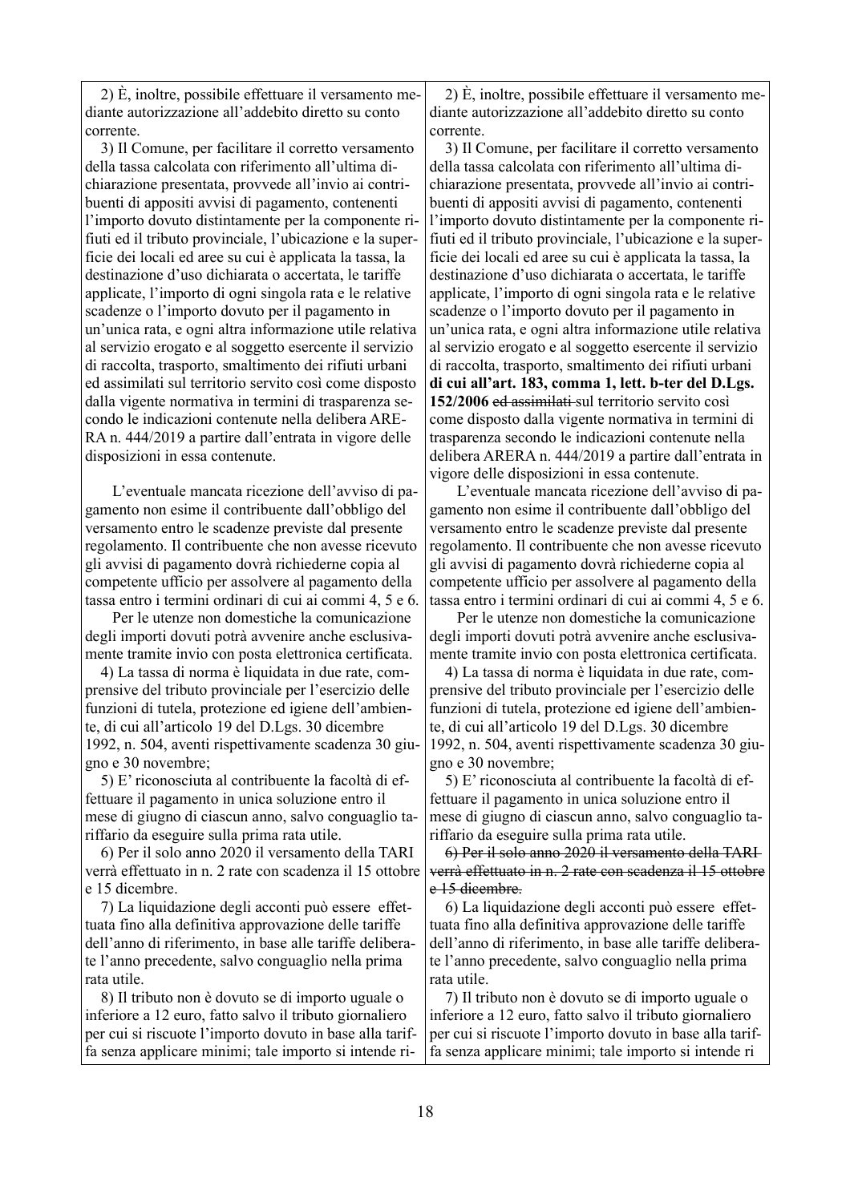| | |
|---|---|
| 2) È, inoltre, possibile effettuare il versamento mediante autorizzazione all'addebito diretto su conto corrente. | 2) È, inoltre, possibile effettuare il versamento mediante autorizzazione all'addebito diretto su conto corrente. |
| 3) Il Comune, per facilitare il corretto versamento della tassa calcolata con riferimento all'ultima dichiarazione presentata, provvede all'invio ai contribuenti di appositi avvisi di pagamento, contenenti l'importo dovuto distintamente per la componente rifiuti ed il tributo provinciale, l'ubicazione e la superficie dei locali ed aree su cui è applicata la tassa, la destinazione d'uso dichiarata o accertata, le tariffe applicate, l'importo di ogni singola rata e le relative scadenze o l'importo dovuto per il pagamento in un'unica rata, e ogni altra informazione utile relativa al servizio erogato e al soggetto esercente il servizio di raccolta, trasporto, smaltimento dei rifiuti urbani ed assimilati sul territorio servito così come disposto dalla vigente normativa in termini di trasparenza secondo le indicazioni contenute nella delibera ARERA n. 444/2019 a partire dall'entrata in vigore delle disposizioni in essa contenute. | 3) Il Comune, per facilitare il corretto versamento della tassa calcolata con riferimento all'ultima dichiarazione presentata, provvede all'invio ai contribuenti di appositi avvisi di pagamento, contenenti l'importo dovuto distintamente per la componente rifiuti ed il tributo provinciale, l'ubicazione e la superficie dei locali ed aree su cui è applicata la tassa, la destinazione d'uso dichiarata o accertata, le tariffe applicate, l'importo di ogni singola rata e le relative scadenze o l'importo dovuto per il pagamento in un'unica rata, e ogni altra informazione utile relativa al servizio erogato e al soggetto esercente il servizio di raccolta, trasporto, smaltimento dei rifiuti urbani **di cui all'art. 183, comma 1, lett. b-ter del D.Lgs. 152/2006** ~~ed assimilati~~ sul territorio servito così come disposto dalla vigente normativa in termini di trasparenza secondo le indicazioni contenute nella delibera ARERA n. 444/2019 a partire dall'entrata in vigore delle disposizioni in essa contenute. |
| L'eventuale mancata ricezione dell'avviso di pagamento non esime il contribuente dall'obbligo del versamento entro le scadenze previste dal presente regolamento. Il contribuente che non avesse ricevuto gli avvisi di pagamento dovrà richiederne copia al competente ufficio per assolvere al pagamento della tassa entro i termini ordinari di cui ai commi 4, 5 e 6. | L'eventuale mancata ricezione dell'avviso di pagamento non esime il contribuente dall'obbligo del versamento entro le scadenze previste dal presente regolamento. Il contribuente che non avesse ricevuto gli avvisi di pagamento dovrà richiederne copia al competente ufficio per assolvere al pagamento della tassa entro i termini ordinari di cui ai commi 4, 5 e 6. |
| Per le utenze non domestiche la comunicazione degli importi dovuti potrà avvenire anche esclusivamente tramite invio con posta elettronica certificata. | Per le utenze non domestiche la comunicazione degli importi dovuti potrà avvenire anche esclusivamente tramite invio con posta elettronica certificata. |
| 4) La tassa di norma è liquidata in due rate, comprensive del tributo provinciale per l'esercizio delle funzioni di tutela, protezione ed igiene dell'ambiente, di cui all'articolo 19 del D.Lgs. 30 dicembre 1992, n. 504, aventi rispettivamente scadenza 30 giugno e 30 novembre; | 4) La tassa di norma è liquidata in due rate, comprensive del tributo provinciale per l'esercizio delle funzioni di tutela, protezione ed igiene dell'ambiente, di cui all'articolo 19 del D.Lgs. 30 dicembre 1992, n. 504, aventi rispettivamente scadenza 30 giugno e 30 novembre; |
| 5) E' riconosciuta al contribuente la facoltà di effettuare il pagamento in unica soluzione entro il mese di giugno di ciascun anno, salvo conguaglio tariffario da eseguire sulla prima rata utile. | 5) E' riconosciuta al contribuente la facoltà di effettuare il pagamento in unica soluzione entro il mese di giugno di ciascun anno, salvo conguaglio tariffario da eseguire sulla prima rata utile. |
| 6) Per il solo anno 2020 il versamento della TARI verrà effettuato in n. 2 rate con scadenza il 15 ottobre e 15 dicembre. | ~~6) Per il solo anno 2020 il versamento della TARI verrà effettuato in n. 2 rate con scadenza il 15 ottobre e 15 dicembre.~~ |
| 7) La liquidazione degli acconti può essere effettuata fino alla definitiva approvazione delle tariffe dell'anno di riferimento, in base alle tariffe deliberate l'anno precedente, salvo conguaglio nella prima rata utile. | 6) La liquidazione degli acconti può essere effettuata fino alla definitiva approvazione delle tariffe dell'anno di riferimento, in base alle tariffe deliberate l'anno precedente, salvo conguaglio nella prima rata utile. |
| 8) Il tributo non è dovuto se di importo uguale o inferiore a 12 euro, fatto salvo il tributo giornaliero per cui si riscuote l'importo dovuto in base alla tariffa senza applicare minimi; tale importo si intende ri- | 7) Il tributo non è dovuto se di importo uguale o inferiore a 12 euro, fatto salvo il tributo giornaliero per cui si riscuote l'importo dovuto in base alla tariffa senza applicare minimi; tale importo si intende ri |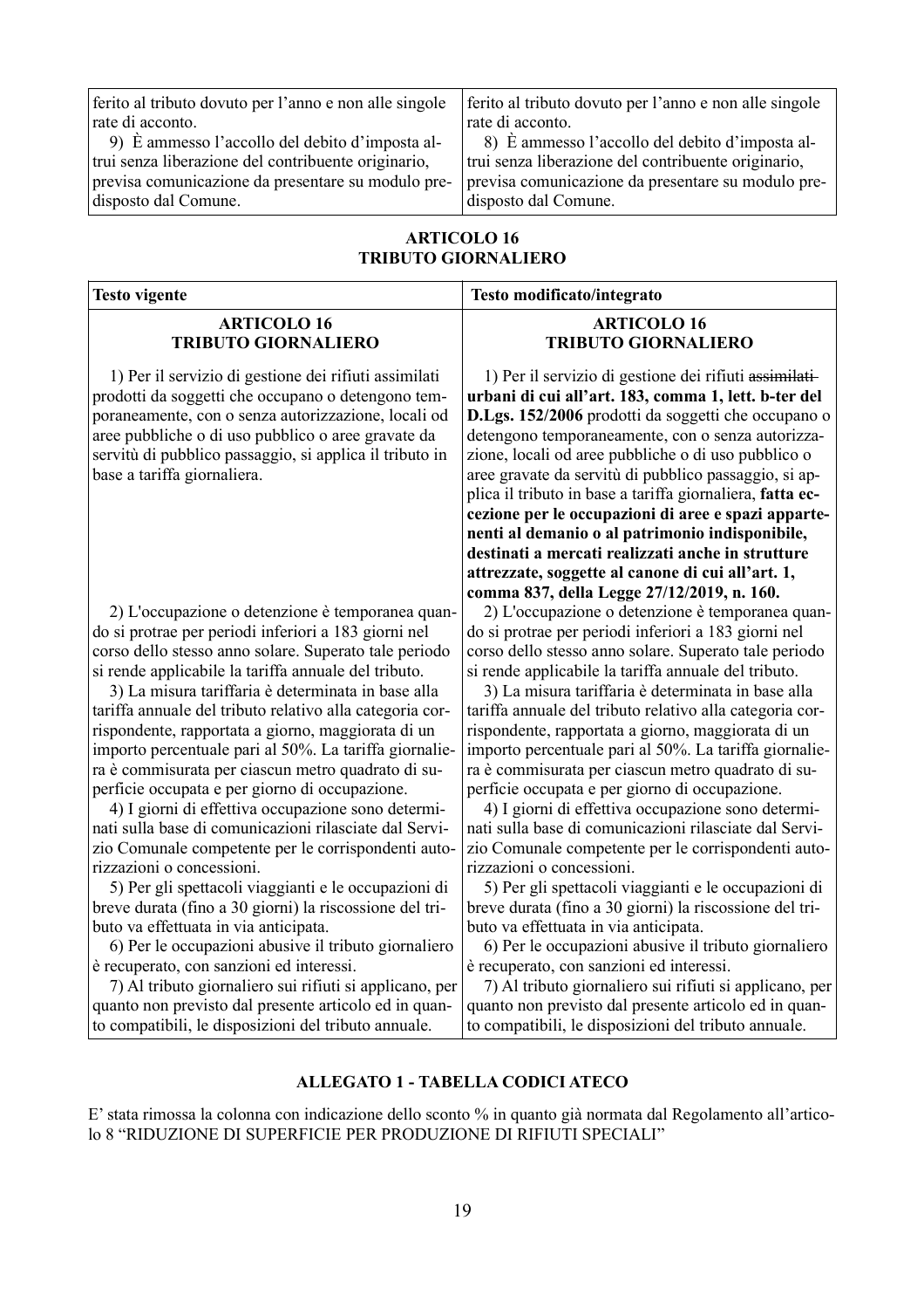| | |
|---|---|
| ferito al tributo dovuto per l'anno e non alle singole rate di acconto.<br>9) È ammesso l'accollo del debito d'imposta altrui senza liberazione del contribuente originario, previsa comunicazione da presentare su modulo predisposto dal Comune. | ferito al tributo dovuto per l'anno e non alle singole rate di acconto.<br>8) È ammesso l'accollo del debito d'imposta altrui senza liberazione del contribuente originario, previsa comunicazione da presentare su modulo predisposto dal Comune. |

## ARTICOLO 16
## TRIBUTO GIORNALIERO

| Testo vigente | Testo modificato/integrato |
|---|---|
| **ARTICOLO 16**<br>**TRIBUTO GIORNALIERO** | **ARTICOLO 16**<br>**TRIBUTO GIORNALIERO** |
| 1) Per il servizio di gestione dei rifiuti assimilati prodotti da soggetti che occupano o detengono temporaneamente, con o senza autorizzazione, locali od aree pubbliche o di uso pubblico o aree gravate da servitù di pubblico passaggio, si applica il tributo in base a tariffa giornaliera. | 1) Per il servizio di gestione dei rifiuti ~~assimilati~~ **urbani di cui all'art. 183, comma 1, lett. b-ter del D.Lgs. 152/2006** prodotti da soggetti che occupano o detengono temporaneamente, con o senza autorizzazione, locali od aree pubbliche o di uso pubblico o aree gravate da servitù di pubblico passaggio, si applica il tributo in base a tariffa giornaliera, **fatta eccezione per le occupazioni di aree e spazi appartenenti al demanio o al patrimonio indisponibile, destinati a mercati realizzati anche in strutture attrezzate, soggette al canone di cui all'art. 1, comma 837, della Legge 27/12/2019, n. 160.** |
| 2) L'occupazione o detenzione è temporanea quando si protrae per periodi inferiori a 183 giorni nel corso dello stesso anno solare. Superato tale periodo si rende applicabile la tariffa annuale del tributo.<br>3) La misura tariffaria è determinata in base alla tariffa annuale del tributo relativo alla categoria corrispondente, rapportata a giorno, maggiorata di un importo percentuale pari al 50%. La tariffa giornaliera è commisurata per ciascun metro quadrato di superficie occupata e per giorno di occupazione.<br>4) I giorni di effettiva occupazione sono determinati sulla base di comunicazioni rilasciate dal Servizio Comunale competente per le corrispondenti autorizzazioni o concessioni.<br>5) Per gli spettacoli viaggianti e le occupazioni di breve durata (fino a 30 giorni) la riscossione del tributo va effettuata in via anticipata.<br>6) Per le occupazioni abusive il tributo giornaliero è recuperato, con sanzioni ed interessi.<br>7) Al tributo giornaliero sui rifiuti si applicano, per quanto non previsto dal presente articolo ed in quanto compatibili, le disposizioni del tributo annuale. | 2) L'occupazione o detenzione è temporanea quando si protrae per periodi inferiori a 183 giorni nel corso dello stesso anno solare. Superato tale periodo si rende applicabile la tariffa annuale del tributo.<br>3) La misura tariffaria è determinata in base alla tariffa annuale del tributo relativo alla categoria corrispondente, rapportata a giorno, maggiorata di un importo percentuale pari al 50%. La tariffa giornaliera è commisurata per ciascun metro quadrato di superficie occupata e per giorno di occupazione.<br>4) I giorni di effettiva occupazione sono determinati sulla base di comunicazioni rilasciate dal Servizio Comunale competente per le corrispondenti autorizzazioni o concessioni.<br>5) Per gli spettacoli viaggianti e le occupazioni di breve durata (fino a 30 giorni) la riscossione del tributo va effettuata in via anticipata.<br>6) Per le occupazioni abusive il tributo giornaliero è recuperato, con sanzioni ed interessi.<br>7) Al tributo giornaliero sui rifiuti si applicano, per quanto non previsto dal presente articolo ed in quanto compatibili, le disposizioni del tributo annuale. |

## ALLEGATO 1 - TABELLA CODICI ATECO

E' stata rimossa la colonna con indicazione dello sconto % in quanto già normata dal Regolamento all'articolo 8 "RIDUZIONE DI SUPERFICIE PER PRODUZIONE DI RIFIUTI SPECIALI"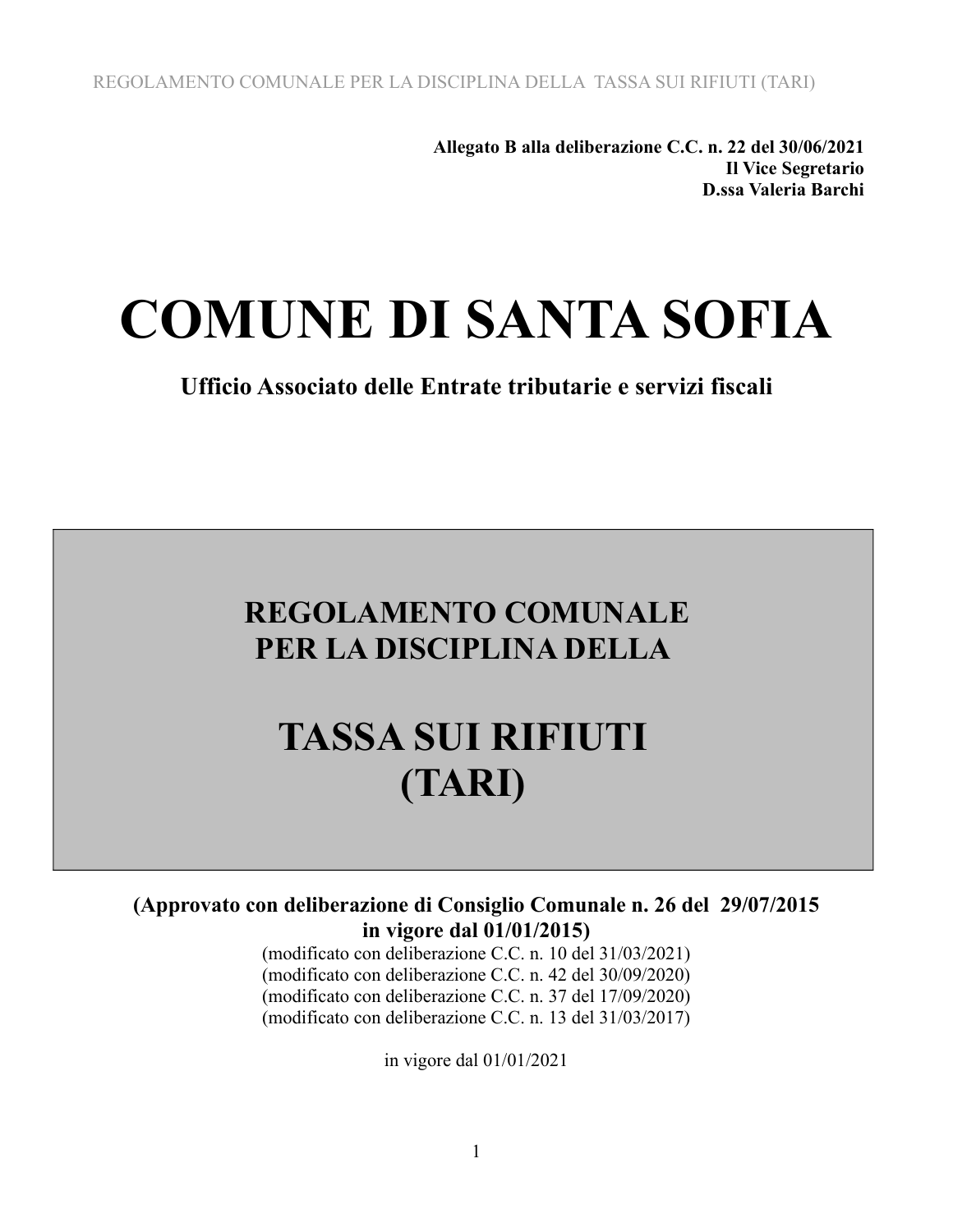**Allegato B alla deliberazione C.C. n. 22 del 30/06/2021**
**Il Vice Segretario**
**D.ssa Valeria Barchi**

# COMUNE DI SANTA SOFIA

**Ufficio Associato delle Entrate tributarie e servizi fiscali**

## REGOLAMENTO COMUNALE PER LA DISCIPLINA DELLA

## TASSA SUI RIFIUTI (TARI)

**(Approvato con deliberazione di Consiglio Comunale n. 26 del 29/07/2015 in vigore dal 01/01/2015)**

(modificato con deliberazione C.C. n. 10 del 31/03/2021)
(modificato con deliberazione C.C. n. 42 del 30/09/2020)
(modificato con deliberazione C.C. n. 37 del 17/09/2020)
(modificato con deliberazione C.C. n. 13 del 31/03/2017)

in vigore dal 01/01/2021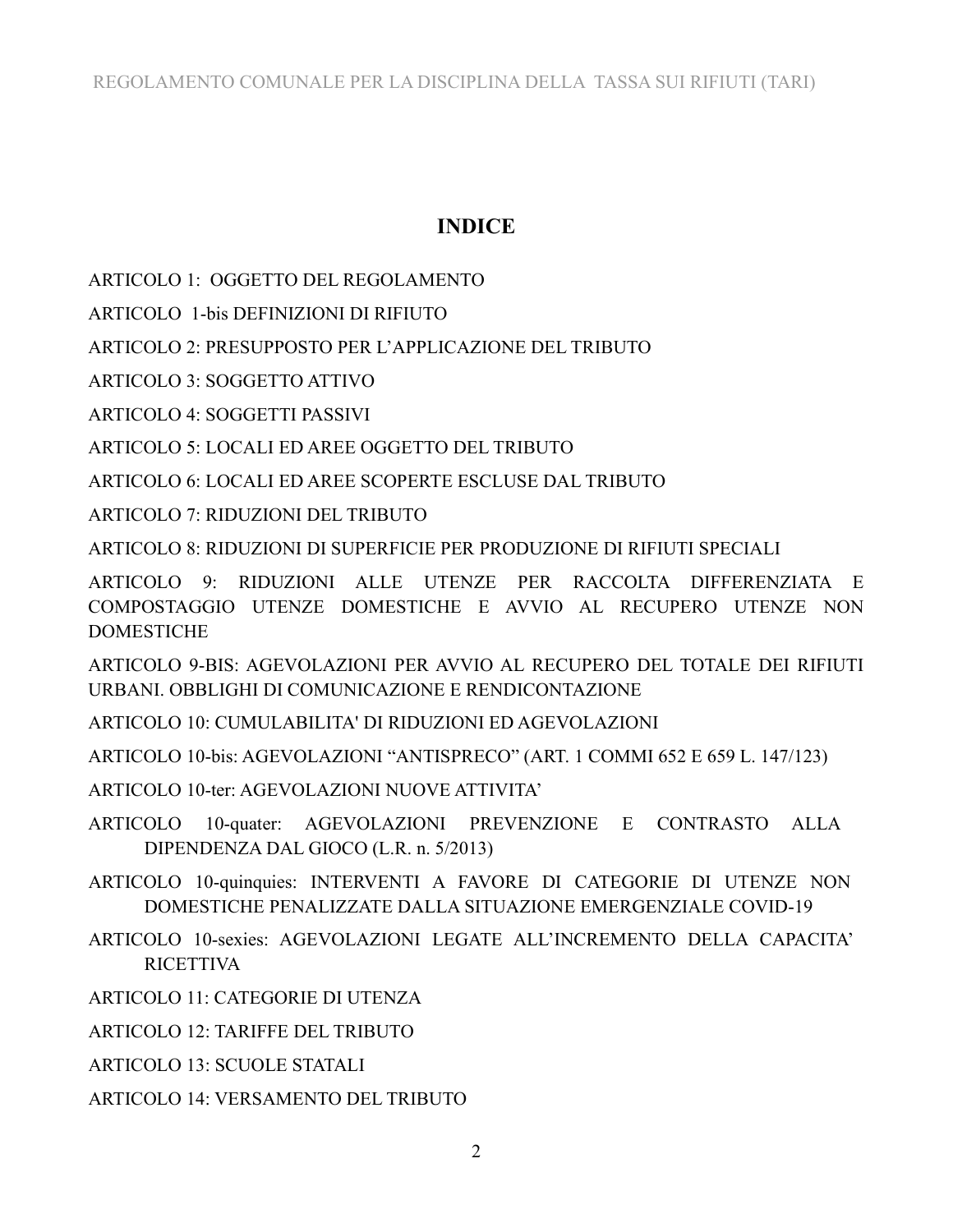# INDICE

ARTICOLO 1: OGGETTO DEL REGOLAMENTO

ARTICOLO 1-bis DEFINIZIONI DI RIFIUTO

ARTICOLO 2: PRESUPPOSTO PER L'APPLICAZIONE DEL TRIBUTO

ARTICOLO 3: SOGGETTO ATTIVO

ARTICOLO 4: SOGGETTI PASSIVI

ARTICOLO 5: LOCALI ED AREE OGGETTO DEL TRIBUTO

ARTICOLO 6: LOCALI ED AREE SCOPERTE ESCLUSE DAL TRIBUTO

ARTICOLO 7: RIDUZIONI DEL TRIBUTO

ARTICOLO 8: RIDUZIONI DI SUPERFICIE PER PRODUZIONE DI RIFIUTI SPECIALI

ARTICOLO 9: RIDUZIONI ALLE UTENZE PER RACCOLTA DIFFERENZIATA E COMPOSTAGGIO UTENZE DOMESTICHE E AVVIO AL RECUPERO UTENZE NON DOMESTICHE

ARTICOLO 9-BIS: AGEVOLAZIONI PER AVVIO AL RECUPERO DEL TOTALE DEI RIFIUTI URBANI. OBBLIGHI DI COMUNICAZIONE E RENDICONTAZIONE

ARTICOLO 10: CUMULABILITA' DI RIDUZIONI ED AGEVOLAZIONI

ARTICOLO 10-bis: AGEVOLAZIONI "ANTISPRECO" (ART. 1 COMMI 652 E 659 L. 147/123)

ARTICOLO 10-ter: AGEVOLAZIONI NUOVE ATTIVITA'

ARTICOLO 10-quater: AGEVOLAZIONI PREVENZIONE E CONTRASTO ALLA DIPENDENZA DAL GIOCO (L.R. n. 5/2013)

ARTICOLO 10-quinquies: INTERVENTI A FAVORE DI CATEGORIE DI UTENZE NON DOMESTICHE PENALIZZATE DALLA SITUAZIONE EMERGENZIALE COVID-19

ARTICOLO 10-sexies: AGEVOLAZIONI LEGATE ALL'INCREMENTO DELLA CAPACITA' RICETTIVA

ARTICOLO 11: CATEGORIE DI UTENZA

ARTICOLO 12: TARIFFE DEL TRIBUTO

ARTICOLO 13: SCUOLE STATALI

ARTICOLO 14: VERSAMENTO DEL TRIBUTO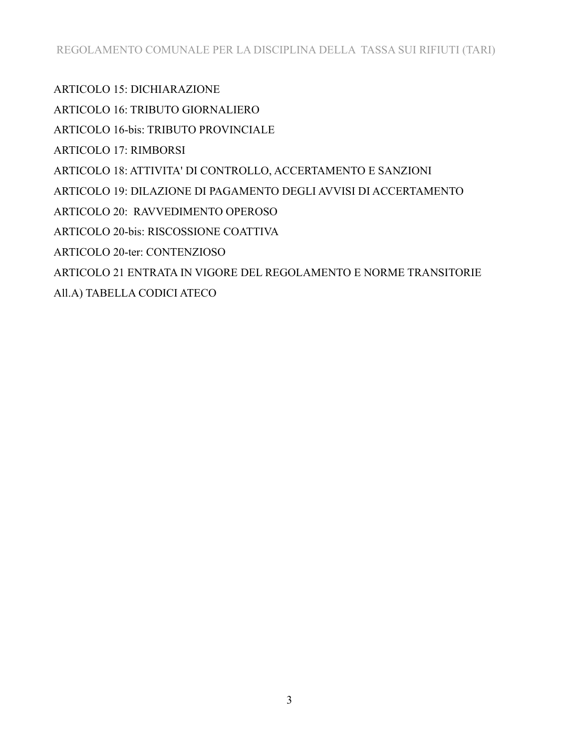ARTICOLO 15: DICHIARAZIONE

ARTICOLO 16: TRIBUTO GIORNALIERO

ARTICOLO 16-bis: TRIBUTO PROVINCIALE

ARTICOLO 17: RIMBORSI

ARTICOLO 18: ATTIVITA' DI CONTROLLO, ACCERTAMENTO E SANZIONI

ARTICOLO 19: DILAZIONE DI PAGAMENTO DEGLI AVVISI DI ACCERTAMENTO

ARTICOLO 20: RAVVEDIMENTO OPEROSO

ARTICOLO 20-bis: RISCOSSIONE COATTIVA

ARTICOLO 20-ter: CONTENZIOSO

ARTICOLO 21 ENTRATA IN VIGORE DEL REGOLAMENTO E NORME TRANSITORIE

All.A) TABELLA CODICI ATECO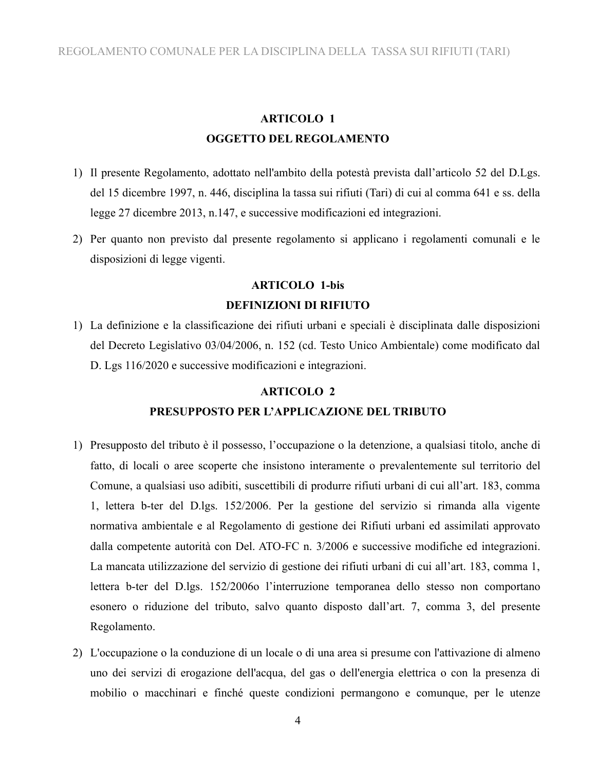## ARTICOLO 1
## OGGETTO DEL REGOLAMENTO

1) Il presente Regolamento, adottato nell'ambito della potestà prevista dall'articolo 52 del D.Lgs. del 15 dicembre 1997, n. 446, disciplina la tassa sui rifiuti (Tari) di cui al comma 641 e ss. della legge 27 dicembre 2013, n.147, e successive modificazioni ed integrazioni.

2) Per quanto non previsto dal presente regolamento si applicano i regolamenti comunali e le disposizioni di legge vigenti.

## ARTICOLO 1-bis
## DEFINIZIONI DI RIFIUTO

1) La definizione e la classificazione dei rifiuti urbani e speciali è disciplinata dalle disposizioni del Decreto Legislativo 03/04/2006, n. 152 (cd. Testo Unico Ambientale) come modificato dal D. Lgs 116/2020 e successive modificazioni e integrazioni.

## ARTICOLO 2
## PRESUPPOSTO PER L'APPLICAZIONE DEL TRIBUTO

1) Presupposto del tributo è il possesso, l'occupazione o la detenzione, a qualsiasi titolo, anche di fatto, di locali o aree scoperte che insistono interamente o prevalentemente sul territorio del Comune, a qualsiasi uso adibiti, suscettibili di produrre rifiuti urbani di cui all'art. 183, comma 1, lettera b-ter del D.lgs. 152/2006. Per la gestione del servizio si rimanda alla vigente normativa ambientale e al Regolamento di gestione dei Rifiuti urbani ed assimilati approvato dalla competente autorità con Del. ATO-FC n. 3/2006 e successive modifiche ed integrazioni. La mancata utilizzazione del servizio di gestione dei rifiuti urbani di cui all'art. 183, comma 1, lettera b-ter del D.lgs. 152/2006o l'interruzione temporanea dello stesso non comportano esonero o riduzione del tributo, salvo quanto disposto dall'art. 7, comma 3, del presente Regolamento.

2) L'occupazione o la conduzione di un locale o di una area si presume con l'attivazione di almeno uno dei servizi di erogazione dell'acqua, del gas o dell'energia elettrica o con la presenza di mobilio o macchinari e finché queste condizioni permangono e comunque, per le utenze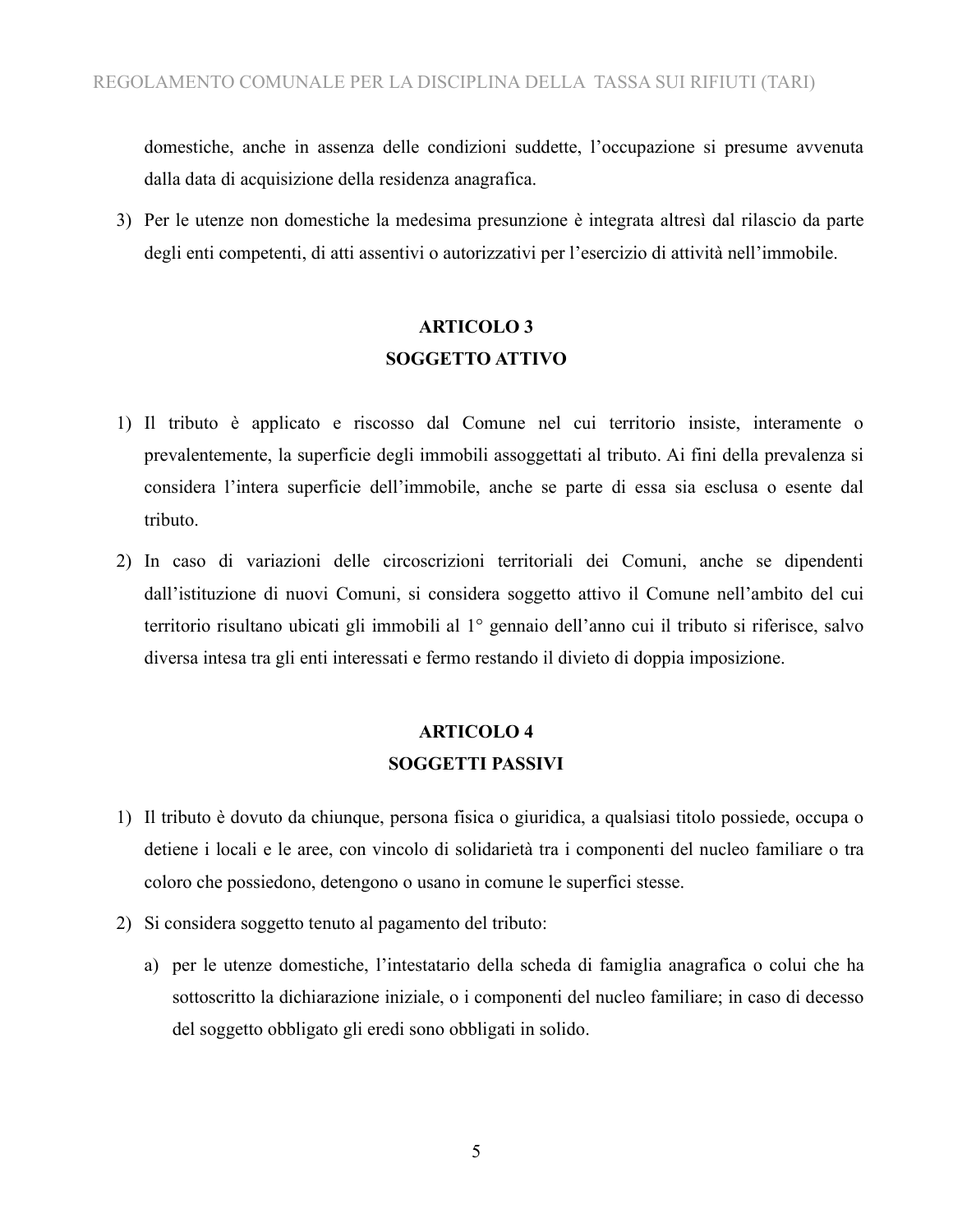domestiche, anche in assenza delle condizioni suddette, l'occupazione si presume avvenuta dalla data di acquisizione della residenza anagrafica.

3) Per le utenze non domestiche la medesima presunzione è integrata altresì dal rilascio da parte degli enti competenti, di atti assentivi o autorizzativi per l'esercizio di attività nell'immobile.

## ARTICOLO 3
## SOGGETTO ATTIVO

1) Il tributo è applicato e riscosso dal Comune nel cui territorio insiste, interamente o prevalentemente, la superficie degli immobili assoggettati al tributo. Ai fini della prevalenza si considera l'intera superficie dell'immobile, anche se parte di essa sia esclusa o esente dal tributo.

2) In caso di variazioni delle circoscrizioni territoriali dei Comuni, anche se dipendenti dall'istituzione di nuovi Comuni, si considera soggetto attivo il Comune nell'ambito del cui territorio risultano ubicati gli immobili al 1° gennaio dell'anno cui il tributo si riferisce, salvo diversa intesa tra gli enti interessati e fermo restando il divieto di doppia imposizione.

## ARTICOLO 4
## SOGGETTI PASSIVI

1) Il tributo è dovuto da chiunque, persona fisica o giuridica, a qualsiasi titolo possiede, occupa o detiene i locali e le aree, con vincolo di solidarietà tra i componenti del nucleo familiare o tra coloro che possiedono, detengono o usano in comune le superfici stesse.

2) Si considera soggetto tenuto al pagamento del tributo:

   a) per le utenze domestiche, l'intestatario della scheda di famiglia anagrafica o colui che ha sottoscritto la dichiarazione iniziale, o i componenti del nucleo familiare; in caso di decesso del soggetto obbligato gli eredi sono obbligati in solido.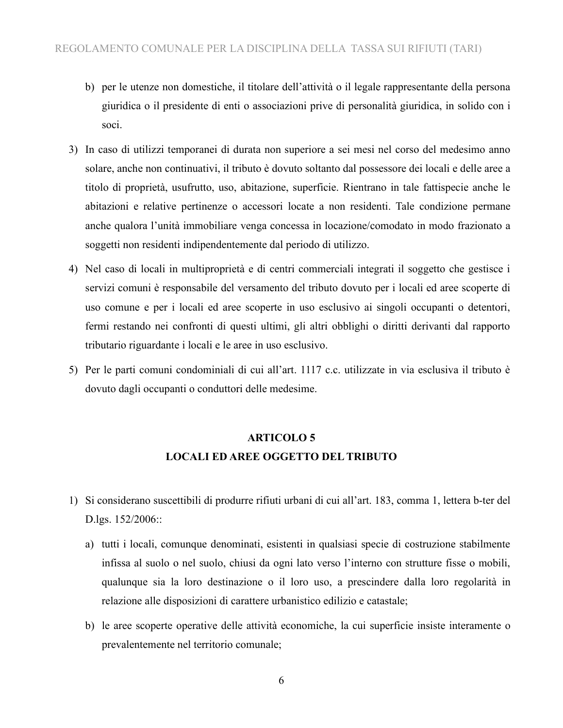b) per le utenze non domestiche, il titolare dell'attività o il legale rappresentante della persona giuridica o il presidente di enti o associazioni prive di personalità giuridica, in solido con i soci.

3) In caso di utilizzi temporanei di durata non superiore a sei mesi nel corso del medesimo anno solare, anche non continuativi, il tributo è dovuto soltanto dal possessore dei locali e delle aree a titolo di proprietà, usufrutto, uso, abitazione, superficie. Rientrano in tale fattispecie anche le abitazioni e relative pertinenze o accessori locate a non residenti. Tale condizione permane anche qualora l'unità immobiliare venga concessa in locazione/comodato in modo frazionato a soggetti non residenti indipendentemente dal periodo di utilizzo.

4) Nel caso di locali in multiproprietà e di centri commerciali integrati il soggetto che gestisce i servizi comuni è responsabile del versamento del tributo dovuto per i locali ed aree scoperte di uso comune e per i locali ed aree scoperte in uso esclusivo ai singoli occupanti o detentori, fermi restando nei confronti di questi ultimi, gli altri obblighi o diritti derivanti dal rapporto tributario riguardante i locali e le aree in uso esclusivo.

5) Per le parti comuni condominiali di cui all'art. 1117 c.c. utilizzate in via esclusiva il tributo è dovuto dagli occupanti o conduttori delle medesime.

## ARTICOLO 5
## LOCALI ED AREE OGGETTO DEL TRIBUTO

1) Si considerano suscettibili di produrre rifiuti urbani di cui all'art. 183, comma 1, lettera b-ter del D.lgs. 152/2006::

   a) tutti i locali, comunque denominati, esistenti in qualsiasi specie di costruzione stabilmente infissa al suolo o nel suolo, chiusi da ogni lato verso l'interno con strutture fisse o mobili, qualunque sia la loro destinazione o il loro uso, a prescindere dalla loro regolarità in relazione alle disposizioni di carattere urbanistico edilizio e catastale;

   b) le aree scoperte operative delle attività economiche, la cui superficie insiste interamente o prevalentemente nel territorio comunale;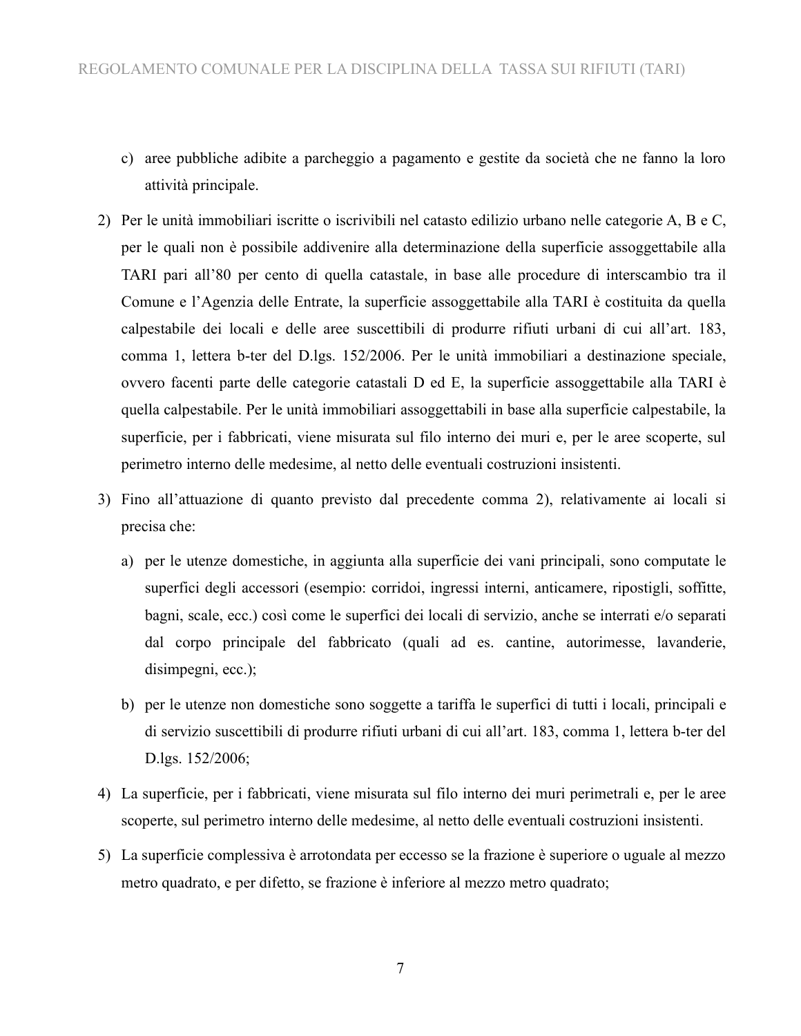c) aree pubbliche adibite a parcheggio a pagamento e gestite da società che ne fanno la loro attività principale.

2) Per le unità immobiliari iscritte o iscrivibili nel catasto edilizio urbano nelle categorie A, B e C, per le quali non è possibile addivenire alla determinazione della superficie assoggettabile alla TARI pari all'80 per cento di quella catastale, in base alle procedure di interscambio tra il Comune e l'Agenzia delle Entrate, la superficie assoggettabile alla TARI è costituita da quella calpestabile dei locali e delle aree suscettibili di produrre rifiuti urbani di cui all'art. 183, comma 1, lettera b-ter del D.lgs. 152/2006. Per le unità immobiliari a destinazione speciale, ovvero facenti parte delle categorie catastali D ed E, la superficie assoggettabile alla TARI è quella calpestabile. Per le unità immobiliari assoggettabili in base alla superficie calpestabile, la superficie, per i fabbricati, viene misurata sul filo interno dei muri e, per le aree scoperte, sul perimetro interno delle medesime, al netto delle eventuali costruzioni insistenti.

3) Fino all'attuazione di quanto previsto dal precedente comma 2), relativamente ai locali si precisa che:

   a) per le utenze domestiche, in aggiunta alla superficie dei vani principali, sono computate le superfici degli accessori (esempio: corridoi, ingressi interni, anticamere, ripostigli, soffitte, bagni, scale, ecc.) così come le superfici dei locali di servizio, anche se interrati e/o separati dal corpo principale del fabbricato (quali ad es. cantine, autorimesse, lavanderie, disimpegni, ecc.);

   b) per le utenze non domestiche sono soggette a tariffa le superfici di tutti i locali, principali e di servizio suscettibili di produrre rifiuti urbani di cui all'art. 183, comma 1, lettera b-ter del D.lgs. 152/2006;

4) La superficie, per i fabbricati, viene misurata sul filo interno dei muri perimetrali e, per le aree scoperte, sul perimetro interno delle medesime, al netto delle eventuali costruzioni insistenti.

5) La superficie complessiva è arrotondata per eccesso se la frazione è superiore o uguale al mezzo metro quadrato, e per difetto, se frazione è inferiore al mezzo metro quadrato;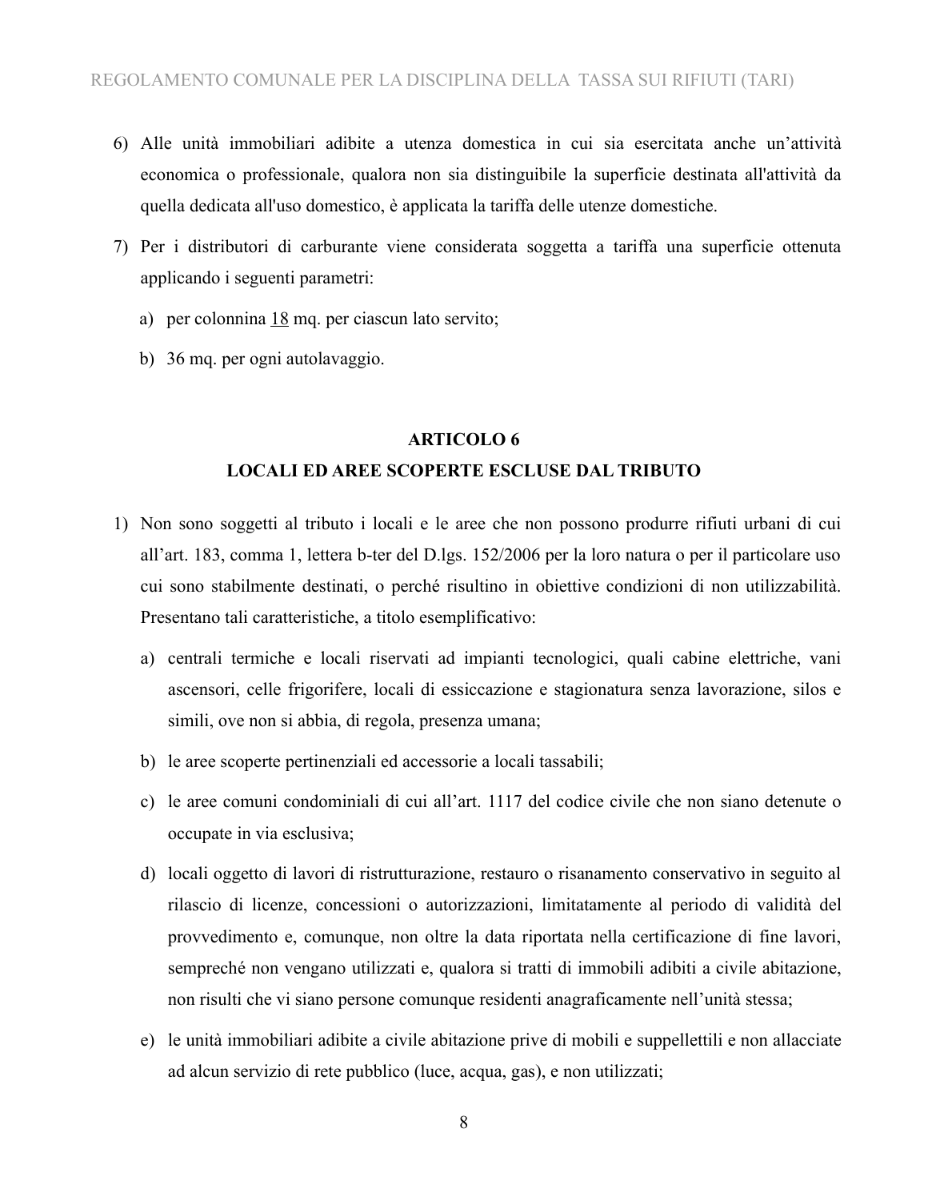6) Alle unità immobiliari adibite a utenza domestica in cui sia esercitata anche un'attività economica o professionale, qualora non sia distinguibile la superficie destinata all'attività da quella dedicata all'uso domestico, è applicata la tariffa delle utenze domestiche.

7) Per i distributori di carburante viene considerata soggetta a tariffa una superficie ottenuta applicando i seguenti parametri:

   a) per colonnina <u>18</u> mq. per ciascun lato servito;

   b) 36 mq. per ogni autolavaggio.

## ARTICOLO 6
## LOCALI ED AREE SCOPERTE ESCLUSE DAL TRIBUTO

1) Non sono soggetti al tributo i locali e le aree che non possono produrre rifiuti urbani di cui all'art. 183, comma 1, lettera b-ter del D.lgs. 152/2006 per la loro natura o per il particolare uso cui sono stabilmente destinati, o perché risultino in obiettive condizioni di non utilizzabilità. Presentano tali caratteristiche, a titolo esemplificativo:

   a) centrali termiche e locali riservati ad impianti tecnologici, quali cabine elettriche, vani ascensori, celle frigorifere, locali di essiccazione e stagionatura senza lavorazione, silos e simili, ove non si abbia, di regola, presenza umana;

   b) le aree scoperte pertinenziali ed accessorie a locali tassabili;

   c) le aree comuni condominiali di cui all'art. 1117 del codice civile che non siano detenute o occupate in via esclusiva;

   d) locali oggetto di lavori di ristrutturazione, restauro o risanamento conservativo in seguito al rilascio di licenze, concessioni o autorizzazioni, limitatamente al periodo di validità del provvedimento e, comunque, non oltre la data riportata nella certificazione di fine lavori, sempreché non vengano utilizzati e, qualora si tratti di immobili adibiti a civile abitazione, non risulti che vi siano persone comunque residenti anagraficamente nell'unità stessa;

   e) le unità immobiliari adibite a civile abitazione prive di mobili e suppellettili e non allacciate ad alcun servizio di rete pubblico (luce, acqua, gas), e non utilizzati;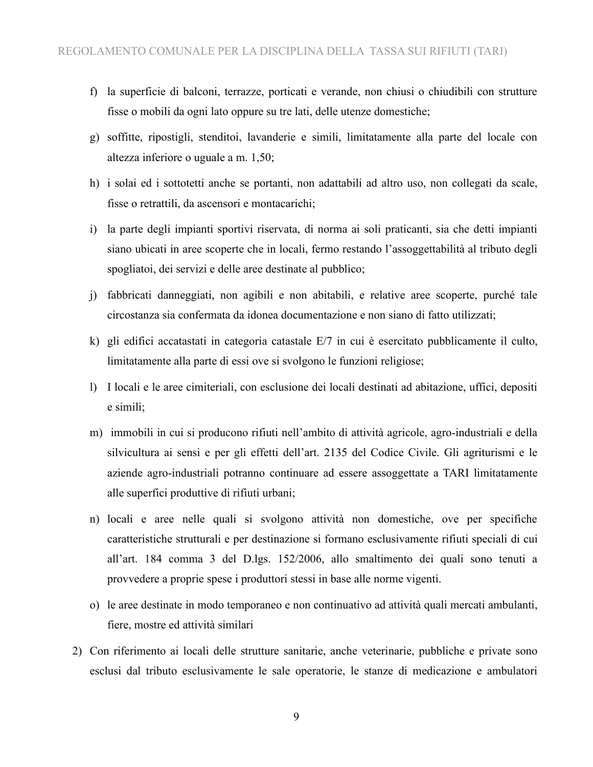f) la superficie di balconi, terrazze, porticati e verande, non chiusi o chiudibili con strutture fisse o mobili da ogni lato oppure su tre lati, delle utenze domestiche;

g) soffitte, ripostigli, stenditoi, lavanderie e simili, limitatamente alla parte del locale con altezza inferiore o uguale a m. 1,50;

h) i solai ed i sottotetti anche se portanti, non adattabili ad altro uso, non collegati da scale, fisse o retrattili, da ascensori e montacarichi;

i) la parte degli impianti sportivi riservata, di norma ai soli praticanti, sia che detti impianti siano ubicati in aree scoperte che in locali, fermo restando l'assoggettabilità al tributo degli spogliatoi, dei servizi e delle aree destinate al pubblico;

j) fabbricati danneggiati, non agibili e non abitabili, e relative aree scoperte, purché tale circostanza sia confermata da idonea documentazione e non siano di fatto utilizzati;

k) gli edifici accatastati in categoria catastale E/7 in cui è esercitato pubblicamente il culto, limitatamente alla parte di essi ove si svolgono le funzioni religiose;

l) I locali e le aree cimiteriali, con esclusione dei locali destinati ad abitazione, uffici, depositi e simili;

m) immobili in cui si producono rifiuti nell'ambito di attività agricole, agro-industriali e della silvicultura ai sensi e per gli effetti dell'art. 2135 del Codice Civile. Gli agriturismi e le aziende agro-industriali potranno continuare ad essere assoggettate a TARI limitatamente alle superfici produttive di rifiuti urbani;

n) locali e aree nelle quali si svolgono attività non domestiche, ove per specifiche caratteristiche strutturali e per destinazione si formano esclusivamente rifiuti speciali di cui all'art. 184 comma 3 del D.lgs. 152/2006, allo smaltimento dei quali sono tenuti a provvedere a proprie spese i produttori stessi in base alle norme vigenti.

o) le aree destinate in modo temporaneo e non continuativo ad attività quali mercati ambulanti, fiere, mostre ed attività similari

2) Con riferimento ai locali delle strutture sanitarie, anche veterinarie, pubbliche e private sono esclusi dal tributo esclusivamente le sale operatorie, le stanze di medicazione e ambulatori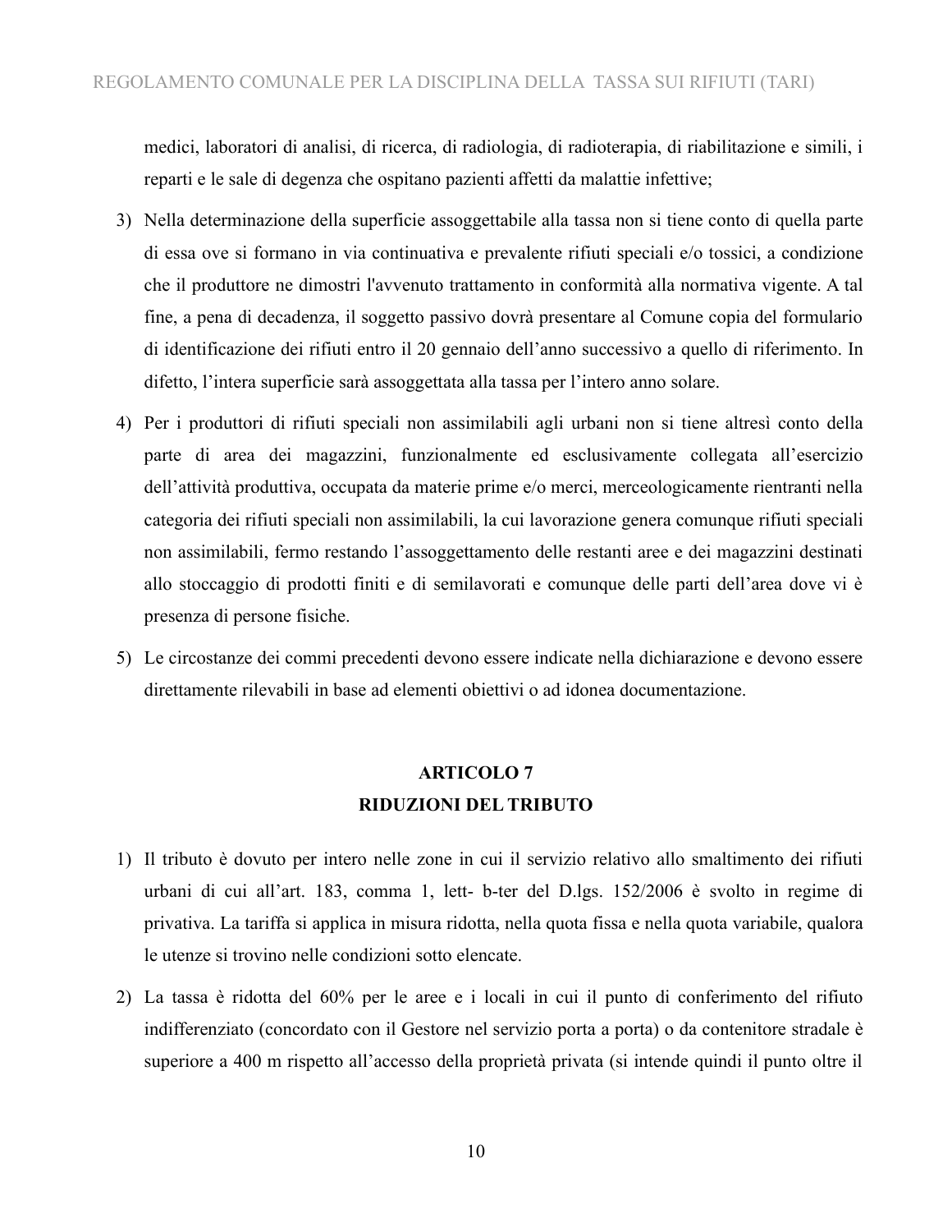medici, laboratori di analisi, di ricerca, di radiologia, di radioterapia, di riabilitazione e simili, i reparti e le sale di degenza che ospitano pazienti affetti da malattie infettive;

3) Nella determinazione della superficie assoggettabile alla tassa non si tiene conto di quella parte di essa ove si formano in via continuativa e prevalente rifiuti speciali e/o tossici, a condizione che il produttore ne dimostri l'avvenuto trattamento in conformità alla normativa vigente. A tal fine, a pena di decadenza, il soggetto passivo dovrà presentare al Comune copia del formulario di identificazione dei rifiuti entro il 20 gennaio dell'anno successivo a quello di riferimento. In difetto, l'intera superficie sarà assoggettata alla tassa per l'intero anno solare.

4) Per i produttori di rifiuti speciali non assimilabili agli urbani non si tiene altresì conto della parte di area dei magazzini, funzionalmente ed esclusivamente collegata all'esercizio dell'attività produttiva, occupata da materie prime e/o merci, merceologicamente rientranti nella categoria dei rifiuti speciali non assimilabili, la cui lavorazione genera comunque rifiuti speciali non assimilabili, fermo restando l'assoggettamento delle restanti aree e dei magazzini destinati allo stoccaggio di prodotti finiti e di semilavorati e comunque delle parti dell'area dove vi è presenza di persone fisiche.

5) Le circostanze dei commi precedenti devono essere indicate nella dichiarazione e devono essere direttamente rilevabili in base ad elementi obiettivi o ad idonea documentazione.

## ARTICOLO 7
## RIDUZIONI DEL TRIBUTO

1) Il tributo è dovuto per intero nelle zone in cui il servizio relativo allo smaltimento dei rifiuti urbani di cui all'art. 183, comma 1, lett- b-ter del D.lgs. 152/2006 è svolto in regime di privativa. La tariffa si applica in misura ridotta, nella quota fissa e nella quota variabile, qualora le utenze si trovino nelle condizioni sotto elencate.

2) La tassa è ridotta del 60% per le aree e i locali in cui il punto di conferimento del rifiuto indifferenziato (concordato con il Gestore nel servizio porta a porta) o da contenitore stradale è superiore a 400 m rispetto all'accesso della proprietà privata (si intende quindi il punto oltre il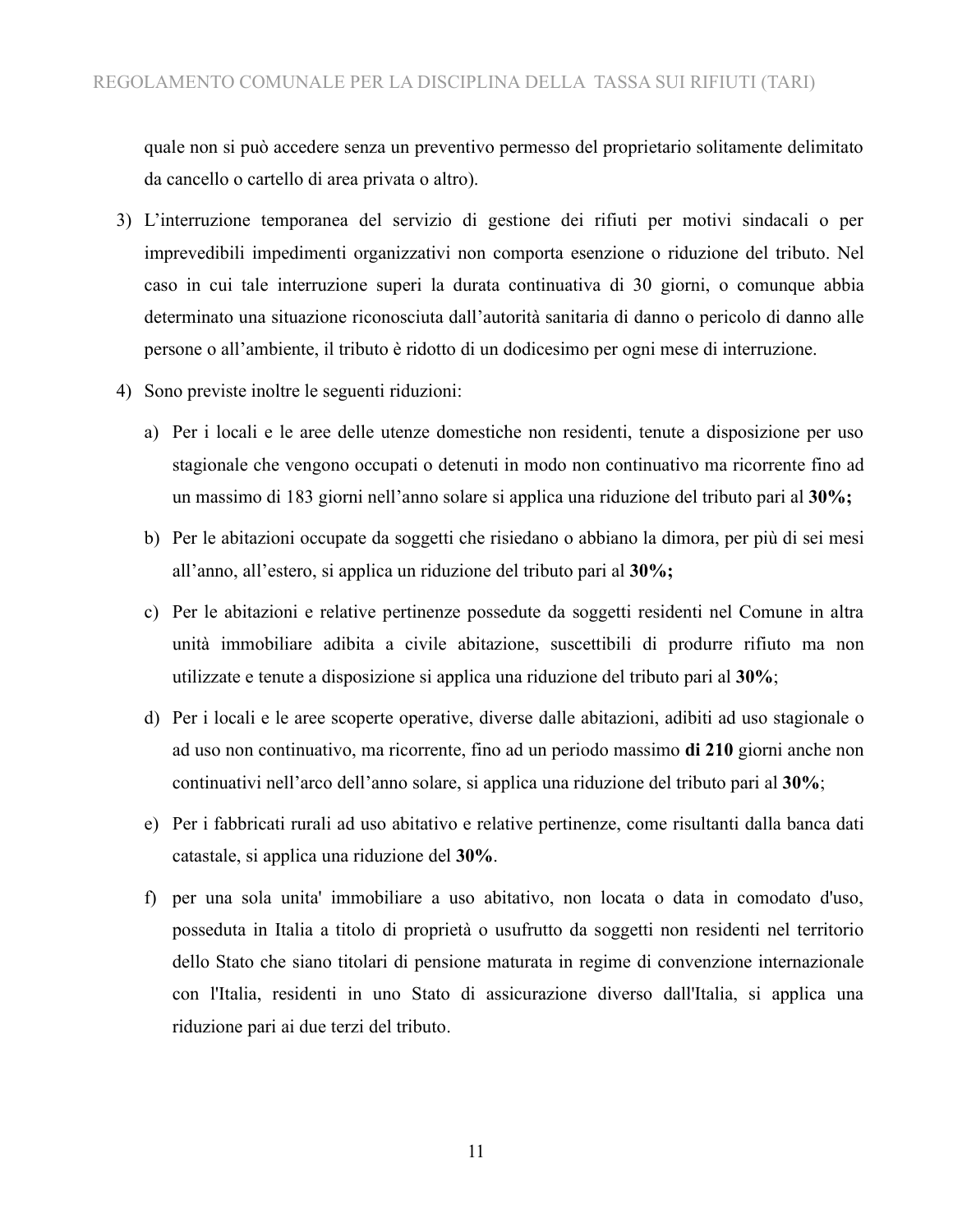quale non si può accedere senza un preventivo permesso del proprietario solitamente delimitato da cancello o cartello di area privata o altro).

3) L'interruzione temporanea del servizio di gestione dei rifiuti per motivi sindacali o per imprevedibili impedimenti organizzativi non comporta esenzione o riduzione del tributo. Nel caso in cui tale interruzione superi la durata continuativa di 30 giorni, o comunque abbia determinato una situazione riconosciuta dall'autorità sanitaria di danno o pericolo di danno alle persone o all'ambiente, il tributo è ridotto di un dodicesimo per ogni mese di interruzione.

4) Sono previste inoltre le seguenti riduzioni:

   a) Per i locali e le aree delle utenze domestiche non residenti, tenute a disposizione per uso stagionale che vengono occupati o detenuti in modo non continuativo ma ricorrente fino ad un massimo di 183 giorni nell'anno solare si applica una riduzione del tributo pari al **30%;**

   b) Per le abitazioni occupate da soggetti che risiedano o abbiano la dimora, per più di sei mesi all'anno, all'estero, si applica un riduzione del tributo pari al **30%;**

   c) Per le abitazioni e relative pertinenze possedute da soggetti residenti nel Comune in altra unità immobiliare adibita a civile abitazione, suscettibili di produrre rifiuto ma non utilizzate e tenute a disposizione si applica una riduzione del tributo pari al **30%**;

   d) Per i locali e le aree scoperte operative, diverse dalle abitazioni, adibiti ad uso stagionale o ad uso non continuativo, ma ricorrente, fino ad un periodo massimo **di 210** giorni anche non continuativi nell'arco dell'anno solare, si applica una riduzione del tributo pari al **30%**;

   e) Per i fabbricati rurali ad uso abitativo e relative pertinenze, come risultanti dalla banca dati catastale, si applica una riduzione del **30%**.

   f) per una sola unita' immobiliare a uso abitativo, non locata o data in comodato d'uso, posseduta in Italia a titolo di proprietà o usufrutto da soggetti non residenti nel territorio dello Stato che siano titolari di pensione maturata in regime di convenzione internazionale con l'Italia, residenti in uno Stato di assicurazione diverso dall'Italia, si applica una riduzione pari ai due terzi del tributo.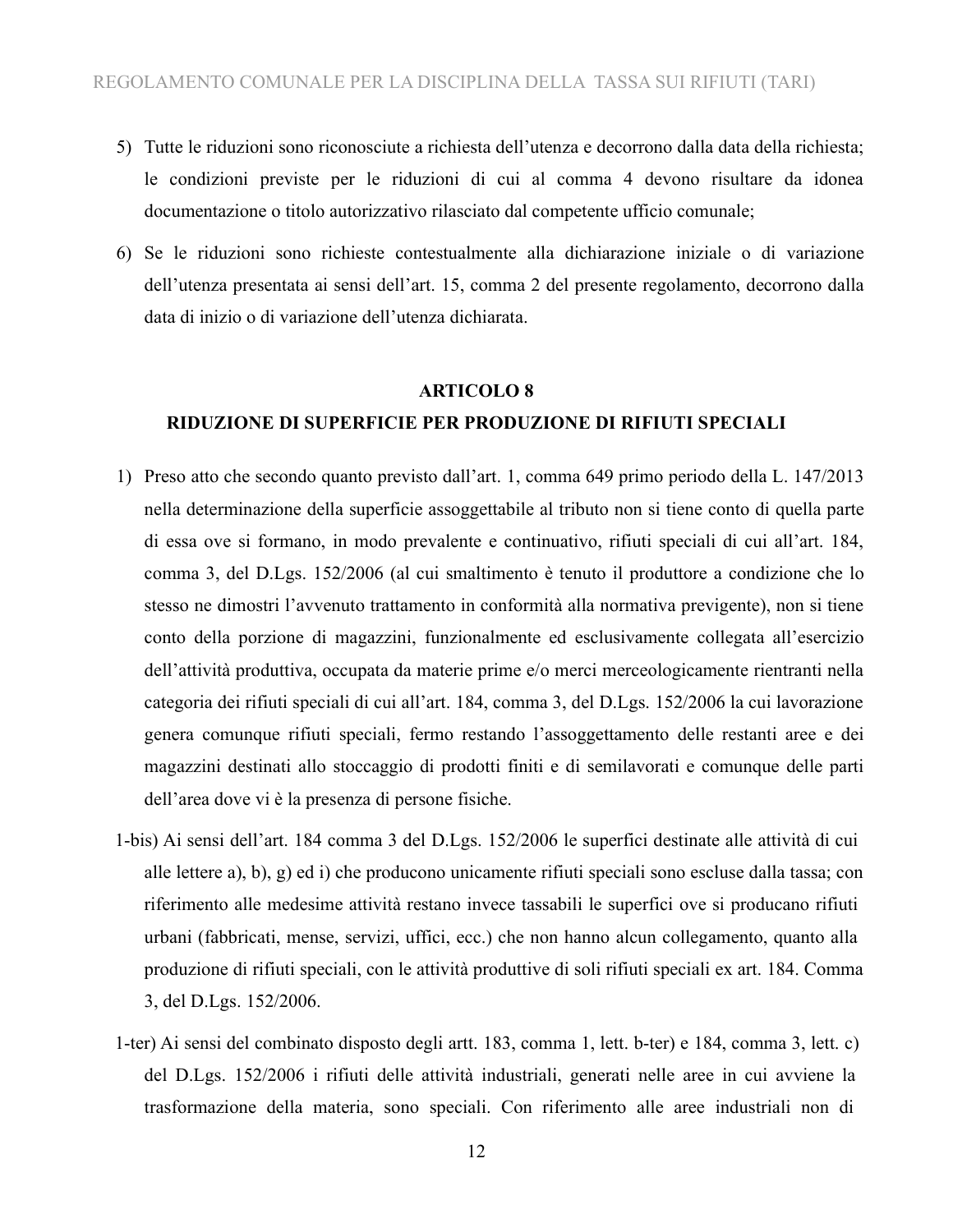5) Tutte le riduzioni sono riconosciute a richiesta dell'utenza e decorrono dalla data della richiesta; le condizioni previste per le riduzioni di cui al comma 4 devono risultare da idonea documentazione o titolo autorizzativo rilasciato dal competente ufficio comunale;

6) Se le riduzioni sono richieste contestualmente alla dichiarazione iniziale o di variazione dell'utenza presentata ai sensi dell'art. 15, comma 2 del presente regolamento, decorrono dalla data di inizio o di variazione dell'utenza dichiarata.

## ARTICOLO 8
## RIDUZIONE DI SUPERFICIE PER PRODUZIONE DI RIFIUTI SPECIALI

1) Preso atto che secondo quanto previsto dall'art. 1, comma 649 primo periodo della L. 147/2013 nella determinazione della superficie assoggettabile al tributo non si tiene conto di quella parte di essa ove si formano, in modo prevalente e continuativo, rifiuti speciali di cui all'art. 184, comma 3, del D.Lgs. 152/2006 (al cui smaltimento è tenuto il produttore a condizione che lo stesso ne dimostri l'avvenuto trattamento in conformità alla normativa previgente), non si tiene conto della porzione di magazzini, funzionalmente ed esclusivamente collegata all'esercizio dell'attività produttiva, occupata da materie prime e/o merci merceologicamente rientranti nella categoria dei rifiuti speciali di cui all'art. 184, comma 3, del D.Lgs. 152/2006 la cui lavorazione genera comunque rifiuti speciali, fermo restando l'assoggettamento delle restanti aree e dei magazzini destinati allo stoccaggio di prodotti finiti e di semilavorati e comunque delle parti dell'area dove vi è la presenza di persone fisiche.

1-bis) Ai sensi dell'art. 184 comma 3 del D.Lgs. 152/2006 le superfici destinate alle attività di cui alle lettere a), b), g) ed i) che producono unicamente rifiuti speciali sono escluse dalla tassa; con riferimento alle medesime attività restano invece tassabili le superfici ove si producano rifiuti urbani (fabbricati, mense, servizi, uffici, ecc.) che non hanno alcun collegamento, quanto alla produzione di rifiuti speciali, con le attività produttive di soli rifiuti speciali ex art. 184. Comma 3, del D.Lgs. 152/2006.

1-ter) Ai sensi del combinato disposto degli artt. 183, comma 1, lett. b-ter) e 184, comma 3, lett. c) del D.Lgs. 152/2006 i rifiuti delle attività industriali, generati nelle aree in cui avviene la trasformazione della materia, sono speciali. Con riferimento alle aree industriali non di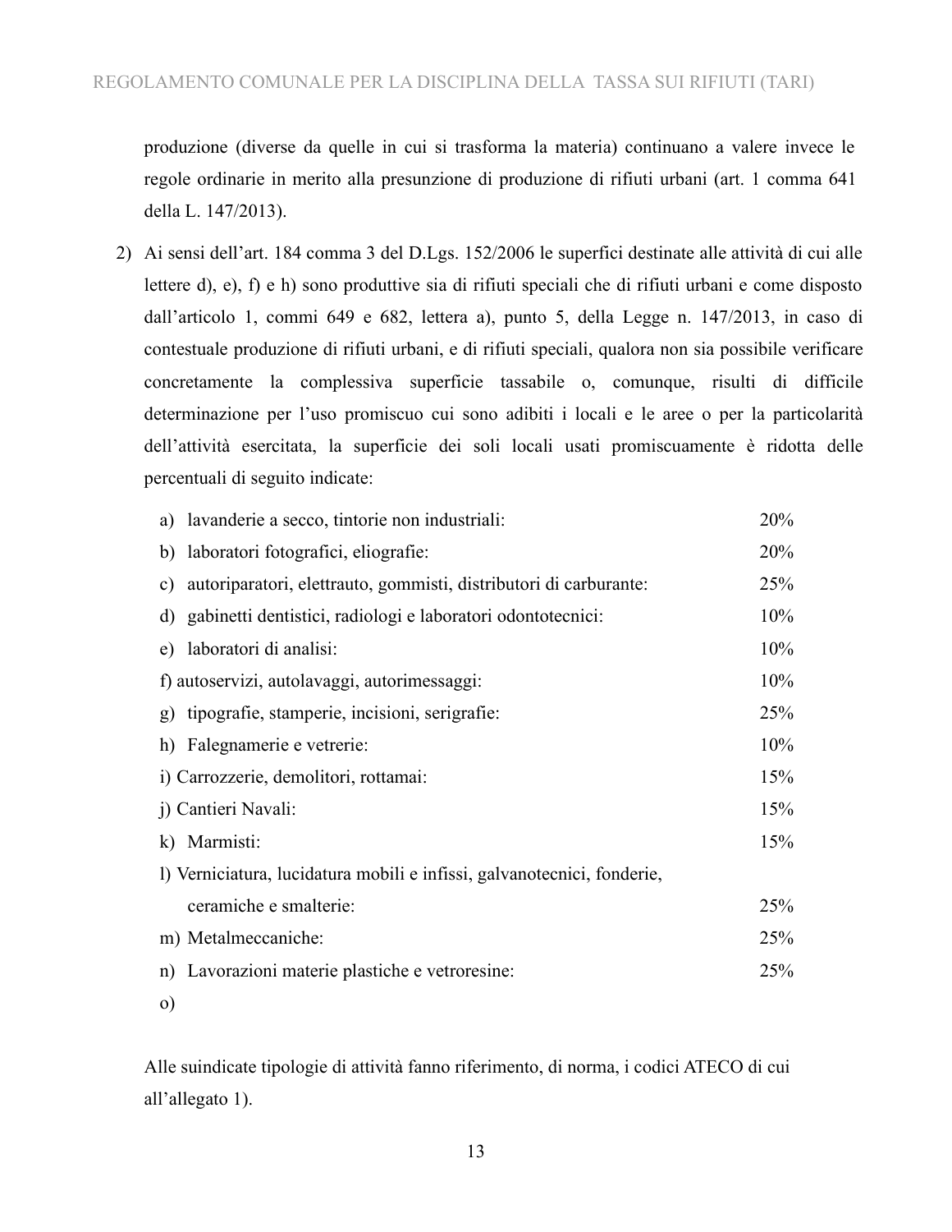produzione (diverse da quelle in cui si trasforma la materia) continuano a valere invece le regole ordinarie in merito alla presunzione di produzione di rifiuti urbani (art. 1 comma 641 della L. 147/2013).

2) Ai sensi dell'art. 184 comma 3 del D.Lgs. 152/2006 le superfici destinate alle attività di cui alle lettere d), e), f) e h) sono produttive sia di rifiuti speciali che di rifiuti urbani e come disposto dall'articolo 1, commi 649 e 682, lettera a), punto 5, della Legge n. 147/2013, in caso di contestuale produzione di rifiuti urbani, e di rifiuti speciali, qualora non sia possibile verificare concretamente la complessiva superficie tassabile o, comunque, risulti di difficile determinazione per l'uso promiscuo cui sono adibiti i locali e le aree o per la particolarità dell'attività esercitata, la superficie dei soli locali usati promiscuamente è ridotta delle percentuali di seguito indicate:

| | |
|---|---|
| a) lavanderie a secco, tintorie non industriali: | 20% |
| b) laboratori fotografici, eliografie: | 20% |
| c) autoriparatori, elettrauto, gommisti, distributori di carburante: | 25% |
| d) gabinetti dentistici, radiologi e laboratori odontotecnici: | 10% |
| e) laboratori di analisi: | 10% |
| f) autoservizi, autolavaggi, autorimessaggi: | 10% |
| g) tipografie, stamperie, incisioni, serigrafie: | 25% |
| h) Falegnamerie e vetrerie: | 10% |
| i) Carrozzerie, demolitori, rottamai: | 15% |
| j) Cantieri Navali: | 15% |
| k) Marmisti: | 15% |
| l) Verniciatura, lucidatura mobili e infissi, galvanotecnici, fonderie, ceramiche e smalterie: | 25% |
| m) Metalmeccaniche: | 25% |
| n) Lavorazioni materie plastiche e vetroresine: | 25% |
| o) | |

Alle suindicate tipologie di attività fanno riferimento, di norma, i codici ATECO di cui all'allegato 1).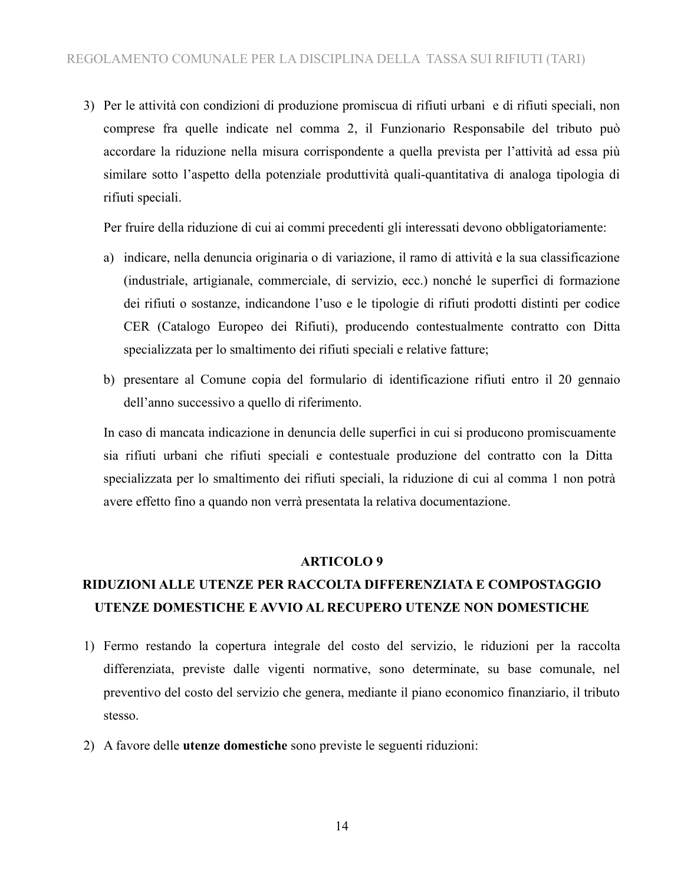3) Per le attività con condizioni di produzione promiscua di rifiuti urbani e di rifiuti speciali, non comprese fra quelle indicate nel comma 2, il Funzionario Responsabile del tributo può accordare la riduzione nella misura corrispondente a quella prevista per l'attività ad essa più similare sotto l'aspetto della potenziale produttività quali-quantitativa di analoga tipologia di rifiuti speciali.

   Per fruire della riduzione di cui ai commi precedenti gli interessati devono obbligatoriamente:

   a) indicare, nella denuncia originaria o di variazione, il ramo di attività e la sua classificazione (industriale, artigianale, commerciale, di servizio, ecc.) nonché le superfici di formazione dei rifiuti o sostanze, indicandone l'uso e le tipologie di rifiuti prodotti distinti per codice CER (Catalogo Europeo dei Rifiuti), producendo contestualmente contratto con Ditta specializzata per lo smaltimento dei rifiuti speciali e relative fatture;

   b) presentare al Comune copia del formulario di identificazione rifiuti entro il 20 gennaio dell'anno successivo a quello di riferimento.

   In caso di mancata indicazione in denuncia delle superfici in cui si producono promiscuamente sia rifiuti urbani che rifiuti speciali e contestuale produzione del contratto con la Ditta specializzata per lo smaltimento dei rifiuti speciali, la riduzione di cui al comma 1 non potrà avere effetto fino a quando non verrà presentata la relativa documentazione.

## ARTICOLO 9
## RIDUZIONI ALLE UTENZE PER RACCOLTA DIFFERENZIATA E COMPOSTAGGIO UTENZE DOMESTICHE E AVVIO AL RECUPERO UTENZE NON DOMESTICHE

1) Fermo restando la copertura integrale del costo del servizio, le riduzioni per la raccolta differenziata, previste dalle vigenti normative, sono determinate, su base comunale, nel preventivo del costo del servizio che genera, mediante il piano economico finanziario, il tributo stesso.

2) A favore delle **utenze domestiche** sono previste le seguenti riduzioni: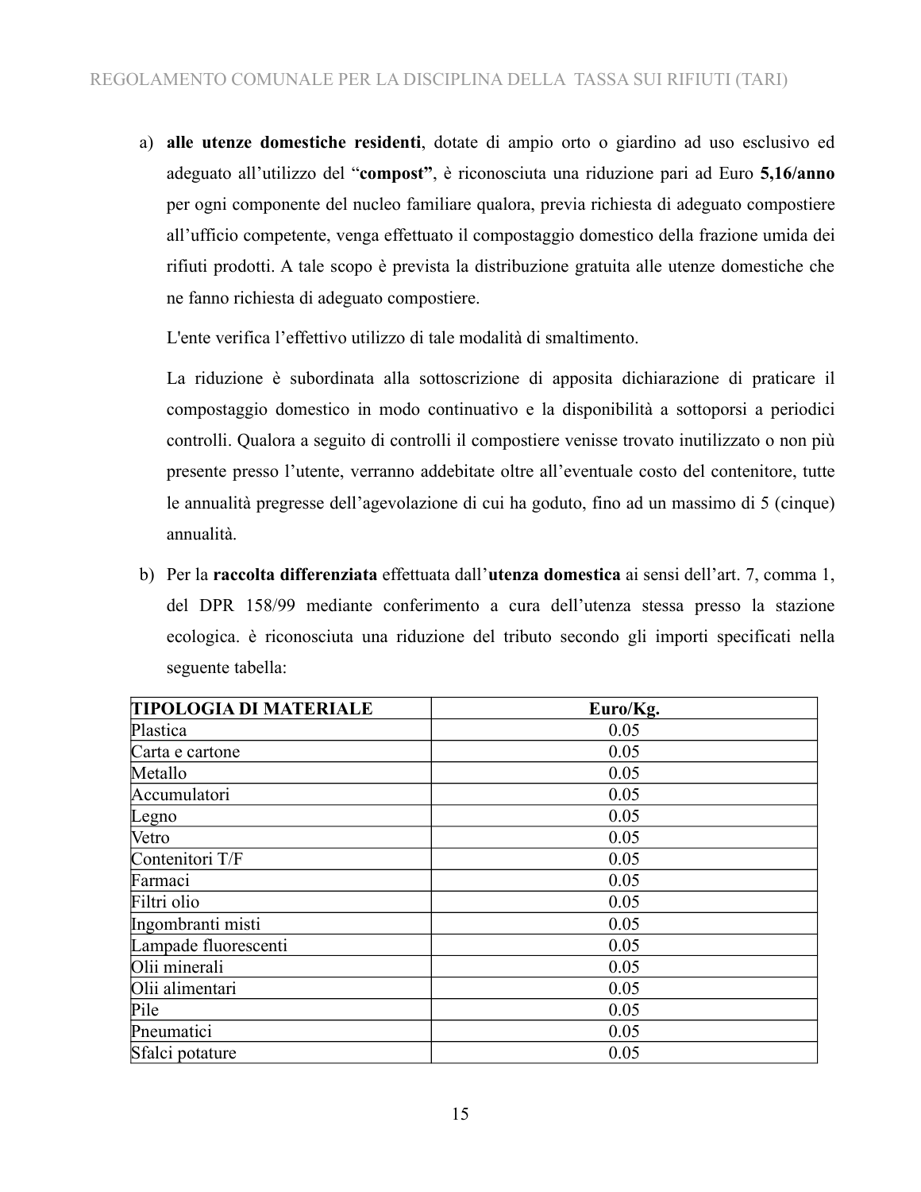a) **alle utenze domestiche residenti**, dotate di ampio orto o giardino ad uso esclusivo ed adeguato all'utilizzo del "**compost"**, è riconosciuta una riduzione pari ad Euro **5,16/anno** per ogni componente del nucleo familiare qualora, previa richiesta di adeguato compostiere all'ufficio competente, venga effettuato il compostaggio domestico della frazione umida dei rifiuti prodotti. A tale scopo è prevista la distribuzione gratuita alle utenze domestiche che ne fanno richiesta di adeguato compostiere.

   L'ente verifica l'effettivo utilizzo di tale modalità di smaltimento.

   La riduzione è subordinata alla sottoscrizione di apposita dichiarazione di praticare il compostaggio domestico in modo continuativo e la disponibilità a sottoporsi a periodici controlli. Qualora a seguito di controlli il compostiere venisse trovato inutilizzato o non più presente presso l'utente, verranno addebitate oltre all'eventuale costo del contenitore, tutte le annualità pregresse dell'agevolazione di cui ha goduto, fino ad un massimo di 5 (cinque) annualità.

b) Per la **raccolta differenziata** effettuata dall'**utenza domestica** ai sensi dell'art. 7, comma 1, del DPR 158/99 mediante conferimento a cura dell'utenza stessa presso la stazione ecologica. è riconosciuta una riduzione del tributo secondo gli importi specificati nella seguente tabella:

| **TIPOLOGIA DI MATERIALE** | **Euro/Kg.** |
|---|---|
| Plastica | 0.05 |
| Carta e cartone | 0.05 |
| Metallo | 0.05 |
| Accumulatori | 0.05 |
| Legno | 0.05 |
| Vetro | 0.05 |
| Contenitori T/F | 0.05 |
| Farmaci | 0.05 |
| Filtri olio | 0.05 |
| Ingombranti misti | 0.05 |
| Lampade fluorescenti | 0.05 |
| Olii minerali | 0.05 |
| Olii alimentari | 0.05 |
| Pile | 0.05 |
| Pneumatici | 0.05 |
| Sfalci potature | 0.05 |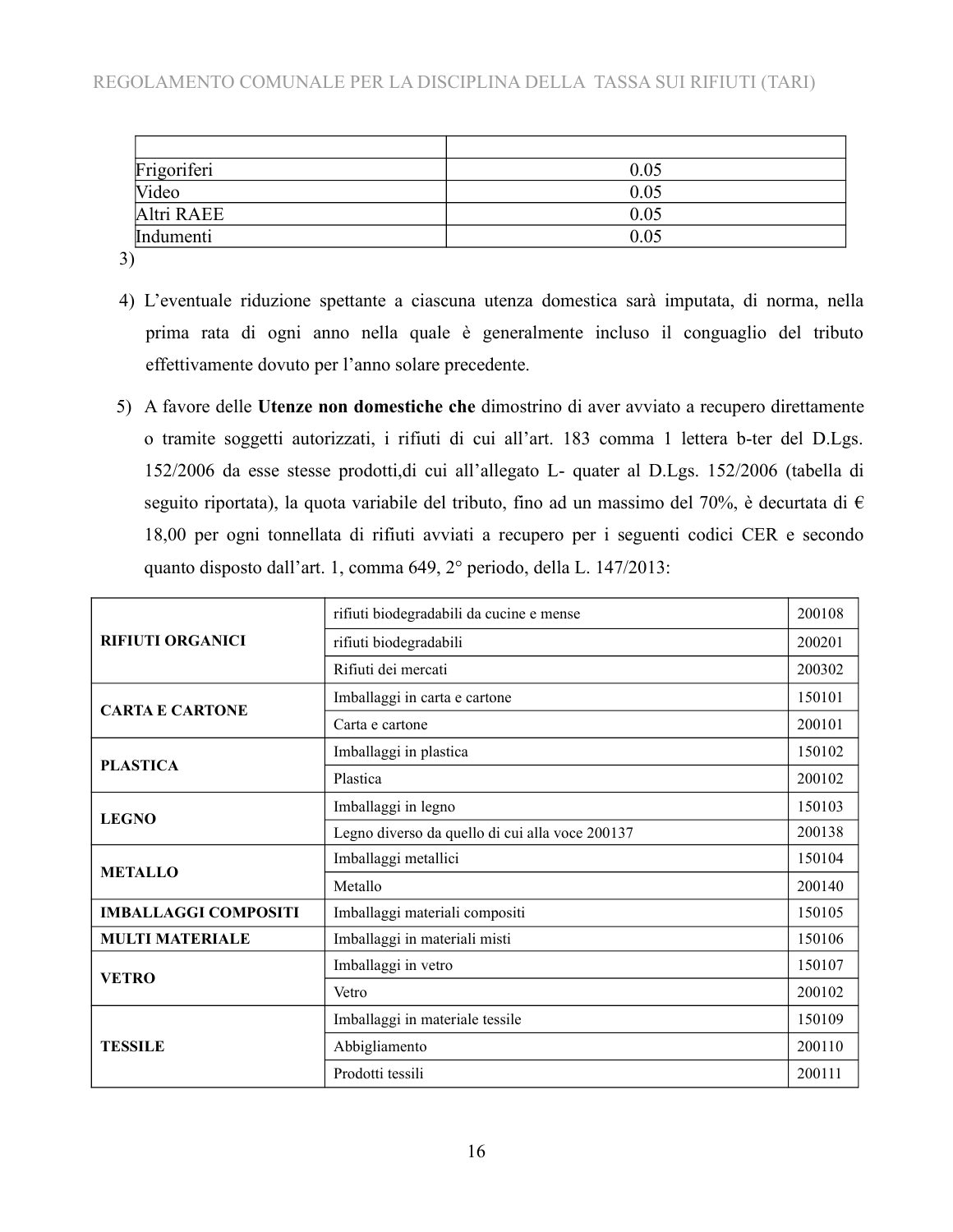| | |
|---|---|
| Frigoriferi | 0.05 |
| Video | 0.05 |
| Altri RAEE | 0.05 |
| Indumenti | 0.05 |

3)

4) L'eventuale riduzione spettante a ciascuna utenza domestica sarà imputata, di norma, nella prima rata di ogni anno nella quale è generalmente incluso il conguaglio del tributo effettivamente dovuto per l'anno solare precedente.

5) A favore delle **Utenze non domestiche che** dimostrino di aver avviato a recupero direttamente o tramite soggetti autorizzati, i rifiuti di cui all'art. 183 comma 1 lettera b-ter del D.Lgs. 152/2006 da esse stesse prodotti,di cui all'allegato L- quater al D.Lgs. 152/2006 (tabella di seguito riportata), la quota variabile del tributo, fino ad un massimo del 70%, è decurtata di € 18,00 per ogni tonnellata di rifiuti avviati a recupero per i seguenti codici CER e secondo quanto disposto dall'art. 1, comma 649, 2° periodo, della L. 147/2013:

| | | |
|---|---|---|
| **RIFIUTI ORGANICI** | rifiuti biodegradabili da cucine e mense | 200108 |
| | rifiuti biodegradabili | 200201 |
| | Rifiuti dei mercati | 200302 |
| **CARTA E CARTONE** | Imballaggi in carta e cartone | 150101 |
| | Carta e cartone | 200101 |
| **PLASTICA** | Imballaggi in plastica | 150102 |
| | Plastica | 200102 |
| **LEGNO** | Imballaggi in legno | 150103 |
| | Legno diverso da quello di cui alla voce 200137 | 200138 |
| **METALLO** | Imballaggi metallici | 150104 |
| | Metallo | 200140 |
| **IMBALLAGGI COMPOSITI** | Imballaggi materiali compositi | 150105 |
| **MULTI MATERIALE** | Imballaggi in materiali misti | 150106 |
| **VETRO** | Imballaggi in vetro | 150107 |
| | Vetro | 200102 |
| **TESSILE** | Imballaggi in materiale tessile | 150109 |
| | Abbigliamento | 200110 |
| | Prodotti tessili | 200111 |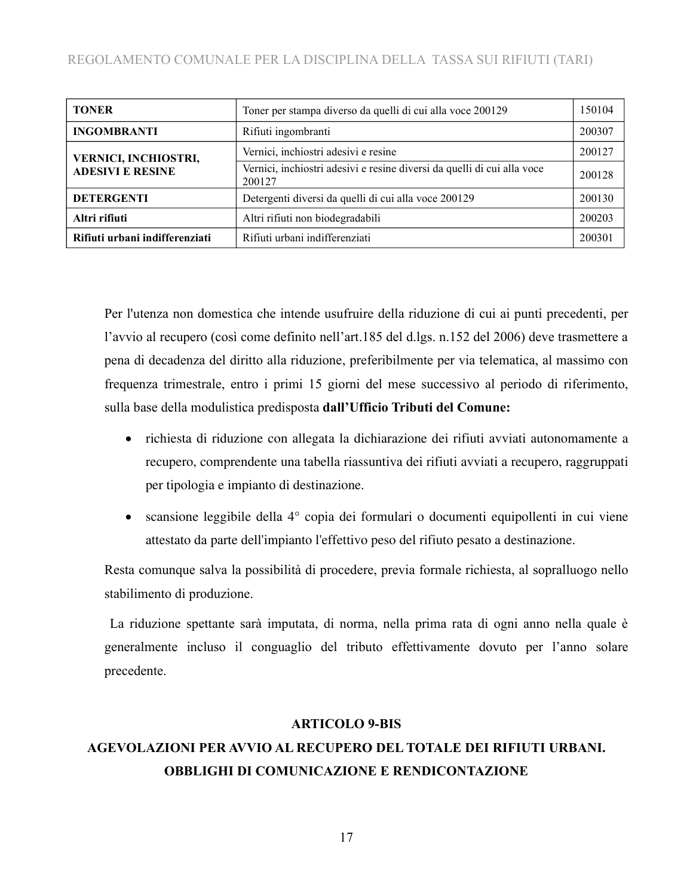| TONER | Toner per stampa diverso da quelli di cui alla voce 200129 | 150104 |
| --- | --- | --- |
| INGOMBRANTI | Rifiuti ingombranti | 200307 |
| VERNICI, INCHIOSTRI, ADESIVI E RESINE | Vernici, inchiostri adesivi e resine | 200127 |
| | Vernici, inchiostri adesivi e resine diversi da quelli di cui alla voce 200127 | 200128 |
| DETERGENTI | Detergenti diversi da quelli di cui alla voce 200129 | 200130 |
| Altri rifiuti | Altri rifiuti non biodegradabili | 200203 |
| Rifiuti urbani indifferenziati | Rifiuti urbani indifferenziati | 200301 |

Per l'utenza non domestica che intende usufruire della riduzione di cui ai punti precedenti, per l'avvio al recupero (così come definito nell'art.185 del d.lgs. n.152 del 2006) deve trasmettere a pena di decadenza del diritto alla riduzione, preferibilmente per via telematica, al massimo con frequenza trimestrale, entro i primi 15 giorni del mese successivo al periodo di riferimento, sulla base della modulistica predisposta **dall'Ufficio Tributi del Comune:**

- richiesta di riduzione con allegata la dichiarazione dei rifiuti avviati autonomamente a recupero, comprendente una tabella riassuntiva dei rifiuti avviati a recupero, raggruppati per tipologia e impianto di destinazione.
- scansione leggibile della 4° copia dei formulari o documenti equipollenti in cui viene attestato da parte dell'impianto l'effettivo peso del rifiuto pesato a destinazione.

Resta comunque salva la possibilità di procedere, previa formale richiesta, al sopralluogo nello stabilimento di produzione.

La riduzione spettante sarà imputata, di norma, nella prima rata di ogni anno nella quale è generalmente incluso il conguaglio del tributo effettivamente dovuto per l'anno solare precedente.

## ARTICOLO 9-BIS
## AGEVOLAZIONI PER AVVIO AL RECUPERO DEL TOTALE DEI RIFIUTI URBANI. OBBLIGHI DI COMUNICAZIONE E RENDICONTAZIONE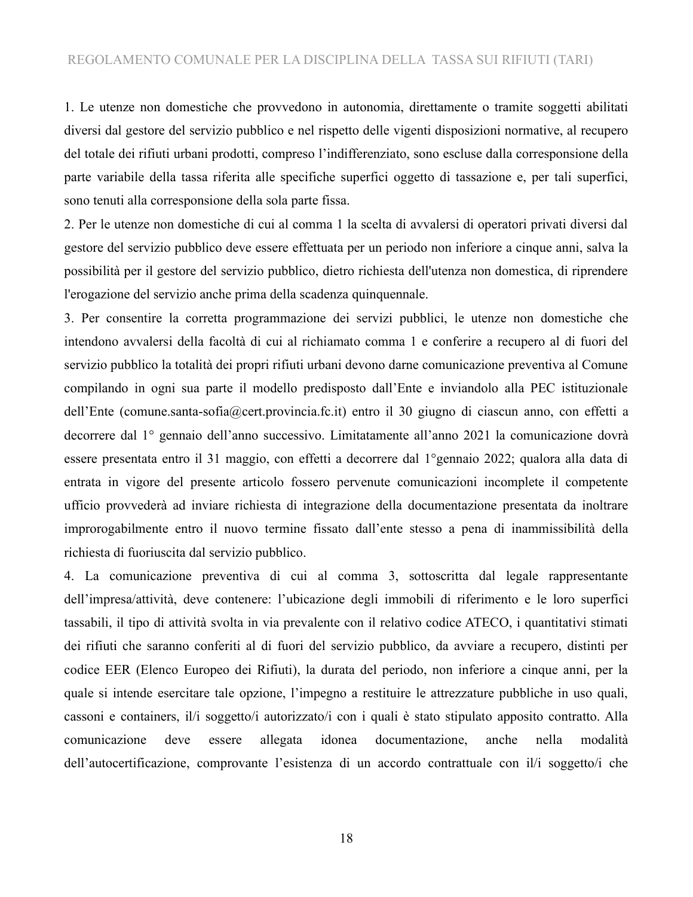1. Le utenze non domestiche che provvedono in autonomia, direttamente o tramite soggetti abilitati diversi dal gestore del servizio pubblico e nel rispetto delle vigenti disposizioni normative, al recupero del totale dei rifiuti urbani prodotti, compreso l'indifferenziato, sono escluse dalla corresponsione della parte variabile della tassa riferita alle specifiche superfici oggetto di tassazione e, per tali superfici, sono tenuti alla corresponsione della sola parte fissa.

2. Per le utenze non domestiche di cui al comma 1 la scelta di avvalersi di operatori privati diversi dal gestore del servizio pubblico deve essere effettuata per un periodo non inferiore a cinque anni, salva la possibilità per il gestore del servizio pubblico, dietro richiesta dell'utenza non domestica, di riprendere l'erogazione del servizio anche prima della scadenza quinquennale.

3. Per consentire la corretta programmazione dei servizi pubblici, le utenze non domestiche che intendono avvalersi della facoltà di cui al richiamato comma 1 e conferire a recupero al di fuori del servizio pubblico la totalità dei propri rifiuti urbani devono darne comunicazione preventiva al Comune compilando in ogni sua parte il modello predisposto dall'Ente e inviandolo alla PEC istituzionale dell'Ente (comune.santa-sofia@cert.provincia.fc.it) entro il 30 giugno di ciascun anno, con effetti a decorrere dal 1° gennaio dell'anno successivo. Limitatamente all'anno 2021 la comunicazione dovrà essere presentata entro il 31 maggio, con effetti a decorrere dal 1°gennaio 2022; qualora alla data di entrata in vigore del presente articolo fossero pervenute comunicazioni incomplete il competente ufficio provvederà ad inviare richiesta di integrazione della documentazione presentata da inoltrare improrogabilmente entro il nuovo termine fissato dall'ente stesso a pena di inammissibilità della richiesta di fuoriuscita dal servizio pubblico.

4. La comunicazione preventiva di cui al comma 3, sottoscritta dal legale rappresentante dell'impresa/attività, deve contenere: l'ubicazione degli immobili di riferimento e le loro superfici tassabili, il tipo di attività svolta in via prevalente con il relativo codice ATECO, i quantitativi stimati dei rifiuti che saranno conferiti al di fuori del servizio pubblico, da avviare a recupero, distinti per codice EER (Elenco Europeo dei Rifiuti), la durata del periodo, non inferiore a cinque anni, per la quale si intende esercitare tale opzione, l'impegno a restituire le attrezzature pubbliche in uso quali, cassoni e containers, il/i soggetto/i autorizzato/i con i quali è stato stipulato apposito contratto. Alla comunicazione deve essere allegata idonea documentazione, anche nella modalità dell'autocertificazione, comprovante l'esistenza di un accordo contrattuale con il/i soggetto/i che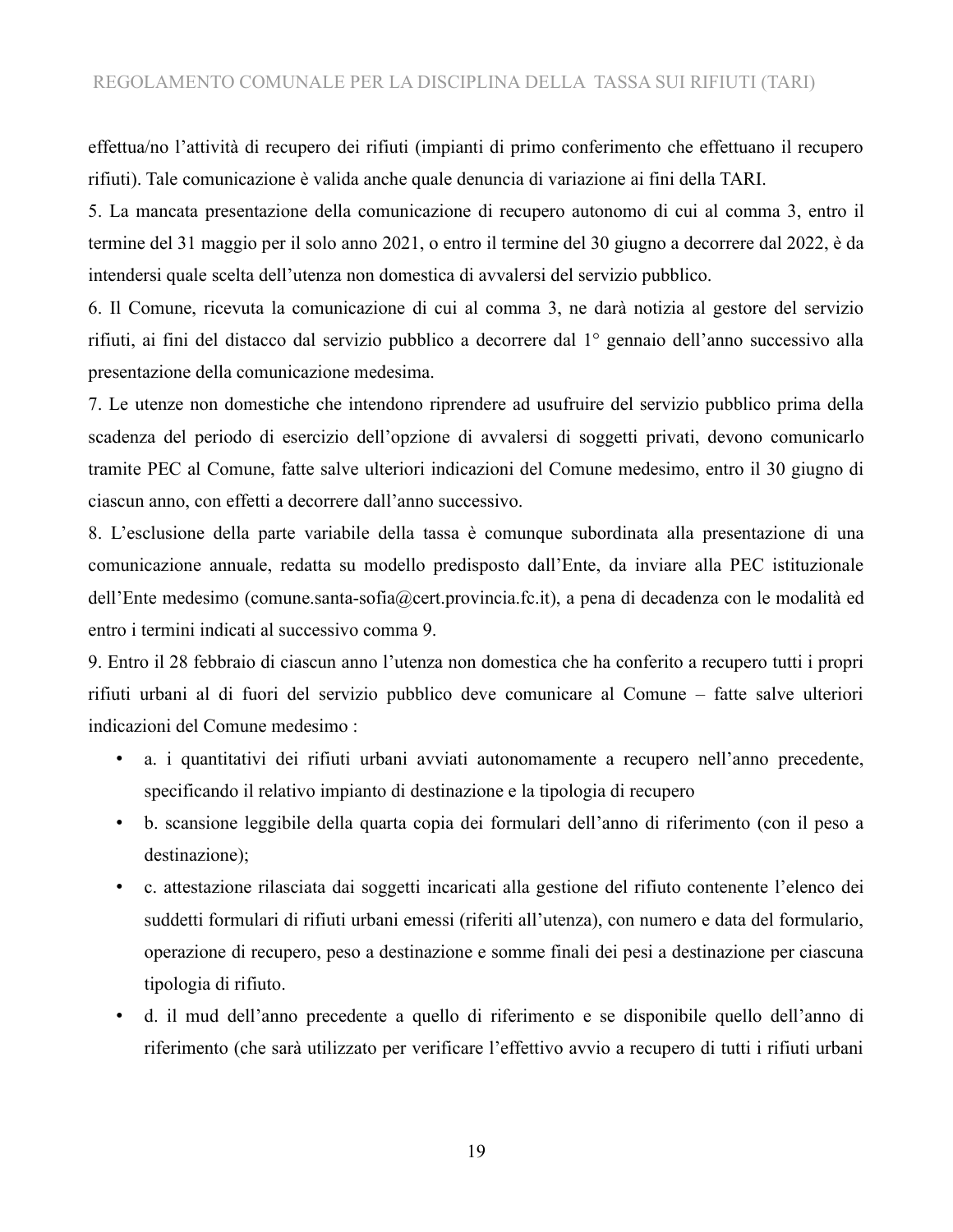effettua/no l'attività di recupero dei rifiuti (impianti di primo conferimento che effettuano il recupero rifiuti). Tale comunicazione è valida anche quale denuncia di variazione ai fini della TARI.

5. La mancata presentazione della comunicazione di recupero autonomo di cui al comma 3, entro il termine del 31 maggio per il solo anno 2021, o entro il termine del 30 giugno a decorrere dal 2022, è da intendersi quale scelta dell'utenza non domestica di avvalersi del servizio pubblico.

6. Il Comune, ricevuta la comunicazione di cui al comma 3, ne darà notizia al gestore del servizio rifiuti, ai fini del distacco dal servizio pubblico a decorrere dal 1° gennaio dell'anno successivo alla presentazione della comunicazione medesima.

7. Le utenze non domestiche che intendono riprendere ad usufruire del servizio pubblico prima della scadenza del periodo di esercizio dell'opzione di avvalersi di soggetti privati, devono comunicarlo tramite PEC al Comune, fatte salve ulteriori indicazioni del Comune medesimo, entro il 30 giugno di ciascun anno, con effetti a decorrere dall'anno successivo.

8. L'esclusione della parte variabile della tassa è comunque subordinata alla presentazione di una comunicazione annuale, redatta su modello predisposto dall'Ente, da inviare alla PEC istituzionale dell'Ente medesimo (comune.santa-sofia@cert.provincia.fc.it), a pena di decadenza con le modalità ed entro i termini indicati al successivo comma 9.

9. Entro il 28 febbraio di ciascun anno l'utenza non domestica che ha conferito a recupero tutti i propri rifiuti urbani al di fuori del servizio pubblico deve comunicare al Comune – fatte salve ulteriori indicazioni del Comune medesimo :

- a. i quantitativi dei rifiuti urbani avviati autonomamente a recupero nell'anno precedente, specificando il relativo impianto di destinazione e la tipologia di recupero
- b. scansione leggibile della quarta copia dei formulari dell'anno di riferimento (con il peso a destinazione);
- c. attestazione rilasciata dai soggetti incaricati alla gestione del rifiuto contenente l'elenco dei suddetti formulari di rifiuti urbani emessi (riferiti all'utenza), con numero e data del formulario, operazione di recupero, peso a destinazione e somme finali dei pesi a destinazione per ciascuna tipologia di rifiuto.
- d. il mud dell'anno precedente a quello di riferimento e se disponibile quello dell'anno di riferimento (che sarà utilizzato per verificare l'effettivo avvio a recupero di tutti i rifiuti urbani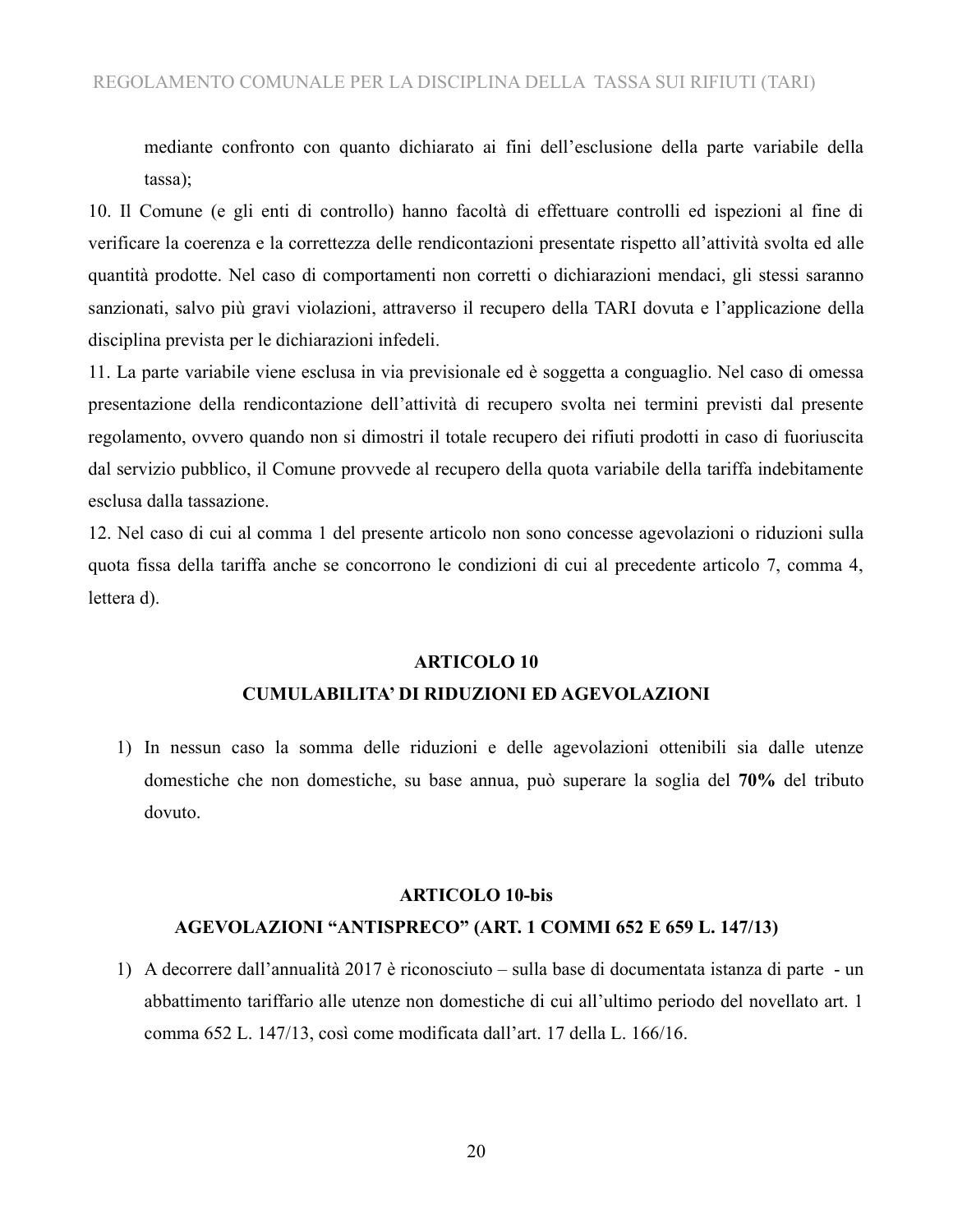mediante confronto con quanto dichiarato ai fini dell'esclusione della parte variabile della tassa);

10. Il Comune (e gli enti di controllo) hanno facoltà di effettuare controlli ed ispezioni al fine di verificare la coerenza e la correttezza delle rendicontazioni presentate rispetto all'attività svolta ed alle quantità prodotte. Nel caso di comportamenti non corretti o dichiarazioni mendaci, gli stessi saranno sanzionati, salvo più gravi violazioni, attraverso il recupero della TARI dovuta e l'applicazione della disciplina prevista per le dichiarazioni infedeli.

11. La parte variabile viene esclusa in via previsionale ed è soggetta a conguaglio. Nel caso di omessa presentazione della rendicontazione dell'attività di recupero svolta nei termini previsti dal presente regolamento, ovvero quando non si dimostri il totale recupero dei rifiuti prodotti in caso di fuoriuscita dal servizio pubblico, il Comune provvede al recupero della quota variabile della tariffa indebitamente esclusa dalla tassazione.

12. Nel caso di cui al comma 1 del presente articolo non sono concesse agevolazioni o riduzioni sulla quota fissa della tariffa anche se concorrono le condizioni di cui al precedente articolo 7, comma 4, lettera d).

## ARTICOLO 10
## CUMULABILITA' DI RIDUZIONI ED AGEVOLAZIONI

1) In nessun caso la somma delle riduzioni e delle agevolazioni ottenibili sia dalle utenze domestiche che non domestiche, su base annua, può superare la soglia del **70%** del tributo dovuto.

## ARTICOLO 10-bis
## AGEVOLAZIONI "ANTISPRECO" (ART. 1 COMMI 652 E 659 L. 147/13)

1) A decorrere dall'annualità 2017 è riconosciuto – sulla base di documentata istanza di parte - un abbattimento tariffario alle utenze non domestiche di cui all'ultimo periodo del novellato art. 1 comma 652 L. 147/13, così come modificata dall'art. 17 della L. 166/16.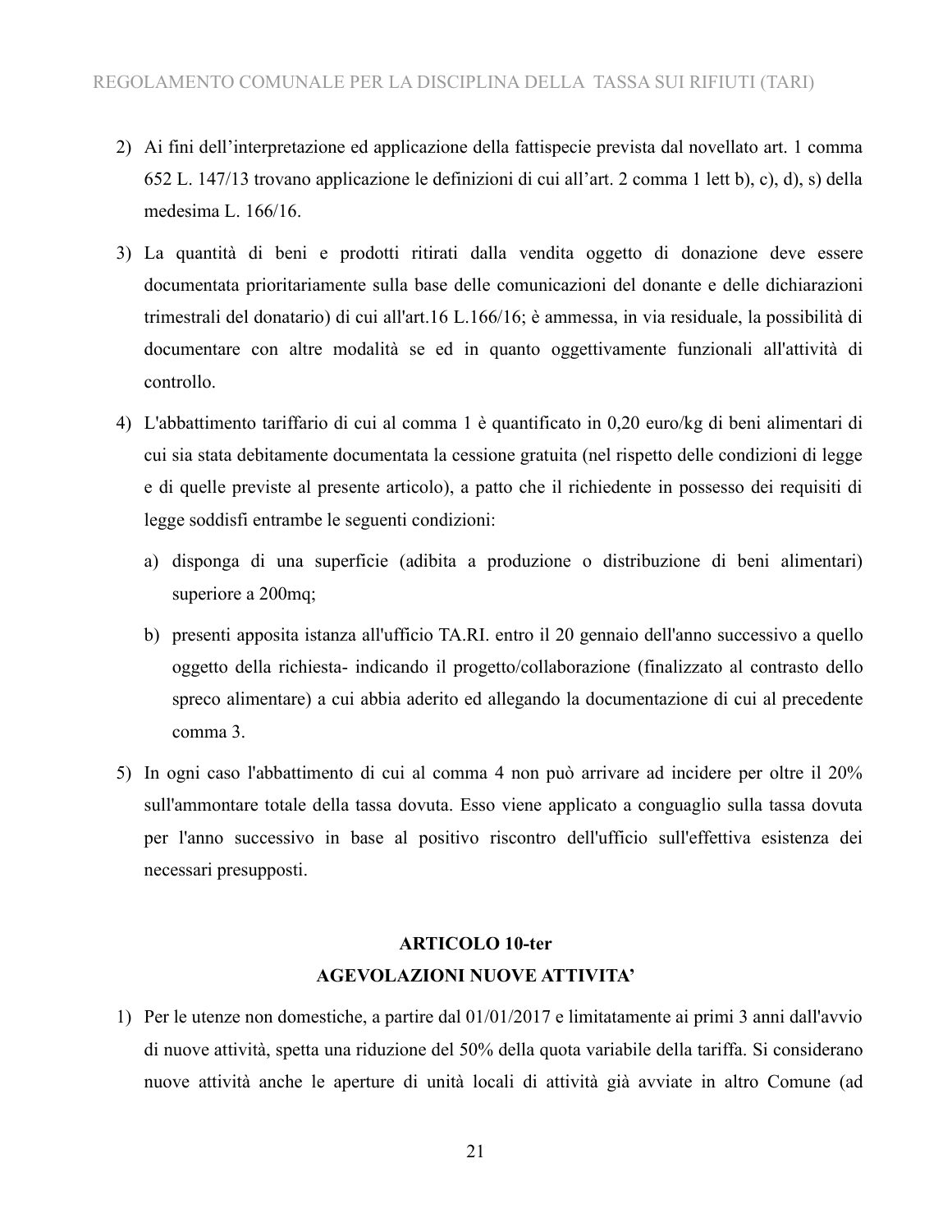2) Ai fini dell'interpretazione ed applicazione della fattispecie prevista dal novellato art. 1 comma 652 L. 147/13 trovano applicazione le definizioni di cui all'art. 2 comma 1 lett b), c), d), s) della medesima L. 166/16.

3) La quantità di beni e prodotti ritirati dalla vendita oggetto di donazione deve essere documentata prioritariamente sulla base delle comunicazioni del donante e delle dichiarazioni trimestrali del donatario) di cui all'art.16 L.166/16; è ammessa, in via residuale, la possibilità di documentare con altre modalità se ed in quanto oggettivamente funzionali all'attività di controllo.

4) L'abbattimento tariffario di cui al comma 1 è quantificato in 0,20 euro/kg di beni alimentari di cui sia stata debitamente documentata la cessione gratuita (nel rispetto delle condizioni di legge e di quelle previste al presente articolo), a patto che il richiedente in possesso dei requisiti di legge soddisfi entrambe le seguenti condizioni:

   a) disponga di una superficie (adibita a produzione o distribuzione di beni alimentari) superiore a 200mq;

   b) presenti apposita istanza all'ufficio TA.RI. entro il 20 gennaio dell'anno successivo a quello oggetto della richiesta- indicando il progetto/collaborazione (finalizzato al contrasto dello spreco alimentare) a cui abbia aderito ed allegando la documentazione di cui al precedente comma 3.

5) In ogni caso l'abbattimento di cui al comma 4 non può arrivare ad incidere per oltre il 20% sull'ammontare totale della tassa dovuta. Esso viene applicato a conguaglio sulla tassa dovuta per l'anno successivo in base al positivo riscontro dell'ufficio sull'effettiva esistenza dei necessari presupposti.

## ARTICOLO 10-ter
## AGEVOLAZIONI NUOVE ATTIVITA'

1) Per le utenze non domestiche, a partire dal 01/01/2017 e limitatamente ai primi 3 anni dall'avvio di nuove attività, spetta una riduzione del 50% della quota variabile della tariffa. Si considerano nuove attività anche le aperture di unità locali di attività già avviate in altro Comune (ad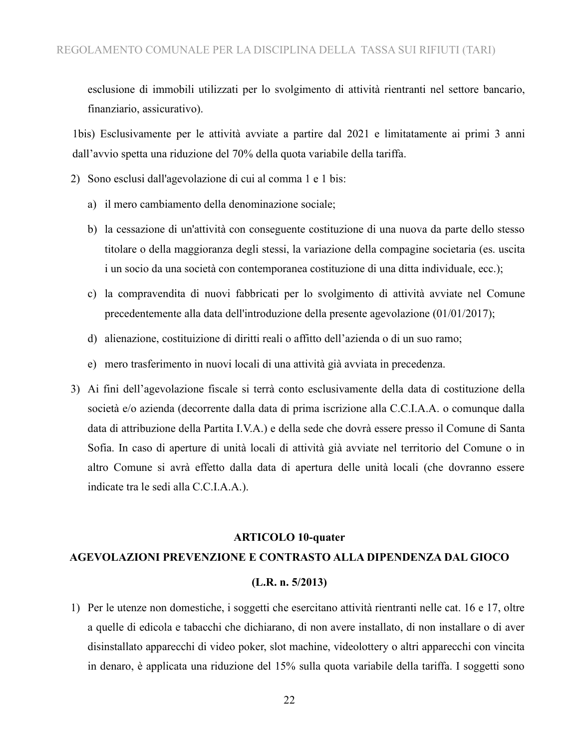esclusione di immobili utilizzati per lo svolgimento di attività rientranti nel settore bancario, finanziario, assicurativo).

1bis) Esclusivamente per le attività avviate a partire dal 2021 e limitatamente ai primi 3 anni dall'avvio spetta una riduzione del 70% della quota variabile della tariffa.

2) Sono esclusi dall'agevolazione di cui al comma 1 e 1 bis:
   a) il mero cambiamento della denominazione sociale;
   b) la cessazione di un'attività con conseguente costituzione di una nuova da parte dello stesso titolare o della maggioranza degli stessi, la variazione della compagine societaria (es. uscita i un socio da una società con contemporanea costituzione di una ditta individuale, ecc.);
   c) la compravendita di nuovi fabbricati per lo svolgimento di attività avviate nel Comune precedentemente alla data dell'introduzione della presente agevolazione (01/01/2017);
   d) alienazione, costituizione di diritti reali o affitto dell'azienda o di un suo ramo;
   e) mero trasferimento in nuovi locali di una attività già avviata in precedenza.

3) Ai fini dell'agevolazione fiscale si terrà conto esclusivamente della data di costituzione della società e/o azienda (decorrente dalla data di prima iscrizione alla C.C.I.A.A. o comunque dalla data di attribuzione della Partita I.V.A.) e della sede che dovrà essere presso il Comune di Santa Sofia. In caso di aperture di unità locali di attività già avviate nel territorio del Comune o in altro Comune si avrà effetto dalla data di apertura delle unità locali (che dovranno essere indicate tra le sedi alla C.C.I.A.A.).

## ARTICOLO 10-quater
## AGEVOLAZIONI PREVENZIONE E CONTRASTO ALLA DIPENDENZA DAL GIOCO
## (L.R. n. 5/2013)

1) Per le utenze non domestiche, i soggetti che esercitano attività rientranti nelle cat. 16 e 17, oltre a quelle di edicola e tabacchi che dichiarano, di non avere installato, di non installare o di aver disinstallato apparecchi di video poker, slot machine, videolottery o altri apparecchi con vincita in denaro, è applicata una riduzione del 15% sulla quota variabile della tariffa. I soggetti sono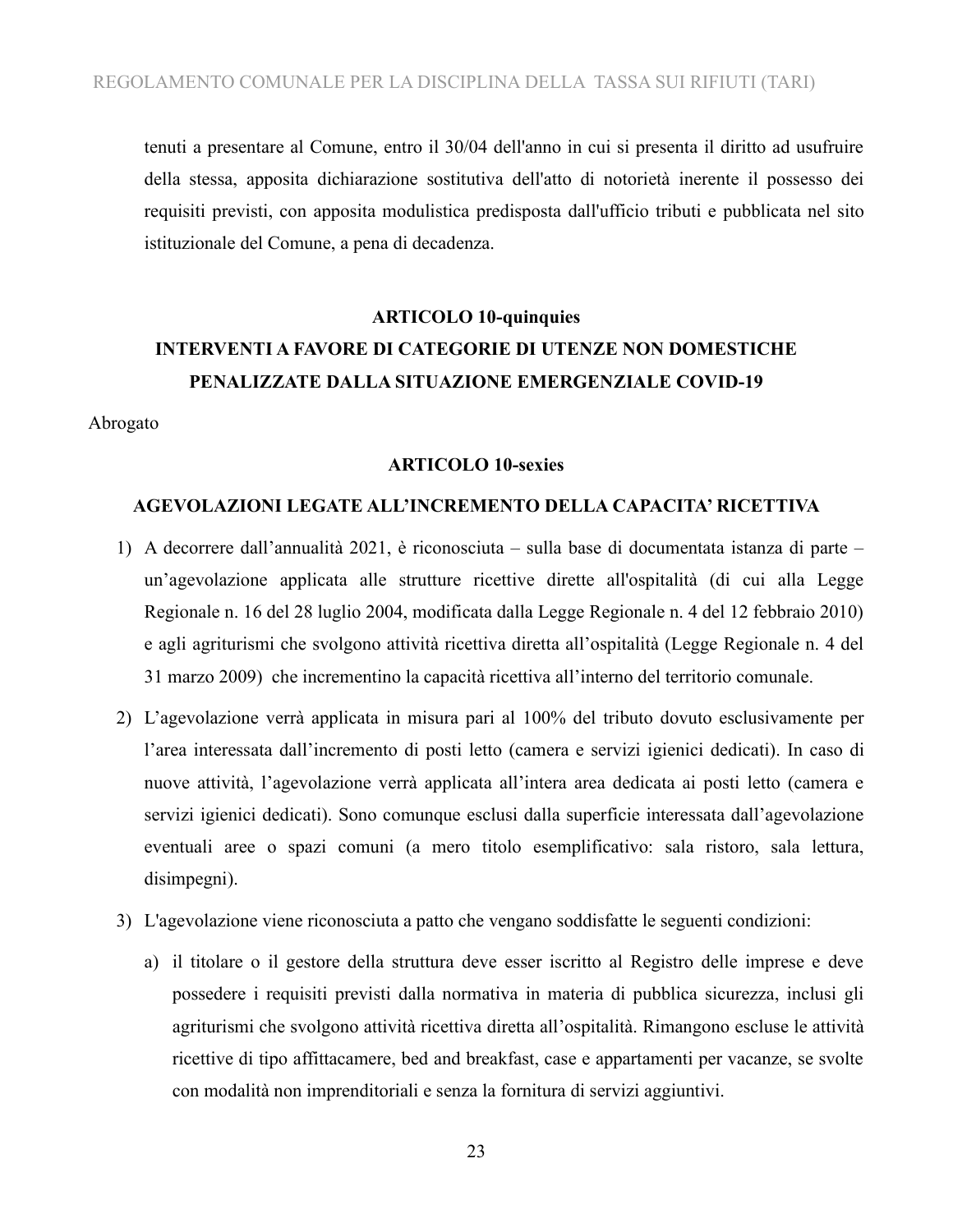tenuti a presentare al Comune, entro il 30/04 dell'anno in cui si presenta il diritto ad usufruire della stessa, apposita dichiarazione sostitutiva dell'atto di notorietà inerente il possesso dei requisiti previsti, con apposita modulistica predisposta dall'ufficio tributi e pubblicata nel sito istituzionale del Comune, a pena di decadenza.

## ARTICOLO 10-quinquies
## INTERVENTI A FAVORE DI CATEGORIE DI UTENZE NON DOMESTICHE PENALIZZATE DALLA SITUAZIONE EMERGENZIALE COVID-19

Abrogato

## ARTICOLO 10-sexies
## AGEVOLAZIONI LEGATE ALL'INCREMENTO DELLA CAPACITA' RICETTIVA

1) A decorrere dall'annualità 2021, è riconosciuta – sulla base di documentata istanza di parte – un'agevolazione applicata alle strutture ricettive dirette all'ospitalità (di cui alla Legge Regionale n. 16 del 28 luglio 2004, modificata dalla Legge Regionale n. 4 del 12 febbraio 2010) e agli agriturismi che svolgono attività ricettiva diretta all'ospitalità (Legge Regionale n. 4 del 31 marzo 2009) che incrementino la capacità ricettiva all'interno del territorio comunale.

2) L'agevolazione verrà applicata in misura pari al 100% del tributo dovuto esclusivamente per l'area interessata dall'incremento di posti letto (camera e servizi igienici dedicati). In caso di nuove attività, l'agevolazione verrà applicata all'intera area dedicata ai posti letto (camera e servizi igienici dedicati). Sono comunque esclusi dalla superficie interessata dall'agevolazione eventuali aree o spazi comuni (a mero titolo esemplificativo: sala ristoro, sala lettura, disimpegni).

3) L'agevolazione viene riconosciuta a patto che vengano soddisfatte le seguenti condizioni:

   a) il titolare o il gestore della struttura deve esser iscritto al Registro delle imprese e deve possedere i requisiti previsti dalla normativa in materia di pubblica sicurezza, inclusi gli agriturismi che svolgono attività ricettiva diretta all'ospitalità. Rimangono escluse le attività ricettive di tipo affittacamere, bed and breakfast, case e appartamenti per vacanze, se svolte con modalità non imprenditoriali e senza la fornitura di servizi aggiuntivi.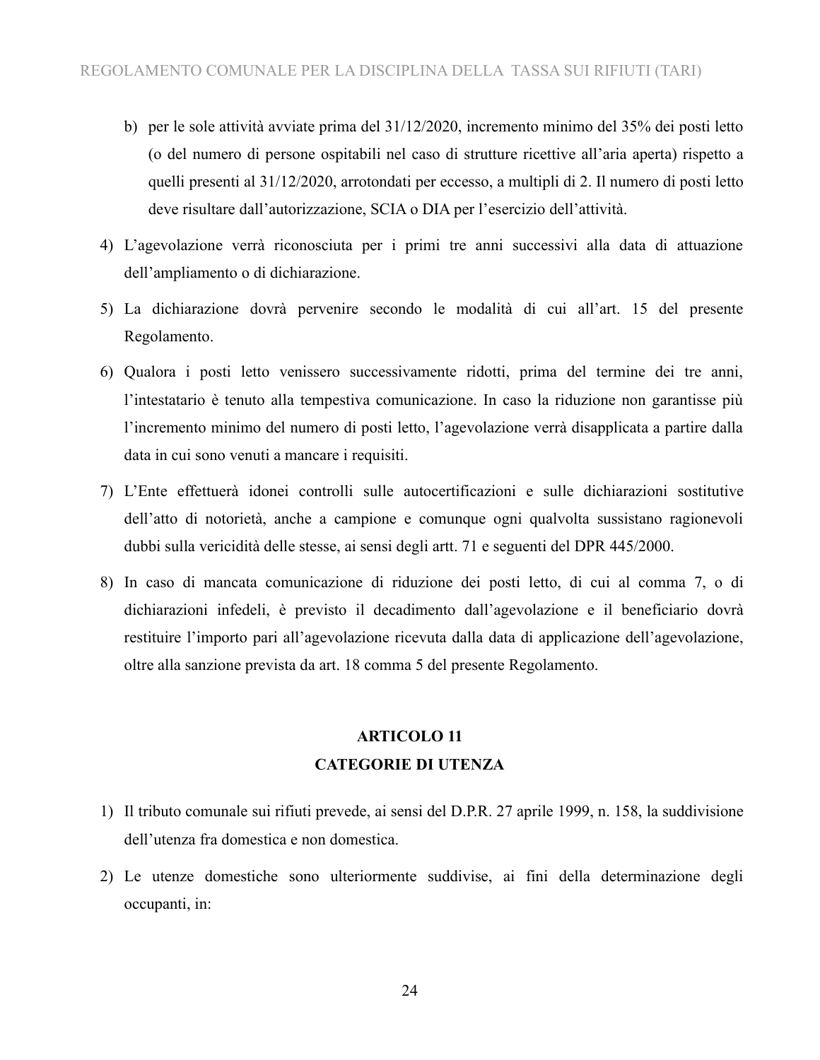b) per le sole attività avviate prima del 31/12/2020, incremento minimo del 35% dei posti letto (o del numero di persone ospitabili nel caso di strutture ricettive all'aria aperta) rispetto a quelli presenti al 31/12/2020, arrotondati per eccesso, a multipli di 2. Il numero di posti letto deve risultare dall'autorizzazione, SCIA o DIA per l'esercizio dell'attività.

4) L'agevolazione verrà riconosciuta per i primi tre anni successivi alla data di attuazione dell'ampliamento o di dichiarazione.

5) La dichiarazione dovrà pervenire secondo le modalità di cui all'art. 15 del presente Regolamento.

6) Qualora i posti letto venissero successivamente ridotti, prima del termine dei tre anni, l'intestatario è tenuto alla tempestiva comunicazione. In caso la riduzione non garantisse più l'incremento minimo del numero di posti letto, l'agevolazione verrà disapplicata a partire dalla data in cui sono venuti a mancare i requisiti.

7) L'Ente effettuerà idonei controlli sulle autocertificazioni e sulle dichiarazioni sostitutive dell'atto di notorietà, anche a campione e comunque ogni qualvolta sussistano ragionevoli dubbi sulla vericidità delle stesse, ai sensi degli artt. 71 e seguenti del DPR 445/2000.

8) In caso di mancata comunicazione di riduzione dei posti letto, di cui al comma 7, o di dichiarazioni infedeli, è previsto il decadimento dall'agevolazione e il beneficiario dovrà restituire l'importo pari all'agevolazione ricevuta dalla data di applicazione dell'agevolazione, oltre alla sanzione prevista da art. 18 comma 5 del presente Regolamento.

## ARTICOLO 11
## CATEGORIE DI UTENZA

1) Il tributo comunale sui rifiuti prevede, ai sensi del D.P.R. 27 aprile 1999, n. 158, la suddivisione dell'utenza fra domestica e non domestica.

2) Le utenze domestiche sono ulteriormente suddivise, ai fini della determinazione degli occupanti, in: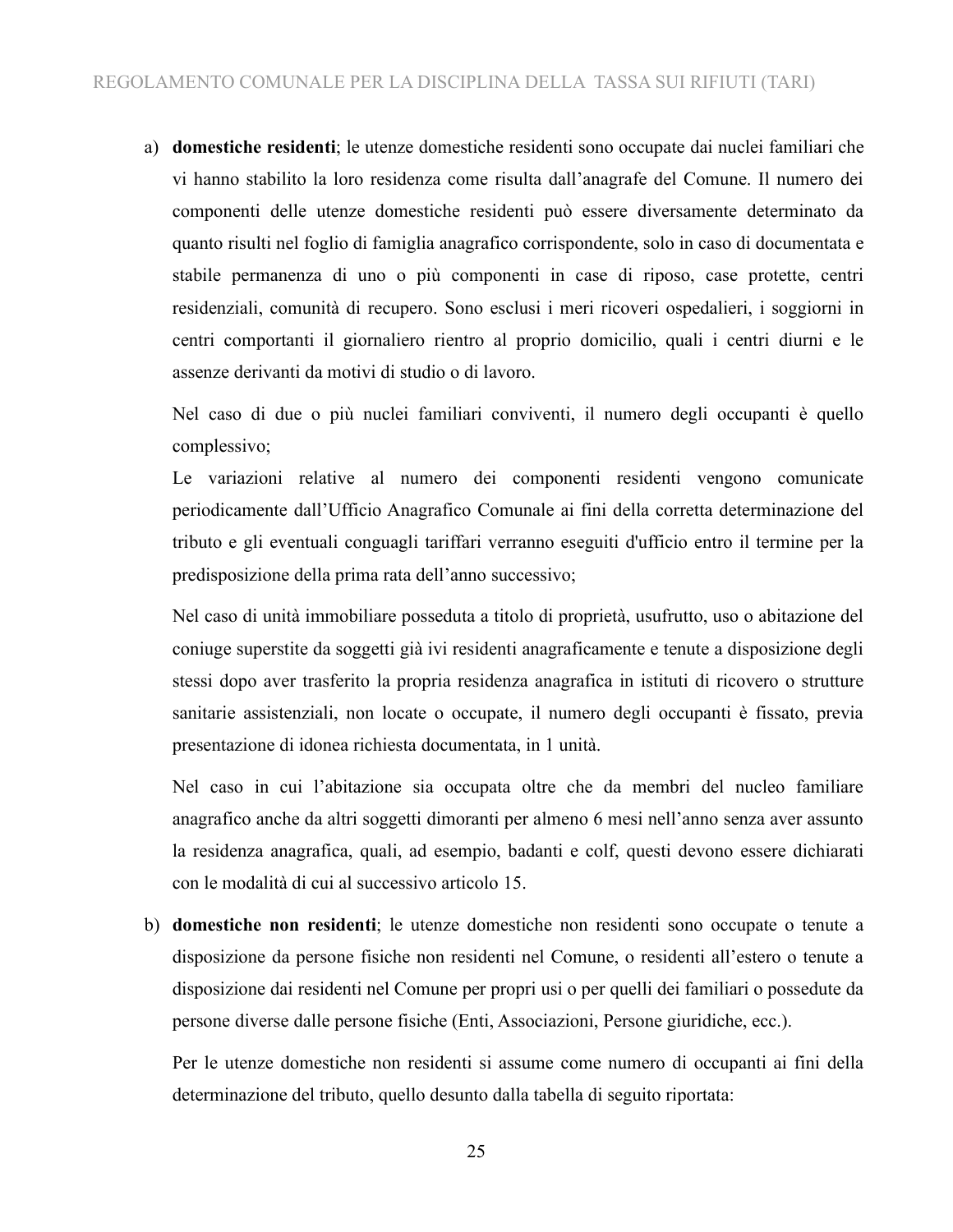a) **domestiche residenti**; le utenze domestiche residenti sono occupate dai nuclei familiari che vi hanno stabilito la loro residenza come risulta dall'anagrafe del Comune. Il numero dei componenti delle utenze domestiche residenti può essere diversamente determinato da quanto risulti nel foglio di famiglia anagrafico corrispondente, solo in caso di documentata e stabile permanenza di uno o più componenti in case di riposo, case protette, centri residenziali, comunità di recupero. Sono esclusi i meri ricoveri ospedalieri, i soggiorni in centri comportanti il giornaliero rientro al proprio domicilio, quali i centri diurni e le assenze derivanti da motivi di studio o di lavoro.

   Nel caso di due o più nuclei familiari conviventi, il numero degli occupanti è quello complessivo;

   Le variazioni relative al numero dei componenti residenti vengono comunicate periodicamente dall'Ufficio Anagrafico Comunale ai fini della corretta determinazione del tributo e gli eventuali conguagli tariffari verranno eseguiti d'ufficio entro il termine per la predisposizione della prima rata dell'anno successivo;

   Nel caso di unità immobiliare posseduta a titolo di proprietà, usufrutto, uso o abitazione del coniuge superstite da soggetti già ivi residenti anagraficamente e tenute a disposizione degli stessi dopo aver trasferito la propria residenza anagrafica in istituti di ricovero o strutture sanitarie assistenziali, non locate o occupate, il numero degli occupanti è fissato, previa presentazione di idonea richiesta documentata, in 1 unità.

   Nel caso in cui l'abitazione sia occupata oltre che da membri del nucleo familiare anagrafico anche da altri soggetti dimoranti per almeno 6 mesi nell'anno senza aver assunto la residenza anagrafica, quali, ad esempio, badanti e colf, questi devono essere dichiarati con le modalità di cui al successivo articolo 15.

b) **domestiche non residenti**; le utenze domestiche non residenti sono occupate o tenute a disposizione da persone fisiche non residenti nel Comune, o residenti all'estero o tenute a disposizione dai residenti nel Comune per propri usi o per quelli dei familiari o possedute da persone diverse dalle persone fisiche (Enti, Associazioni, Persone giuridiche, ecc.).

   Per le utenze domestiche non residenti si assume come numero di occupanti ai fini della determinazione del tributo, quello desunto dalla tabella di seguito riportata: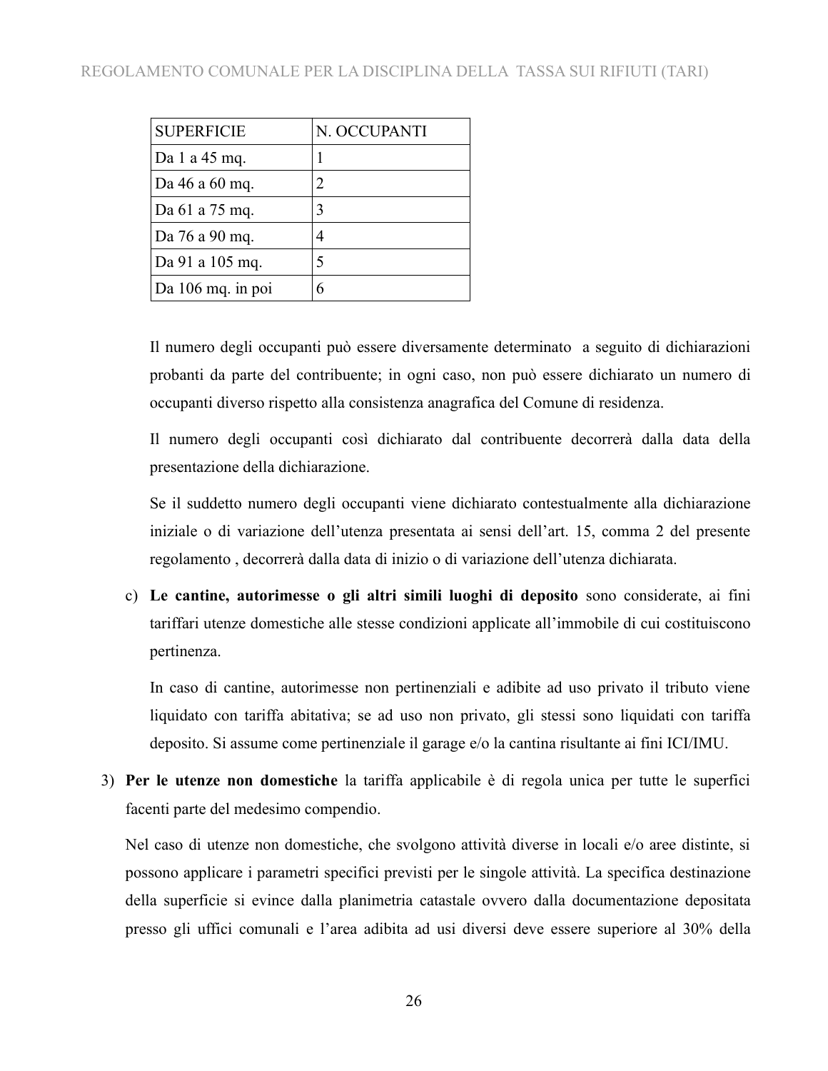| SUPERFICIE | N. OCCUPANTI |
|---|---|
| Da 1 a 45 mq. | 1 |
| Da 46 a 60 mq. | 2 |
| Da 61 a 75 mq. | 3 |
| Da 76 a 90 mq. | 4 |
| Da 91 a 105 mq. | 5 |
| Da 106 mq. in poi | 6 |

Il numero degli occupanti può essere diversamente determinato a seguito di dichiarazioni probanti da parte del contribuente; in ogni caso, non può essere dichiarato un numero di occupanti diverso rispetto alla consistenza anagrafica del Comune di residenza.

Il numero degli occupanti così dichiarato dal contribuente decorrerà dalla data della presentazione della dichiarazione.

Se il suddetto numero degli occupanti viene dichiarato contestualmente alla dichiarazione iniziale o di variazione dell'utenza presentata ai sensi dell'art. 15, comma 2 del presente regolamento , decorrerà dalla data di inizio o di variazione dell'utenza dichiarata.

c) **Le cantine, autorimesse o gli altri simili luoghi di deposito** sono considerate, ai fini tariffari utenze domestiche alle stesse condizioni applicate all'immobile di cui costituiscono pertinenza.

   In caso di cantine, autorimesse non pertinenziali e adibite ad uso privato il tributo viene liquidato con tariffa abitativa; se ad uso non privato, gli stessi sono liquidati con tariffa deposito. Si assume come pertinenziale il garage e/o la cantina risultante ai fini ICI/IMU.

3) **Per le utenze non domestiche** la tariffa applicabile è di regola unica per tutte le superfici facenti parte del medesimo compendio.

   Nel caso di utenze non domestiche, che svolgono attività diverse in locali e/o aree distinte, si possono applicare i parametri specifici previsti per le singole attività. La specifica destinazione della superficie si evince dalla planimetria catastale ovvero dalla documentazione depositata presso gli uffici comunali e l'area adibita ad usi diversi deve essere superiore al 30% della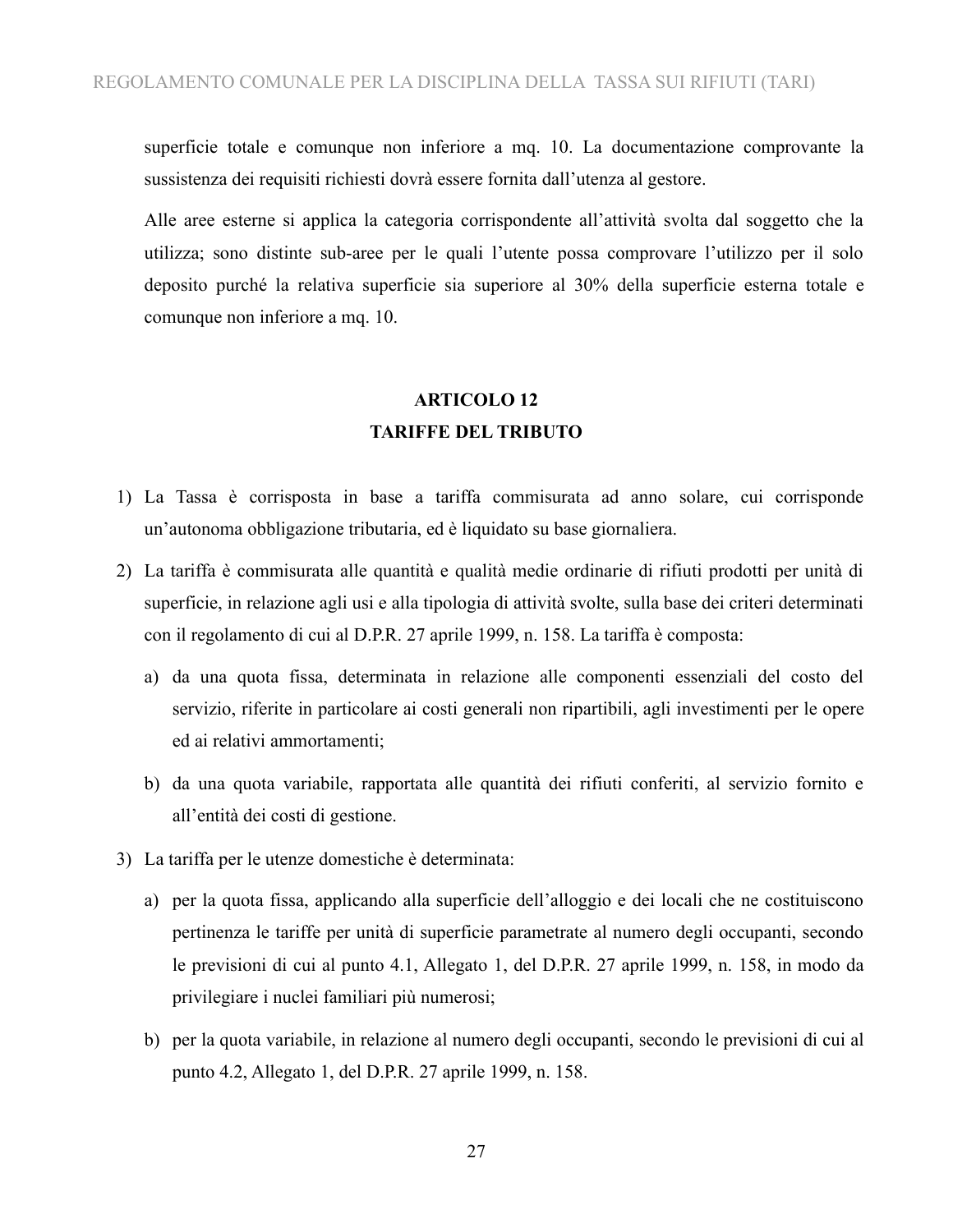superficie totale e comunque non inferiore a mq. 10. La documentazione comprovante la sussistenza dei requisiti richiesti dovrà essere fornita dall'utenza al gestore.

Alle aree esterne si applica la categoria corrispondente all'attività svolta dal soggetto che la utilizza; sono distinte sub-aree per le quali l'utente possa comprovare l'utilizzo per il solo deposito purché la relativa superficie sia superiore al 30% della superficie esterna totale e comunque non inferiore a mq. 10.

## ARTICOLO 12
## TARIFFE DEL TRIBUTO

1) La Tassa è corrisposta in base a tariffa commisurata ad anno solare, cui corrisponde un'autonoma obbligazione tributaria, ed è liquidato su base giornaliera.

2) La tariffa è commisurata alle quantità e qualità medie ordinarie di rifiuti prodotti per unità di superficie, in relazione agli usi e alla tipologia di attività svolte, sulla base dei criteri determinati con il regolamento di cui al D.P.R. 27 aprile 1999, n. 158. La tariffa è composta:

   a) da una quota fissa, determinata in relazione alle componenti essenziali del costo del servizio, riferite in particolare ai costi generali non ripartibili, agli investimenti per le opere ed ai relativi ammortamenti;

   b) da una quota variabile, rapportata alle quantità dei rifiuti conferiti, al servizio fornito e all'entità dei costi di gestione.

3) La tariffa per le utenze domestiche è determinata:

   a) per la quota fissa, applicando alla superficie dell'alloggio e dei locali che ne costituiscono pertinenza le tariffe per unità di superficie parametrate al numero degli occupanti, secondo le previsioni di cui al punto 4.1, Allegato 1, del D.P.R. 27 aprile 1999, n. 158, in modo da privilegiare i nuclei familiari più numerosi;

   b) per la quota variabile, in relazione al numero degli occupanti, secondo le previsioni di cui al punto 4.2, Allegato 1, del D.P.R. 27 aprile 1999, n. 158.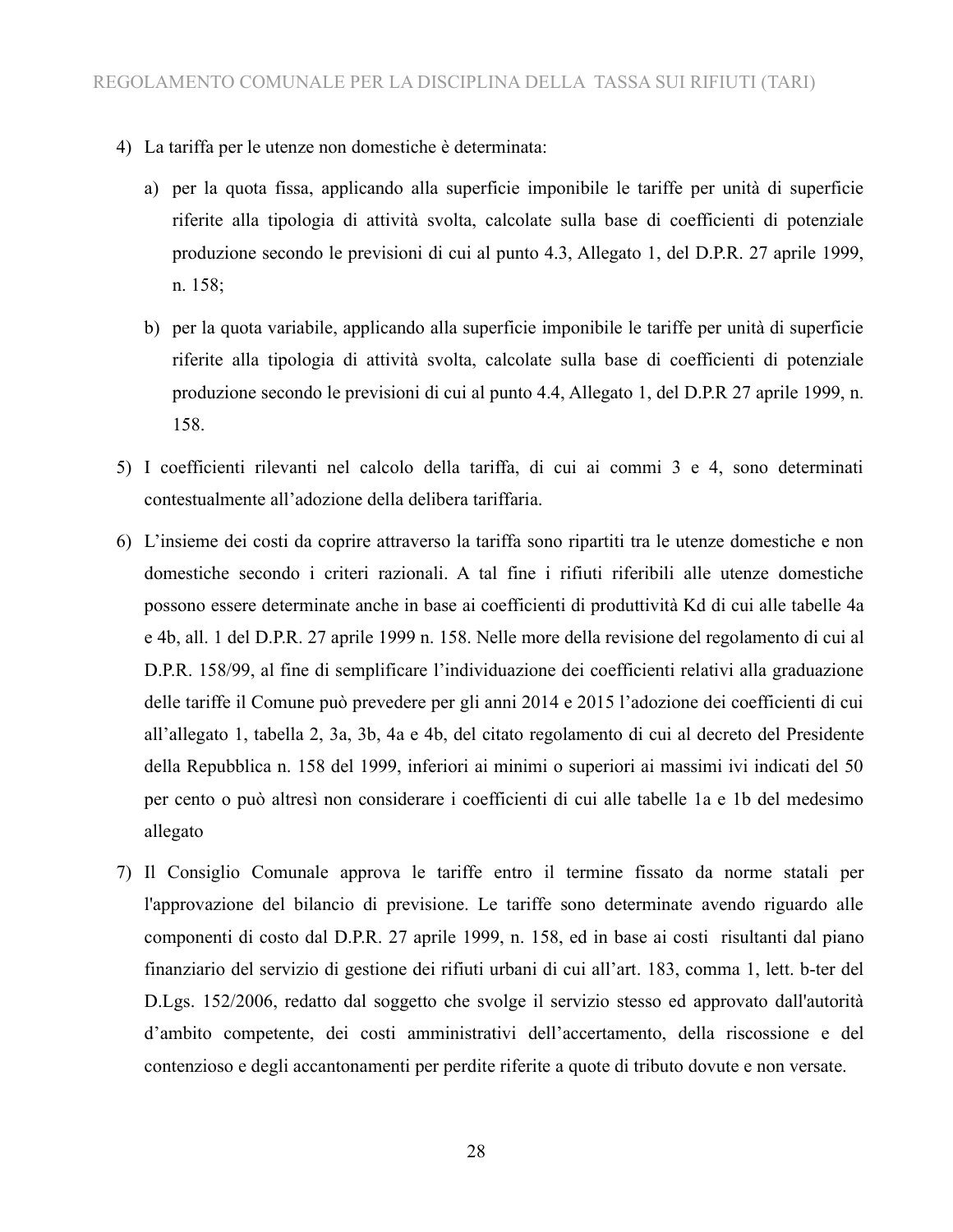4) La tariffa per le utenze non domestiche è determinata:

   a) per la quota fissa, applicando alla superficie imponibile le tariffe per unità di superficie riferite alla tipologia di attività svolta, calcolate sulla base di coefficienti di potenziale produzione secondo le previsioni di cui al punto 4.3, Allegato 1, del D.P.R. 27 aprile 1999, n. 158;

   b) per la quota variabile, applicando alla superficie imponibile le tariffe per unità di superficie riferite alla tipologia di attività svolta, calcolate sulla base di coefficienti di potenziale produzione secondo le previsioni di cui al punto 4.4, Allegato 1, del D.P.R 27 aprile 1999, n. 158.

5) I coefficienti rilevanti nel calcolo della tariffa, di cui ai commi 3 e 4, sono determinati contestualmente all'adozione della delibera tariffaria.

6) L'insieme dei costi da coprire attraverso la tariffa sono ripartiti tra le utenze domestiche e non domestiche secondo i criteri razionali. A tal fine i rifiuti riferibili alle utenze domestiche possono essere determinate anche in base ai coefficienti di produttività Kd di cui alle tabelle 4a e 4b, all. 1 del D.P.R. 27 aprile 1999 n. 158. Nelle more della revisione del regolamento di cui al D.P.R. 158/99, al fine di semplificare l'individuazione dei coefficienti relativi alla graduazione delle tariffe il Comune può prevedere per gli anni 2014 e 2015 l'adozione dei coefficienti di cui all'allegato 1, tabella 2, 3a, 3b, 4a e 4b, del citato regolamento di cui al decreto del Presidente della Repubblica n. 158 del 1999, inferiori ai minimi o superiori ai massimi ivi indicati del 50 per cento o può altresì non considerare i coefficienti di cui alle tabelle 1a e 1b del medesimo allegato

7) Il Consiglio Comunale approva le tariffe entro il termine fissato da norme statali per l'approvazione del bilancio di previsione. Le tariffe sono determinate avendo riguardo alle componenti di costo dal D.P.R. 27 aprile 1999, n. 158, ed in base ai costi risultanti dal piano finanziario del servizio di gestione dei rifiuti urbani di cui all'art. 183, comma 1, lett. b-ter del D.Lgs. 152/2006, redatto dal soggetto che svolge il servizio stesso ed approvato dall'autorità d'ambito competente, dei costi amministrativi dell'accertamento, della riscossione e del contenzioso e degli accantonamenti per perdite riferite a quote di tributo dovute e non versate.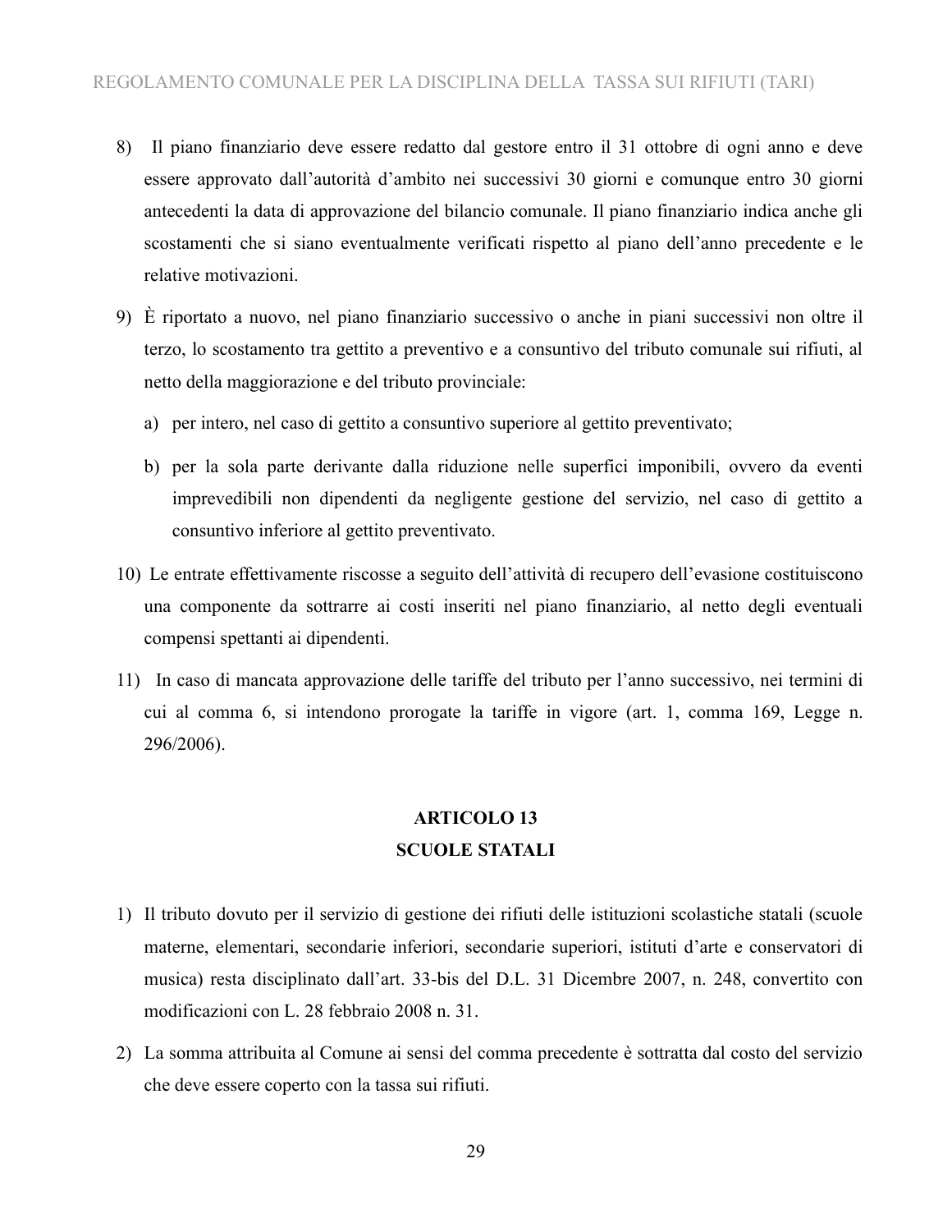8) Il piano finanziario deve essere redatto dal gestore entro il 31 ottobre di ogni anno e deve essere approvato dall'autorità d'ambito nei successivi 30 giorni e comunque entro 30 giorni antecedenti la data di approvazione del bilancio comunale. Il piano finanziario indica anche gli scostamenti che si siano eventualmente verificati rispetto al piano dell'anno precedente e le relative motivazioni.

9) È riportato a nuovo, nel piano finanziario successivo o anche in piani successivi non oltre il terzo, lo scostamento tra gettito a preventivo e a consuntivo del tributo comunale sui rifiuti, al netto della maggiorazione e del tributo provinciale:

   a) per intero, nel caso di gettito a consuntivo superiore al gettito preventivato;

   b) per la sola parte derivante dalla riduzione nelle superfici imponibili, ovvero da eventi imprevedibili non dipendenti da negligente gestione del servizio, nel caso di gettito a consuntivo inferiore al gettito preventivato.

10) Le entrate effettivamente riscosse a seguito dell'attività di recupero dell'evasione costituiscono una componente da sottrarre ai costi inseriti nel piano finanziario, al netto degli eventuali compensi spettanti ai dipendenti.

11) In caso di mancata approvazione delle tariffe del tributo per l'anno successivo, nei termini di cui al comma 6, si intendono prorogate la tariffe in vigore (art. 1, comma 169, Legge n. 296/2006).

## ARTICOLO 13
## SCUOLE STATALI

1) Il tributo dovuto per il servizio di gestione dei rifiuti delle istituzioni scolastiche statali (scuole materne, elementari, secondarie inferiori, secondarie superiori, istituti d'arte e conservatori di musica) resta disciplinato dall'art. 33-bis del D.L. 31 Dicembre 2007, n. 248, convertito con modificazioni con L. 28 febbraio 2008 n. 31.

2) La somma attribuita al Comune ai sensi del comma precedente è sottratta dal costo del servizio che deve essere coperto con la tassa sui rifiuti.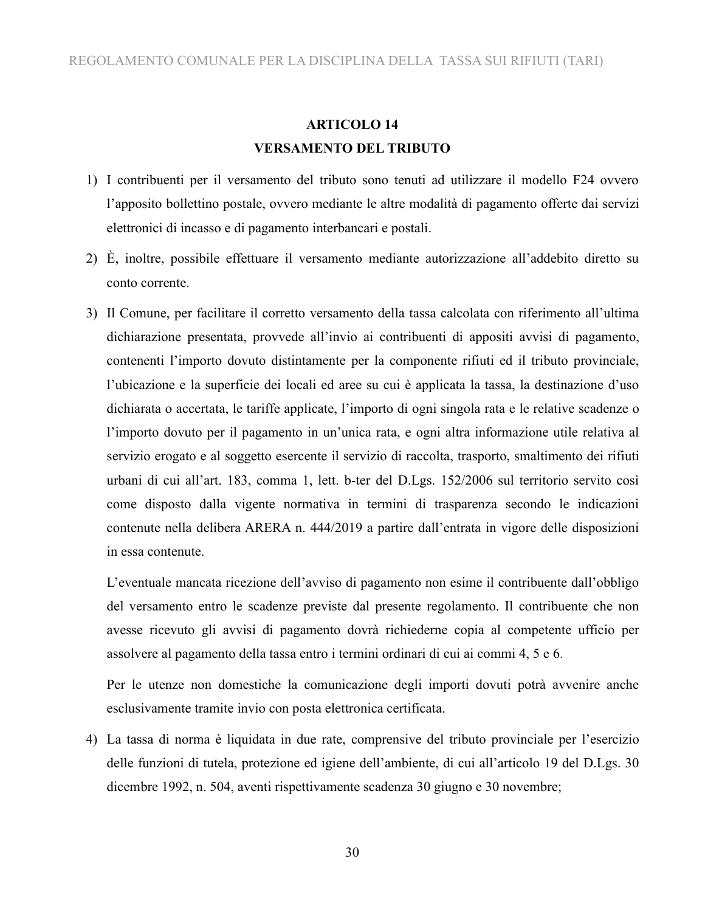## ARTICOLO 14
## VERSAMENTO DEL TRIBUTO

1) I contribuenti per il versamento del tributo sono tenuti ad utilizzare il modello F24 ovvero l'apposito bollettino postale, ovvero mediante le altre modalità di pagamento offerte dai servizi elettronici di incasso e di pagamento interbancari e postali.

2) È, inoltre, possibile effettuare il versamento mediante autorizzazione all'addebito diretto su conto corrente.

3) Il Comune, per facilitare il corretto versamento della tassa calcolata con riferimento all'ultima dichiarazione presentata, provvede all'invio ai contribuenti di appositi avvisi di pagamento, contenenti l'importo dovuto distintamente per la componente rifiuti ed il tributo provinciale, l'ubicazione e la superficie dei locali ed aree su cui è applicata la tassa, la destinazione d'uso dichiarata o accertata, le tariffe applicate, l'importo di ogni singola rata e le relative scadenze o l'importo dovuto per il pagamento in un'unica rata, e ogni altra informazione utile relativa al servizio erogato e al soggetto esercente il servizio di raccolta, trasporto, smaltimento dei rifiuti urbani di cui all'art. 183, comma 1, lett. b-ter del D.Lgs. 152/2006 sul territorio servito così come disposto dalla vigente normativa in termini di trasparenza secondo le indicazioni contenute nella delibera ARERA n. 444/2019 a partire dall'entrata in vigore delle disposizioni in essa contenute.

   L'eventuale mancata ricezione dell'avviso di pagamento non esime il contribuente dall'obbligo del versamento entro le scadenze previste dal presente regolamento. Il contribuente che non avesse ricevuto gli avvisi di pagamento dovrà richiederne copia al competente ufficio per assolvere al pagamento della tassa entro i termini ordinari di cui ai commi 4, 5 e 6.

   Per le utenze non domestiche la comunicazione degli importi dovuti potrà avvenire anche esclusivamente tramite invio con posta elettronica certificata.

4) La tassa di norma è liquidata in due rate, comprensive del tributo provinciale per l'esercizio delle funzioni di tutela, protezione ed igiene dell'ambiente, di cui all'articolo 19 del D.Lgs. 30 dicembre 1992, n. 504, aventi rispettivamente scadenza 30 giugno e 30 novembre;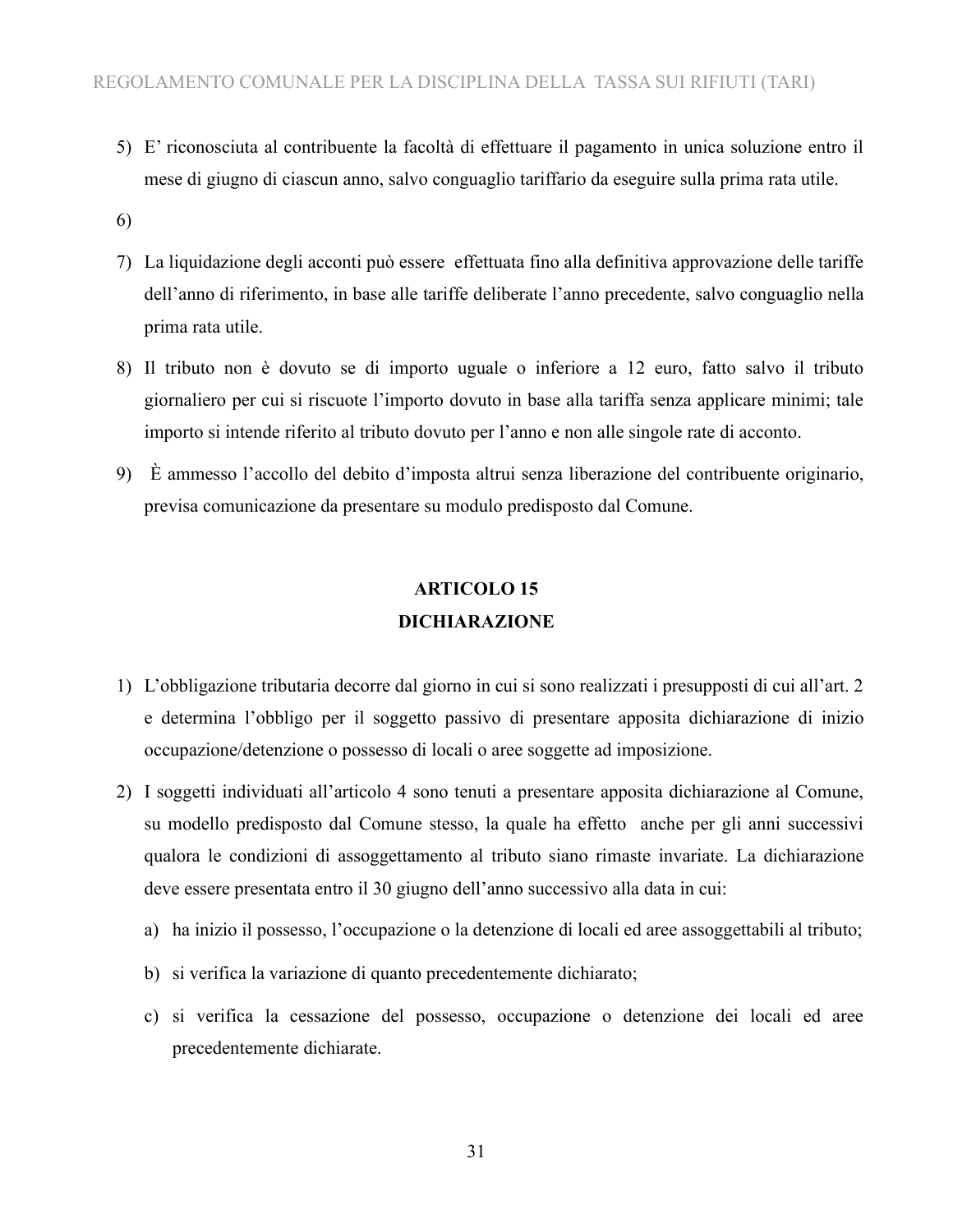5) E' riconosciuta al contribuente la facoltà di effettuare il pagamento in unica soluzione entro il mese di giugno di ciascun anno, salvo conguaglio tariffario da eseguire sulla prima rata utile.

6)

7) La liquidazione degli acconti può essere effettuata fino alla definitiva approvazione delle tariffe dell'anno di riferimento, in base alle tariffe deliberate l'anno precedente, salvo conguaglio nella prima rata utile.

8) Il tributo non è dovuto se di importo uguale o inferiore a 12 euro, fatto salvo il tributo giornaliero per cui si riscuote l'importo dovuto in base alla tariffa senza applicare minimi; tale importo si intende riferito al tributo dovuto per l'anno e non alle singole rate di acconto.

9) È ammesso l'accollo del debito d'imposta altrui senza liberazione del contribuente originario, previsa comunicazione da presentare su modulo predisposto dal Comune.

## ARTICOLO 15
## DICHIARAZIONE

1) L'obbligazione tributaria decorre dal giorno in cui si sono realizzati i presupposti di cui all'art. 2 e determina l'obbligo per il soggetto passivo di presentare apposita dichiarazione di inizio occupazione/detenzione o possesso di locali o aree soggette ad imposizione.

2) I soggetti individuati all'articolo 4 sono tenuti a presentare apposita dichiarazione al Comune, su modello predisposto dal Comune stesso, la quale ha effetto anche per gli anni successivi qualora le condizioni di assoggettamento al tributo siano rimaste invariate. La dichiarazione deve essere presentata entro il 30 giugno dell'anno successivo alla data in cui:

   a) ha inizio il possesso, l'occupazione o la detenzione di locali ed aree assoggettabili al tributo;

   b) si verifica la variazione di quanto precedentemente dichiarato;

   c) si verifica la cessazione del possesso, occupazione o detenzione dei locali ed aree precedentemente dichiarate.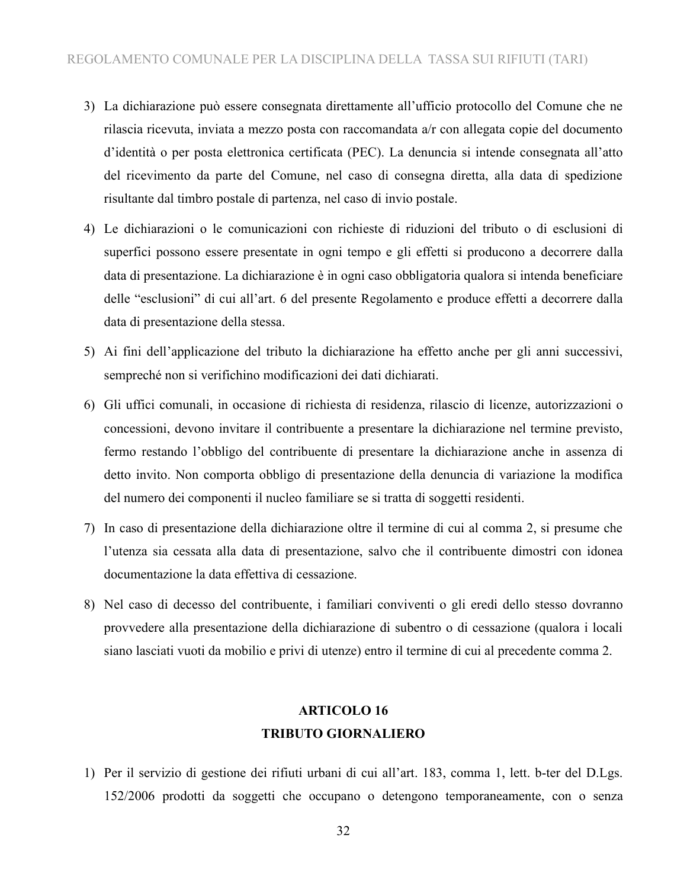3) La dichiarazione può essere consegnata direttamente all'ufficio protocollo del Comune che ne rilascia ricevuta, inviata a mezzo posta con raccomandata a/r con allegata copie del documento d'identità o per posta elettronica certificata (PEC). La denuncia si intende consegnata all'atto del ricevimento da parte del Comune, nel caso di consegna diretta, alla data di spedizione risultante dal timbro postale di partenza, nel caso di invio postale.

4) Le dichiarazioni o le comunicazioni con richieste di riduzioni del tributo o di esclusioni di superfici possono essere presentate in ogni tempo e gli effetti si producono a decorrere dalla data di presentazione. La dichiarazione è in ogni caso obbligatoria qualora si intenda beneficiare delle "esclusioni" di cui all'art. 6 del presente Regolamento e produce effetti a decorrere dalla data di presentazione della stessa.

5) Ai fini dell'applicazione del tributo la dichiarazione ha effetto anche per gli anni successivi, sempreché non si verifichino modificazioni dei dati dichiarati.

6) Gli uffici comunali, in occasione di richiesta di residenza, rilascio di licenze, autorizzazioni o concessioni, devono invitare il contribuente a presentare la dichiarazione nel termine previsto, fermo restando l'obbligo del contribuente di presentare la dichiarazione anche in assenza di detto invito. Non comporta obbligo di presentazione della denuncia di variazione la modifica del numero dei componenti il nucleo familiare se si tratta di soggetti residenti.

7) In caso di presentazione della dichiarazione oltre il termine di cui al comma 2, si presume che l'utenza sia cessata alla data di presentazione, salvo che il contribuente dimostri con idonea documentazione la data effettiva di cessazione.

8) Nel caso di decesso del contribuente, i familiari conviventi o gli eredi dello stesso dovranno provvedere alla presentazione della dichiarazione di subentro o di cessazione (qualora i locali siano lasciati vuoti da mobilio e privi di utenze) entro il termine di cui al precedente comma 2.

## ARTICOLO 16
## TRIBUTO GIORNALIERO

1) Per il servizio di gestione dei rifiuti urbani di cui all'art. 183, comma 1, lett. b-ter del D.Lgs. 152/2006 prodotti da soggetti che occupano o detengono temporaneamente, con o senza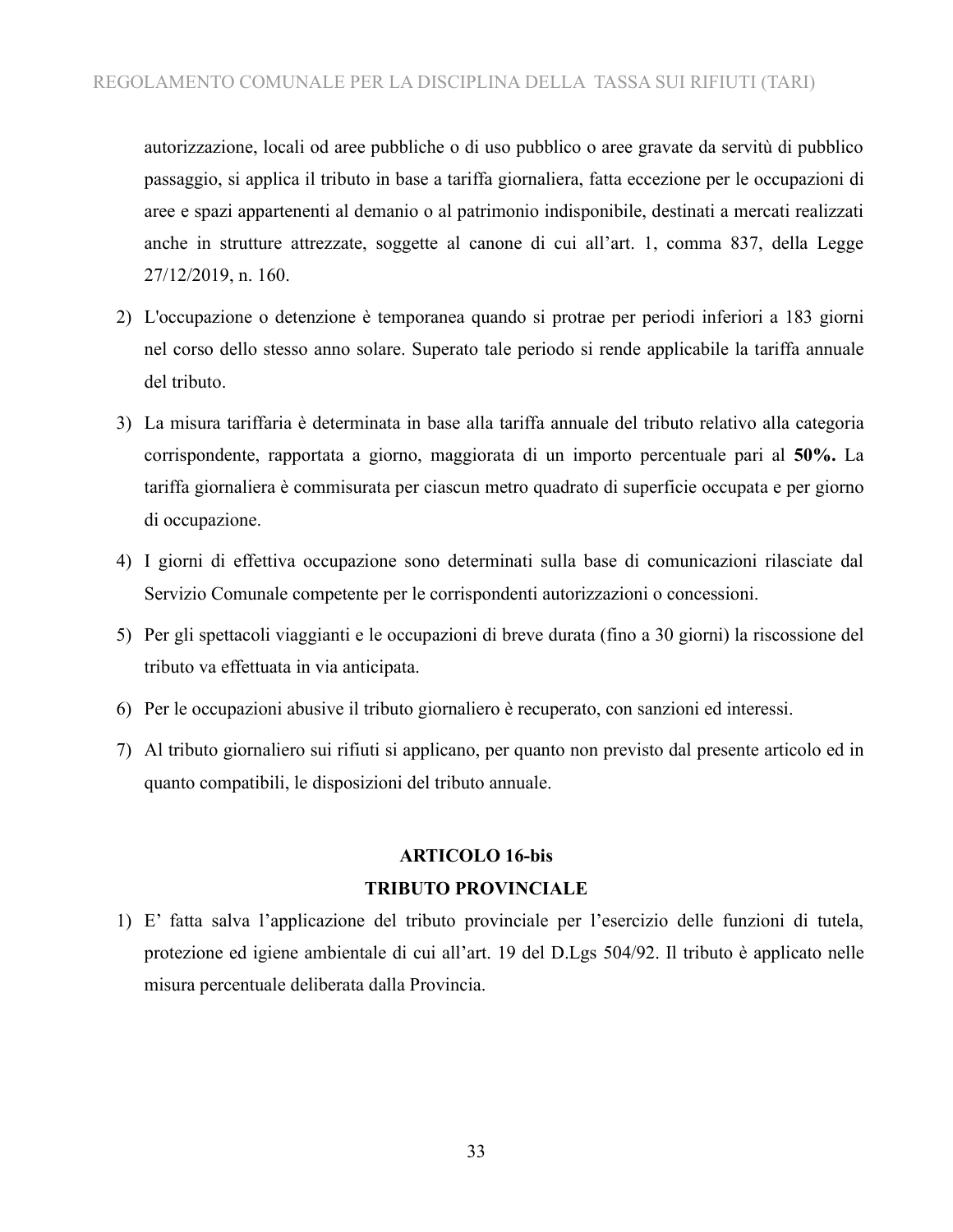autorizzazione, locali od aree pubbliche o di uso pubblico o aree gravate da servitù di pubblico passaggio, si applica il tributo in base a tariffa giornaliera, fatta eccezione per le occupazioni di aree e spazi appartenenti al demanio o al patrimonio indisponibile, destinati a mercati realizzati anche in strutture attrezzate, soggette al canone di cui all'art. 1, comma 837, della Legge 27/12/2019, n. 160.

2) L'occupazione o detenzione è temporanea quando si protrae per periodi inferiori a 183 giorni nel corso dello stesso anno solare. Superato tale periodo si rende applicabile la tariffa annuale del tributo.

3) La misura tariffaria è determinata in base alla tariffa annuale del tributo relativo alla categoria corrispondente, rapportata a giorno, maggiorata di un importo percentuale pari al **50%.** La tariffa giornaliera è commisurata per ciascun metro quadrato di superficie occupata e per giorno di occupazione.

4) I giorni di effettiva occupazione sono determinati sulla base di comunicazioni rilasciate dal Servizio Comunale competente per le corrispondenti autorizzazioni o concessioni.

5) Per gli spettacoli viaggianti e le occupazioni di breve durata (fino a 30 giorni) la riscossione del tributo va effettuata in via anticipata.

6) Per le occupazioni abusive il tributo giornaliero è recuperato, con sanzioni ed interessi.

7) Al tributo giornaliero sui rifiuti si applicano, per quanto non previsto dal presente articolo ed in quanto compatibili, le disposizioni del tributo annuale.

## ARTICOLO 16-bis
## TRIBUTO PROVINCIALE

1) E' fatta salva l'applicazione del tributo provinciale per l'esercizio delle funzioni di tutela, protezione ed igiene ambientale di cui all'art. 19 del D.Lgs 504/92. Il tributo è applicato nelle misura percentuale deliberata dalla Provincia.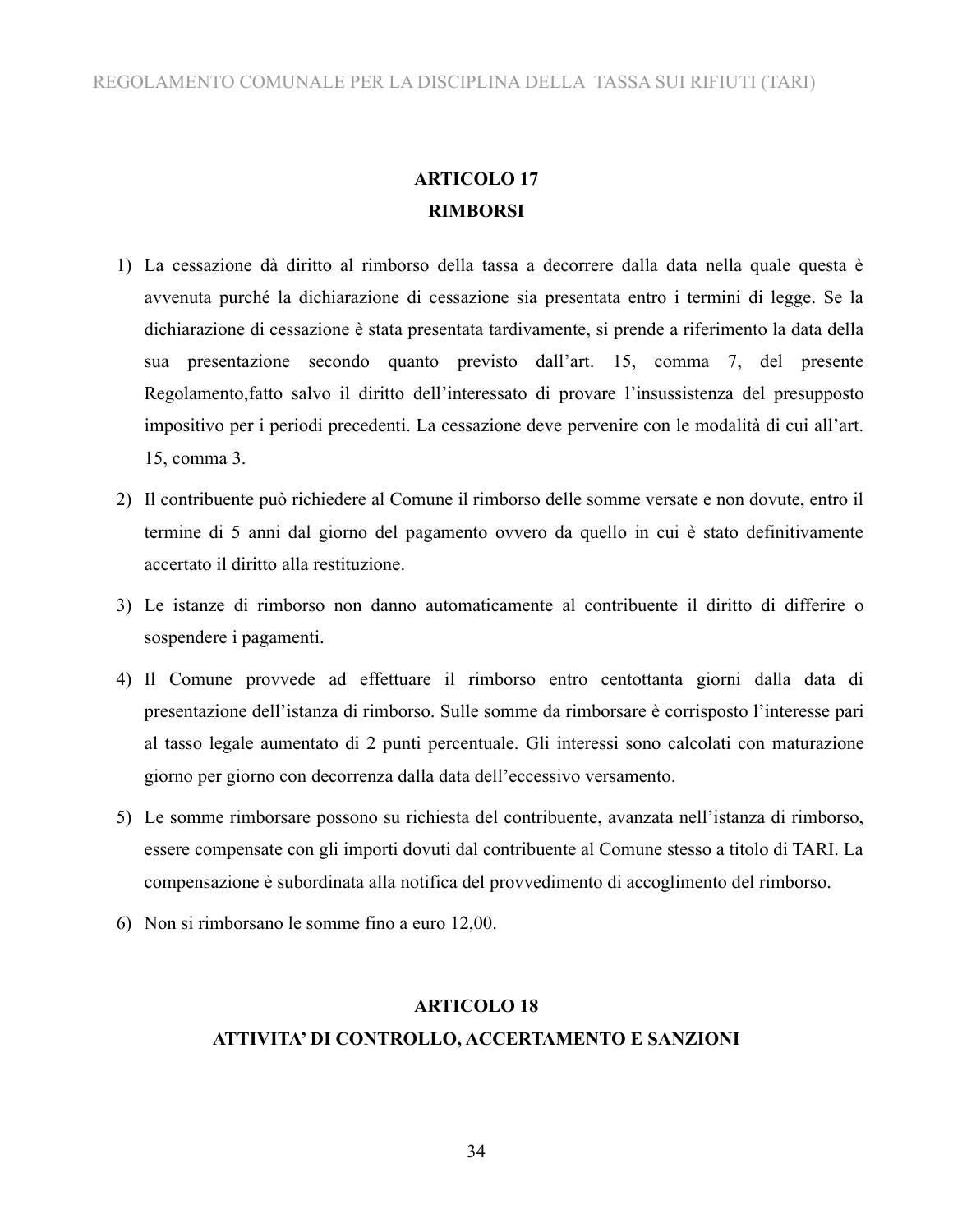## ARTICOLO 17
## RIMBORSI

1) La cessazione dà diritto al rimborso della tassa a decorrere dalla data nella quale questa è avvenuta purché la dichiarazione di cessazione sia presentata entro i termini di legge. Se la dichiarazione di cessazione è stata presentata tardivamente, si prende a riferimento la data della sua presentazione secondo quanto previsto dall'art. 15, comma 7, del presente Regolamento,fatto salvo il diritto dell'interessato di provare l'insussistenza del presupposto impositivo per i periodi precedenti. La cessazione deve pervenire con le modalità di cui all'art. 15, comma 3.
2) Il contribuente può richiedere al Comune il rimborso delle somme versate e non dovute, entro il termine di 5 anni dal giorno del pagamento ovvero da quello in cui è stato definitivamente accertato il diritto alla restituzione.
3) Le istanze di rimborso non danno automaticamente al contribuente il diritto di differire o sospendere i pagamenti.
4) Il Comune provvede ad effettuare il rimborso entro centottanta giorni dalla data di presentazione dell'istanza di rimborso. Sulle somme da rimborsare è corrisposto l'interesse pari al tasso legale aumentato di 2 punti percentuale. Gli interessi sono calcolati con maturazione giorno per giorno con decorrenza dalla data dell'eccessivo versamento.
5) Le somme rimborsare possono su richiesta del contribuente, avanzata nell'istanza di rimborso, essere compensate con gli importi dovuti dal contribuente al Comune stesso a titolo di TARI. La compensazione è subordinata alla notifica del provvedimento di accoglimento del rimborso.
6) Non si rimborsano le somme fino a euro 12,00.

## ARTICOLO 18
## ATTIVITA' DI CONTROLLO, ACCERTAMENTO E SANZIONI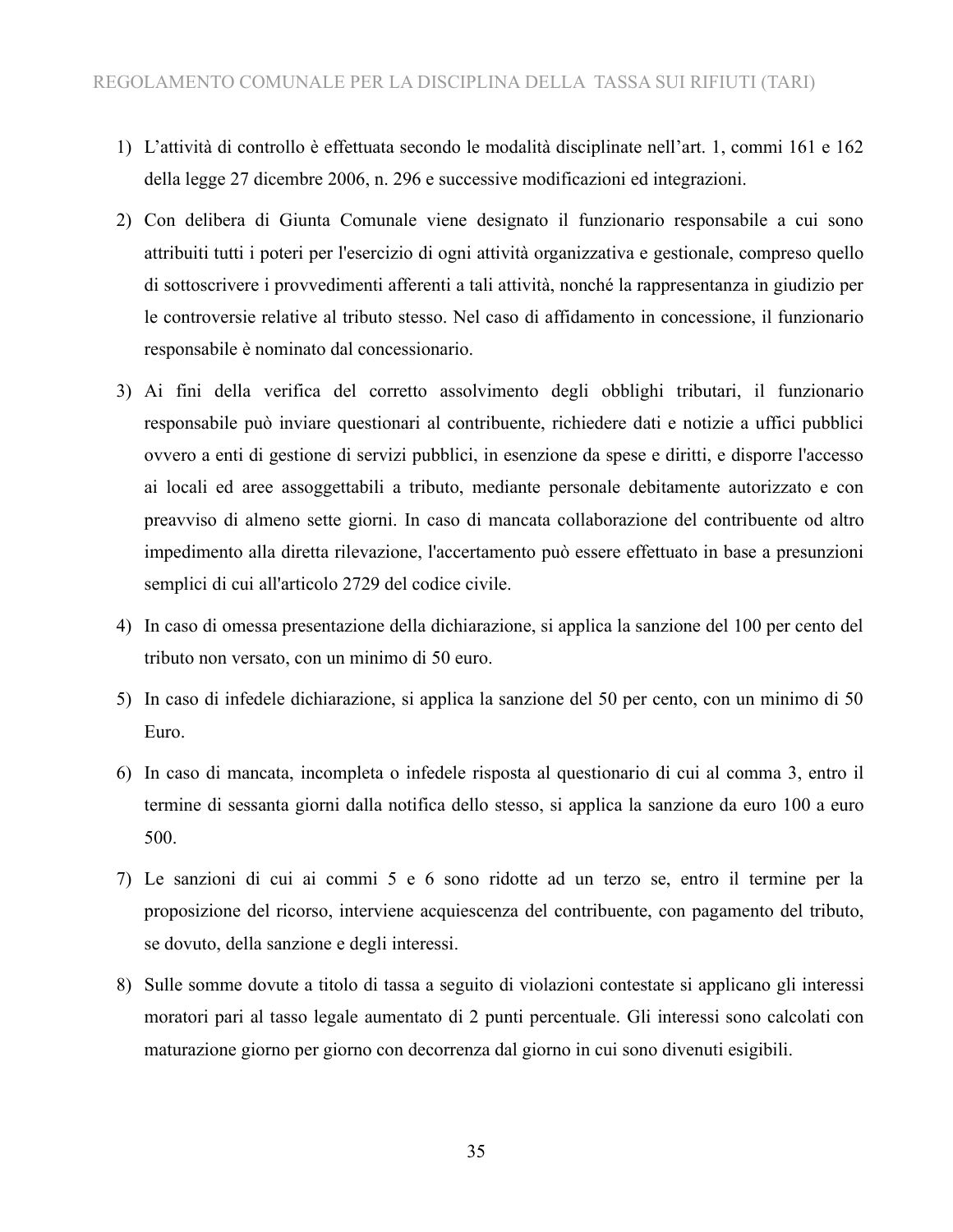1) L'attività di controllo è effettuata secondo le modalità disciplinate nell'art. 1, commi 161 e 162 della legge 27 dicembre 2006, n. 296 e successive modificazioni ed integrazioni.

2) Con delibera di Giunta Comunale viene designato il funzionario responsabile a cui sono attribuiti tutti i poteri per l'esercizio di ogni attività organizzativa e gestionale, compreso quello di sottoscrivere i provvedimenti afferenti a tali attività, nonché la rappresentanza in giudizio per le controversie relative al tributo stesso. Nel caso di affidamento in concessione, il funzionario responsabile è nominato dal concessionario.

3) Ai fini della verifica del corretto assolvimento degli obblighi tributari, il funzionario responsabile può inviare questionari al contribuente, richiedere dati e notizie a uffici pubblici ovvero a enti di gestione di servizi pubblici, in esenzione da spese e diritti, e disporre l'accesso ai locali ed aree assoggettabili a tributo, mediante personale debitamente autorizzato e con preavviso di almeno sette giorni. In caso di mancata collaborazione del contribuente od altro impedimento alla diretta rilevazione, l'accertamento può essere effettuato in base a presunzioni semplici di cui all'articolo 2729 del codice civile.

4) In caso di omessa presentazione della dichiarazione, si applica la sanzione del 100 per cento del tributo non versato, con un minimo di 50 euro.

5) In caso di infedele dichiarazione, si applica la sanzione del 50 per cento, con un minimo di 50 Euro.

6) In caso di mancata, incompleta o infedele risposta al questionario di cui al comma 3, entro il termine di sessanta giorni dalla notifica dello stesso, si applica la sanzione da euro 100 a euro 500.

7) Le sanzioni di cui ai commi 5 e 6 sono ridotte ad un terzo se, entro il termine per la proposizione del ricorso, interviene acquiescenza del contribuente, con pagamento del tributo, se dovuto, della sanzione e degli interessi.

8) Sulle somme dovute a titolo di tassa a seguito di violazioni contestate si applicano gli interessi moratori pari al tasso legale aumentato di 2 punti percentuale. Gli interessi sono calcolati con maturazione giorno per giorno con decorrenza dal giorno in cui sono divenuti esigibili.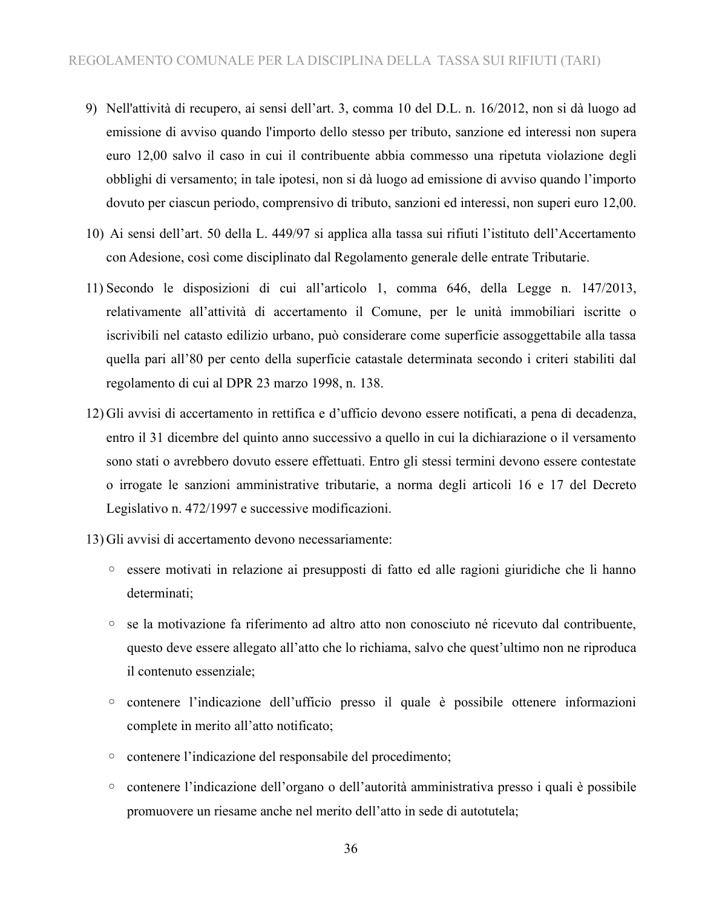9) Nell'attività di recupero, ai sensi dell'art. 3, comma 10 del D.L. n. 16/2012, non si dà luogo ad emissione di avviso quando l'importo dello stesso per tributo, sanzione ed interessi non supera euro 12,00 salvo il caso in cui il contribuente abbia commesso una ripetuta violazione degli obblighi di versamento; in tale ipotesi, non si dà luogo ad emissione di avviso quando l'importo dovuto per ciascun periodo, comprensivo di tributo, sanzioni ed interessi, non superi euro 12,00.

10) Ai sensi dell'art. 50 della L. 449/97 si applica alla tassa sui rifiuti l'istituto dell'Accertamento con Adesione, così come disciplinato dal Regolamento generale delle entrate Tributarie.

11) Secondo le disposizioni di cui all'articolo 1, comma 646, della Legge n. 147/2013, relativamente all'attività di accertamento il Comune, per le unità immobiliari iscritte o iscrivibili nel catasto edilizio urbano, può considerare come superficie assoggettabile alla tassa quella pari all'80 per cento della superficie catastale determinata secondo i criteri stabiliti dal regolamento di cui al DPR 23 marzo 1998, n. 138.

12) Gli avvisi di accertamento in rettifica e d'ufficio devono essere notificati, a pena di decadenza, entro il 31 dicembre del quinto anno successivo a quello in cui la dichiarazione o il versamento sono stati o avrebbero dovuto essere effettuati. Entro gli stessi termini devono essere contestate o irrogate le sanzioni amministrative tributarie, a norma degli articoli 16 e 17 del Decreto Legislativo n. 472/1997 e successive modificazioni.

13) Gli avvisi di accertamento devono necessariamente:

   - essere motivati in relazione ai presupposti di fatto ed alle ragioni giuridiche che li hanno determinati;
   - se la motivazione fa riferimento ad altro atto non conosciuto né ricevuto dal contribuente, questo deve essere allegato all'atto che lo richiama, salvo che quest'ultimo non ne riproduca il contenuto essenziale;
   - contenere l'indicazione dell'ufficio presso il quale è possibile ottenere informazioni complete in merito all'atto notificato;
   - contenere l'indicazione del responsabile del procedimento;
   - contenere l'indicazione dell'organo o dell'autorità amministrativa presso i quali è possibile promuovere un riesame anche nel merito dell'atto in sede di autotutela;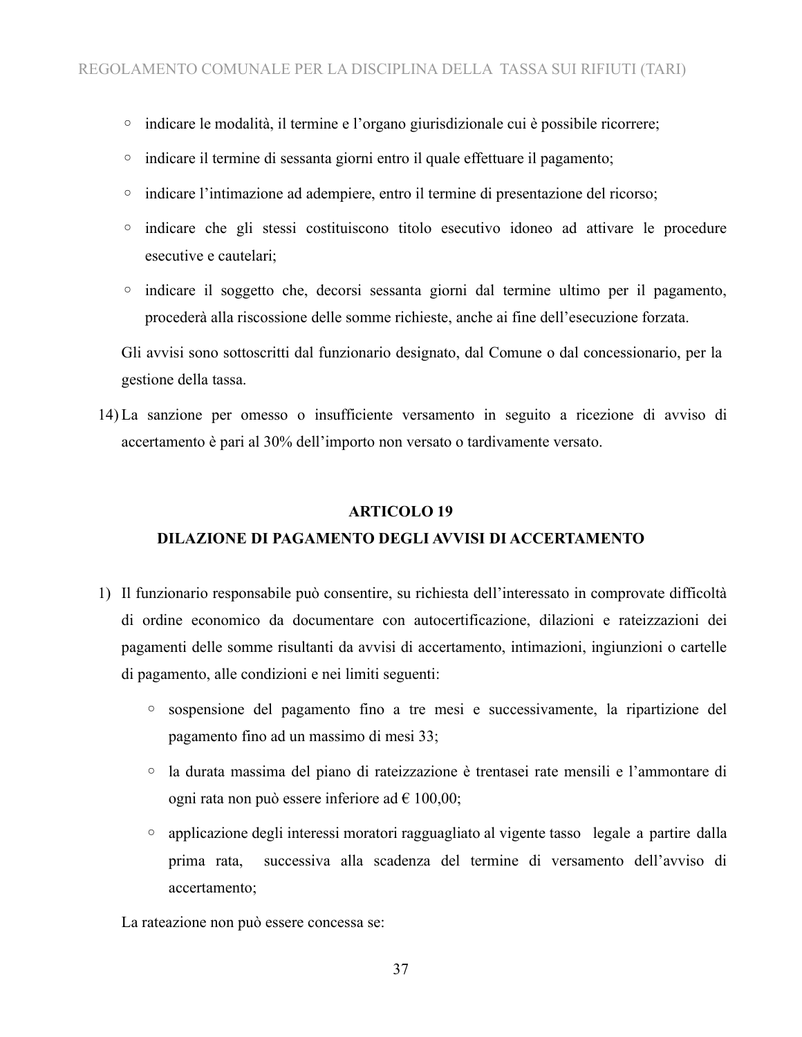- indicare le modalità, il termine e l'organo giurisdizionale cui è possibile ricorrere;
- indicare il termine di sessanta giorni entro il quale effettuare il pagamento;
- indicare l'intimazione ad adempiere, entro il termine di presentazione del ricorso;
- indicare che gli stessi costituiscono titolo esecutivo idoneo ad attivare le procedure esecutive e cautelari;
- indicare il soggetto che, decorsi sessanta giorni dal termine ultimo per il pagamento, procederà alla riscossione delle somme richieste, anche ai fine dell'esecuzione forzata.

Gli avvisi sono sottoscritti dal funzionario designato, dal Comune o dal concessionario, per la gestione della tassa.

14) La sanzione per omesso o insufficiente versamento in seguito a ricezione di avviso di accertamento è pari al 30% dell'importo non versato o tardivamente versato.

## ARTICOLO 19
## DILAZIONE DI PAGAMENTO DEGLI AVVISI DI ACCERTAMENTO

1) Il funzionario responsabile può consentire, su richiesta dell'interessato in comprovate difficoltà di ordine economico da documentare con autocertificazione, dilazioni e rateizzazioni dei pagamenti delle somme risultanti da avvisi di accertamento, intimazioni, ingiunzioni o cartelle di pagamento, alle condizioni e nei limiti seguenti:
   - sospensione del pagamento fino a tre mesi e successivamente, la ripartizione del pagamento fino ad un massimo di mesi 33;
   - la durata massima del piano di rateizzazione è trentasei rate mensili e l'ammontare di ogni rata non può essere inferiore ad € 100,00;
   - applicazione degli interessi moratori ragguagliato al vigente tasso legale a partire dalla prima rata, successiva alla scadenza del termine di versamento dell'avviso di accertamento;

   La rateazione non può essere concessa se: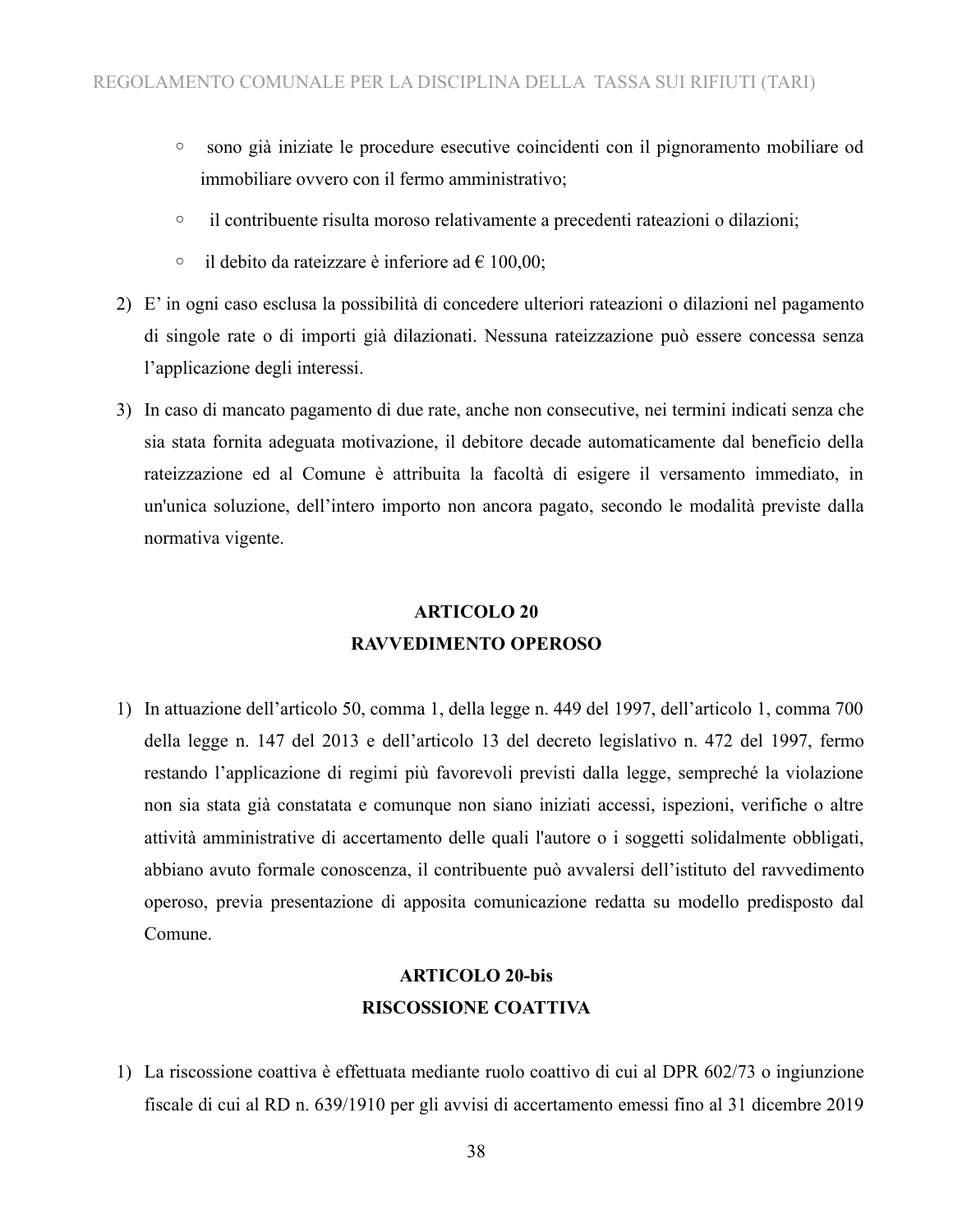- sono già iniziate le procedure esecutive coincidenti con il pignoramento mobiliare od immobiliare ovvero con il fermo amministrativo;
- il contribuente risulta moroso relativamente a precedenti rateazioni o dilazioni;
- il debito da rateizzare è inferiore ad € 100,00;

2) E' in ogni caso esclusa la possibilità di concedere ulteriori rateazioni o dilazioni nel pagamento di singole rate o di importi già dilazionati. Nessuna rateizzazione può essere concessa senza l'applicazione degli interessi.

3) In caso di mancato pagamento di due rate, anche non consecutive, nei termini indicati senza che sia stata fornita adeguata motivazione, il debitore decade automaticamente dal beneficio della rateizzazione ed al Comune è attribuita la facoltà di esigere il versamento immediato, in un'unica soluzione, dell'intero importo non ancora pagato, secondo le modalità previste dalla normativa vigente.

## ARTICOLO 20
## RAVVEDIMENTO OPEROSO

1) In attuazione dell'articolo 50, comma 1, della legge n. 449 del 1997, dell'articolo 1, comma 700 della legge n. 147 del 2013 e dell'articolo 13 del decreto legislativo n. 472 del 1997, fermo restando l'applicazione di regimi più favorevoli previsti dalla legge, sempreché la violazione non sia stata già constatata e comunque non siano iniziati accessi, ispezioni, verifiche o altre attività amministrative di accertamento delle quali l'autore o i soggetti solidalmente obbligati, abbiano avuto formale conoscenza, il contribuente può avvalersi dell'istituto del ravvedimento operoso, previa presentazione di apposita comunicazione redatta su modello predisposto dal Comune.

## ARTICOLO 20-bis
## RISCOSSIONE COATTIVA

1) La riscossione coattiva è effettuata mediante ruolo coattivo di cui al DPR 602/73 o ingiunzione fiscale di cui al RD n. 639/1910 per gli avvisi di accertamento emessi fino al 31 dicembre 2019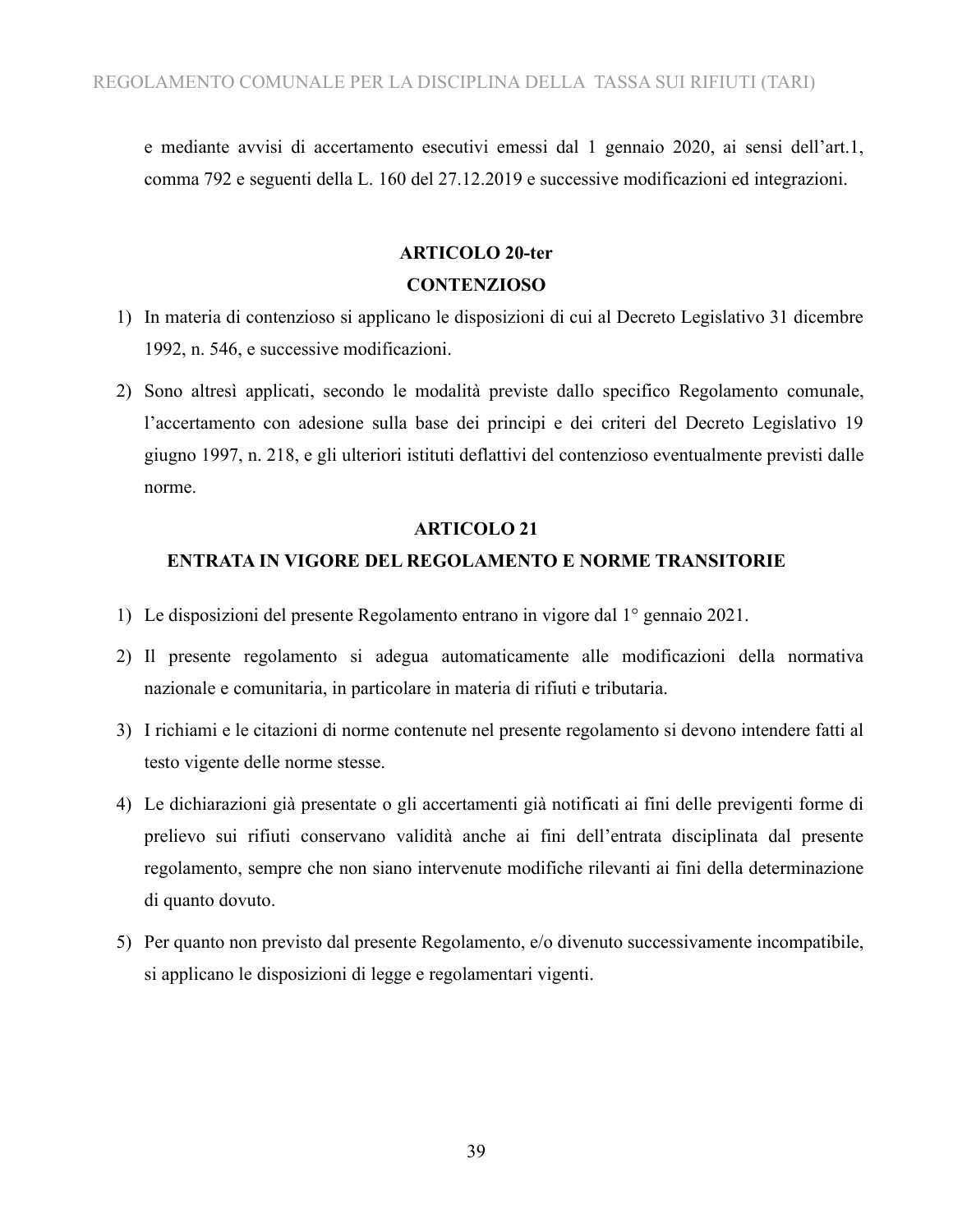e mediante avvisi di accertamento esecutivi emessi dal 1 gennaio 2020, ai sensi dell'art.1, comma 792 e seguenti della L. 160 del 27.12.2019 e successive modificazioni ed integrazioni.

## ARTICOLO 20-ter
## CONTENZIOSO

1) In materia di contenzioso si applicano le disposizioni di cui al Decreto Legislativo 31 dicembre 1992, n. 546, e successive modificazioni.

2) Sono altresì applicati, secondo le modalità previste dallo specifico Regolamento comunale, l'accertamento con adesione sulla base dei principi e dei criteri del Decreto Legislativo 19 giugno 1997, n. 218, e gli ulteriori istituti deflattivi del contenzioso eventualmente previsti dalle norme.

## ARTICOLO 21
## ENTRATA IN VIGORE DEL REGOLAMENTO E NORME TRANSITORIE

1) Le disposizioni del presente Regolamento entrano in vigore dal 1° gennaio 2021.

2) Il presente regolamento si adegua automaticamente alle modificazioni della normativa nazionale e comunitaria, in particolare in materia di rifiuti e tributaria.

3) I richiami e le citazioni di norme contenute nel presente regolamento si devono intendere fatti al testo vigente delle norme stesse.

4) Le dichiarazioni già presentate o gli accertamenti già notificati ai fini delle previgenti forme di prelievo sui rifiuti conservano validità anche ai fini dell'entrata disciplinata dal presente regolamento, sempre che non siano intervenute modifiche rilevanti ai fini della determinazione di quanto dovuto.

5) Per quanto non previsto dal presente Regolamento, e/o divenuto successivamente incompatibile, si applicano le disposizioni di legge e regolamentari vigenti.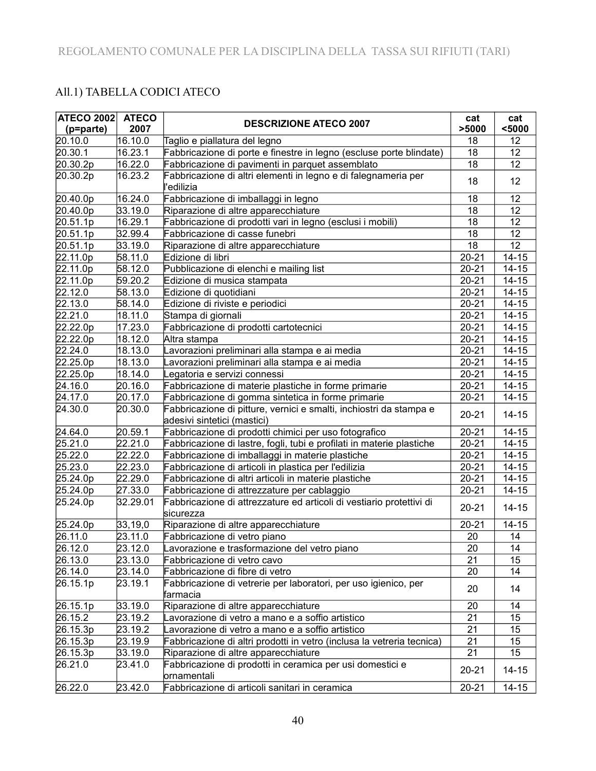## All.1) TABELLA CODICI ATECO

| ATECO 2002 (p=parte) | ATECO 2007 | DESCRIZIONE ATECO 2007 | cat >5000 | cat <5000 |
|---|---|---|---|---|
| 20.10.0 | 16.10.0 | Taglio e piallatura del legno | 18 | 12 |
| 20.30.1 | 16.23.1 | Fabbricazione di porte e finestre in legno (escluse porte blindate) | 18 | 12 |
| 20.30.2p | 16.22.0 | Fabbricazione di pavimenti in parquet assemblato | 18 | 12 |
| 20.30.2p | 16.23.2 | Fabbricazione di altri elementi in legno e di falegnameria per l'edilizia | 18 | 12 |
| 20.40.0p | 16.24.0 | Fabbricazione di imballaggi in legno | 18 | 12 |
| 20.40.0p | 33.19.0 | Riparazione di altre apparecchiature | 18 | 12 |
| 20.51.1p | 16.29.1 | Fabbricazione di prodotti vari in legno (esclusi i mobili) | 18 | 12 |
| 20.51.1p | 32.99.4 | Fabbricazione di casse funebri | 18 | 12 |
| 20.51.1p | 33.19.0 | Riparazione di altre apparecchiature | 18 | 12 |
| 22.11.0p | 58.11.0 | Edizione di libri | 20-21 | 14-15 |
| 22.11.0p | 58.12.0 | Pubblicazione di elenchi e mailing list | 20-21 | 14-15 |
| 22.11.0p | 59.20.2 | Edizione di musica stampata | 20-21 | 14-15 |
| 22.12.0 | 58.13.0 | Edizione di quotidiani | 20-21 | 14-15 |
| 22.13.0 | 58.14.0 | Edizione di riviste e periodici | 20-21 | 14-15 |
| 22.21.0 | 18.11.0 | Stampa di giornali | 20-21 | 14-15 |
| 22.22.0p | 17.23.0 | Fabbricazione di prodotti cartotecnici | 20-21 | 14-15 |
| 22.22.0p | 18.12.0 | Altra stampa | 20-21 | 14-15 |
| 22.24.0 | 18.13.0 | Lavorazioni preliminari alla stampa e ai media | 20-21 | 14-15 |
| 22.25.0p | 18.13.0 | Lavorazioni preliminari alla stampa e ai media | 20-21 | 14-15 |
| 22.25.0p | 18.14.0 | Legatoria e servizi connessi | 20-21 | 14-15 |
| 24.16.0 | 20.16.0 | Fabbricazione di materie plastiche in forme primarie | 20-21 | 14-15 |
| 24.17.0 | 20.17.0 | Fabbricazione di gomma sintetica in forme primarie | 20-21 | 14-15 |
| 24.30.0 | 20.30.0 | Fabbricazione di pitture, vernici e smalti, inchiostri da stampa e adesivi sintetici (mastici) | 20-21 | 14-15 |
| 24.64.0 | 20.59.1 | Fabbricazione di prodotti chimici per uso fotografico | 20-21 | 14-15 |
| 25.21.0 | 22.21.0 | Fabbricazione di lastre, fogli, tubi e profilati in materie plastiche | 20-21 | 14-15 |
| 25.22.0 | 22.22.0 | Fabbricazione di imballaggi in materie plastiche | 20-21 | 14-15 |
| 25.23.0 | 22.23.0 | Fabbricazione di articoli in plastica per l'edilizia | 20-21 | 14-15 |
| 25.24.0p | 22.29.0 | Fabbricazione di altri articoli in materie plastiche | 20-21 | 14-15 |
| 25.24.0p | 27.33.0 | Fabbricazione di attrezzature per cablaggio | 20-21 | 14-15 |
| 25.24.0p | 32.29.01 | Fabbricazione di attrezzature ed articoli di vestiario protettivi di sicurezza | 20-21 | 14-15 |
| 25.24.0p | 33,19,0 | Riparazione di altre apparecchiature | 20-21 | 14-15 |
| 26.11.0 | 23.11.0 | Fabbricazione di vetro piano | 20 | 14 |
| 26.12.0 | 23.12.0 | Lavorazione e trasformazione del vetro piano | 20 | 14 |
| 26.13.0 | 23.13.0 | Fabbricazione di vetro cavo | 21 | 15 |
| 26.14.0 | 23.14.0 | Fabbricazione di fibre di vetro | 20 | 14 |
| 26.15.1p | 23.19.1 | Fabbricazione di vetrerie per laboratori, per uso igienico, per farmacia | 20 | 14 |
| 26.15.1p | 33.19.0 | Riparazione di altre apparecchiature | 20 | 14 |
| 26.15.2 | 23.19.2 | Lavorazione di vetro a mano e a soffio artistico | 21 | 15 |
| 26.15.3p | 23.19.2 | Lavorazione di vetro a mano e a soffio artistico | 21 | 15 |
| 26.15.3p | 23.19.9 | Fabbricazione di altri prodotti in vetro (inclusa la vetreria tecnica) | 21 | 15 |
| 26.15.3p | 33.19.0 | Riparazione di altre apparecchiature | 21 | 15 |
| 26.21.0 | 23.41.0 | Fabbricazione di prodotti in ceramica per usi domestici e ornamentali | 20-21 | 14-15 |
| 26.22.0 | 23.42.0 | Fabbricazione di articoli sanitari in ceramica | 20-21 | 14-15 |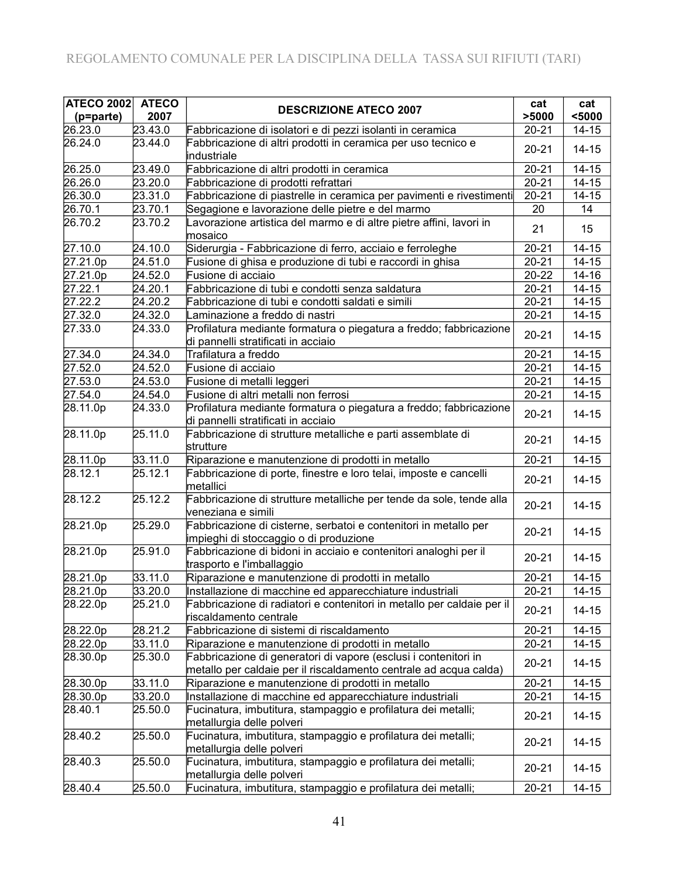| ATECO 2002 (p=parte) | ATECO 2007 | DESCRIZIONE ATECO 2007 | cat >5000 | cat <5000 |
|---|---|---|---|---|
| 26.23.0 | 23.43.0 | Fabbricazione di isolatori e di pezzi isolanti in ceramica | 20-21 | 14-15 |
| 26.24.0 | 23.44.0 | Fabbricazione di altri prodotti in ceramica per uso tecnico e industriale | 20-21 | 14-15 |
| 26.25.0 | 23.49.0 | Fabbricazione di altri prodotti in ceramica | 20-21 | 14-15 |
| 26.26.0 | 23.20.0 | Fabbricazione di prodotti refrattari | 20-21 | 14-15 |
| 26.30.0 | 23.31.0 | Fabbricazione di piastrelle in ceramica per pavimenti e rivestimenti | 20-21 | 14-15 |
| 26.70.1 | 23.70.1 | Segagione e lavorazione delle pietre e del marmo | 20 | 14 |
| 26.70.2 | 23.70.2 | Lavorazione artistica del marmo e di altre pietre affini, lavori in mosaico | 21 | 15 |
| 27.10.0 | 24.10.0 | Siderurgia - Fabbricazione di ferro, acciaio e ferroleghe | 20-21 | 14-15 |
| 27.21.0p | 24.51.0 | Fusione di ghisa e produzione di tubi e raccordi in ghisa | 20-21 | 14-15 |
| 27.21.0p | 24.52.0 | Fusione di acciaio | 20-22 | 14-16 |
| 27.22.1 | 24.20.1 | Fabbricazione di tubi e condotti senza saldatura | 20-21 | 14-15 |
| 27.22.2 | 24.20.2 | Fabbricazione di tubi e condotti saldati e simili | 20-21 | 14-15 |
| 27.32.0 | 24.32.0 | Laminazione a freddo di nastri | 20-21 | 14-15 |
| 27.33.0 | 24.33.0 | Profilatura mediante formatura o piegatura a freddo; fabbricazione di pannelli stratificati in acciaio | 20-21 | 14-15 |
| 27.34.0 | 24.34.0 | Trafilatura a freddo | 20-21 | 14-15 |
| 27.52.0 | 24.52.0 | Fusione di acciaio | 20-21 | 14-15 |
| 27.53.0 | 24.53.0 | Fusione di metalli leggeri | 20-21 | 14-15 |
| 27.54.0 | 24.54.0 | Fusione di altri metalli non ferrosi | 20-21 | 14-15 |
| 28.11.0p | 24.33.0 | Profilatura mediante formatura o piegatura a freddo; fabbricazione di pannelli stratificati in acciaio | 20-21 | 14-15 |
| 28.11.0p | 25.11.0 | Fabbricazione di strutture metalliche e parti assemblate di strutture | 20-21 | 14-15 |
| 28.11.0p | 33.11.0 | Riparazione e manutenzione di prodotti in metallo | 20-21 | 14-15 |
| 28.12.1 | 25.12.1 | Fabbricazione di porte, finestre e loro telai, imposte e cancelli metallici | 20-21 | 14-15 |
| 28.12.2 | 25.12.2 | Fabbricazione di strutture metalliche per tende da sole, tende alla veneziana e simili | 20-21 | 14-15 |
| 28.21.0p | 25.29.0 | Fabbricazione di cisterne, serbatoi e contenitori in metallo per impieghi di stoccaggio o di produzione | 20-21 | 14-15 |
| 28.21.0p | 25.91.0 | Fabbricazione di bidoni in acciaio e contenitori analoghi per il trasporto e l'imballaggio | 20-21 | 14-15 |
| 28.21.0p | 33.11.0 | Riparazione e manutenzione di prodotti in metallo | 20-21 | 14-15 |
| 28.21.0p | 33.20.0 | Installazione di macchine ed apparecchiature industriali | 20-21 | 14-15 |
| 28.22.0p | 25.21.0 | Fabbricazione di radiatori e contenitori in metallo per caldaie per il riscaldamento centrale | 20-21 | 14-15 |
| 28.22.0p | 28.21.2 | Fabbricazione di sistemi di riscaldamento | 20-21 | 14-15 |
| 28.22.0p | 33.11.0 | Riparazione e manutenzione di prodotti in metallo | 20-21 | 14-15 |
| 28.30.0p | 25.30.0 | Fabbricazione di generatori di vapore (esclusi i contenitori in metallo per caldaie per il riscaldamento centrale ad acqua calda) | 20-21 | 14-15 |
| 28.30.0p | 33.11.0 | Riparazione e manutenzione di prodotti in metallo | 20-21 | 14-15 |
| 28.30.0p | 33.20.0 | Installazione di macchine ed apparecchiature industriali | 20-21 | 14-15 |
| 28.40.1 | 25.50.0 | Fucinatura, imbutitura, stampaggio e profilatura dei metalli; metallurgia delle polveri | 20-21 | 14-15 |
| 28.40.2 | 25.50.0 | Fucinatura, imbutitura, stampaggio e profilatura dei metalli; metallurgia delle polveri | 20-21 | 14-15 |
| 28.40.3 | 25.50.0 | Fucinatura, imbutitura, stampaggio e profilatura dei metalli; metallurgia delle polveri | 20-21 | 14-15 |
| 28.40.4 | 25.50.0 | Fucinatura, imbutitura, stampaggio e profilatura dei metalli; | 20-21 | 14-15 |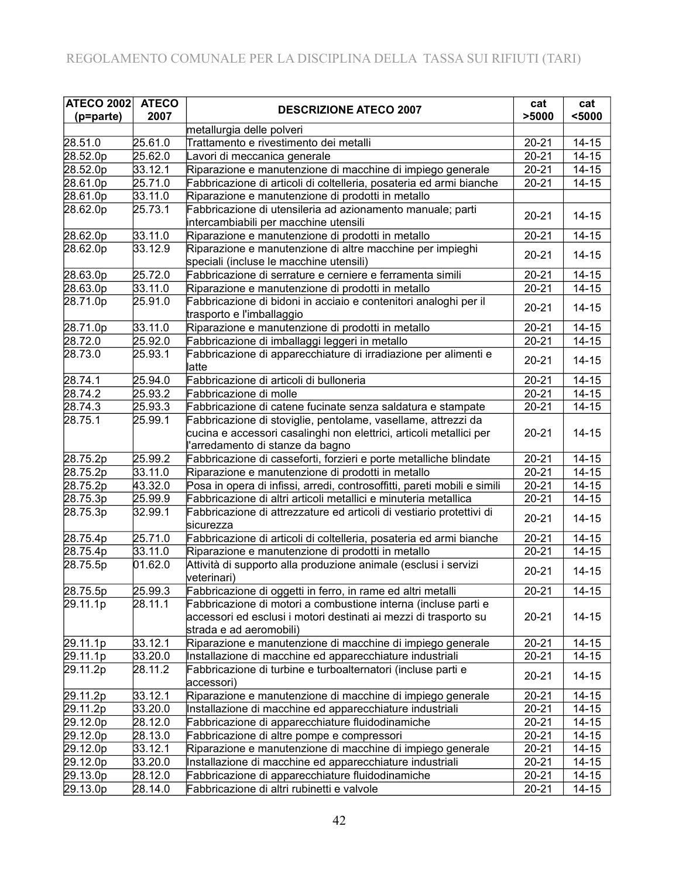| ATECO 2002 (p=parte) | ATECO 2007 | DESCRIZIONE ATECO 2007 | cat >5000 | cat <5000 |
|---|---|---|---|---|
| | | metallurgia delle polveri | | |
| 28.51.0 | 25.61.0 | Trattamento e rivestimento dei metalli | 20-21 | 14-15 |
| 28.52.0p | 25.62.0 | Lavori di meccanica generale | 20-21 | 14-15 |
| 28.52.0p | 33.12.1 | Riparazione e manutenzione di macchine di impiego generale | 20-21 | 14-15 |
| 28.61.0p | 25.71.0 | Fabbricazione di articoli di coltelleria, posateria ed armi bianche | 20-21 | 14-15 |
| 28.61.0p | 33.11.0 | Riparazione e manutenzione di prodotti in metallo | | |
| 28.62.0p | 25.73.1 | Fabbricazione di utensileria ad azionamento manuale; parti intercambiabili per macchine utensili | 20-21 | 14-15 |
| 28.62.0p | 33.11.0 | Riparazione e manutenzione di prodotti in metallo | 20-21 | 14-15 |
| 28.62.0p | 33.12.9 | Riparazione e manutenzione di altre macchine per impieghi speciali (incluse le macchine utensili) | 20-21 | 14-15 |
| 28.63.0p | 25.72.0 | Fabbricazione di serrature e cerniere e ferramenta simili | 20-21 | 14-15 |
| 28.63.0p | 33.11.0 | Riparazione e manutenzione di prodotti in metallo | 20-21 | 14-15 |
| 28.71.0p | 25.91.0 | Fabbricazione di bidoni in acciaio e contenitori analoghi per il trasporto e l'imballaggio | 20-21 | 14-15 |
| 28.71.0p | 33.11.0 | Riparazione e manutenzione di prodotti in metallo | 20-21 | 14-15 |
| 28.72.0 | 25.92.0 | Fabbricazione di imballaggi leggeri in metallo | 20-21 | 14-15 |
| 28.73.0 | 25.93.1 | Fabbricazione di apparecchiature di irradiazione per alimenti e latte | 20-21 | 14-15 |
| 28.74.1 | 25.94.0 | Fabbricazione di articoli di bulloneria | 20-21 | 14-15 |
| 28.74.2 | 25.93.2 | Fabbricazione di molle | 20-21 | 14-15 |
| 28.74.3 | 25.93.3 | Fabbricazione di catene fucinate senza saldatura e stampate | 20-21 | 14-15 |
| 28.75.1 | 25.99.1 | Fabbricazione di stoviglie, pentolame, vasellame, attrezzi da cucina e accessori casalinghi non elettrici, articoli metallici per l'arredamento di stanze da bagno | 20-21 | 14-15 |
| 28.75.2p | 25.99.2 | Fabbricazione di casseforti, forzieri e porte metalliche blindate | 20-21 | 14-15 |
| 28.75.2p | 33.11.0 | Riparazione e manutenzione di prodotti in metallo | 20-21 | 14-15 |
| 28.75.2p | 43.32.0 | Posa in opera di infissi, arredi, controsoffitti, pareti mobili e simili | 20-21 | 14-15 |
| 28.75.3p | 25.99.9 | Fabbricazione di altri articoli metallici e minuteria metallica | 20-21 | 14-15 |
| 28.75.3p | 32.99.1 | Fabbricazione di attrezzature ed articoli di vestiario protettivi di sicurezza | 20-21 | 14-15 |
| 28.75.4p | 25.71.0 | Fabbricazione di articoli di coltelleria, posateria ed armi bianche | 20-21 | 14-15 |
| 28.75.4p | 33.11.0 | Riparazione e manutenzione di prodotti in metallo | 20-21 | 14-15 |
| 28.75.5p | 01.62.0 | Attività di supporto alla produzione animale (esclusi i servizi veterinari) | 20-21 | 14-15 |
| 28.75.5p | 25.99.3 | Fabbricazione di oggetti in ferro, in rame ed altri metalli | 20-21 | 14-15 |
| 29.11.1p | 28.11.1 | Fabbricazione di motori a combustione interna (incluse parti e accessori ed esclusi i motori destinati ai mezzi di trasporto su strada e ad aeromobili) | 20-21 | 14-15 |
| 29.11.1p | 33.12.1 | Riparazione e manutenzione di macchine di impiego generale | 20-21 | 14-15 |
| 29.11.1p | 33.20.0 | Installazione di macchine ed apparecchiature industriali | 20-21 | 14-15 |
| 29.11.2p | 28.11.2 | Fabbricazione di turbine e turboalternatori (incluse parti e accessori) | 20-21 | 14-15 |
| 29.11.2p | 33.12.1 | Riparazione e manutenzione di macchine di impiego generale | 20-21 | 14-15 |
| 29.11.2p | 33.20.0 | Installazione di macchine ed apparecchiature industriali | 20-21 | 14-15 |
| 29.12.0p | 28.12.0 | Fabbricazione di apparecchiature fluidodinamiche | 20-21 | 14-15 |
| 29.12.0p | 28.13.0 | Fabbricazione di altre pompe e compressori | 20-21 | 14-15 |
| 29.12.0p | 33.12.1 | Riparazione e manutenzione di macchine di impiego generale | 20-21 | 14-15 |
| 29.12.0p | 33.20.0 | Installazione di macchine ed apparecchiature industriali | 20-21 | 14-15 |
| 29.13.0p | 28.12.0 | Fabbricazione di apparecchiature fluidodinamiche | 20-21 | 14-15 |
| 29.13.0p | 28.14.0 | Fabbricazione di altri rubinetti e valvole | 20-21 | 14-15 |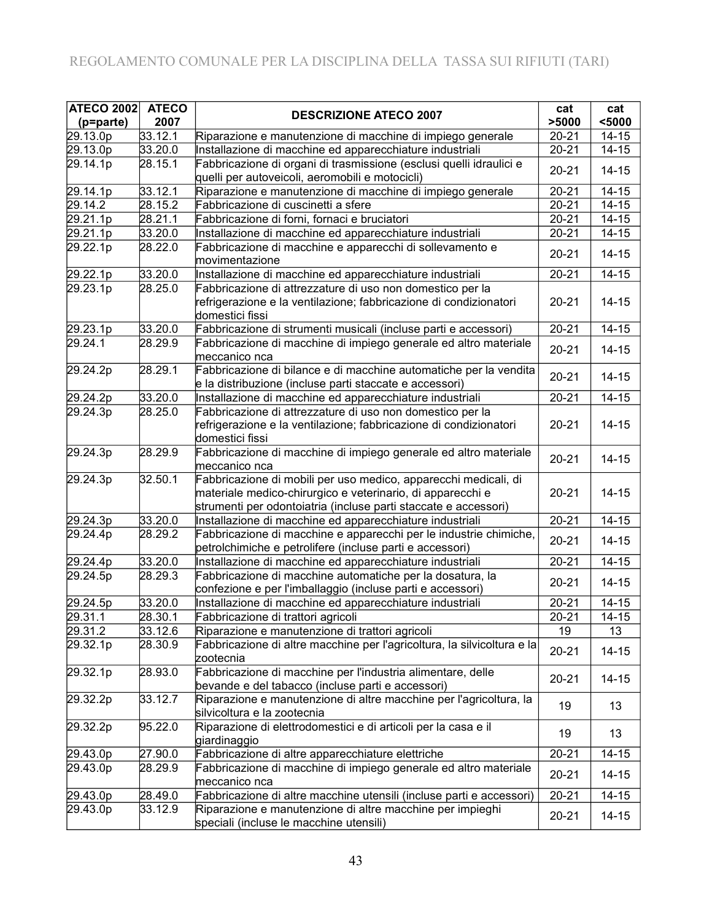| ATECO 2002 (p=parte) | ATECO 2007 | DESCRIZIONE ATECO 2007 | cat >5000 | cat <5000 |
|---|---|---|---|---|
| 29.13.0p | 33.12.1 | Riparazione e manutenzione di macchine di impiego generale | 20-21 | 14-15 |
| 29.13.0p | 33.20.0 | Installazione di macchine ed apparecchiature industriali | 20-21 | 14-15 |
| 29.14.1p | 28.15.1 | Fabbricazione di organi di trasmissione (esclusi quelli idraulici e quelli per autoveicoli, aeromobili e motocicli) | 20-21 | 14-15 |
| 29.14.1p | 33.12.1 | Riparazione e manutenzione di macchine di impiego generale | 20-21 | 14-15 |
| 29.14.2 | 28.15.2 | Fabbricazione di cuscinetti a sfere | 20-21 | 14-15 |
| 29.21.1p | 28.21.1 | Fabbricazione di forni, fornaci e bruciatori | 20-21 | 14-15 |
| 29.21.1p | 33.20.0 | Installazione di macchine ed apparecchiature industriali | 20-21 | 14-15 |
| 29.22.1p | 28.22.0 | Fabbricazione di macchine e apparecchi di sollevamento e movimentazione | 20-21 | 14-15 |
| 29.22.1p | 33.20.0 | Installazione di macchine ed apparecchiature industriali | 20-21 | 14-15 |
| 29.23.1p | 28.25.0 | Fabbricazione di attrezzature di uso non domestico per la refrigerazione e la ventilazione; fabbricazione di condizionatori domestici fissi | 20-21 | 14-15 |
| 29.23.1p | 33.20.0 | Fabbricazione di strumenti musicali (incluse parti e accessori) | 20-21 | 14-15 |
| 29.24.1 | 28.29.9 | Fabbricazione di macchine di impiego generale ed altro materiale meccanico nca | 20-21 | 14-15 |
| 29.24.2p | 28.29.1 | Fabbricazione di bilance e di macchine automatiche per la vendita e la distribuzione (incluse parti staccate e accessori) | 20-21 | 14-15 |
| 29.24.2p | 33.20.0 | Installazione di macchine ed apparecchiature industriali | 20-21 | 14-15 |
| 29.24.3p | 28.25.0 | Fabbricazione di attrezzature di uso non domestico per la refrigerazione e la ventilazione; fabbricazione di condizionatori domestici fissi | 20-21 | 14-15 |
| 29.24.3p | 28.29.9 | Fabbricazione di macchine di impiego generale ed altro materiale meccanico nca | 20-21 | 14-15 |
| 29.24.3p | 32.50.1 | Fabbricazione di mobili per uso medico, apparecchi medicali, di materiale medico-chirurgico e veterinario, di apparecchi e strumenti per odontoiatria (incluse parti staccate e accessori) | 20-21 | 14-15 |
| 29.24.3p | 33.20.0 | Installazione di macchine ed apparecchiature industriali | 20-21 | 14-15 |
| 29.24.4p | 28.29.2 | Fabbricazione di macchine e apparecchi per le industrie chimiche, petrolchimiche e petrolifere (incluse parti e accessori) | 20-21 | 14-15 |
| 29.24.4p | 33.20.0 | Installazione di macchine ed apparecchiature industriali | 20-21 | 14-15 |
| 29.24.5p | 28.29.3 | Fabbricazione di macchine automatiche per la dosatura, la confezione e per l'imballaggio (incluse parti e accessori) | 20-21 | 14-15 |
| 29.24.5p | 33.20.0 | Installazione di macchine ed apparecchiature industriali | 20-21 | 14-15 |
| 29.31.1 | 28.30.1 | Fabbricazione di trattori agricoli | 20-21 | 14-15 |
| 29.31.2 | 33.12.6 | Riparazione e manutenzione di trattori agricoli | 19 | 13 |
| 29.32.1p | 28.30.9 | Fabbricazione di altre macchine per l'agricoltura, la silvicoltura e la zootecnia | 20-21 | 14-15 |
| 29.32.1p | 28.93.0 | Fabbricazione di macchine per l'industria alimentare, delle bevande e del tabacco (incluse parti e accessori) | 20-21 | 14-15 |
| 29.32.2p | 33.12.7 | Riparazione e manutenzione di altre macchine per l'agricoltura, la silvicoltura e la zootecnia | 19 | 13 |
| 29.32.2p | 95.22.0 | Riparazione di elettrodomestici e di articoli per la casa e il giardinaggio | 19 | 13 |
| 29.43.0p | 27.90.0 | Fabbricazione di altre apparecchiature elettriche | 20-21 | 14-15 |
| 29.43.0p | 28.29.9 | Fabbricazione di macchine di impiego generale ed altro materiale meccanico nca | 20-21 | 14-15 |
| 29.43.0p | 28.49.0 | Fabbricazione di altre macchine utensili (incluse parti e accessori) | 20-21 | 14-15 |
| 29.43.0p | 33.12.9 | Riparazione e manutenzione di altre macchine per impieghi speciali (incluse le macchine utensili) | 20-21 | 14-15 |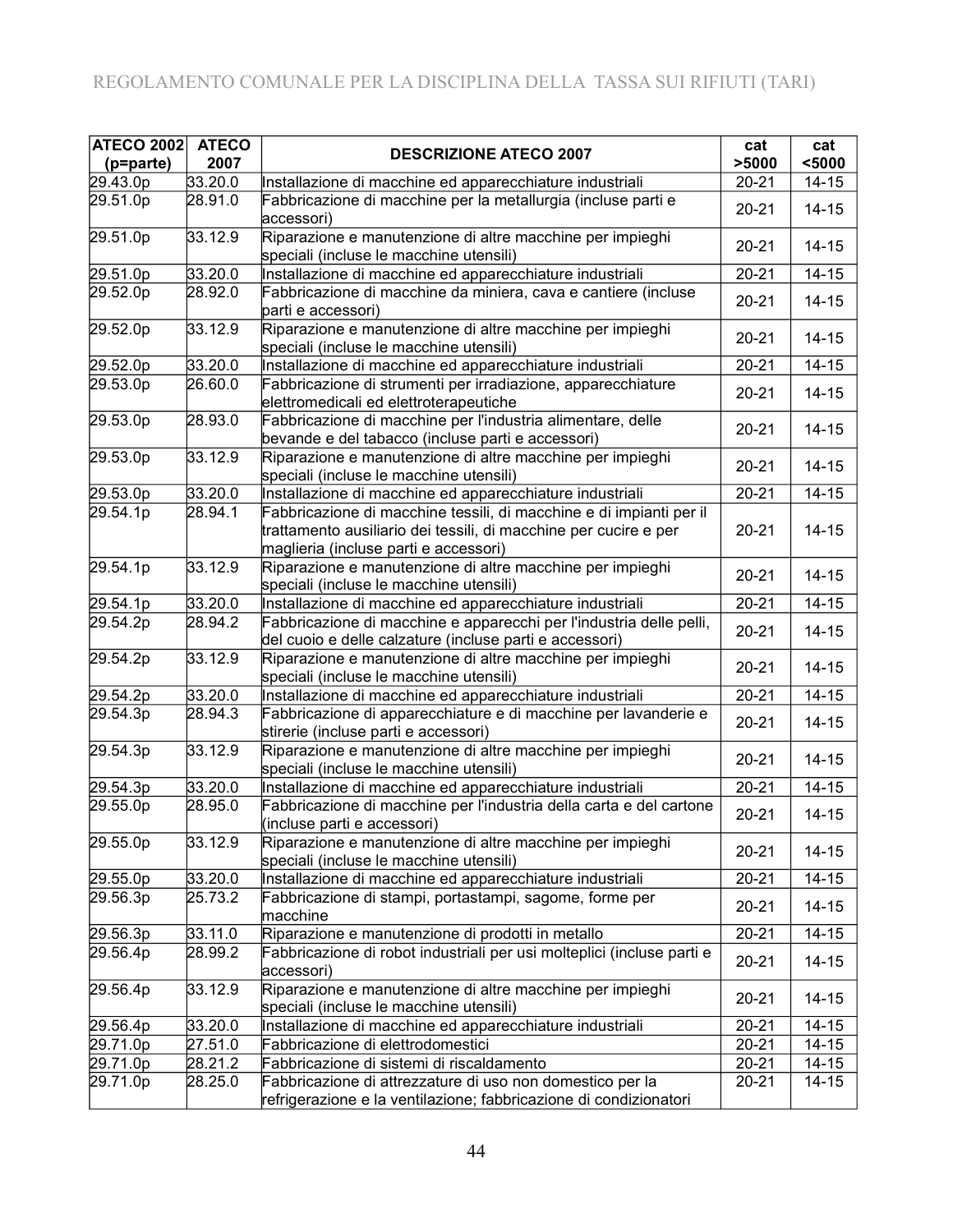| ATECO 2002 (p=parte) | ATECO 2007 | DESCRIZIONE ATECO 2007 | cat >5000 | cat <5000 |
|---|---|---|---|---|
| 29.43.0p | 33.20.0 | Installazione di macchine ed apparecchiature industriali | 20-21 | 14-15 |
| 29.51.0p | 28.91.0 | Fabbricazione di macchine per la metallurgia (incluse parti e accessori) | 20-21 | 14-15 |
| 29.51.0p | 33.12.9 | Riparazione e manutenzione di altre macchine per impieghi speciali (incluse le macchine utensili) | 20-21 | 14-15 |
| 29.51.0p | 33.20.0 | Installazione di macchine ed apparecchiature industriali | 20-21 | 14-15 |
| 29.52.0p | 28.92.0 | Fabbricazione di macchine da miniera, cava e cantiere (incluse parti e accessori) | 20-21 | 14-15 |
| 29.52.0p | 33.12.9 | Riparazione e manutenzione di altre macchine per impieghi speciali (incluse le macchine utensili) | 20-21 | 14-15 |
| 29.52.0p | 33.20.0 | Installazione di macchine ed apparecchiature industriali | 20-21 | 14-15 |
| 29.53.0p | 26.60.0 | Fabbricazione di strumenti per irradiazione, apparecchiature elettromedicali ed elettroterapeutiche | 20-21 | 14-15 |
| 29.53.0p | 28.93.0 | Fabbricazione di macchine per l'industria alimentare, delle bevande e del tabacco (incluse parti e accessori) | 20-21 | 14-15 |
| 29.53.0p | 33.12.9 | Riparazione e manutenzione di altre macchine per impieghi speciali (incluse le macchine utensili) | 20-21 | 14-15 |
| 29.53.0p | 33.20.0 | Installazione di macchine ed apparecchiature industriali | 20-21 | 14-15 |
| 29.54.1p | 28.94.1 | Fabbricazione di macchine tessili, di macchine e di impianti per il trattamento ausiliario dei tessili, di macchine per cucire e per maglieria (incluse parti e accessori) | 20-21 | 14-15 |
| 29.54.1p | 33.12.9 | Riparazione e manutenzione di altre macchine per impieghi speciali (incluse le macchine utensili) | 20-21 | 14-15 |
| 29.54.1p | 33.20.0 | Installazione di macchine ed apparecchiature industriali | 20-21 | 14-15 |
| 29.54.2p | 28.94.2 | Fabbricazione di macchine e apparecchi per l'industria delle pelli, del cuoio e delle calzature (incluse parti e accessori) | 20-21 | 14-15 |
| 29.54.2p | 33.12.9 | Riparazione e manutenzione di altre macchine per impieghi speciali (incluse le macchine utensili) | 20-21 | 14-15 |
| 29.54.2p | 33.20.0 | Installazione di macchine ed apparecchiature industriali | 20-21 | 14-15 |
| 29.54.3p | 28.94.3 | Fabbricazione di apparecchiature e di macchine per lavanderie e stirerie (incluse parti e accessori) | 20-21 | 14-15 |
| 29.54.3p | 33.12.9 | Riparazione e manutenzione di altre macchine per impieghi speciali (incluse le macchine utensili) | 20-21 | 14-15 |
| 29.54.3p | 33.20.0 | Installazione di macchine ed apparecchiature industriali | 20-21 | 14-15 |
| 29.55.0p | 28.95.0 | Fabbricazione di macchine per l'industria della carta e del cartone (incluse parti e accessori) | 20-21 | 14-15 |
| 29.55.0p | 33.12.9 | Riparazione e manutenzione di altre macchine per impieghi speciali (incluse le macchine utensili) | 20-21 | 14-15 |
| 29.55.0p | 33.20.0 | Installazione di macchine ed apparecchiature industriali | 20-21 | 14-15 |
| 29.56.3p | 25.73.2 | Fabbricazione di stampi, portastampi, sagome, forme per macchine | 20-21 | 14-15 |
| 29.56.3p | 33.11.0 | Riparazione e manutenzione di prodotti in metallo | 20-21 | 14-15 |
| 29.56.4p | 28.99.2 | Fabbricazione di robot industriali per usi molteplici (incluse parti e accessori) | 20-21 | 14-15 |
| 29.56.4p | 33.12.9 | Riparazione e manutenzione di altre macchine per impieghi speciali (incluse le macchine utensili) | 20-21 | 14-15 |
| 29.56.4p | 33.20.0 | Installazione di macchine ed apparecchiature industriali | 20-21 | 14-15 |
| 29.71.0p | 27.51.0 | Fabbricazione di elettrodomestici | 20-21 | 14-15 |
| 29.71.0p | 28.21.2 | Fabbricazione di sistemi di riscaldamento | 20-21 | 14-15 |
| 29.71.0p | 28.25.0 | Fabbricazione di attrezzature di uso non domestico per la refrigerazione e la ventilazione; fabbricazione di condizionatori | 20-21 | 14-15 |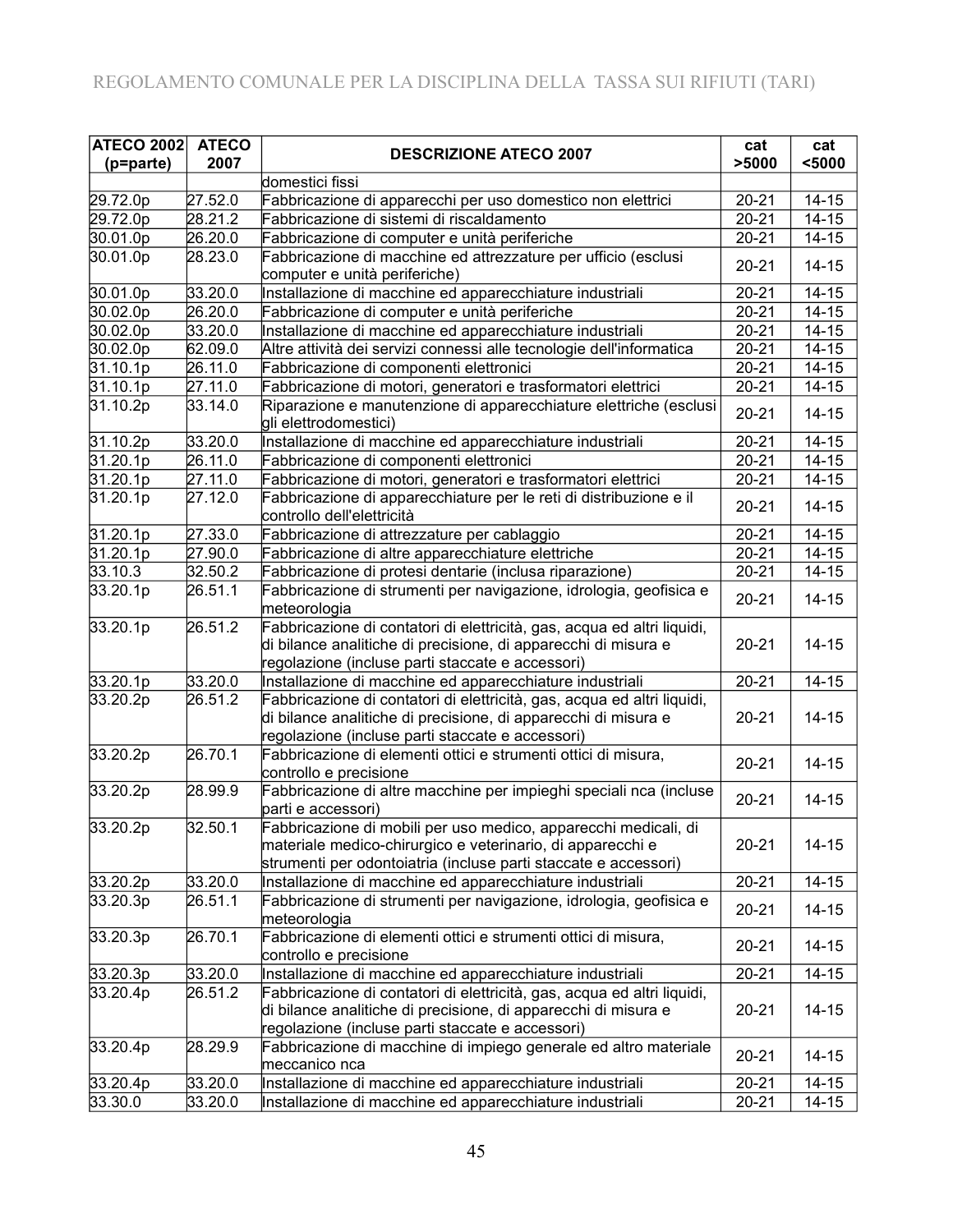| ATECO 2002 (p=parte) | ATECO 2007 | DESCRIZIONE ATECO 2007 | cat >5000 | cat <5000 |
|---|---|---|---|---|
| | | domestici fissi | | |
| 29.72.0p | 27.52.0 | Fabbricazione di apparecchi per uso domestico non elettrici | 20-21 | 14-15 |
| 29.72.0p | 28.21.2 | Fabbricazione di sistemi di riscaldamento | 20-21 | 14-15 |
| 30.01.0p | 26.20.0 | Fabbricazione di computer e unità periferiche | 20-21 | 14-15 |
| 30.01.0p | 28.23.0 | Fabbricazione di macchine ed attrezzature per ufficio (esclusi computer e unità periferiche) | 20-21 | 14-15 |
| 30.01.0p | 33.20.0 | Installazione di macchine ed apparecchiature industriali | 20-21 | 14-15 |
| 30.02.0p | 26.20.0 | Fabbricazione di computer e unità periferiche | 20-21 | 14-15 |
| 30.02.0p | 33.20.0 | Installazione di macchine ed apparecchiature industriali | 20-21 | 14-15 |
| 30.02.0p | 62.09.0 | Altre attività dei servizi connessi alle tecnologie dell'informatica | 20-21 | 14-15 |
| 31.10.1p | 26.11.0 | Fabbricazione di componenti elettronici | 20-21 | 14-15 |
| 31.10.1p | 27.11.0 | Fabbricazione di motori, generatori e trasformatori elettrici | 20-21 | 14-15 |
| 31.10.2p | 33.14.0 | Riparazione e manutenzione di apparecchiature elettriche (esclusi gli elettrodomestici) | 20-21 | 14-15 |
| 31.10.2p | 33.20.0 | Installazione di macchine ed apparecchiature industriali | 20-21 | 14-15 |
| 31.20.1p | 26.11.0 | Fabbricazione di componenti elettronici | 20-21 | 14-15 |
| 31.20.1p | 27.11.0 | Fabbricazione di motori, generatori e trasformatori elettrici | 20-21 | 14-15 |
| 31.20.1p | 27.12.0 | Fabbricazione di apparecchiature per le reti di distribuzione e il controllo dell'elettricità | 20-21 | 14-15 |
| 31.20.1p | 27.33.0 | Fabbricazione di attrezzature per cablaggio | 20-21 | 14-15 |
| 31.20.1p | 27.90.0 | Fabbricazione di altre apparecchiature elettriche | 20-21 | 14-15 |
| 33.10.3 | 32.50.2 | Fabbricazione di protesi dentarie (inclusa riparazione) | 20-21 | 14-15 |
| 33.20.1p | 26.51.1 | Fabbricazione di strumenti per navigazione, idrologia, geofisica e meteorologia | 20-21 | 14-15 |
| 33.20.1p | 26.51.2 | Fabbricazione di contatori di elettricità, gas, acqua ed altri liquidi, di bilance analitiche di precisione, di apparecchi di misura e regolazione (incluse parti staccate e accessori) | 20-21 | 14-15 |
| 33.20.1p | 33.20.0 | Installazione di macchine ed apparecchiature industriali | 20-21 | 14-15 |
| 33.20.2p | 26.51.2 | Fabbricazione di contatori di elettricità, gas, acqua ed altri liquidi, di bilance analitiche di precisione, di apparecchi di misura e regolazione (incluse parti staccate e accessori) | 20-21 | 14-15 |
| 33.20.2p | 26.70.1 | Fabbricazione di elementi ottici e strumenti ottici di misura, controllo e precisione | 20-21 | 14-15 |
| 33.20.2p | 28.99.9 | Fabbricazione di altre macchine per impieghi speciali nca (incluse parti e accessori) | 20-21 | 14-15 |
| 33.20.2p | 32.50.1 | Fabbricazione di mobili per uso medico, apparecchi medicali, di materiale medico-chirurgico e veterinario, di apparecchi e strumenti per odontoiatria (incluse parti staccate e accessori) | 20-21 | 14-15 |
| 33.20.2p | 33.20.0 | Installazione di macchine ed apparecchiature industriali | 20-21 | 14-15 |
| 33.20.3p | 26.51.1 | Fabbricazione di strumenti per navigazione, idrologia, geofisica e meteorologia | 20-21 | 14-15 |
| 33.20.3p | 26.70.1 | Fabbricazione di elementi ottici e strumenti ottici di misura, controllo e precisione | 20-21 | 14-15 |
| 33.20.3p | 33.20.0 | Installazione di macchine ed apparecchiature industriali | 20-21 | 14-15 |
| 33.20.4p | 26.51.2 | Fabbricazione di contatori di elettricità, gas, acqua ed altri liquidi, di bilance analitiche di precisione, di apparecchi di misura e regolazione (incluse parti staccate e accessori) | 20-21 | 14-15 |
| 33.20.4p | 28.29.9 | Fabbricazione di macchine di impiego generale ed altro materiale meccanico nca | 20-21 | 14-15 |
| 33.20.4p | 33.20.0 | Installazione di macchine ed apparecchiature industriali | 20-21 | 14-15 |
| 33.30.0 | 33.20.0 | Installazione di macchine ed apparecchiature industriali | 20-21 | 14-15 |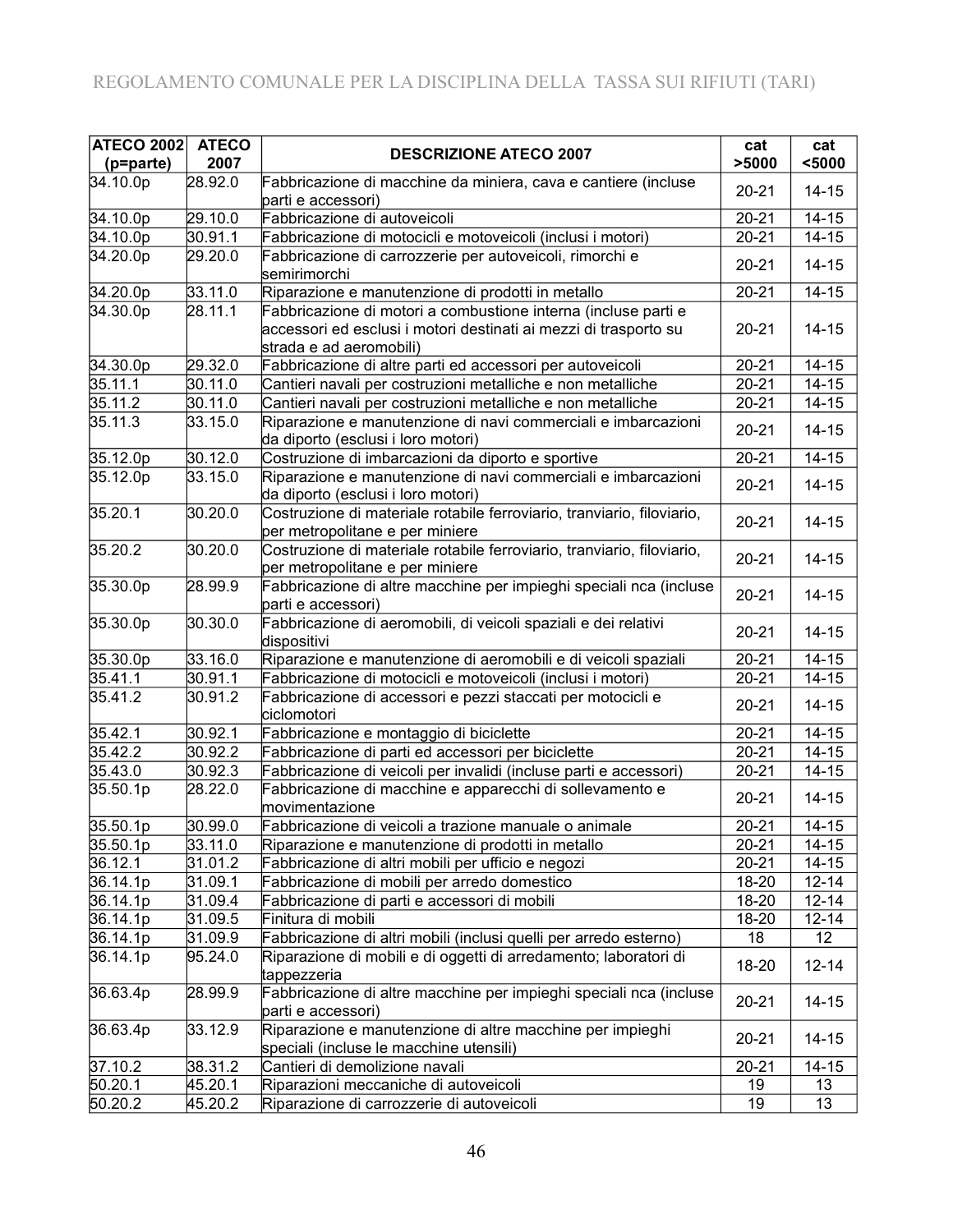| ATECO 2002 (p=parte) | ATECO 2007 | DESCRIZIONE ATECO 2007 | cat >5000 | cat <5000 |
|---|---|---|---|---|
| 34.10.0p | 28.92.0 | Fabbricazione di macchine da miniera, cava e cantiere (incluse parti e accessori) | 20-21 | 14-15 |
| 34.10.0p | 29.10.0 | Fabbricazione di autoveicoli | 20-21 | 14-15 |
| 34.10.0p | 30.91.1 | Fabbricazione di motocicli e motoveicoli (inclusi i motori) | 20-21 | 14-15 |
| 34.20.0p | 29.20.0 | Fabbricazione di carrozzerie per autoveicoli, rimorchi e semirimorchi | 20-21 | 14-15 |
| 34.20.0p | 33.11.0 | Riparazione e manutenzione di prodotti in metallo | 20-21 | 14-15 |
| 34.30.0p | 28.11.1 | Fabbricazione di motori a combustione interna (incluse parti e accessori ed esclusi i motori destinati ai mezzi di trasporto su strada e ad aeromobili) | 20-21 | 14-15 |
| 34.30.0p | 29.32.0 | Fabbricazione di altre parti ed accessori per autoveicoli | 20-21 | 14-15 |
| 35.11.1 | 30.11.0 | Cantieri navali per costruzioni metalliche e non metalliche | 20-21 | 14-15 |
| 35.11.2 | 30.11.0 | Cantieri navali per costruzioni metalliche e non metalliche | 20-21 | 14-15 |
| 35.11.3 | 33.15.0 | Riparazione e manutenzione di navi commerciali e imbarcazioni da diporto (esclusi i loro motori) | 20-21 | 14-15 |
| 35.12.0p | 30.12.0 | Costruzione di imbarcazioni da diporto e sportive | 20-21 | 14-15 |
| 35.12.0p | 33.15.0 | Riparazione e manutenzione di navi commerciali e imbarcazioni da diporto (esclusi i loro motori) | 20-21 | 14-15 |
| 35.20.1 | 30.20.0 | Costruzione di materiale rotabile ferroviario, tranviario, filoviario, per metropolitane e per miniere | 20-21 | 14-15 |
| 35.20.2 | 30.20.0 | Costruzione di materiale rotabile ferroviario, tranviario, filoviario, per metropolitane e per miniere | 20-21 | 14-15 |
| 35.30.0p | 28.99.9 | Fabbricazione di altre macchine per impieghi speciali nca (incluse parti e accessori) | 20-21 | 14-15 |
| 35.30.0p | 30.30.0 | Fabbricazione di aeromobili, di veicoli spaziali e dei relativi dispositivi | 20-21 | 14-15 |
| 35.30.0p | 33.16.0 | Riparazione e manutenzione di aeromobili e di veicoli spaziali | 20-21 | 14-15 |
| 35.41.1 | 30.91.1 | Fabbricazione di motocicli e motoveicoli (inclusi i motori) | 20-21 | 14-15 |
| 35.41.2 | 30.91.2 | Fabbricazione di accessori e pezzi staccati per motocicli e ciclomotori | 20-21 | 14-15 |
| 35.42.1 | 30.92.1 | Fabbricazione e montaggio di biciclette | 20-21 | 14-15 |
| 35.42.2 | 30.92.2 | Fabbricazione di parti ed accessori per biciclette | 20-21 | 14-15 |
| 35.43.0 | 30.92.3 | Fabbricazione di veicoli per invalidi (incluse parti e accessori) | 20-21 | 14-15 |
| 35.50.1p | 28.22.0 | Fabbricazione di macchine e apparecchi di sollevamento e movimentazione | 20-21 | 14-15 |
| 35.50.1p | 30.99.0 | Fabbricazione di veicoli a trazione manuale o animale | 20-21 | 14-15 |
| 35.50.1p | 33.11.0 | Riparazione e manutenzione di prodotti in metallo | 20-21 | 14-15 |
| 36.12.1 | 31.01.2 | Fabbricazione di altri mobili per ufficio e negozi | 20-21 | 14-15 |
| 36.14.1p | 31.09.1 | Fabbricazione di mobili per arredo domestico | 18-20 | 12-14 |
| 36.14.1p | 31.09.4 | Fabbricazione di parti e accessori di mobili | 18-20 | 12-14 |
| 36.14.1p | 31.09.5 | Finitura di mobili | 18-20 | 12-14 |
| 36.14.1p | 31.09.9 | Fabbricazione di altri mobili (inclusi quelli per arredo esterno) | 18 | 12 |
| 36.14.1p | 95.24.0 | Riparazione di mobili e di oggetti di arredamento; laboratori di tappezzeria | 18-20 | 12-14 |
| 36.63.4p | 28.99.9 | Fabbricazione di altre macchine per impieghi speciali nca (incluse parti e accessori) | 20-21 | 14-15 |
| 36.63.4p | 33.12.9 | Riparazione e manutenzione di altre macchine per impieghi speciali (incluse le macchine utensili) | 20-21 | 14-15 |
| 37.10.2 | 38.31.2 | Cantieri di demolizione navali | 20-21 | 14-15 |
| 50.20.1 | 45.20.1 | Riparazioni meccaniche di autoveicoli | 19 | 13 |
| 50.20.2 | 45.20.2 | Riparazione di carrozzerie di autoveicoli | 19 | 13 |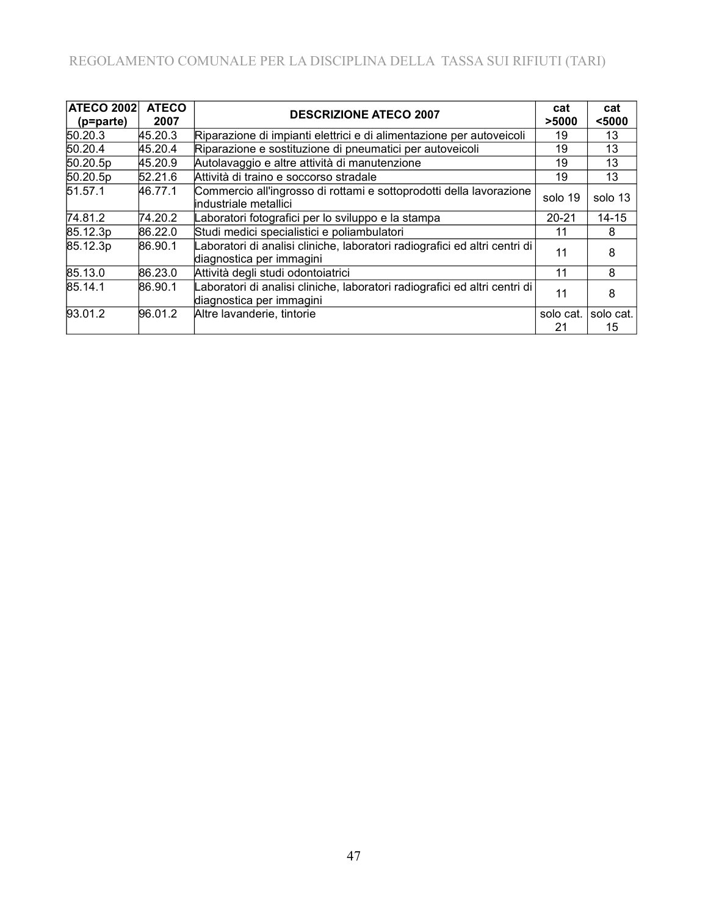| ATECO 2002 (p=parte) | ATECO 2007 | DESCRIZIONE ATECO 2007 | cat >5000 | cat <5000 |
|---|---|---|---|---|
| 50.20.3 | 45.20.3 | Riparazione di impianti elettrici e di alimentazione per autoveicoli | 19 | 13 |
| 50.20.4 | 45.20.4 | Riparazione e sostituzione di pneumatici per autoveicoli | 19 | 13 |
| 50.20.5p | 45.20.9 | Autolavaggio e altre attività di manutenzione | 19 | 13 |
| 50.20.5p | 52.21.6 | Attività di traino e soccorso stradale | 19 | 13 |
| 51.57.1 | 46.77.1 | Commercio all'ingrosso di rottami e sottoprodotti della lavorazione industriale metallici | solo 19 | solo 13 |
| 74.81.2 | 74.20.2 | Laboratori fotografici per lo sviluppo e la stampa | 20-21 | 14-15 |
| 85.12.3p | 86.22.0 | Studi medici specialistici e poliambulatori | 11 | 8 |
| 85.12.3p | 86.90.1 | Laboratori di analisi cliniche, laboratori radiografici ed altri centri di diagnostica per immagini | 11 | 8 |
| 85.13.0 | 86.23.0 | Attività degli studi odontoiatrici | 11 | 8 |
| 85.14.1 | 86.90.1 | Laboratori di analisi cliniche, laboratori radiografici ed altri centri di diagnostica per immagini | 11 | 8 |
| 93.01.2 | 96.01.2 | Altre lavanderie, tintorie | solo cat. 21 | solo cat. 15 |